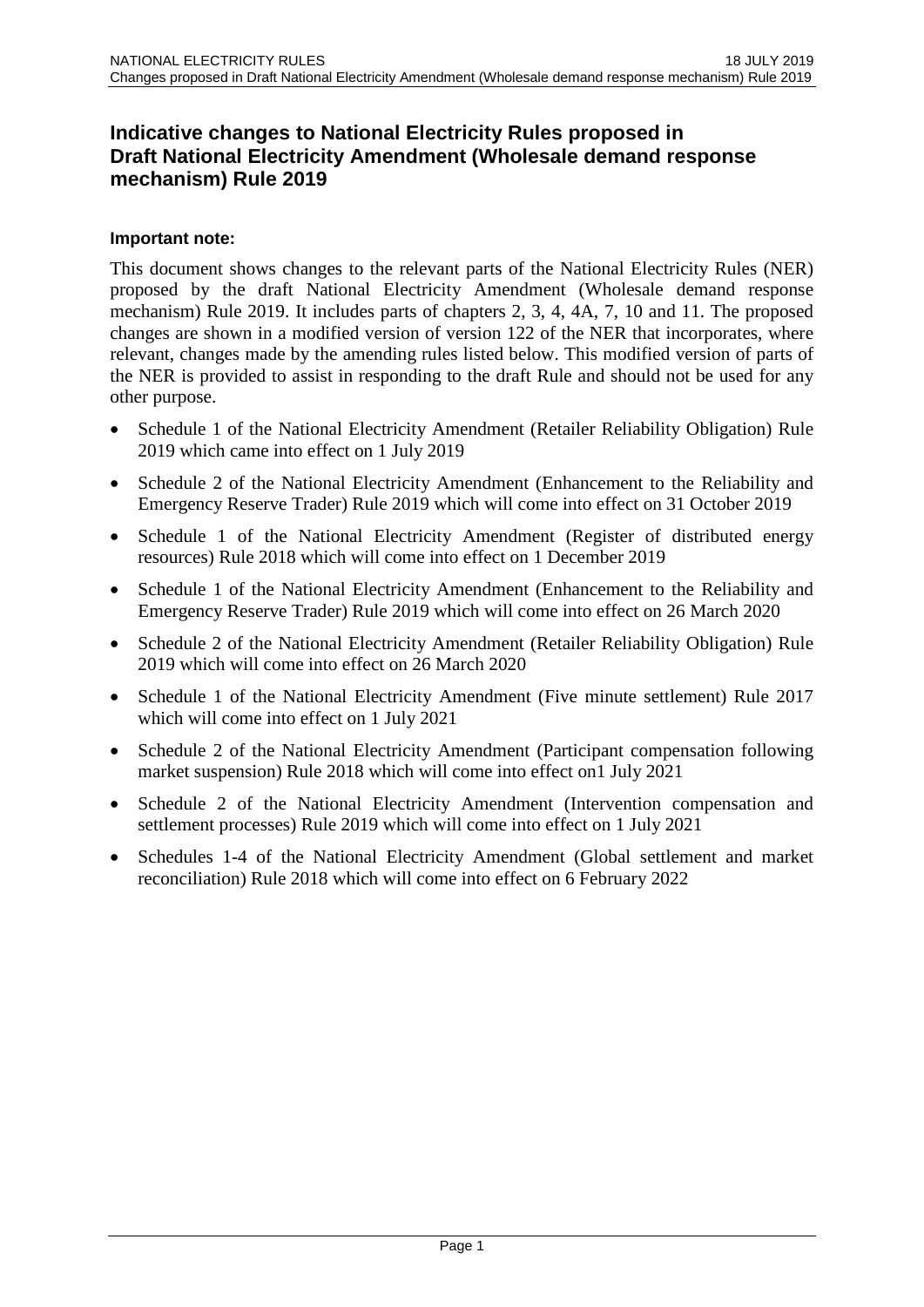# Indicative changes to National Electricity Rules proposed in Draft National Electricity Amendment (Wholesale demand response mechanism) Rule 2019

**Important note:**

This document shows changes to the relevant parts of the National Electricity Rules (NER) proposed by the draft National Electricity Amendment (Wholesale demand response mechanism) Rule 2019. It includes parts of chapters 2, 3, 4, 4A, 7, 10 and 11. The proposed changes are shown in a modified version of version 122 of the NER that incorporates, where relevant, changes made by the amending rules listed below. This modified version of parts of the NER is provided to assist in responding to the draft Rule and should not be used for any other purpose.

- Schedule 1 of the National Electricity Amendment (Retailer Reliability Obligation) Rule 2019 which came into effect on 1 July 2019
- Schedule 2 of the National Electricity Amendment (Enhancement to the Reliability and Emergency Reserve Trader) Rule 2019 which will come into effect on 31 October 2019
- Schedule 1 of the National Electricity Amendment (Register of distributed energy resources) Rule 2018 which will come into effect on 1 December 2019
- Schedule 1 of the National Electricity Amendment (Enhancement to the Reliability and Emergency Reserve Trader) Rule 2019 which will come into effect on 26 March 2020
- Schedule 2 of the National Electricity Amendment (Retailer Reliability Obligation) Rule 2019 which will come into effect on 26 March 2020
- Schedule 1 of the National Electricity Amendment (Five minute settlement) Rule 2017 which will come into effect on 1 July 2021
- Schedule 2 of the National Electricity Amendment (Participant compensation following market suspension) Rule 2018 which will come into effect on1 July 2021
- Schedule 2 of the National Electricity Amendment (Intervention compensation and settlement processes) Rule 2019 which will come into effect on 1 July 2021
- Schedules 1-4 of the National Electricity Amendment (Global settlement and market reconciliation) Rule 2018 which will come into effect on 6 February 2022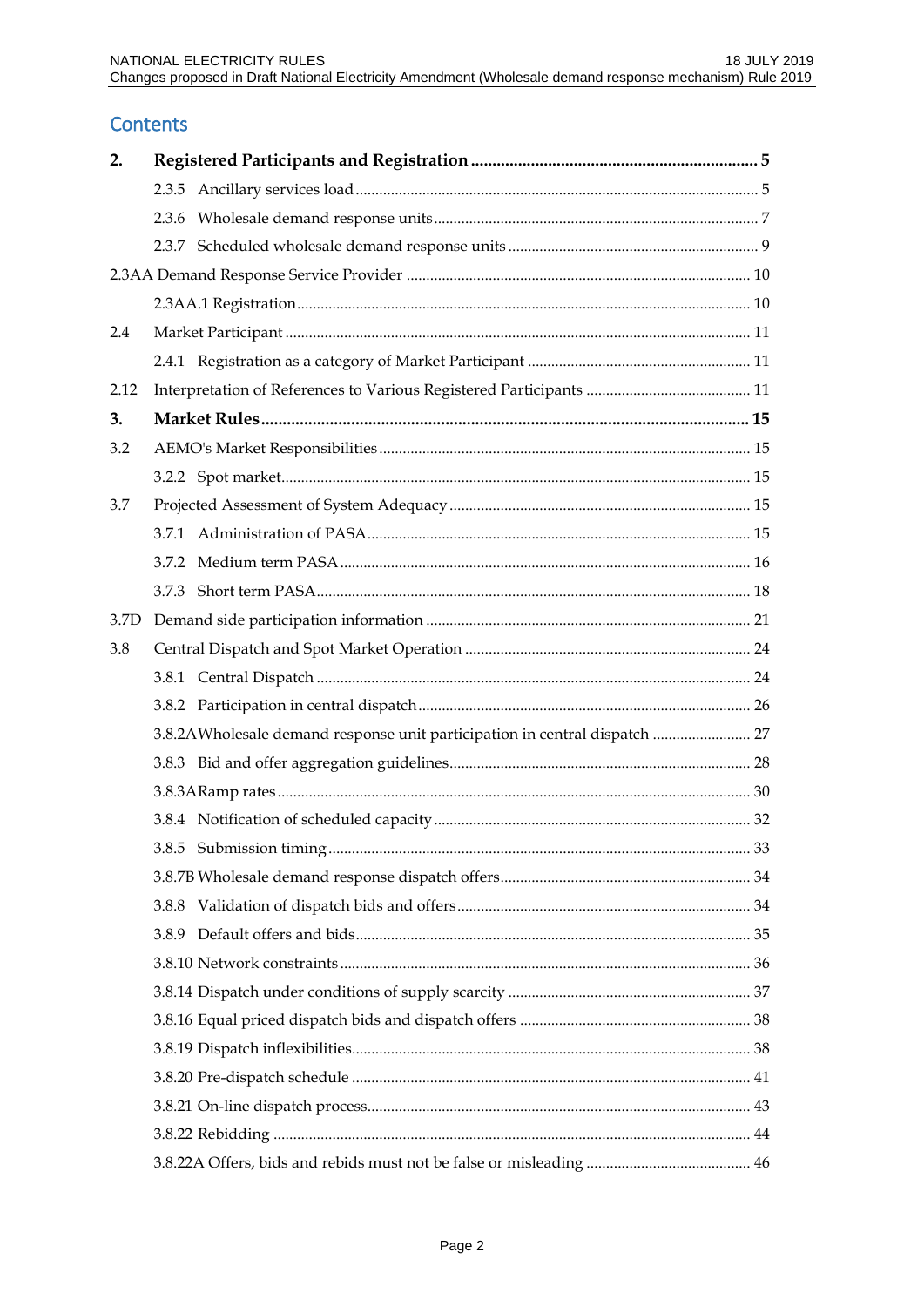## Contents

| | | |
|---|---|---|
| **2.** | **Registered Participants and Registration** | **5** |
| | 2.3.5 Ancillary services load | 5 |
| | 2.3.6 Wholesale demand response units | 7 |
| | 2.3.7 Scheduled wholesale demand response units | 9 |
| 2.3AA | Demand Response Service Provider | 10 |
| | 2.3AA.1 Registration | 10 |
| 2.4 | Market Participant | 11 |
| | 2.4.1 Registration as a category of Market Participant | 11 |
| 2.12 | Interpretation of References to Various Registered Participants | 11 |
| **3.** | **Market Rules** | **15** |
| 3.2 | AEMO's Market Responsibilities | 15 |
| | 3.2.2 Spot market | 15 |
| 3.7 | Projected Assessment of System Adequacy | 15 |
| | 3.7.1 Administration of PASA | 15 |
| | 3.7.2 Medium term PASA | 16 |
| | 3.7.3 Short term PASA | 18 |
| 3.7D | Demand side participation information | 21 |
| 3.8 | Central Dispatch and Spot Market Operation | 24 |
| | 3.8.1 Central Dispatch | 24 |
| | 3.8.2 Participation in central dispatch | 26 |
| | 3.8.2A Wholesale demand response unit participation in central dispatch | 27 |
| | 3.8.3 Bid and offer aggregation guidelines | 28 |
| | 3.8.3A Ramp rates | 30 |
| | 3.8.4 Notification of scheduled capacity | 32 |
| | 3.8.5 Submission timing | 33 |
| | 3.8.7B Wholesale demand response dispatch offers | 34 |
| | 3.8.8 Validation of dispatch bids and offers | 34 |
| | 3.8.9 Default offers and bids | 35 |
| | 3.8.10 Network constraints | 36 |
| | 3.8.14 Dispatch under conditions of supply scarcity | 37 |
| | 3.8.16 Equal priced dispatch bids and dispatch offers | 38 |
| | 3.8.19 Dispatch inflexibilities | 38 |
| | 3.8.20 Pre-dispatch schedule | 41 |
| | 3.8.21 On-line dispatch process | 43 |
| | 3.8.22 Rebidding | 44 |
| | 3.8.22A Offers, bids and rebids must not be false or misleading | 46 |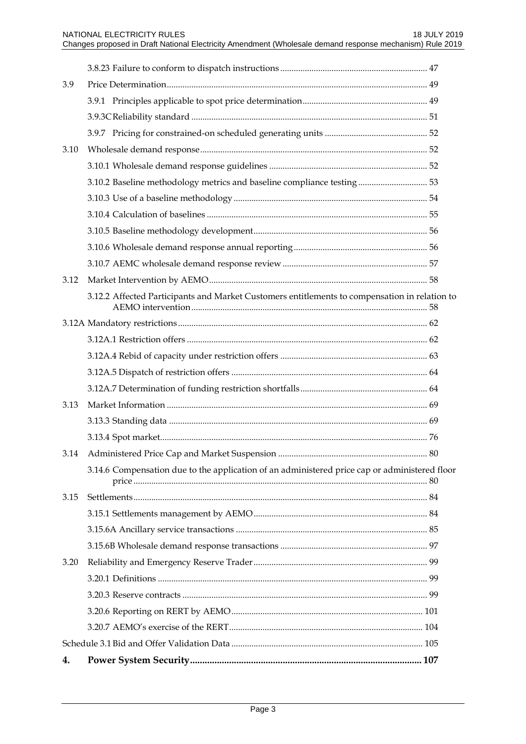| | | |
|---|---|---|
| | 3.8.23 Failure to conform to dispatch instructions | 47 |
| 3.9 | Price Determination | 49 |
| | 3.9.1 Principles applicable to spot price determination | 49 |
| | 3.9.3C Reliability standard | 51 |
| | 3.9.7 Pricing for constrained-on scheduled generating units | 52 |
| 3.10 | Wholesale demand response | 52 |
| | 3.10.1 Wholesale demand response guidelines | 52 |
| | 3.10.2 Baseline methodology metrics and baseline compliance testing | 53 |
| | 3.10.3 Use of a baseline methodology | 54 |
| | 3.10.4 Calculation of baselines | 55 |
| | 3.10.5 Baseline methodology development | 56 |
| | 3.10.6 Wholesale demand response annual reporting | 56 |
| | 3.10.7 AEMC wholesale demand response review | 57 |
| 3.12 | Market Intervention by AEMO | 58 |
| | 3.12.2 Affected Participants and Market Customers entitlements to compensation in relation to AEMO intervention | 58 |
| 3.12A | Mandatory restrictions | 62 |
| | 3.12A.1 Restriction offers | 62 |
| | 3.12A.4 Rebid of capacity under restriction offers | 63 |
| | 3.12A.5 Dispatch of restriction offers | 64 |
| | 3.12A.7 Determination of funding restriction shortfalls | 64 |
| 3.13 | Market Information | 69 |
| | 3.13.3 Standing data | 69 |
| | 3.13.4 Spot market | 76 |
| 3.14 | Administered Price Cap and Market Suspension | 80 |
| | 3.14.6 Compensation due to the application of an administered price cap or administered floor price | 80 |
| 3.15 | Settlements | 84 |
| | 3.15.1 Settlements management by AEMO | 84 |
| | 3.15.6A Ancillary service transactions | 85 |
| | 3.15.6B Wholesale demand response transactions | 97 |
| 3.20 | Reliability and Emergency Reserve Trader | 99 |
| | 3.20.1 Definitions | 99 |
| | 3.20.3 Reserve contracts | 99 |
| | 3.20.6 Reporting on RERT by AEMO | 101 |
| | 3.20.7 AEMO's exercise of the RERT | 104 |
| Schedule 3.1 | Bid and Offer Validation Data | 105 |
| **4.** | **Power System Security** | **107** |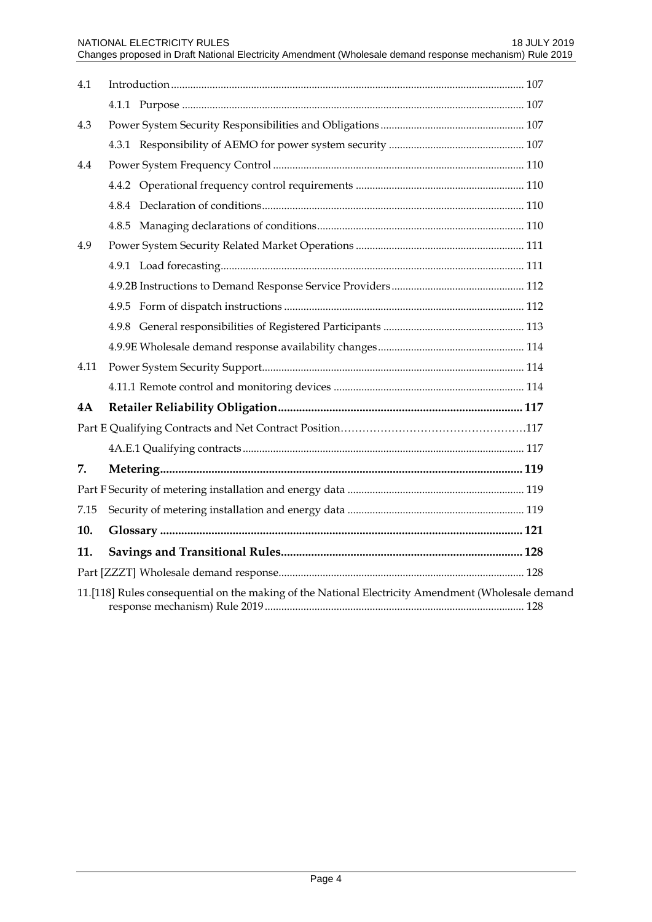| | | |
|---|---|---|
| 4.1 | Introduction | 107 |
| | 4.1.1 Purpose | 107 |
| 4.3 | Power System Security Responsibilities and Obligations | 107 |
| | 4.3.1 Responsibility of AEMO for power system security | 107 |
| 4.4 | Power System Frequency Control | 110 |
| | 4.4.2 Operational frequency control requirements | 110 |
| | 4.8.4 Declaration of conditions | 110 |
| | 4.8.5 Managing declarations of conditions | 110 |
| 4.9 | Power System Security Related Market Operations | 111 |
| | 4.9.1 Load forecasting | 111 |
| | 4.9.2B Instructions to Demand Response Service Providers | 112 |
| | 4.9.5 Form of dispatch instructions | 112 |
| | 4.9.8 General responsibilities of Registered Participants | 113 |
| | 4.9.9E Wholesale demand response availability changes | 114 |
| 4.11 | Power System Security Support | 114 |
| | 4.11.1 Remote control and monitoring devices | 114 |
| **4A** | **Retailer Reliability Obligation** | **117** |
| Part E Qualifying Contracts and Net Contract Position | | 117 |
| | 4A.E.1 Qualifying contracts | 117 |
| **7.** | **Metering** | **119** |
| Part F Security of metering installation and energy data | | 119 |
| 7.15 | Security of metering installation and energy data | 119 |
| **10.** | **Glossary** | **121** |
| **11.** | **Savings and Transitional Rules** | **128** |
| Part [ZZZT] Wholesale demand response | | 128 |
| 11.[118] Rules consequential on the making of the National Electricity Amendment (Wholesale demand response mechanism) Rule 2019 | | 128 |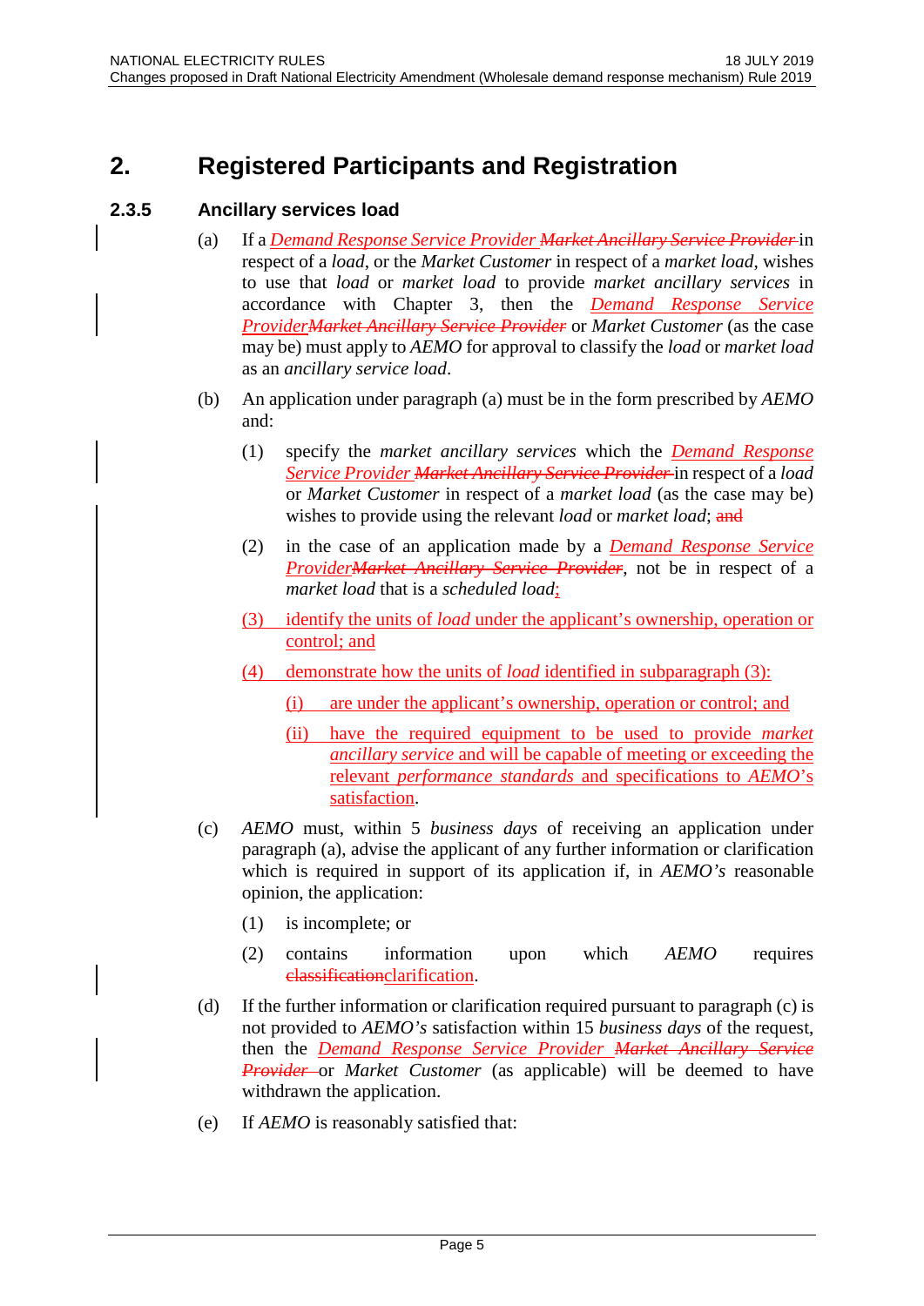# 2. Registered Participants and Registration

### 2.3.5 Ancillary services load

(a) If a *Demand Response Service Provider* ~~*Market Ancillary Service Provider*~~ in respect of a *load*, or the *Market Customer* in respect of a *market load*, wishes to use that *load* or *market load* to provide *market ancillary services* in accordance with Chapter 3, then the *Demand Response Service Provider*~~*Market Ancillary Service Provider*~~ or *Market Customer* (as the case may be) must apply to *AEMO* for approval to classify the *load* or *market load* as an *ancillary service load*.

(b) An application under paragraph (a) must be in the form prescribed by *AEMO* and:

(1) specify the *market ancillary services* which the *Demand Response Service Provider* ~~*Market Ancillary Service Provider*~~ in respect of a *load* or *Market Customer* in respect of a *market load* (as the case may be) wishes to provide using the relevant *load* or *market load*; ~~and~~

(2) in the case of an application made by a *Demand Response Service Provider*~~*Market Ancillary Service Provider*~~, not be in respect of a *market load* that is a *scheduled load*;

(3) identify the units of *load* under the applicant's ownership, operation or control; and

(4) demonstrate how the units of *load* identified in subparagraph (3):

(i) are under the applicant's ownership, operation or control; and

(ii) have the required equipment to be used to provide *market ancillary service* and will be capable of meeting or exceeding the relevant *performance standards* and specifications to *AEMO*'s satisfaction.

(c) *AEMO* must, within 5 *business days* of receiving an application under paragraph (a), advise the applicant of any further information or clarification which is required in support of its application if, in *AEMO's* reasonable opinion, the application:

(1) is incomplete; or

(2) contains information upon which *AEMO* requires ~~classification~~clarification.

(d) If the further information or clarification required pursuant to paragraph (c) is not provided to *AEMO's* satisfaction within 15 *business days* of the request, then the *Demand Response Service Provider* ~~*Market Ancillary Service Provider*~~ or *Market Customer* (as applicable) will be deemed to have withdrawn the application.

(e) If *AEMO* is reasonably satisfied that: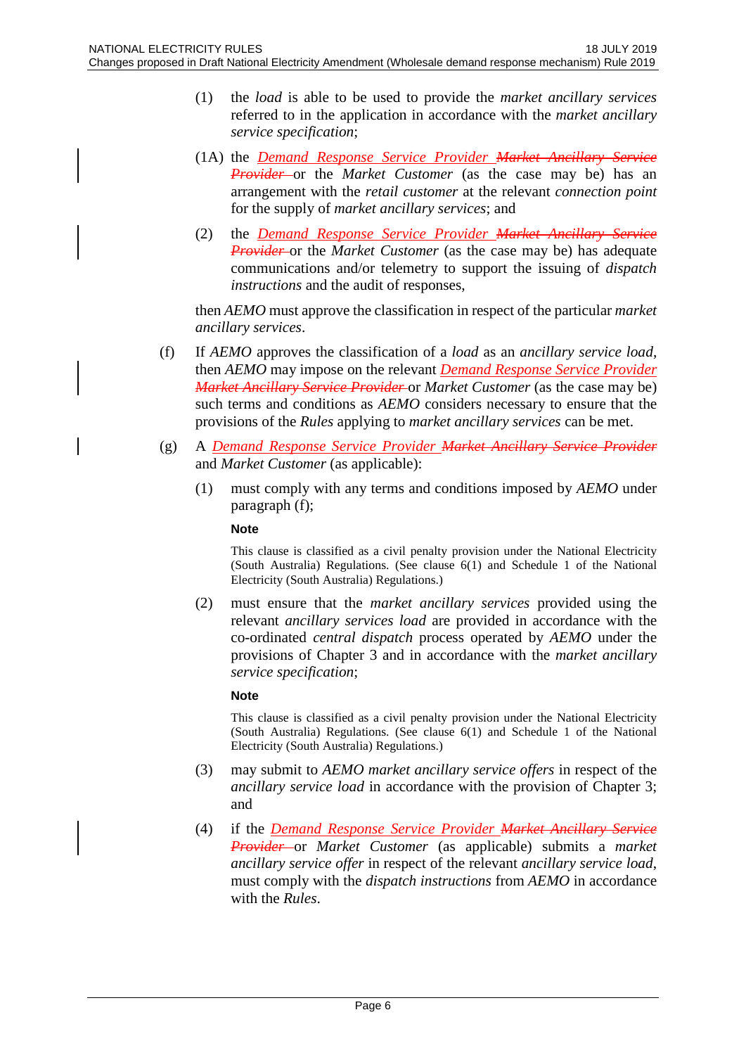(1) the *load* is able to be used to provide the *market ancillary services* referred to in the application in accordance with the *market ancillary service specification*;

(1A) the *Demand Response Service Provider* ~~*Market Ancillary Service Provider*~~ or the *Market Customer* (as the case may be) has an arrangement with the *retail customer* at the relevant *connection point* for the supply of *market ancillary services*; and

(2) the *Demand Response Service Provider* ~~*Market Ancillary Service Provider*~~ or the *Market Customer* (as the case may be) has adequate communications and/or telemetry to support the issuing of *dispatch instructions* and the audit of responses,

then *AEMO* must approve the classification in respect of the particular *market ancillary services*.

(f) If *AEMO* approves the classification of a *load* as an *ancillary service load*, then *AEMO* may impose on the relevant *Demand Response Service Provider* ~~*Market Ancillary Service Provider*~~ or *Market Customer* (as the case may be) such terms and conditions as *AEMO* considers necessary to ensure that the provisions of the *Rules* applying to *market ancillary services* can be met.

(g) A *Demand Response Service Provider* ~~*Market Ancillary Service Provider*~~ and *Market Customer* (as applicable):

(1) must comply with any terms and conditions imposed by *AEMO* under paragraph (f);

**Note**

This clause is classified as a civil penalty provision under the National Electricity (South Australia) Regulations. (See clause 6(1) and Schedule 1 of the National Electricity (South Australia) Regulations.)

(2) must ensure that the *market ancillary services* provided using the relevant *ancillary services load* are provided in accordance with the co-ordinated *central dispatch* process operated by *AEMO* under the provisions of Chapter 3 and in accordance with the *market ancillary service specification*;

**Note**

This clause is classified as a civil penalty provision under the National Electricity (South Australia) Regulations. (See clause 6(1) and Schedule 1 of the National Electricity (South Australia) Regulations.)

(3) may submit to *AEMO market ancillary service offers* in respect of the *ancillary service load* in accordance with the provision of Chapter 3; and

(4) if the *Demand Response Service Provider* ~~*Market Ancillary Service Provider*~~ or *Market Customer* (as applicable) submits a *market ancillary service offer* in respect of the relevant *ancillary service load*, must comply with the *dispatch instructions* from *AEMO* in accordance with the *Rules*.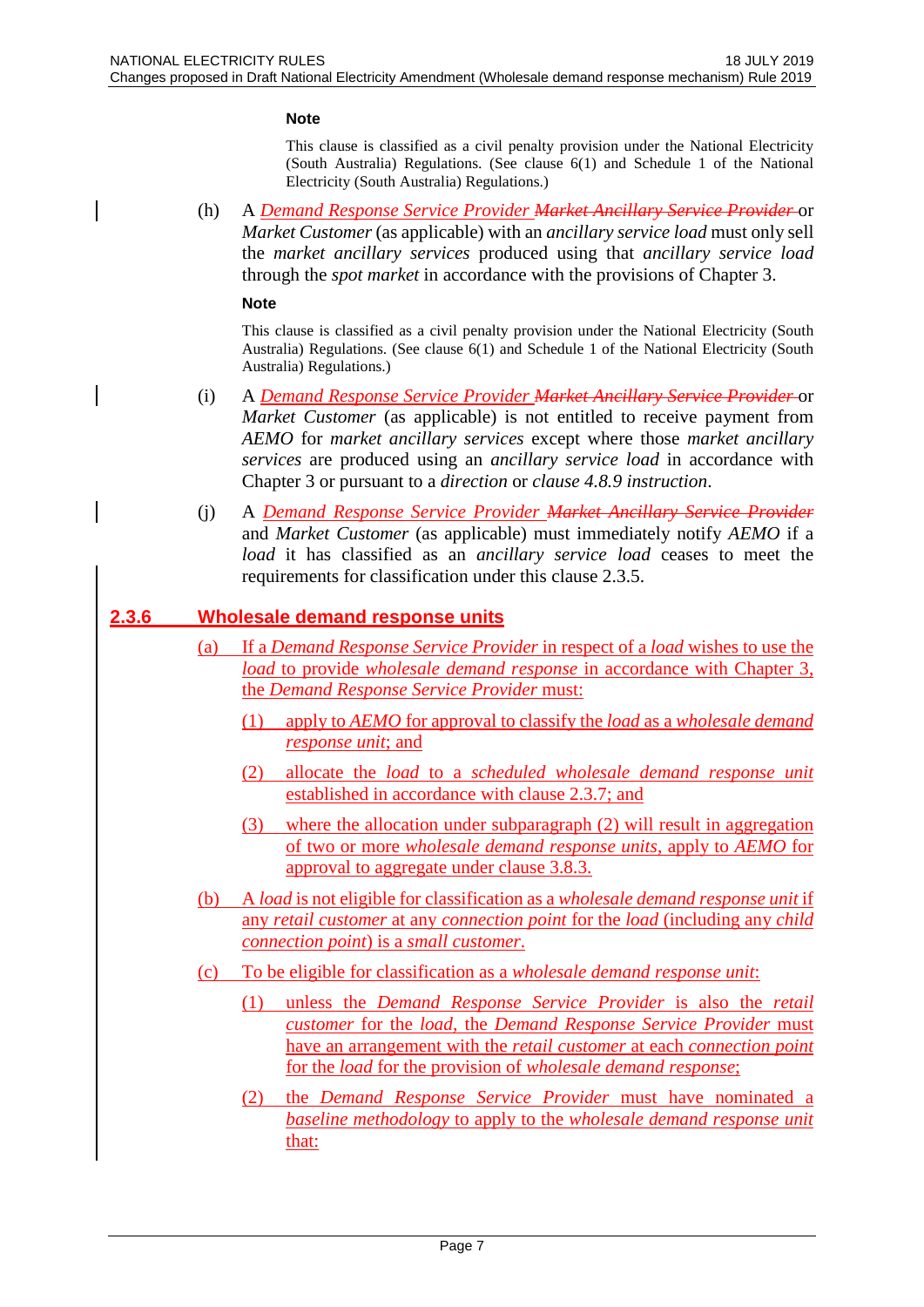**Note**

This clause is classified as a civil penalty provision under the National Electricity (South Australia) Regulations. (See clause 6(1) and Schedule 1 of the National Electricity (South Australia) Regulations.)

(h) A *Demand Response Service Provider* ~~*Market Ancillary Service Provider*~~ or *Market Customer* (as applicable) with an *ancillary service load* must only sell the *market ancillary services* produced using that *ancillary service load* through the *spot market* in accordance with the provisions of Chapter 3.

**Note**

This clause is classified as a civil penalty provision under the National Electricity (South Australia) Regulations. (See clause 6(1) and Schedule 1 of the National Electricity (South Australia) Regulations.)

(i) A *Demand Response Service Provider* ~~*Market Ancillary Service Provider*~~ or *Market Customer* (as applicable) is not entitled to receive payment from *AEMO* for *market ancillary services* except where those *market ancillary services* are produced using an *ancillary service load* in accordance with Chapter 3 or pursuant to a *direction* or *clause 4.8.9 instruction*.

(j) A *Demand Response Service Provider* ~~*Market Ancillary Service Provider*~~ and *Market Customer* (as applicable) must immediately notify *AEMO* if a *load* it has classified as an *ancillary service load* ceases to meet the requirements for classification under this clause 2.3.5.

## 2.3.6 Wholesale demand response units

(a) If a *Demand Response Service Provider* in respect of a *load* wishes to use the *load* to provide *wholesale demand response* in accordance with Chapter 3, the *Demand Response Service Provider* must:

(1) apply to *AEMO* for approval to classify the *load* as a *wholesale demand response unit*; and

(2) allocate the *load* to a *scheduled wholesale demand response unit* established in accordance with clause 2.3.7; and

(3) where the allocation under subparagraph (2) will result in aggregation of two or more *wholesale demand response units*, apply to *AEMO* for approval to aggregate under clause 3.8.3.

(b) A *load* is not eligible for classification as a *wholesale demand response unit* if any *retail customer* at any *connection point* for the *load* (including any *child connection point*) is a *small customer*.

(c) To be eligible for classification as a *wholesale demand response unit*:

(1) unless the *Demand Response Service Provider* is also the *retail customer* for the *load*, the *Demand Response Service Provider* must have an arrangement with the *retail customer* at each *connection point* for the *load* for the provision of *wholesale demand response*;

(2) the *Demand Response Service Provider* must have nominated a *baseline methodology* to apply to the *wholesale demand response unit* that: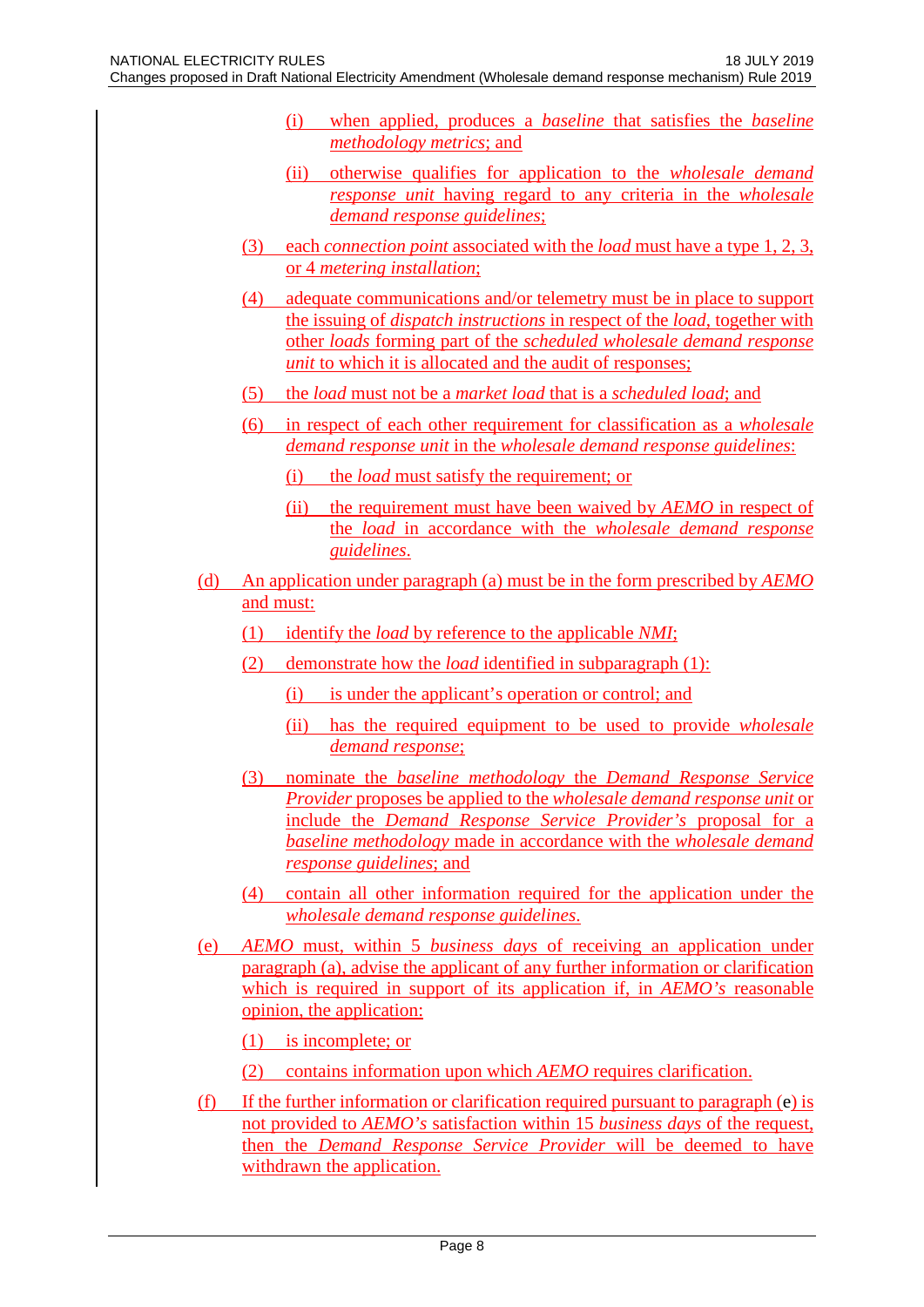(i) when applied, produces a *baseline* that satisfies the *baseline methodology metrics*; and

(ii) otherwise qualifies for application to the *wholesale demand response unit* having regard to any criteria in the *wholesale demand response guidelines*;

(3) each *connection point* associated with the *load* must have a type 1, 2, 3, or 4 *metering installation*;

(4) adequate communications and/or telemetry must be in place to support the issuing of *dispatch instructions* in respect of the *load*, together with other *loads* forming part of the *scheduled wholesale demand response unit* to which it is allocated and the audit of responses;

(5) the *load* must not be a *market load* that is a *scheduled load*; and

(6) in respect of each other requirement for classification as a *wholesale demand response unit* in the *wholesale demand response guidelines*:

(i) the *load* must satisfy the requirement; or

(ii) the requirement must have been waived by *AEMO* in respect of the *load* in accordance with the *wholesale demand response guidelines*.

(d) An application under paragraph (a) must be in the form prescribed by *AEMO* and must:

(1) identify the *load* by reference to the applicable *NMI*;

(2) demonstrate how the *load* identified in subparagraph (1):

(i) is under the applicant's operation or control; and

(ii) has the required equipment to be used to provide *wholesale demand response*;

(3) nominate the *baseline methodology* the *Demand Response Service Provider* proposes be applied to the *wholesale demand response unit* or include the *Demand Response Service Provider's* proposal for a *baseline methodology* made in accordance with the *wholesale demand response guidelines*; and

(4) contain all other information required for the application under the *wholesale demand response guidelines*.

(e) *AEMO* must, within 5 *business days* of receiving an application under paragraph (a), advise the applicant of any further information or clarification which is required in support of its application if, in *AEMO's* reasonable opinion, the application:

(1) is incomplete; or

(2) contains information upon which *AEMO* requires clarification.

(f) If the further information or clarification required pursuant to paragraph (e) is not provided to *AEMO's* satisfaction within 15 *business days* of the request, then the *Demand Response Service Provider* will be deemed to have withdrawn the application.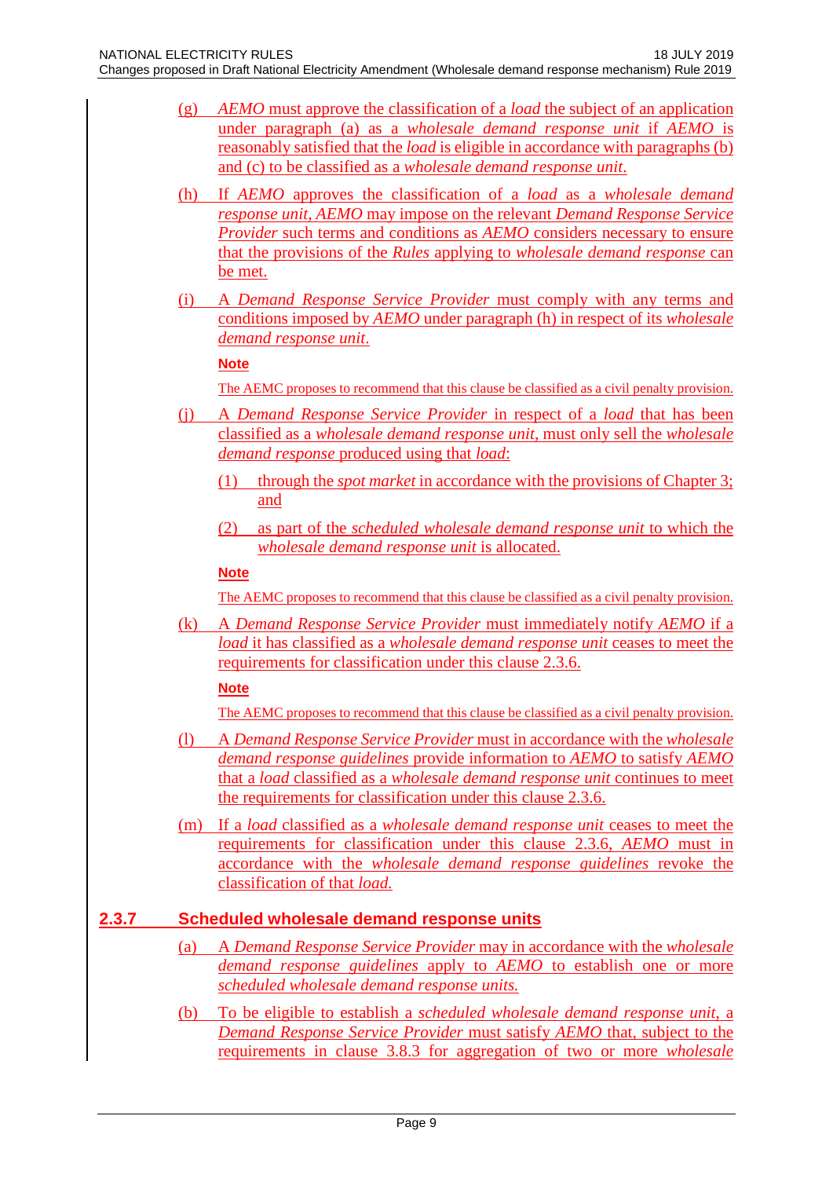(g) *AEMO* must approve the classification of a *load* the subject of an application under paragraph (a) as a *wholesale demand response unit* if *AEMO* is reasonably satisfied that the *load* is eligible in accordance with paragraphs (b) and (c) to be classified as a *wholesale demand response unit*.

(h) If *AEMO* approves the classification of a *load* as a *wholesale demand response unit*, *AEMO* may impose on the relevant *Demand Response Service Provider* such terms and conditions as *AEMO* considers necessary to ensure that the provisions of the *Rules* applying to *wholesale demand response* can be met.

(i) A *Demand Response Service Provider* must comply with any terms and conditions imposed by *AEMO* under paragraph (h) in respect of its *wholesale demand response unit*.

**Note**

The AEMC proposes to recommend that this clause be classified as a civil penalty provision.

(j) A *Demand Response Service Provider* in respect of a *load* that has been classified as a *wholesale demand response unit*, must only sell the *wholesale demand response* produced using that *load*:

(1) through the *spot market* in accordance with the provisions of Chapter 3; and

(2) as part of the *scheduled wholesale demand response unit* to which the *wholesale demand response unit* is allocated.

**Note**

The AEMC proposes to recommend that this clause be classified as a civil penalty provision.

(k) A *Demand Response Service Provider* must immediately notify *AEMO* if a *load* it has classified as a *wholesale demand response unit* ceases to meet the requirements for classification under this clause 2.3.6.

**Note**

The AEMC proposes to recommend that this clause be classified as a civil penalty provision.

(l) A *Demand Response Service Provider* must in accordance with the *wholesale demand response guidelines* provide information to *AEMO* to satisfy *AEMO* that a *load* classified as a *wholesale demand response unit* continues to meet the requirements for classification under this clause 2.3.6.

(m) If a *load* classified as a *wholesale demand response unit* ceases to meet the requirements for classification under this clause 2.3.6, *AEMO* must in accordance with the *wholesale demand response guidelines* revoke the classification of that *load*.

## 2.3.7 Scheduled wholesale demand response units

(a) A *Demand Response Service Provider* may in accordance with the *wholesale demand response guidelines* apply to *AEMO* to establish one or more *scheduled wholesale demand response units*.

(b) To be eligible to establish a *scheduled wholesale demand response unit*, a *Demand Response Service Provider* must satisfy *AEMO* that, subject to the requirements in clause 3.8.3 for aggregation of two or more *wholesale*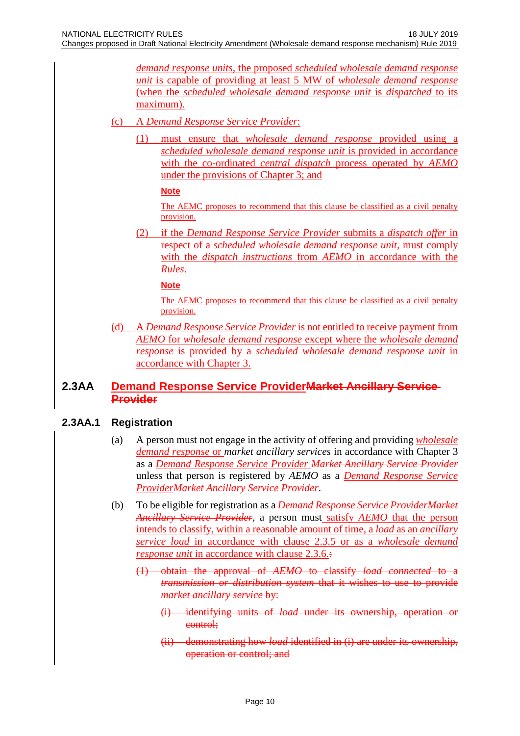*demand response units*, the proposed *scheduled wholesale demand response unit* is capable of providing at least 5 MW of *wholesale demand response* (when the *scheduled wholesale demand response unit* is *dispatched* to its maximum).

(c) A *Demand Response Service Provider*:

(1) must ensure that *wholesale demand response* provided using a *scheduled wholesale demand response unit* is provided in accordance with the co-ordinated *central dispatch* process operated by *AEMO* under the provisions of Chapter 3; and

**Note**

The AEMC proposes to recommend that this clause be classified as a civil penalty provision.

(2) if the *Demand Response Service Provider* submits a *dispatch offer* in respect of a *scheduled wholesale demand response unit*, must comply with the *dispatch instructions* from *AEMO* in accordance with the *Rules*.

**Note**

The AEMC proposes to recommend that this clause be classified as a civil penalty provision.

(d) A *Demand Response Service Provider* is not entitled to receive payment from *AEMO* for *wholesale demand response* except where the *wholesale demand response* is provided by a *scheduled wholesale demand response unit* in accordance with Chapter 3.

## 2.3AA Demand Response Service Provider~~Market Ancillary Service Provider~~

### 2.3AA.1 Registration

(a) A person must not engage in the activity of offering and providing *wholesale demand response* or *market ancillary services* in accordance with Chapter 3 as a *Demand Response Service Provider* ~~*Market Ancillary Service Provider*~~ unless that person is registered by *AEMO* as a *Demand Response Service Provider*~~*Market Ancillary Service Provider*~~.

(b) To be eligible for registration as a *Demand Response Service Provider*~~*Market Ancillary Service Provider*~~, a person must satisfy *AEMO* that the person intends to classify, within a reasonable amount of time, a *load* as an *ancillary service load* in accordance with clause 2.3.5 or as a *wholesale demand response unit* in accordance with clause 2.3.6.~~:~~

~~(1) obtain the approval of *AEMO* to classify *load connected* to a *transmission or distribution system* that it wishes to use to provide *market ancillary service* by:~~

~~(i) identifying units of *load* under its ownership, operation or control;~~

~~(ii) demonstrating how *load* identified in (i) are under its ownership, operation or control; and~~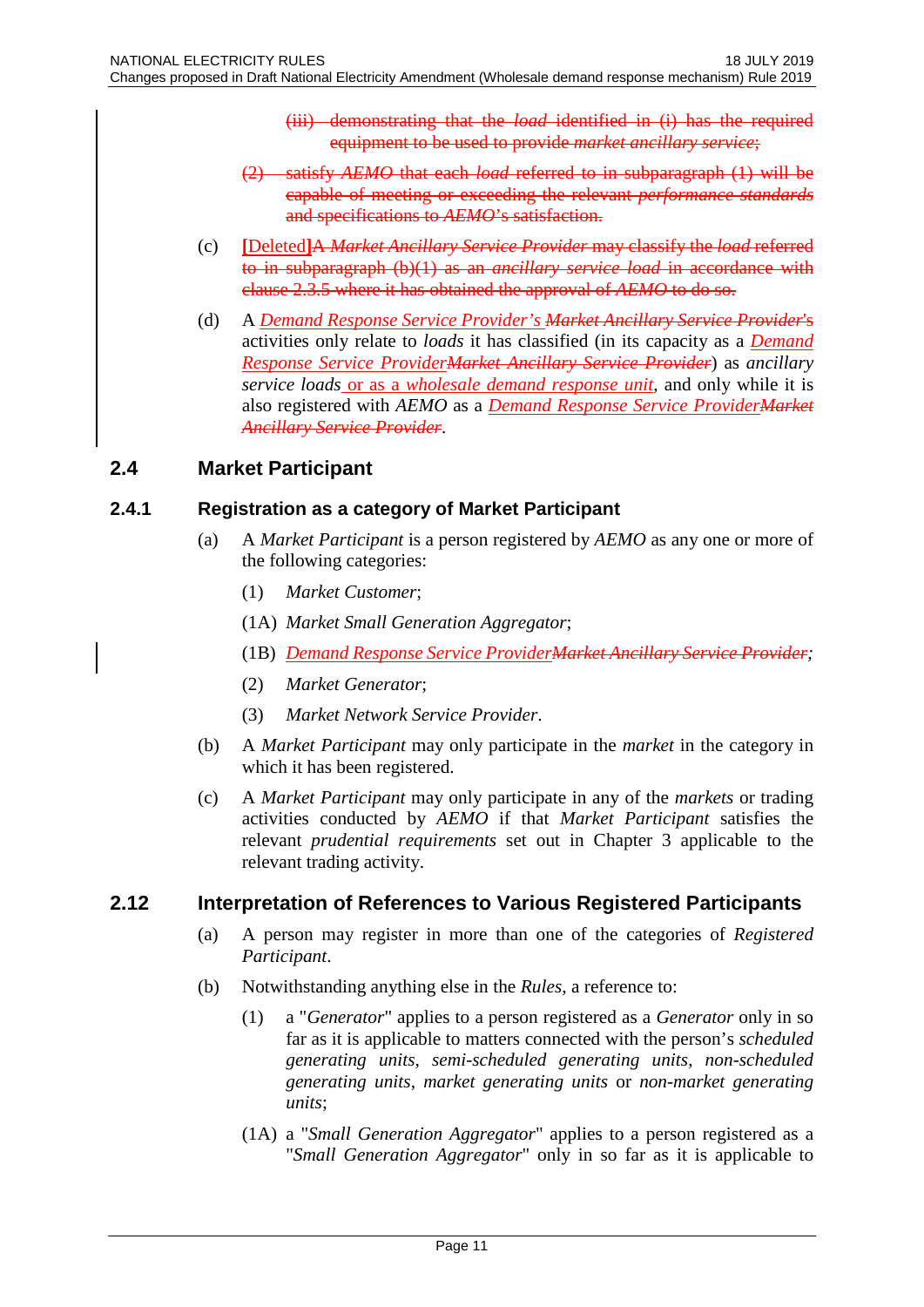(iii) ~~demonstrating that the *load* identified in (i) has the required equipment to be used to provide *market ancillary service*;~~

(2) ~~satisfy *AEMO* that each *load* referred to in subparagraph (1) will be capable of meeting or exceeding the relevant *performance standards* and specifications to *AEMO*'s satisfaction.~~

(c) [Deleted]~~A *Market Ancillary Service Provider* may classify the *load* referred to in subparagraph (b)(1) as an *ancillary service load* in accordance with clause 2.3.5 where it has obtained the approval of *AEMO* to do so.~~

(d) A *Demand Response Service Provider's* ~~*Market Ancillary Service Provider's*~~ activities only relate to *loads* it has classified (in its capacity as a *Demand Response Service Provider*~~*Market Ancillary Service Provider*~~) as *ancillary service loads* or as a *wholesale demand response unit*, and only while it is also registered with *AEMO* as a *Demand Response Service Provider*~~*Market Ancillary Service Provider*~~.

## 2.4 Market Participant

### 2.4.1 Registration as a category of Market Participant

(a) A *Market Participant* is a person registered by *AEMO* as any one or more of the following categories:

(1) *Market Customer*;

(1A) *Market Small Generation Aggregator*;

(1B) *Demand Response Service Provider*~~*Market Ancillary Service Provider*~~;

(2) *Market Generator*;

(3) *Market Network Service Provider*.

(b) A *Market Participant* may only participate in the *market* in the category in which it has been registered.

(c) A *Market Participant* may only participate in any of the *markets* or trading activities conducted by *AEMO* if that *Market Participant* satisfies the relevant *prudential requirements* set out in Chapter 3 applicable to the relevant trading activity.

## 2.12 Interpretation of References to Various Registered Participants

(a) A person may register in more than one of the categories of *Registered Participant*.

(b) Notwithstanding anything else in the *Rules*, a reference to:

(1) a "*Generator*" applies to a person registered as a *Generator* only in so far as it is applicable to matters connected with the person's *scheduled generating units*, *semi-scheduled generating units*, *non-scheduled generating units*, *market generating units* or *non-market generating units*;

(1A) a "*Small Generation Aggregator*" applies to a person registered as a "*Small Generation Aggregator*" only in so far as it is applicable to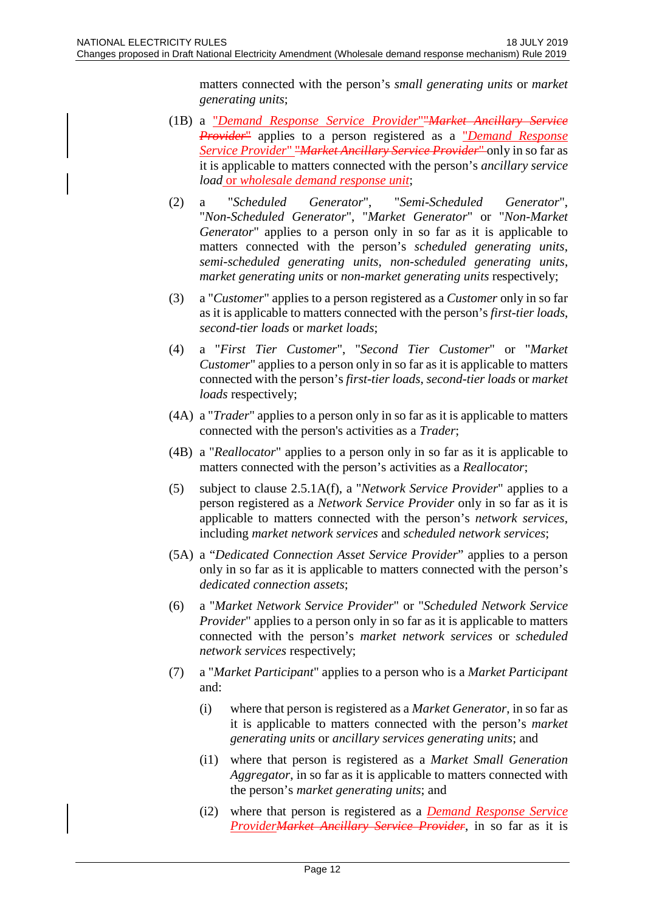matters connected with the person's *small generating units* or *market generating units*;

(1B) a "*Demand Response Service Provider*"~~"*Market Ancillary Service Provider*"~~ applies to a person registered as a "*Demand Response Service Provider*" ~~"*Market Ancillary Service Provider*"~~ only in so far as it is applicable to matters connected with the person's *ancillary service load* or *wholesale demand response unit*;

(2) a "*Scheduled Generator*", "*Semi-Scheduled Generator*", "*Non-Scheduled Generator*", "*Market Generator*" or "*Non-Market Generator*" applies to a person only in so far as it is applicable to matters connected with the person's *scheduled generating units*, *semi-scheduled generating units*, *non-scheduled generating units*, *market generating units* or *non-market generating units* respectively;

(3) a "*Customer*" applies to a person registered as a *Customer* only in so far as it is applicable to matters connected with the person's *first-tier loads*, *second-tier loads* or *market loads*;

(4) a "*First Tier Customer*", "*Second Tier Customer*" or "*Market Customer*" applies to a person only in so far as it is applicable to matters connected with the person's *first-tier loads*, *second-tier loads* or *market loads* respectively;

(4A) a "*Trader*" applies to a person only in so far as it is applicable to matters connected with the person's activities as a *Trader*;

(4B) a "*Reallocator*" applies to a person only in so far as it is applicable to matters connected with the person's activities as a *Reallocator*;

(5) subject to clause 2.5.1A(f), a "*Network Service Provider*" applies to a person registered as a *Network Service Provider* only in so far as it is applicable to matters connected with the person's *network services*, including *market network services* and *scheduled network services*;

(5A) a "*Dedicated Connection Asset Service Provider*" applies to a person only in so far as it is applicable to matters connected with the person's *dedicated connection assets*;

(6) a "*Market Network Service Provider*" or "*Scheduled Network Service Provider*" applies to a person only in so far as it is applicable to matters connected with the person's *market network services* or *scheduled network services* respectively;

(7) a "*Market Participant*" applies to a person who is a *Market Participant* and:

  (i) where that person is registered as a *Market Generator*, in so far as it is applicable to matters connected with the person's *market generating units* or *ancillary services generating units*; and

  (i1) where that person is registered as a *Market Small Generation Aggregator*, in so far as it is applicable to matters connected with the person's *market generating units*; and

  (i2) where that person is registered as a *Demand Response Service Provider*~~*Market Ancillary Service Provider*~~, in so far as it is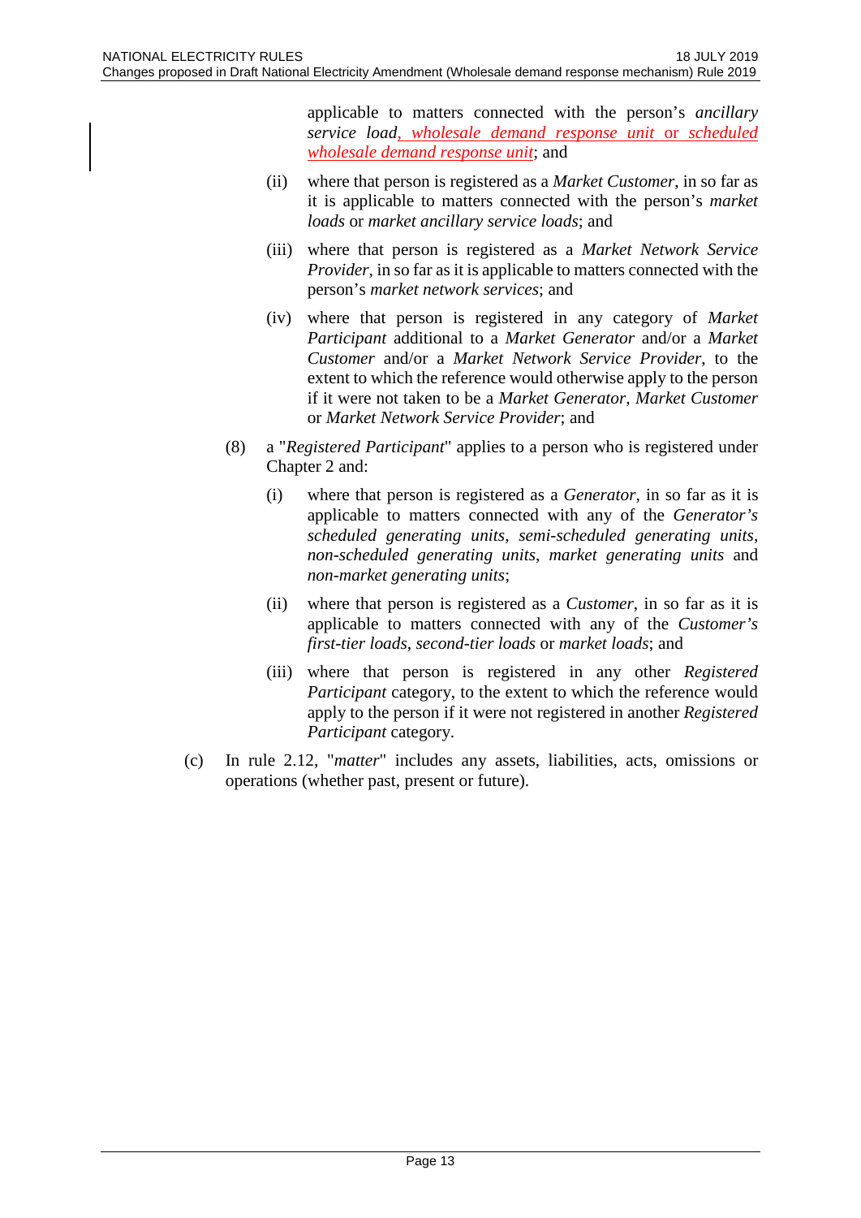applicable to matters connected with the person's *ancillary service load*, *wholesale demand response unit* or *scheduled wholesale demand response unit*; and

(ii) where that person is registered as a *Market Customer*, in so far as it is applicable to matters connected with the person's *market loads* or *market ancillary service loads*; and

(iii) where that person is registered as a *Market Network Service Provider*, in so far as it is applicable to matters connected with the person's *market network services*; and

(iv) where that person is registered in any category of *Market Participant* additional to a *Market Generator* and/or a *Market Customer* and/or a *Market Network Service Provider*, to the extent to which the reference would otherwise apply to the person if it were not taken to be a *Market Generator*, *Market Customer* or *Market Network Service Provider*; and

(8) a "*Registered Participant*" applies to a person who is registered under Chapter 2 and:

(i) where that person is registered as a *Generator*, in so far as it is applicable to matters connected with any of the *Generator's scheduled generating units*, *semi-scheduled generating units*, *non-scheduled generating units*, *market generating units* and *non-market generating units*;

(ii) where that person is registered as a *Customer*, in so far as it is applicable to matters connected with any of the *Customer's first-tier loads*, *second-tier loads* or *market loads*; and

(iii) where that person is registered in any other *Registered Participant* category, to the extent to which the reference would apply to the person if it were not registered in another *Registered Participant* category.

(c) In rule 2.12, "*matter*" includes any assets, liabilities, acts, omissions or operations (whether past, present or future).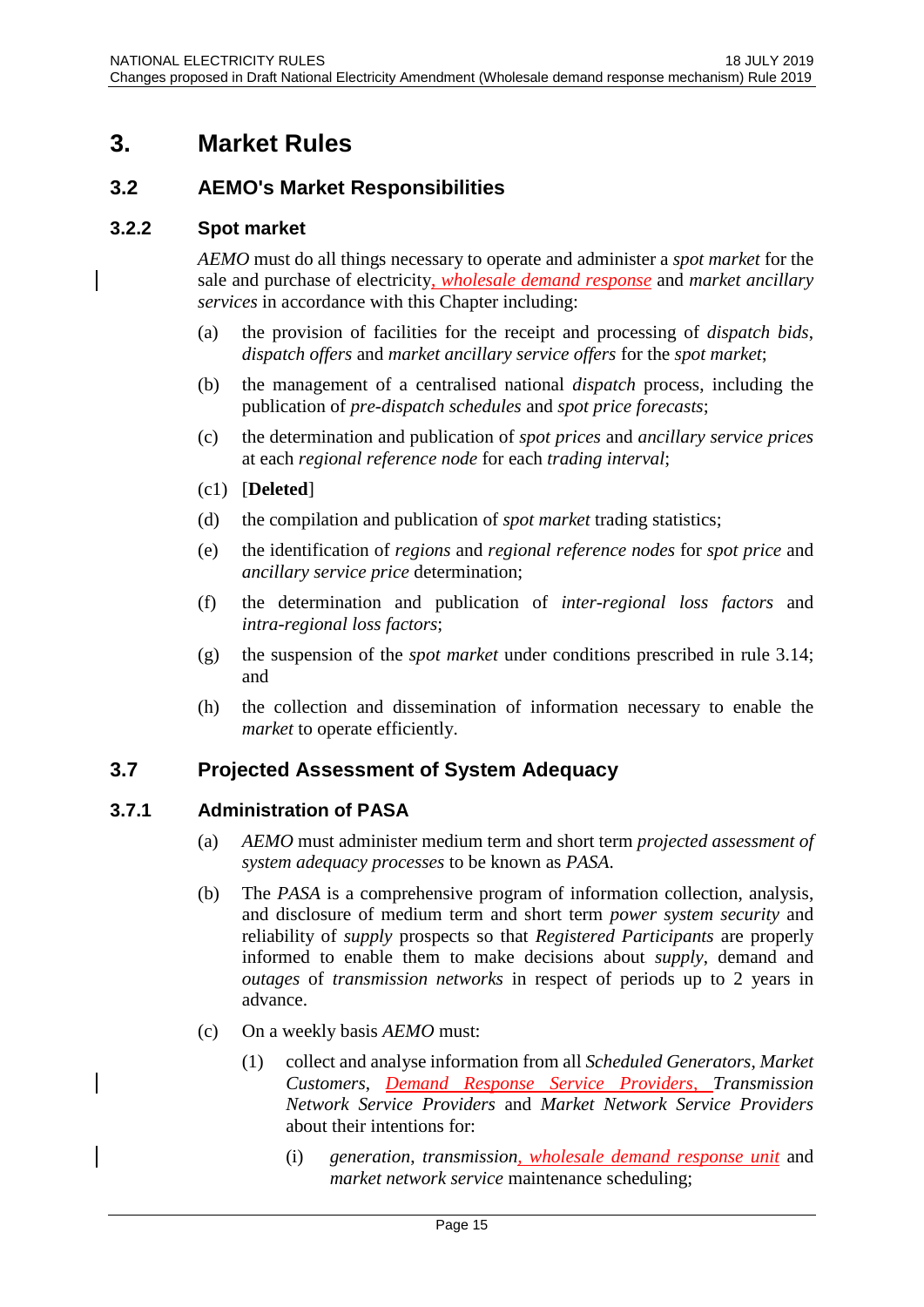# 3. Market Rules

## 3.2 AEMO's Market Responsibilities

### 3.2.2 Spot market

*AEMO* must do all things necessary to operate and administer a *spot market* for the sale and purchase of electricity, *wholesale demand response* and *market ancillary services* in accordance with this Chapter including:

(a) the provision of facilities for the receipt and processing of *dispatch bids*, *dispatch offers* and *market ancillary service offers* for the *spot market*;

(b) the management of a centralised national *dispatch* process, including the publication of *pre-dispatch schedules* and *spot price forecasts*;

(c) the determination and publication of *spot prices* and *ancillary service prices* at each *regional reference node* for each *trading interval*;

(c1) [**Deleted**]

(d) the compilation and publication of *spot market* trading statistics;

(e) the identification of *regions* and *regional reference nodes* for *spot price* and *ancillary service price* determination;

(f) the determination and publication of *inter-regional loss factors* and *intra-regional loss factors*;

(g) the suspension of the *spot market* under conditions prescribed in rule 3.14; and

(h) the collection and dissemination of information necessary to enable the *market* to operate efficiently.

## 3.7 Projected Assessment of System Adequacy

### 3.7.1 Administration of PASA

(a) *AEMO* must administer medium term and short term *projected assessment of system adequacy processes* to be known as *PASA*.

(b) The *PASA* is a comprehensive program of information collection, analysis, and disclosure of medium term and short term *power system security* and reliability of *supply* prospects so that *Registered Participants* are properly informed to enable them to make decisions about *supply*, demand and *outages* of *transmission networks* in respect of periods up to 2 years in advance.

(c) On a weekly basis *AEMO* must:

(1) collect and analyse information from all *Scheduled Generators*, *Market Customers*, *Demand Response Service Providers*, *Transmission Network Service Providers* and *Market Network Service Providers* about their intentions for:

(i) *generation*, *transmission*, *wholesale demand response unit* and *market network service* maintenance scheduling;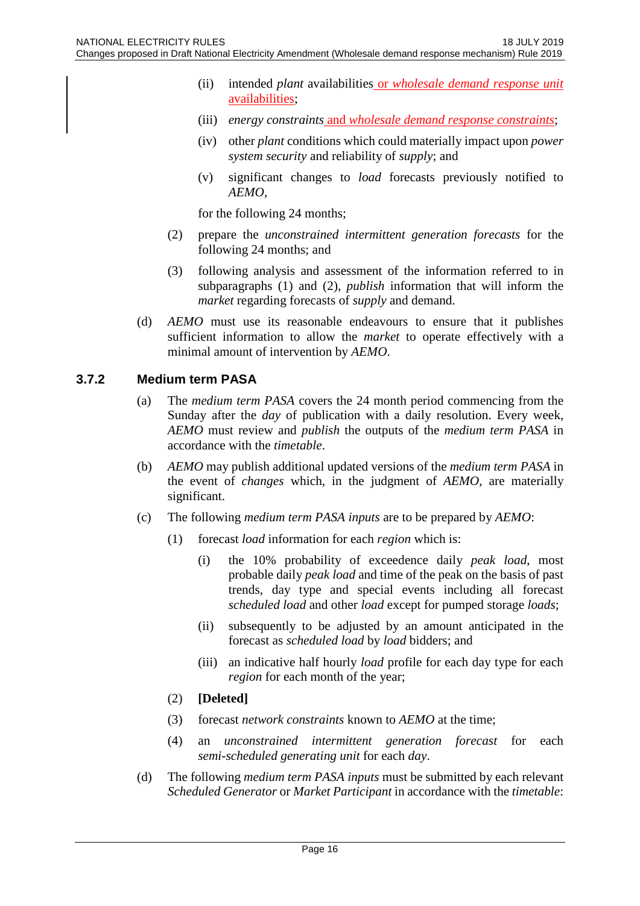(ii) intended *plant* availabilities or *wholesale demand response unit* availabilities;

(iii) *energy constraints* and *wholesale demand response constraints*;

(iv) other *plant* conditions which could materially impact upon *power system security* and reliability of *supply*; and

(v) significant changes to *load* forecasts previously notified to *AEMO*,

for the following 24 months;

(2) prepare the *unconstrained intermittent generation forecasts* for the following 24 months; and

(3) following analysis and assessment of the information referred to in subparagraphs (1) and (2), *publish* information that will inform the *market* regarding forecasts of *supply* and demand.

(d) *AEMO* must use its reasonable endeavours to ensure that it publishes sufficient information to allow the *market* to operate effectively with a minimal amount of intervention by *AEMO*.

### 3.7.2 Medium term PASA

(a) The *medium term PASA* covers the 24 month period commencing from the Sunday after the *day* of publication with a daily resolution. Every week, *AEMO* must review and *publish* the outputs of the *medium term PASA* in accordance with the *timetable*.

(b) *AEMO* may publish additional updated versions of the *medium term PASA* in the event of *changes* which, in the judgment of *AEMO*, are materially significant.

(c) The following *medium term PASA inputs* are to be prepared by *AEMO*:

(1) forecast *load* information for each *region* which is:

(i) the 10% probability of exceedence daily *peak load*, most probable daily *peak load* and time of the peak on the basis of past trends, day type and special events including all forecast *scheduled load* and other *load* except for pumped storage *loads*;

(ii) subsequently to be adjusted by an amount anticipated in the forecast as *scheduled load* by *load* bidders; and

(iii) an indicative half hourly *load* profile for each day type for each *region* for each month of the year;

(2) **[Deleted]**

(3) forecast *network constraints* known to *AEMO* at the time;

(4) an *unconstrained intermittent generation forecast* for each *semi-scheduled generating unit* for each *day*.

(d) The following *medium term PASA inputs* must be submitted by each relevant *Scheduled Generator* or *Market Participant* in accordance with the *timetable*: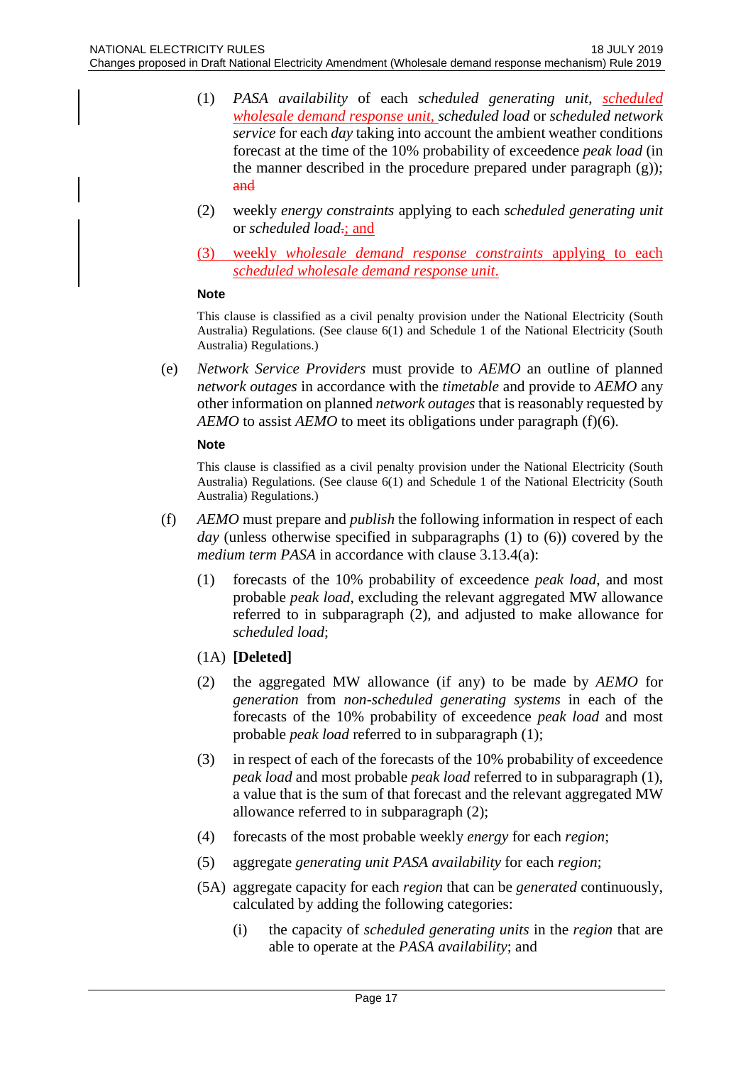(1) *PASA availability* of each *scheduled generating unit*, *scheduled wholesale demand response unit*, *scheduled load* or *scheduled network service* for each *day* taking into account the ambient weather conditions forecast at the time of the 10% probability of exceedence *peak load* (in the manner described in the procedure prepared under paragraph (g)); ~~and~~

(2) weekly *energy constraints* applying to each *scheduled generating unit* or *scheduled load*~~.~~; and

(3) weekly *wholesale demand response constraints* applying to each *scheduled wholesale demand response unit*.

**Note**

This clause is classified as a civil penalty provision under the National Electricity (South Australia) Regulations. (See clause 6(1) and Schedule 1 of the National Electricity (South Australia) Regulations.)

(e) *Network Service Providers* must provide to *AEMO* an outline of planned *network outages* in accordance with the *timetable* and provide to *AEMO* any other information on planned *network outages* that is reasonably requested by *AEMO* to assist *AEMO* to meet its obligations under paragraph (f)(6).

**Note**

This clause is classified as a civil penalty provision under the National Electricity (South Australia) Regulations. (See clause 6(1) and Schedule 1 of the National Electricity (South Australia) Regulations.)

(f) *AEMO* must prepare and *publish* the following information in respect of each *day* (unless otherwise specified in subparagraphs (1) to (6)) covered by the *medium term PASA* in accordance with clause 3.13.4(a):

(1) forecasts of the 10% probability of exceedence *peak load*, and most probable *peak load*, excluding the relevant aggregated MW allowance referred to in subparagraph (2), and adjusted to make allowance for *scheduled load*;

(1A) **[Deleted]**

(2) the aggregated MW allowance (if any) to be made by *AEMO* for *generation* from *non-scheduled generating systems* in each of the forecasts of the 10% probability of exceedence *peak load* and most probable *peak load* referred to in subparagraph (1);

(3) in respect of each of the forecasts of the 10% probability of exceedence *peak load* and most probable *peak load* referred to in subparagraph (1), a value that is the sum of that forecast and the relevant aggregated MW allowance referred to in subparagraph (2);

(4) forecasts of the most probable weekly *energy* for each *region*;

(5) aggregate *generating unit PASA availability* for each *region*;

(5A) aggregate capacity for each *region* that can be *generated* continuously, calculated by adding the following categories:

(i) the capacity of *scheduled generating units* in the *region* that are able to operate at the *PASA availability*; and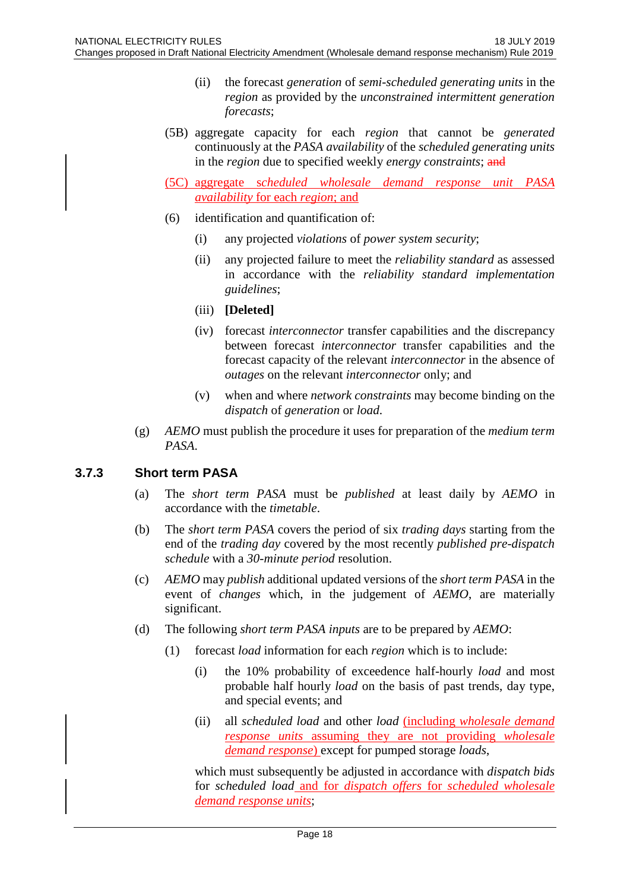(ii) the forecast *generation* of *semi-scheduled generating units* in the *region* as provided by the *unconstrained intermittent generation forecasts*;

(5B) aggregate capacity for each *region* that cannot be *generated* continuously at the *PASA availability* of the *scheduled generating units* in the *region* due to specified weekly *energy constraints*; ~~and~~

(5C) aggregate *scheduled wholesale demand response unit PASA availability* for each *region*; and

(6) identification and quantification of:

(i) any projected *violations* of *power system security*;

(ii) any projected failure to meet the *reliability standard* as assessed in accordance with the *reliability standard implementation guidelines*;

(iii) **[Deleted]**

(iv) forecast *interconnector* transfer capabilities and the discrepancy between forecast *interconnector* transfer capabilities and the forecast capacity of the relevant *interconnector* in the absence of *outages* on the relevant *interconnector* only; and

(v) when and where *network constraints* may become binding on the *dispatch* of *generation* or *load*.

(g) *AEMO* must publish the procedure it uses for preparation of the *medium term PASA*.

### 3.7.3 Short term PASA

(a) The *short term PASA* must be *published* at least daily by *AEMO* in accordance with the *timetable*.

(b) The *short term PASA* covers the period of six *trading days* starting from the end of the *trading day* covered by the most recently *published pre-dispatch schedule* with a *30-minute period* resolution.

(c) *AEMO* may *publish* additional updated versions of the *short term PASA* in the event of *changes* which, in the judgement of *AEMO*, are materially significant.

(d) The following *short term PASA inputs* are to be prepared by *AEMO*:

(1) forecast *load* information for each *region* which is to include:

(i) the 10% probability of exceedence half-hourly *load* and most probable half hourly *load* on the basis of past trends, day type, and special events; and

(ii) all *scheduled load* and other *load* (including *wholesale demand response units* assuming they are not providing *wholesale demand response*) except for pumped storage *loads*,

which must subsequently be adjusted in accordance with *dispatch bids* for *scheduled load* and for *dispatch offers* for *scheduled wholesale demand response units*;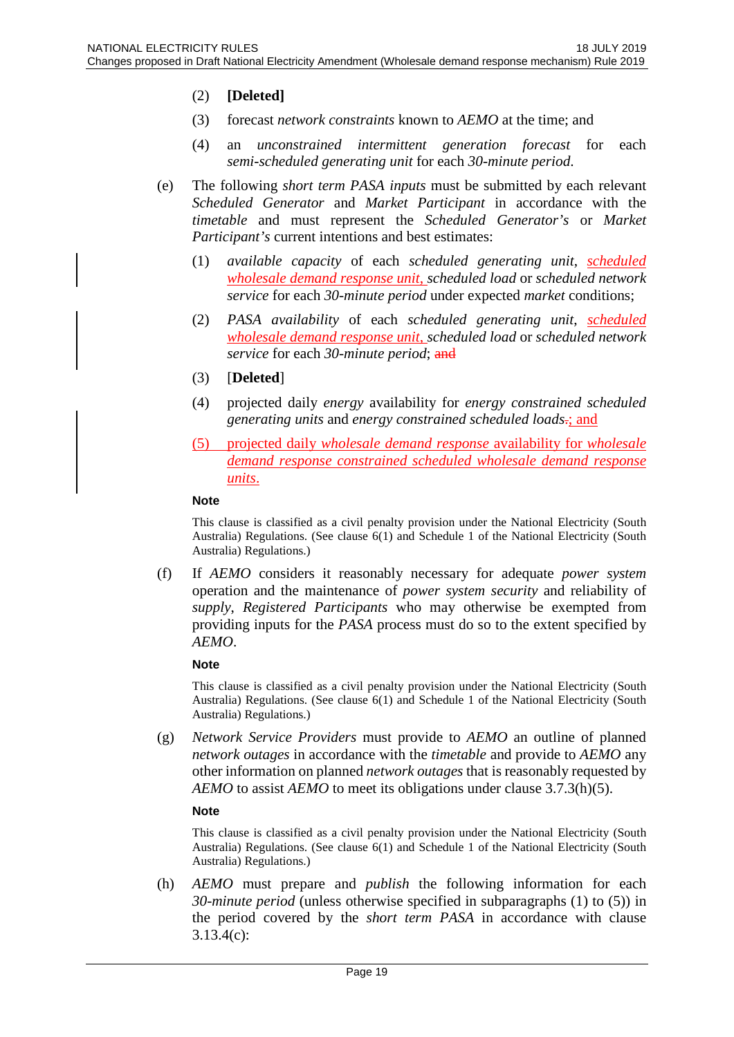(2) **[Deleted]**

(3) forecast *network constraints* known to *AEMO* at the time; and

(4) an *unconstrained intermittent generation forecast* for each *semi-scheduled generating unit* for each *30-minute period*.

(e) The following *short term PASA inputs* must be submitted by each relevant *Scheduled Generator* and *Market Participant* in accordance with the *timetable* and must represent the *Scheduled Generator's* or *Market Participant's* current intentions and best estimates:

(1) *available capacity* of each *scheduled generating unit*, *scheduled wholesale demand response unit*, *scheduled load* or *scheduled network service* for each *30-minute period* under expected *market* conditions;

(2) *PASA availability* of each *scheduled generating unit*, *scheduled wholesale demand response unit*, *scheduled load* or *scheduled network service* for each *30-minute period*; ~~and~~

(3) [**Deleted**]

(4) projected daily *energy* availability for *energy constrained scheduled generating units* and *energy constrained scheduled loads*~~.~~; and

(5) projected daily *wholesale demand response* availability for *wholesale demand response constrained scheduled wholesale demand response units*.

**Note**

This clause is classified as a civil penalty provision under the National Electricity (South Australia) Regulations. (See clause 6(1) and Schedule 1 of the National Electricity (South Australia) Regulations.)

(f) If *AEMO* considers it reasonably necessary for adequate *power system* operation and the maintenance of *power system security* and reliability of *supply*, *Registered Participants* who may otherwise be exempted from providing inputs for the *PASA* process must do so to the extent specified by *AEMO*.

**Note**

This clause is classified as a civil penalty provision under the National Electricity (South Australia) Regulations. (See clause 6(1) and Schedule 1 of the National Electricity (South Australia) Regulations.)

(g) *Network Service Providers* must provide to *AEMO* an outline of planned *network outages* in accordance with the *timetable* and provide to *AEMO* any other information on planned *network outages* that is reasonably requested by *AEMO* to assist *AEMO* to meet its obligations under clause 3.7.3(h)(5).

**Note**

This clause is classified as a civil penalty provision under the National Electricity (South Australia) Regulations. (See clause 6(1) and Schedule 1 of the National Electricity (South Australia) Regulations.)

(h) *AEMO* must prepare and *publish* the following information for each *30-minute period* (unless otherwise specified in subparagraphs (1) to (5)) in the period covered by the *short term PASA* in accordance with clause 3.13.4(c):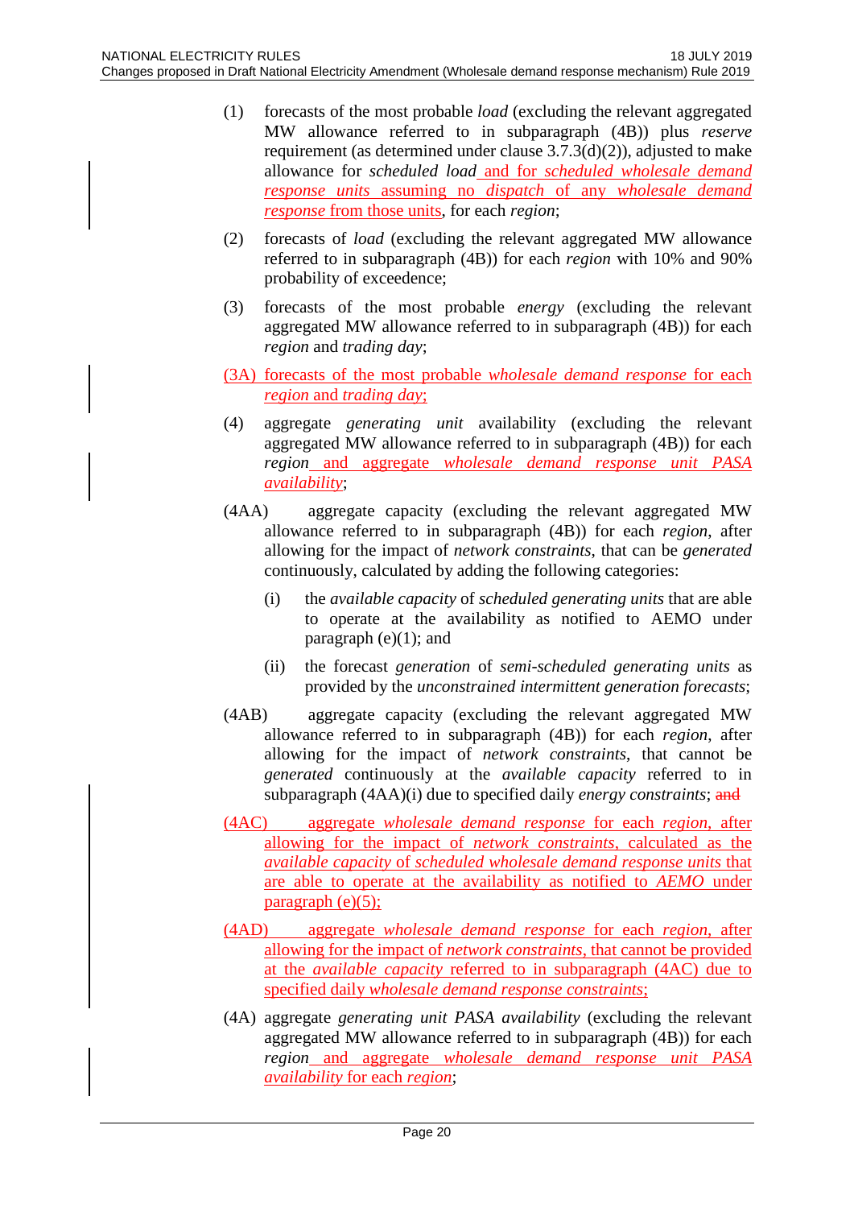(1) forecasts of the most probable *load* (excluding the relevant aggregated MW allowance referred to in subparagraph (4B)) plus *reserve* requirement (as determined under clause 3.7.3(d)(2)), adjusted to make allowance for *scheduled load* and for *scheduled wholesale demand response units* assuming no *dispatch* of any *wholesale demand response* from those units, for each *region*;

(2) forecasts of *load* (excluding the relevant aggregated MW allowance referred to in subparagraph (4B)) for each *region* with 10% and 90% probability of exceedence;

(3) forecasts of the most probable *energy* (excluding the relevant aggregated MW allowance referred to in subparagraph (4B)) for each *region* and *trading day*;

(3A) forecasts of the most probable *wholesale demand response* for each *region* and *trading day*;

(4) aggregate *generating unit* availability (excluding the relevant aggregated MW allowance referred to in subparagraph (4B)) for each *region* and aggregate *wholesale demand response unit PASA availability*;

(4AA) aggregate capacity (excluding the relevant aggregated MW allowance referred to in subparagraph (4B)) for each *region*, after allowing for the impact of *network constraints*, that can be *generated* continuously, calculated by adding the following categories:

  (i) the *available capacity* of *scheduled generating units* that are able to operate at the availability as notified to AEMO under paragraph (e)(1); and

  (ii) the forecast *generation* of *semi-scheduled generating units* as provided by the *unconstrained intermittent generation forecasts*;

(4AB) aggregate capacity (excluding the relevant aggregated MW allowance referred to in subparagraph (4B)) for each *region*, after allowing for the impact of *network constraints*, that cannot be *generated* continuously at the *available capacity* referred to in subparagraph (4AA)(i) due to specified daily *energy constraints*; ~~and~~

(4AC) aggregate *wholesale demand response* for each *region*, after allowing for the impact of *network constraints*, calculated as the *available capacity* of *scheduled wholesale demand response units* that are able to operate at the availability as notified to *AEMO* under paragraph (e)(5);

(4AD) aggregate *wholesale demand response* for each *region*, after allowing for the impact of *network constraints*, that cannot be provided at the *available capacity* referred to in subparagraph (4AC) due to specified daily *wholesale demand response constraints*;

(4A) aggregate *generating unit PASA availability* (excluding the relevant aggregated MW allowance referred to in subparagraph (4B)) for each *region* and aggregate *wholesale demand response unit PASA availability* for each *region*;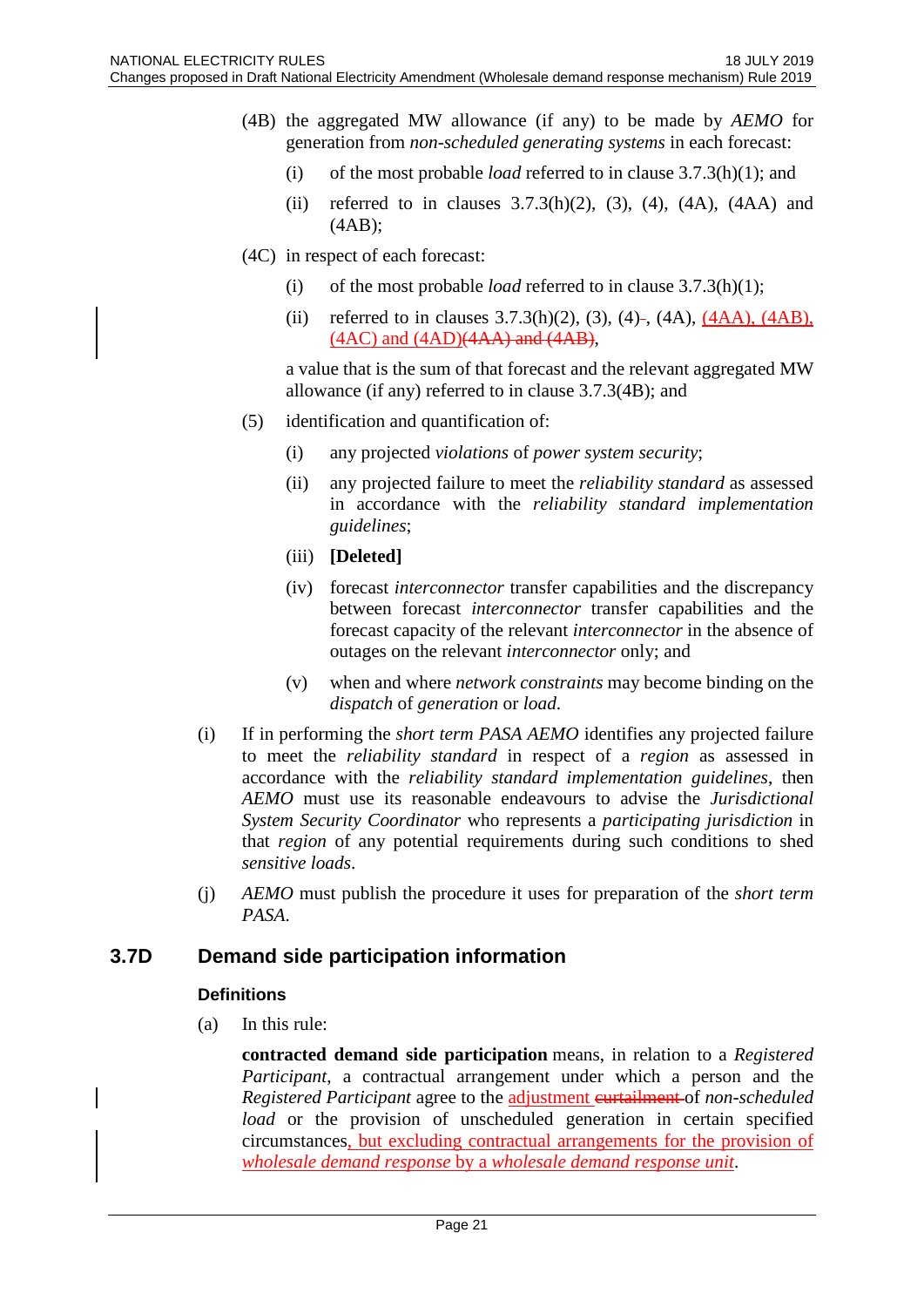(4B) the aggregated MW allowance (if any) to be made by *AEMO* for generation from *non-scheduled generating systems* in each forecast:

  (i) of the most probable *load* referred to in clause 3.7.3(h)(1); and

  (ii) referred to in clauses 3.7.3(h)(2), (3), (4), (4A), (4AA) and (4AB);

(4C) in respect of each forecast:

  (i) of the most probable *load* referred to in clause 3.7.3(h)(1);

  (ii) referred to in clauses 3.7.3(h)(2), (3), (4)~~.~~, (4A), (4AA), (4AB), (4AC) and (4AD)~~(4AA) and (4AB)~~,

  a value that is the sum of that forecast and the relevant aggregated MW allowance (if any) referred to in clause 3.7.3(4B); and

(5) identification and quantification of:

  (i) any projected *violations* of *power system security*;

  (ii) any projected failure to meet the *reliability standard* as assessed in accordance with the *reliability standard implementation guidelines*;

  (iii) **[Deleted]**

  (iv) forecast *interconnector* transfer capabilities and the discrepancy between forecast *interconnector* transfer capabilities and the forecast capacity of the relevant *interconnector* in the absence of outages on the relevant *interconnector* only; and

  (v) when and where *network constraints* may become binding on the *dispatch* of *generation* or *load*.

(i) If in performing the *short term PASA AEMO* identifies any projected failure to meet the *reliability standard* in respect of a *region* as assessed in accordance with the *reliability standard implementation guidelines*, then *AEMO* must use its reasonable endeavours to advise the *Jurisdictional System Security Coordinator* who represents a *participating jurisdiction* in that *region* of any potential requirements during such conditions to shed *sensitive loads*.

(j) *AEMO* must publish the procedure it uses for preparation of the *short term PASA*.

## 3.7D Demand side participation information

### Definitions

(a) In this rule:

**contracted demand side participation** means, in relation to a *Registered Participant*, a contractual arrangement under which a person and the *Registered Participant* agree to the adjustment ~~curtailment~~ of *non-scheduled load* or the provision of unscheduled generation in certain specified circumstances, but excluding contractual arrangements for the provision of *wholesale demand response* by a *wholesale demand response unit*.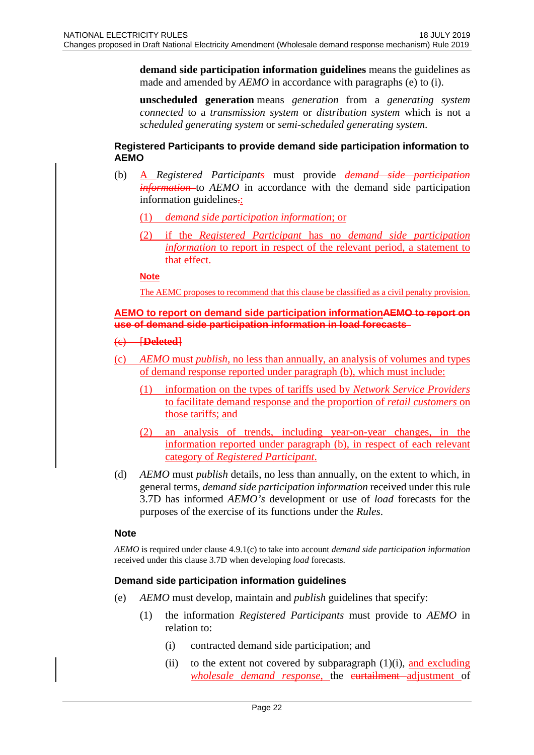**demand side participation information guidelines** means the guidelines as made and amended by *AEMO* in accordance with paragraphs (e) to (i).

**unscheduled generation** means *generation* from a *generating system connected* to a *transmission system* or *distribution system* which is not a *scheduled generating system* or *semi-scheduled generating system*.

### Registered Participants to provide demand side participation information to AEMO

(b) A *Registered Participants* must provide ~~*demand side participation information*~~ to *AEMO* in accordance with the demand side participation information guidelines~~.~~:

(1) *demand side participation information*; or

(2) if the *Registered Participant* has no *demand side participation information* to report in respect of the relevant period, a statement to that effect.

**Note**

The AEMC proposes to recommend that this clause be classified as a civil penalty provision.

### AEMO to report on demand side participation information ~~AEMO to report on use of demand side participation information in load forecasts~~

~~(c) [**Deleted**]~~

(c) *AEMO* must *publish*, no less than annually, an analysis of volumes and types of demand response reported under paragraph (b), which must include:

(1) information on the types of tariffs used by *Network Service Providers* to facilitate demand response and the proportion of *retail customers* on those tariffs; and

(2) an analysis of trends, including year-on-year changes, in the information reported under paragraph (b), in respect of each relevant category of *Registered Participant*.

(d) *AEMO* must *publish* details, no less than annually, on the extent to which, in general terms, *demand side participation information* received under this rule 3.7D has informed *AEMO's* development or use of *load* forecasts for the purposes of the exercise of its functions under the *Rules*.

**Note**

*AEMO* is required under clause 4.9.1(c) to take into account *demand side participation information* received under this clause 3.7D when developing *load* forecasts.

### Demand side participation information guidelines

(e) *AEMO* must develop, maintain and *publish* guidelines that specify:

(1) the information *Registered Participants* must provide to *AEMO* in relation to:

(i) contracted demand side participation; and

(ii) to the extent not covered by subparagraph (1)(i), and excluding *wholesale demand response*, the ~~curtailment~~ adjustment of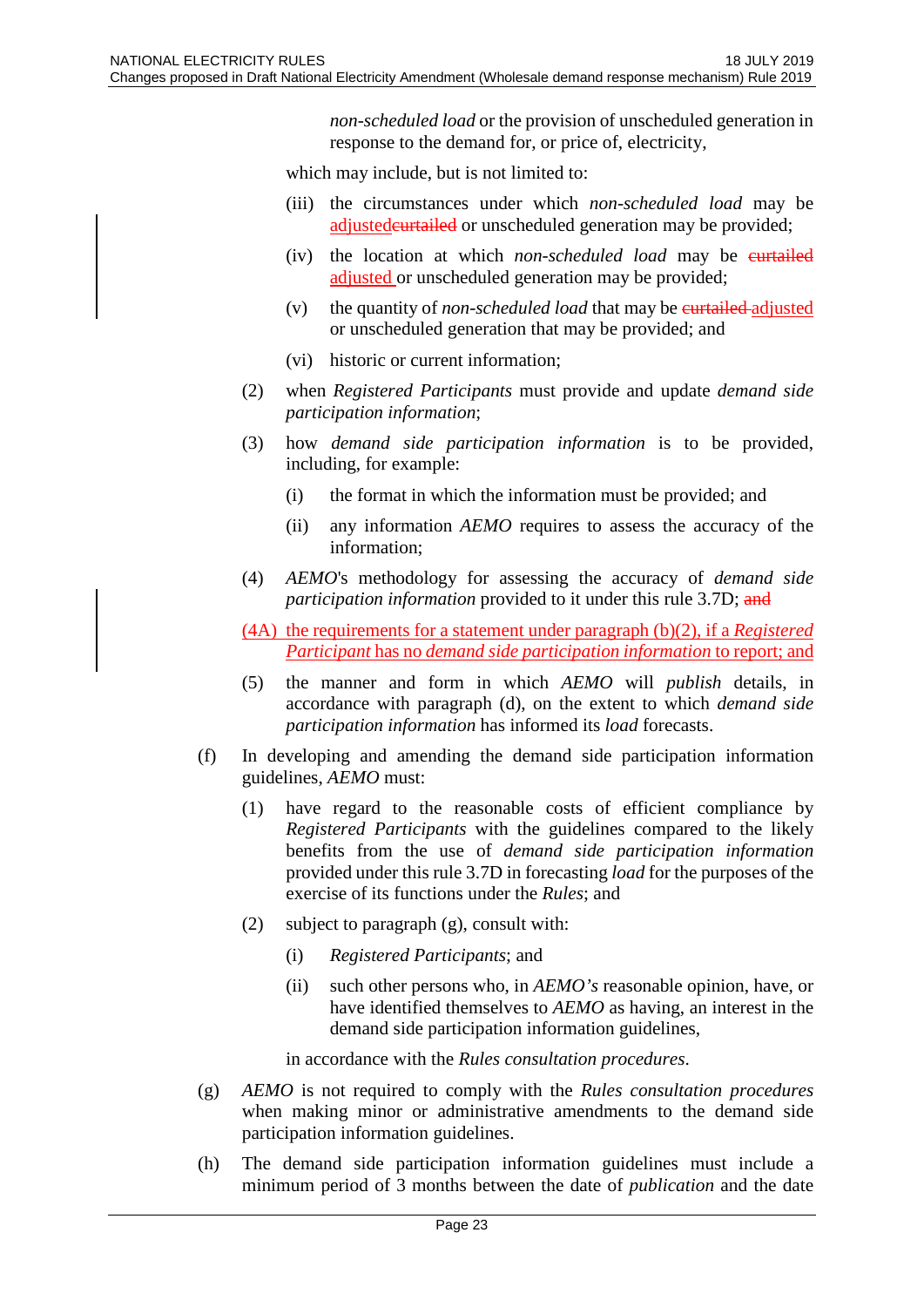*non-scheduled load* or the provision of unscheduled generation in response to the demand for, or price of, electricity,

which may include, but is not limited to:

(iii) the circumstances under which *non-scheduled load* may be <ins>adjusted</ins><del>curtailed</del> or unscheduled generation may be provided;

(iv) the location at which *non-scheduled load* may be <del>curtailed</del> <ins>adjusted</ins> or unscheduled generation may be provided;

(v) the quantity of *non-scheduled load* that may be <del>curtailed</del> <ins>adjusted</ins> or unscheduled generation that may be provided; and

(vi) historic or current information;

(2) when *Registered Participants* must provide and update *demand side participation information*;

(3) how *demand side participation information* is to be provided, including, for example:

(i) the format in which the information must be provided; and

(ii) any information *AEMO* requires to assess the accuracy of the information;

(4) *AEMO*'s methodology for assessing the accuracy of *demand side participation information* provided to it under this rule 3.7D; <del>and</del>

<ins>(4A) the requirements for a statement under paragraph (b)(2), if a *Registered Participant* has no *demand side participation information* to report; and</ins>

(5) the manner and form in which *AEMO* will *publish* details, in accordance with paragraph (d), on the extent to which *demand side participation information* has informed its *load* forecasts.

(f) In developing and amending the demand side participation information guidelines, *AEMO* must:

(1) have regard to the reasonable costs of efficient compliance by *Registered Participants* with the guidelines compared to the likely benefits from the use of *demand side participation information* provided under this rule 3.7D in forecasting *load* for the purposes of the exercise of its functions under the *Rules*; and

(2) subject to paragraph (g), consult with:

(i) *Registered Participants*; and

(ii) such other persons who, in *AEMO's* reasonable opinion, have, or have identified themselves to *AEMO* as having, an interest in the demand side participation information guidelines,

in accordance with the *Rules consultation procedures*.

(g) *AEMO* is not required to comply with the *Rules consultation procedures* when making minor or administrative amendments to the demand side participation information guidelines.

(h) The demand side participation information guidelines must include a minimum period of 3 months between the date of *publication* and the date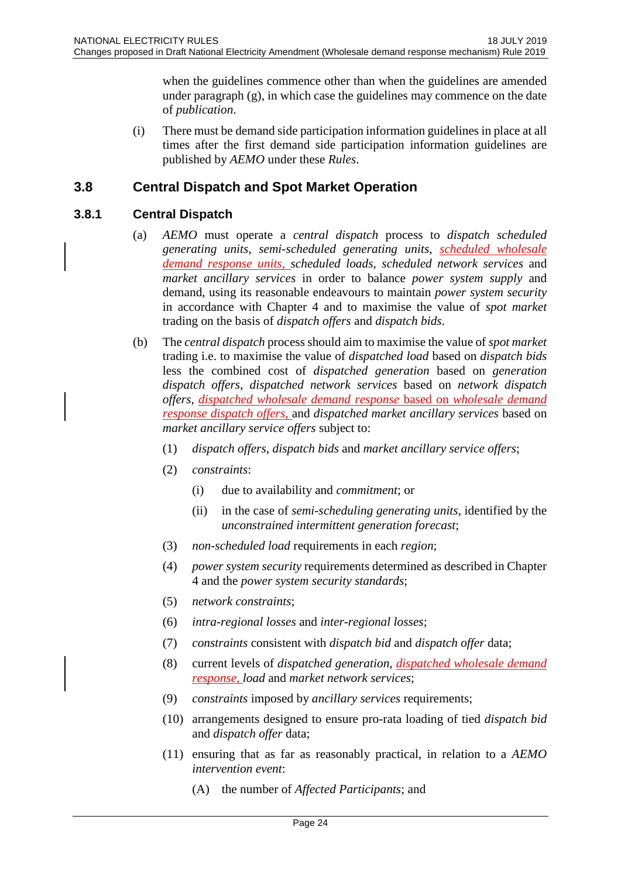when the guidelines commence other than when the guidelines are amended under paragraph (g), in which case the guidelines may commence on the date of *publication*.

(i) There must be demand side participation information guidelines in place at all times after the first demand side participation information guidelines are published by *AEMO* under these *Rules*.

## 3.8 Central Dispatch and Spot Market Operation

### 3.8.1 Central Dispatch

(a) *AEMO* must operate a *central dispatch* process to *dispatch scheduled generating units*, *semi-scheduled generating units*, *scheduled wholesale demand response units*, *scheduled loads*, *scheduled network services* and *market ancillary services* in order to balance *power system supply* and demand, using its reasonable endeavours to maintain *power system security* in accordance with Chapter 4 and to maximise the value of *spot market* trading on the basis of *dispatch offers* and *dispatch bids*.

(b) The *central dispatch* process should aim to maximise the value of *spot market* trading i.e. to maximise the value of *dispatched load* based on *dispatch bids* less the combined cost of *dispatched generation* based on *generation dispatch offers*, *dispatched network services* based on *network dispatch offers*, *dispatched wholesale demand response* based on *wholesale demand response dispatch offers*, and *dispatched market ancillary services* based on *market ancillary service offers* subject to:

(1) *dispatch offers*, *dispatch bids* and *market ancillary service offers*;

(2) *constraints*:

(i) due to availability and *commitment*; or

(ii) in the case of *semi-scheduling generating units*, identified by the *unconstrained intermittent generation forecast*;

(3) *non-scheduled load* requirements in each *region*;

(4) *power system security* requirements determined as described in Chapter 4 and the *power system security standards*;

(5) *network constraints*;

(6) *intra-regional losses* and *inter-regional losses*;

(7) *constraints* consistent with *dispatch bid* and *dispatch offer* data;

(8) current levels of *dispatched generation*, *dispatched wholesale demand response*, *load* and *market network services*;

(9) *constraints* imposed by *ancillary services* requirements;

(10) arrangements designed to ensure pro-rata loading of tied *dispatch bid* and *dispatch offer* data;

(11) ensuring that as far as reasonably practical, in relation to a *AEMO intervention event*:

(A) the number of *Affected Participants*; and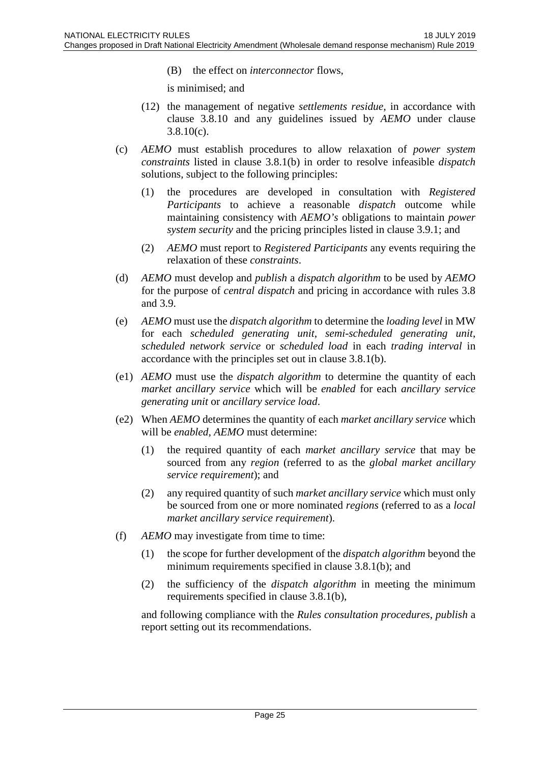(B) the effect on *interconnector* flows,

is minimised; and

(12) the management of negative *settlements residue*, in accordance with clause 3.8.10 and any guidelines issued by *AEMO* under clause 3.8.10(c).

(c) *AEMO* must establish procedures to allow relaxation of *power system constraints* listed in clause 3.8.1(b) in order to resolve infeasible *dispatch* solutions, subject to the following principles:

(1) the procedures are developed in consultation with *Registered Participants* to achieve a reasonable *dispatch* outcome while maintaining consistency with *AEMO's* obligations to maintain *power system security* and the pricing principles listed in clause 3.9.1; and

(2) *AEMO* must report to *Registered Participants* any events requiring the relaxation of these *constraints*.

(d) *AEMO* must develop and *publish* a *dispatch algorithm* to be used by *AEMO* for the purpose of *central dispatch* and pricing in accordance with rules 3.8 and 3.9.

(e) *AEMO* must use the *dispatch algorithm* to determine the *loading level* in MW for each *scheduled generating unit*, *semi-scheduled generating unit*, *scheduled network service* or *scheduled load* in each *trading interval* in accordance with the principles set out in clause 3.8.1(b).

(e1) *AEMO* must use the *dispatch algorithm* to determine the quantity of each *market ancillary service* which will be *enabled* for each *ancillary service generating unit* or *ancillary service load*.

(e2) When *AEMO* determines the quantity of each *market ancillary service* which will be *enabled*, *AEMO* must determine:

(1) the required quantity of each *market ancillary service* that may be sourced from any *region* (referred to as the *global market ancillary service requirement*); and

(2) any required quantity of such *market ancillary service* which must only be sourced from one or more nominated *regions* (referred to as a *local market ancillary service requirement*).

(f) *AEMO* may investigate from time to time:

(1) the scope for further development of the *dispatch algorithm* beyond the minimum requirements specified in clause 3.8.1(b); and

(2) the sufficiency of the *dispatch algorithm* in meeting the minimum requirements specified in clause 3.8.1(b),

and following compliance with the *Rules consultation procedures*, *publish* a report setting out its recommendations.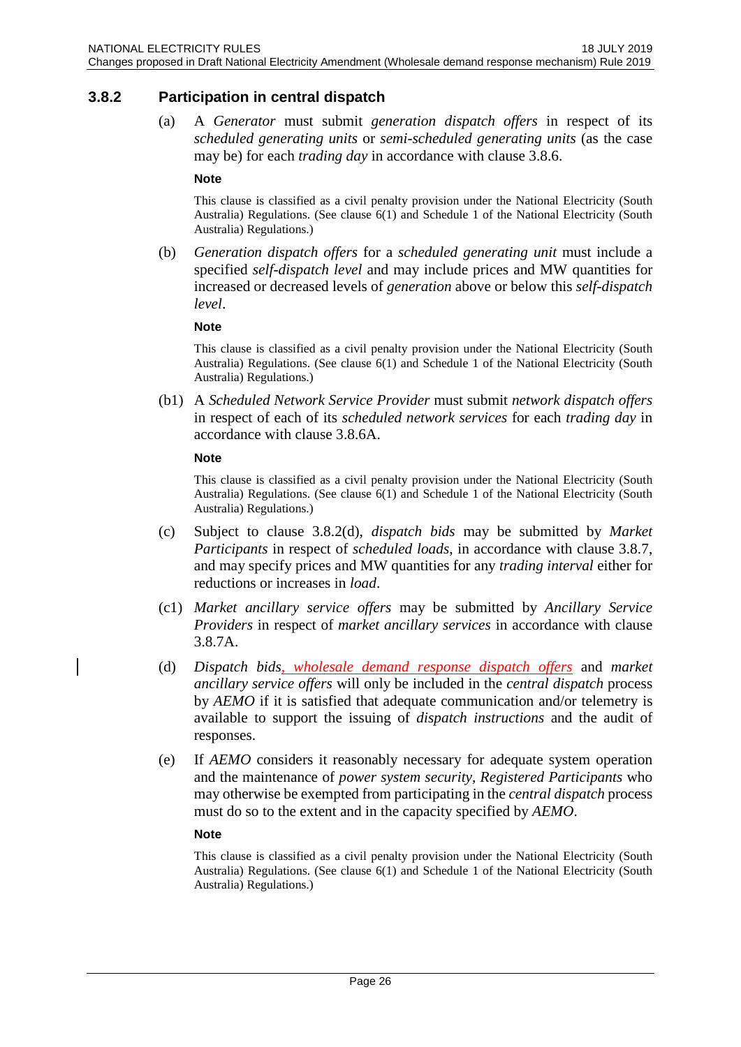### 3.8.2 Participation in central dispatch

(a) A *Generator* must submit *generation dispatch offers* in respect of its *scheduled generating units* or *semi-scheduled generating units* (as the case may be) for each *trading day* in accordance with clause 3.8.6.

**Note**

This clause is classified as a civil penalty provision under the National Electricity (South Australia) Regulations. (See clause 6(1) and Schedule 1 of the National Electricity (South Australia) Regulations.)

(b) *Generation dispatch offers* for a *scheduled generating unit* must include a specified *self-dispatch level* and may include prices and MW quantities for increased or decreased levels of *generation* above or below this *self-dispatch level*.

**Note**

This clause is classified as a civil penalty provision under the National Electricity (South Australia) Regulations. (See clause 6(1) and Schedule 1 of the National Electricity (South Australia) Regulations.)

(b1) A *Scheduled Network Service Provider* must submit *network dispatch offers* in respect of each of its *scheduled network services* for each *trading day* in accordance with clause 3.8.6A.

**Note**

This clause is classified as a civil penalty provision under the National Electricity (South Australia) Regulations. (See clause 6(1) and Schedule 1 of the National Electricity (South Australia) Regulations.)

(c) Subject to clause 3.8.2(d), *dispatch bids* may be submitted by *Market Participants* in respect of *scheduled loads*, in accordance with clause 3.8.7, and may specify prices and MW quantities for any *trading interval* either for reductions or increases in *load*.

(c1) *Market ancillary service offers* may be submitted by *Ancillary Service Providers* in respect of *market ancillary services* in accordance with clause 3.8.7A.

(d) *Dispatch bids*, *wholesale demand response dispatch offers* and *market ancillary service offers* will only be included in the *central dispatch* process by *AEMO* if it is satisfied that adequate communication and/or telemetry is available to support the issuing of *dispatch instructions* and the audit of responses.

(e) If *AEMO* considers it reasonably necessary for adequate system operation and the maintenance of *power system security*, *Registered Participants* who may otherwise be exempted from participating in the *central dispatch* process must do so to the extent and in the capacity specified by *AEMO*.

**Note**

This clause is classified as a civil penalty provision under the National Electricity (South Australia) Regulations. (See clause 6(1) and Schedule 1 of the National Electricity (South Australia) Regulations.)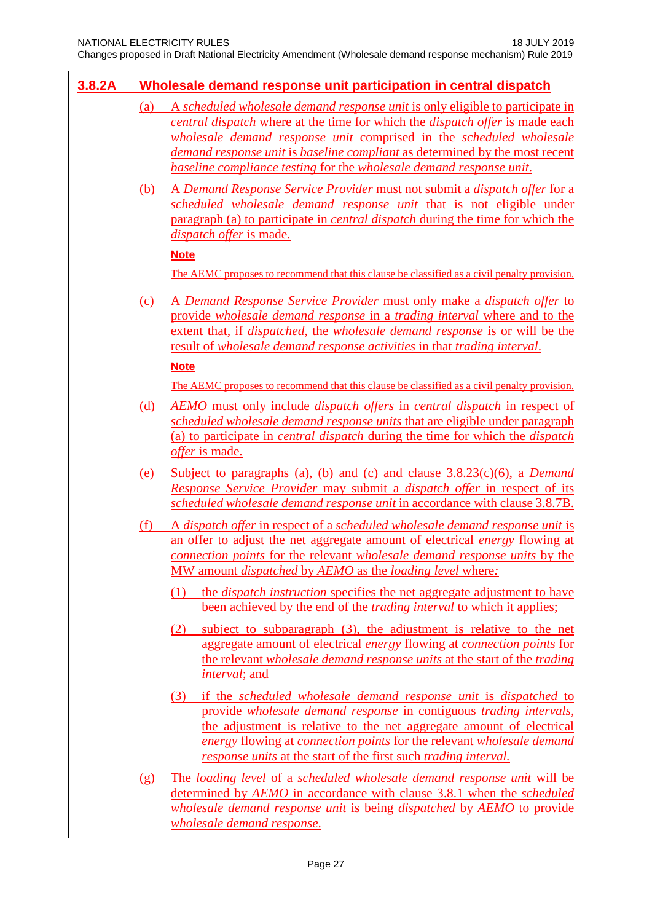### 3.8.2A Wholesale demand response unit participation in central dispatch

(a) A *scheduled wholesale demand response unit* is only eligible to participate in *central dispatch* where at the time for which the *dispatch offer* is made each *wholesale demand response unit* comprised in the *scheduled wholesale demand response unit* is *baseline compliant* as determined by the most recent *baseline compliance testing* for the *wholesale demand response unit*.

(b) A *Demand Response Service Provider* must not submit a *dispatch offer* for a *scheduled wholesale demand response unit* that is not eligible under paragraph (a) to participate in *central dispatch* during the time for which the *dispatch offer* is made.

**Note**

The AEMC proposes to recommend that this clause be classified as a civil penalty provision.

(c) A *Demand Response Service Provider* must only make a *dispatch offer* to provide *wholesale demand response* in a *trading interval* where and to the extent that, if *dispatched*, the *wholesale demand response* is or will be the result of *wholesale demand response activities* in that *trading interval*.

**Note**

The AEMC proposes to recommend that this clause be classified as a civil penalty provision.

(d) *AEMO* must only include *dispatch offers* in *central dispatch* in respect of *scheduled wholesale demand response units* that are eligible under paragraph (a) to participate in *central dispatch* during the time for which the *dispatch offer* is made.

(e) Subject to paragraphs (a), (b) and (c) and clause 3.8.23(c)(6), a *Demand Response Service Provider* may submit a *dispatch offer* in respect of its *scheduled wholesale demand response unit* in accordance with clause 3.8.7B.

(f) A *dispatch offer* in respect of a *scheduled wholesale demand response unit* is an offer to adjust the net aggregate amount of electrical *energy* flowing at *connection points* for the relevant *wholesale demand response units* by the MW amount *dispatched* by *AEMO* as the *loading level* where:

(1) the *dispatch instruction* specifies the net aggregate adjustment to have been achieved by the end of the *trading interval* to which it applies;

(2) subject to subparagraph (3), the adjustment is relative to the net aggregate amount of electrical *energy* flowing at *connection points* for the relevant *wholesale demand response units* at the start of the *trading interval*; and

(3) if the *scheduled wholesale demand response unit* is *dispatched* to provide *wholesale demand response* in contiguous *trading intervals*, the adjustment is relative to the net aggregate amount of electrical *energy* flowing at *connection points* for the relevant *wholesale demand response units* at the start of the first such *trading interval*.

(g) The *loading level* of a *scheduled wholesale demand response unit* will be determined by *AEMO* in accordance with clause 3.8.1 when the *scheduled wholesale demand response unit* is being *dispatched* by *AEMO* to provide *wholesale demand response*.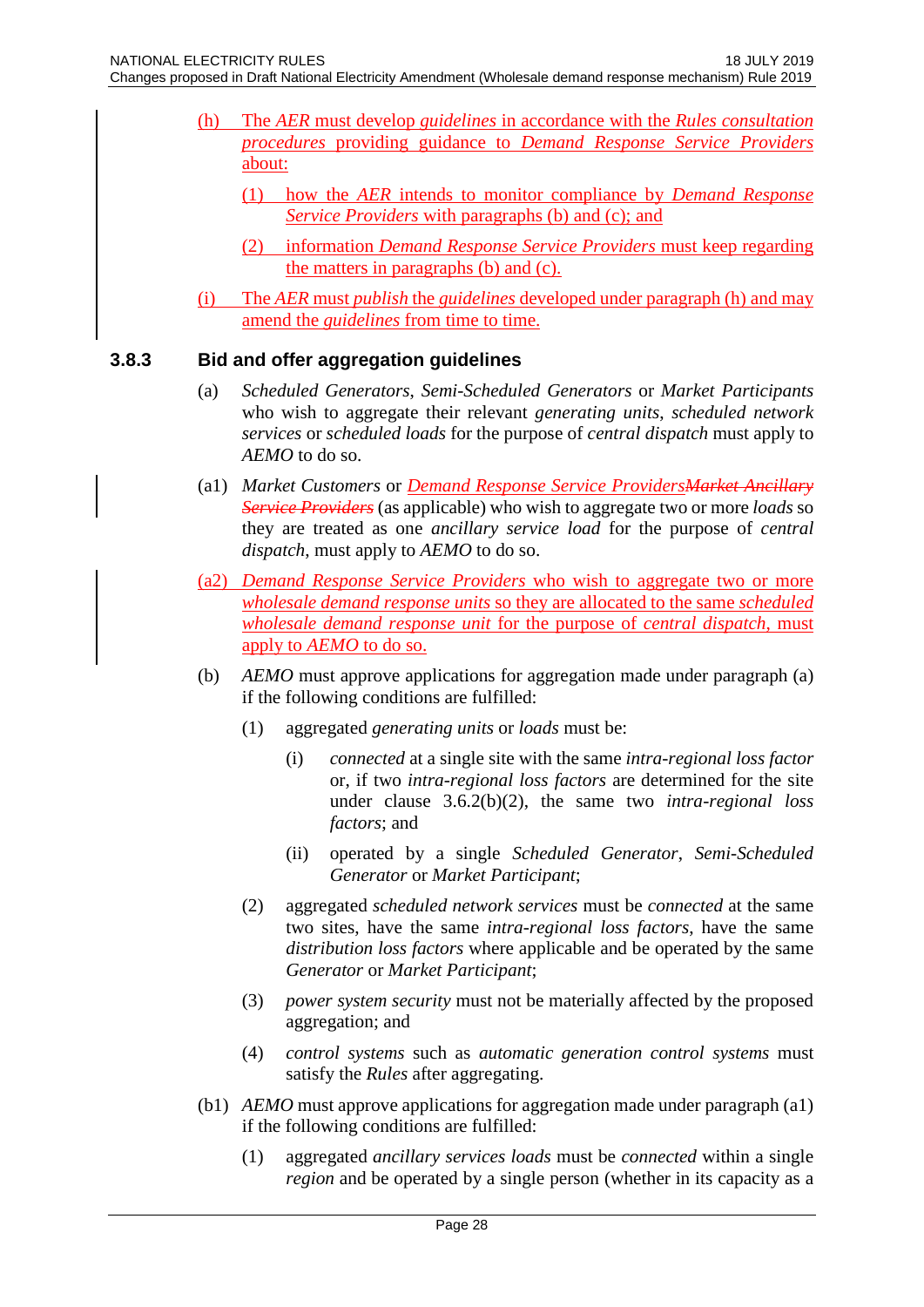(h) The *AER* must develop *guidelines* in accordance with the *Rules consultation procedures* providing guidance to *Demand Response Service Providers* about:

(1) how the *AER* intends to monitor compliance by *Demand Response Service Providers* with paragraphs (b) and (c); and

(2) information *Demand Response Service Providers* must keep regarding the matters in paragraphs (b) and (c).

(i) The *AER* must *publish* the *guidelines* developed under paragraph (h) and may amend the *guidelines* from time to time.

### 3.8.3 Bid and offer aggregation guidelines

(a) *Scheduled Generators*, *Semi-Scheduled Generators* or *Market Participants* who wish to aggregate their relevant *generating units*, *scheduled network services* or *scheduled loads* for the purpose of *central dispatch* must apply to *AEMO* to do so.

(a1) *Market Customers* or *Demand Response Service Providers*~~*Market Ancillary Service Providers*~~ (as applicable) who wish to aggregate two or more *loads* so they are treated as one *ancillary service load* for the purpose of *central dispatch*, must apply to *AEMO* to do so.

(a2) *Demand Response Service Providers* who wish to aggregate two or more *wholesale demand response units* so they are allocated to the same *scheduled wholesale demand response unit* for the purpose of *central dispatch*, must apply to *AEMO* to do so.

(b) *AEMO* must approve applications for aggregation made under paragraph (a) if the following conditions are fulfilled:

(1) aggregated *generating units* or *loads* must be:

(i) *connected* at a single site with the same *intra-regional loss factor* or, if two *intra-regional loss factors* are determined for the site under clause 3.6.2(b)(2), the same two *intra-regional loss factors*; and

(ii) operated by a single *Scheduled Generator*, *Semi-Scheduled Generator* or *Market Participant*;

(2) aggregated *scheduled network services* must be *connected* at the same two sites, have the same *intra-regional loss factors*, have the same *distribution loss factors* where applicable and be operated by the same *Generator* or *Market Participant*;

(3) *power system security* must not be materially affected by the proposed aggregation; and

(4) *control systems* such as *automatic generation control systems* must satisfy the *Rules* after aggregating.

(b1) *AEMO* must approve applications for aggregation made under paragraph (a1) if the following conditions are fulfilled:

(1) aggregated *ancillary services loads* must be *connected* within a single *region* and be operated by a single person (whether in its capacity as a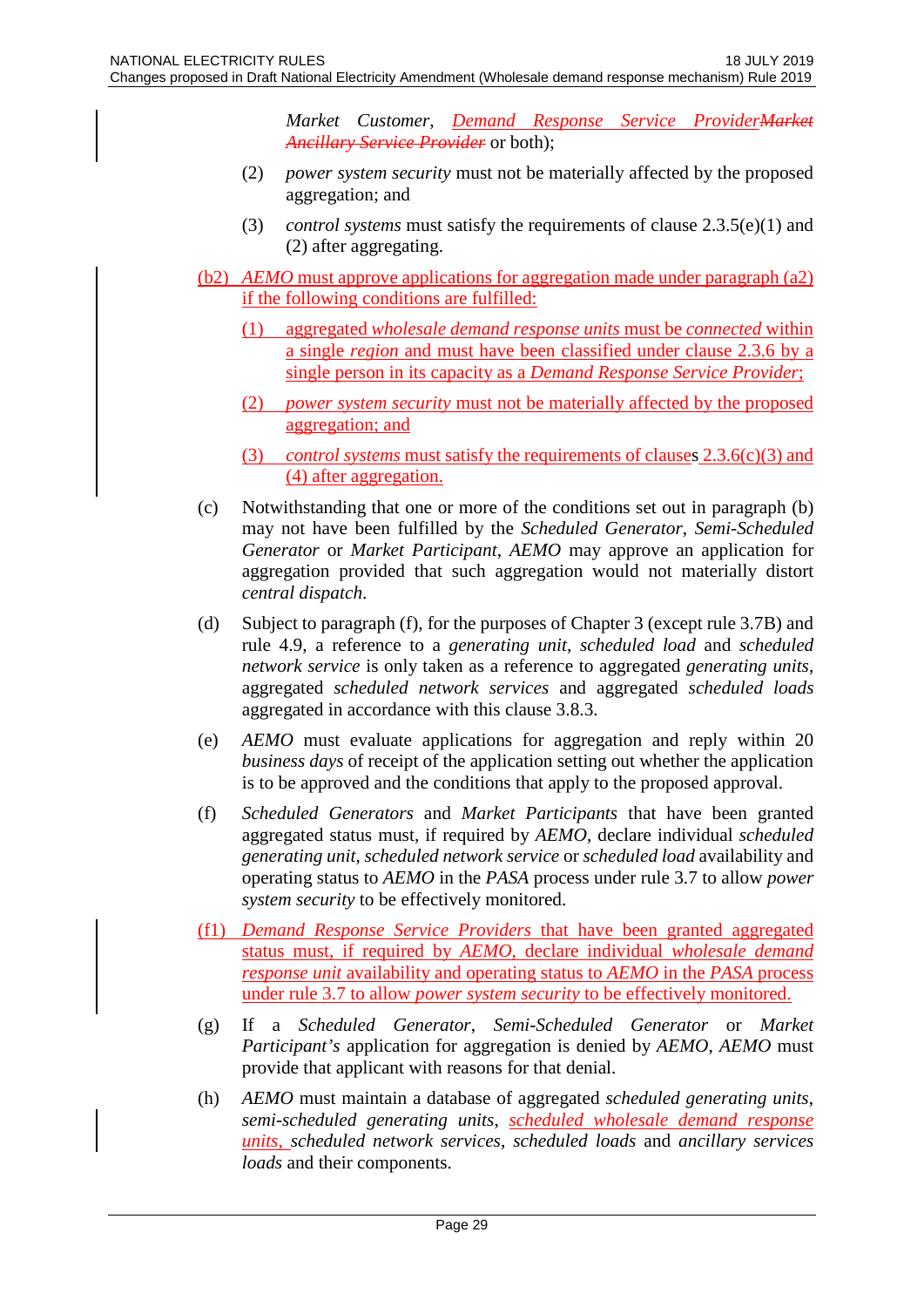*Market Customer*, Demand Response Service Provider~~Market Ancillary Service Provider~~ or both);

(2) *power system security* must not be materially affected by the proposed aggregation; and

(3) *control systems* must satisfy the requirements of clause 2.3.5(e)(1) and (2) after aggregating.

(b2) *AEMO* must approve applications for aggregation made under paragraph (a2) if the following conditions are fulfilled:

(1) aggregated *wholesale demand response units* must be *connected* within a single *region* and must have been classified under clause 2.3.6 by a single person in its capacity as a *Demand Response Service Provider*;

(2) *power system security* must not be materially affected by the proposed aggregation; and

(3) *control systems* must satisfy the requirements of clauses 2.3.6(c)(3) and (4) after aggregation.

(c) Notwithstanding that one or more of the conditions set out in paragraph (b) may not have been fulfilled by the *Scheduled Generator*, *Semi-Scheduled Generator* or *Market Participant*, *AEMO* may approve an application for aggregation provided that such aggregation would not materially distort *central dispatch*.

(d) Subject to paragraph (f), for the purposes of Chapter 3 (except rule 3.7B) and rule 4.9, a reference to a *generating unit*, *scheduled load* and *scheduled network service* is only taken as a reference to aggregated *generating units*, aggregated *scheduled network services* and aggregated *scheduled loads* aggregated in accordance with this clause 3.8.3.

(e) *AEMO* must evaluate applications for aggregation and reply within 20 *business days* of receipt of the application setting out whether the application is to be approved and the conditions that apply to the proposed approval.

(f) *Scheduled Generators* and *Market Participants* that have been granted aggregated status must, if required by *AEMO*, declare individual *scheduled generating unit*, *scheduled network service* or *scheduled load* availability and operating status to *AEMO* in the *PASA* process under rule 3.7 to allow *power system security* to be effectively monitored.

(f1) *Demand Response Service Providers* that have been granted aggregated status must, if required by *AEMO*, declare individual *wholesale demand response unit* availability and operating status to *AEMO* in the *PASA* process under rule 3.7 to allow *power system security* to be effectively monitored.

(g) If a *Scheduled Generator*, *Semi-Scheduled Generator* or *Market Participant's* application for aggregation is denied by *AEMO*, *AEMO* must provide that applicant with reasons for that denial.

(h) *AEMO* must maintain a database of aggregated *scheduled generating units*, *semi-scheduled generating units*, *scheduled wholesale demand response units*, *scheduled network services*, *scheduled loads* and *ancillary services loads* and their components.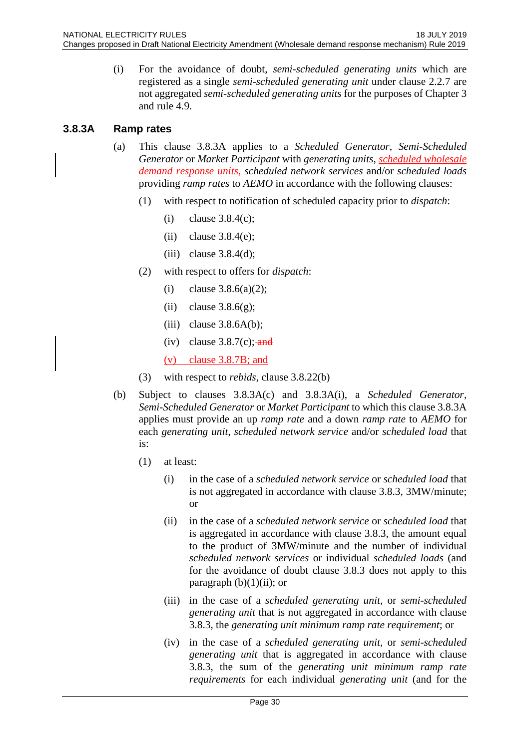(i) For the avoidance of doubt, *semi-scheduled generating units* which are registered as a single *semi-scheduled generating unit* under clause 2.2.7 are not aggregated *semi-scheduled generating units* for the purposes of Chapter 3 and rule 4.9.

### 3.8.3A Ramp rates

(a) This clause 3.8.3A applies to a *Scheduled Generator*, *Semi-Scheduled Generator* or *Market Participant* with *generating units*, *scheduled wholesale demand response units*, *scheduled network services* and/or *scheduled loads* providing *ramp rates* to *AEMO* in accordance with the following clauses:

(1) with respect to notification of scheduled capacity prior to *dispatch*:

(i) clause 3.8.4(c);

(ii) clause 3.8.4(e);

(iii) clause 3.8.4(d);

(2) with respect to offers for *dispatch*:

(i) clause 3.8.6(a)(2);

(ii) clause 3.8.6(g);

(iii) clause 3.8.6A(b);

(iv) clause 3.8.7(c); ~~and~~

(v) clause 3.8.7B; and

(3) with respect to *rebids*, clause 3.8.22(b)

(b) Subject to clauses 3.8.3A(c) and 3.8.3A(i), a *Scheduled Generator*, *Semi-Scheduled Generator* or *Market Participant* to which this clause 3.8.3A applies must provide an up *ramp rate* and a down *ramp rate* to *AEMO* for each *generating unit*, *scheduled network service* and/or *scheduled load* that is:

(1) at least:

(i) in the case of a *scheduled network service* or *scheduled load* that is not aggregated in accordance with clause 3.8.3, 3MW/minute; or

(ii) in the case of a *scheduled network service* or *scheduled load* that is aggregated in accordance with clause 3.8.3, the amount equal to the product of 3MW/minute and the number of individual *scheduled network services* or individual *scheduled loads* (and for the avoidance of doubt clause 3.8.3 does not apply to this paragraph (b)(1)(ii); or

(iii) in the case of a *scheduled generating unit*, or *semi-scheduled generating unit* that is not aggregated in accordance with clause 3.8.3, the *generating unit minimum ramp rate requirement*; or

(iv) in the case of a *scheduled generating unit*, or *semi-scheduled generating unit* that is aggregated in accordance with clause 3.8.3, the sum of the *generating unit minimum ramp rate requirements* for each individual *generating unit* (and for the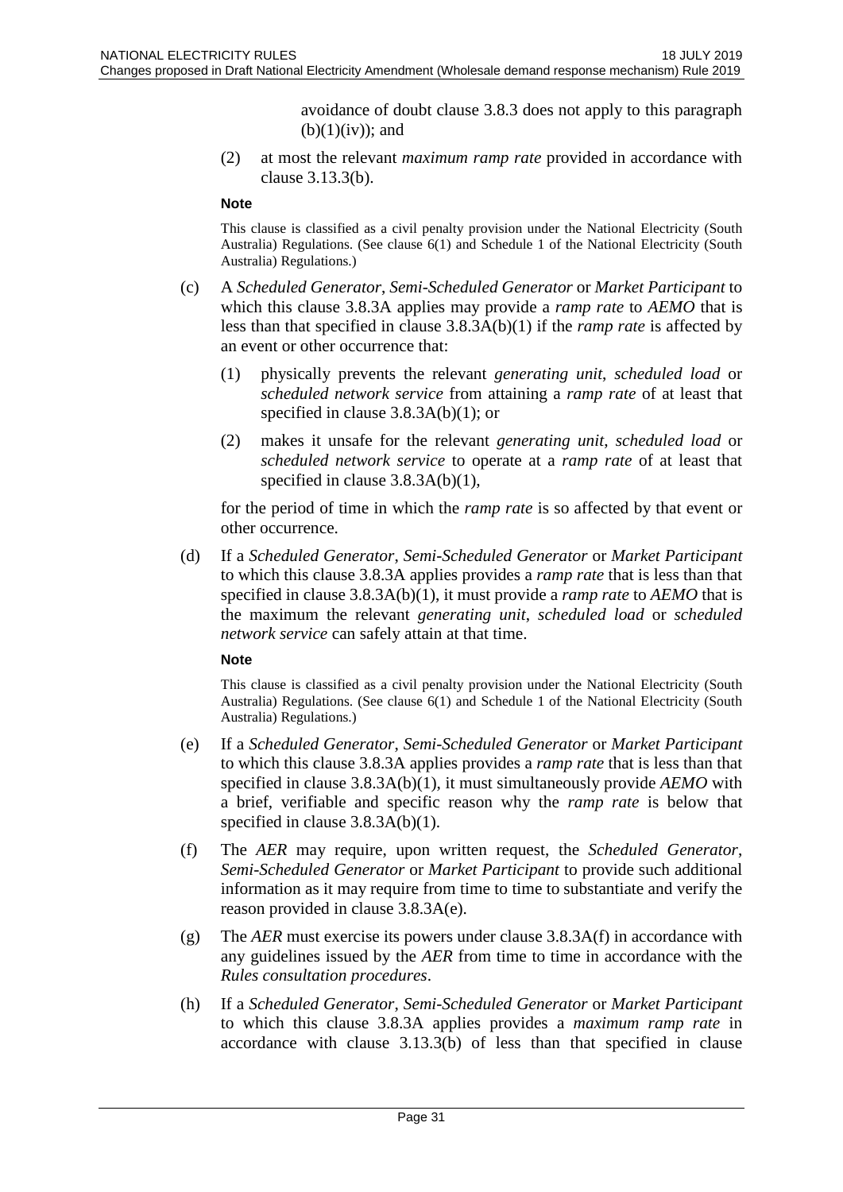avoidance of doubt clause 3.8.3 does not apply to this paragraph (b)(1)(iv)); and

(2) at most the relevant *maximum ramp rate* provided in accordance with clause 3.13.3(b).

**Note**

This clause is classified as a civil penalty provision under the National Electricity (South Australia) Regulations. (See clause 6(1) and Schedule 1 of the National Electricity (South Australia) Regulations.)

(c) A *Scheduled Generator*, *Semi-Scheduled Generator* or *Market Participant* to which this clause 3.8.3A applies may provide a *ramp rate* to *AEMO* that is less than that specified in clause 3.8.3A(b)(1) if the *ramp rate* is affected by an event or other occurrence that:

(1) physically prevents the relevant *generating unit*, *scheduled load* or *scheduled network service* from attaining a *ramp rate* of at least that specified in clause 3.8.3A(b)(1); or

(2) makes it unsafe for the relevant *generating unit*, *scheduled load* or *scheduled network service* to operate at a *ramp rate* of at least that specified in clause 3.8.3A(b)(1),

for the period of time in which the *ramp rate* is so affected by that event or other occurrence.

(d) If a *Scheduled Generator*, *Semi-Scheduled Generator* or *Market Participant* to which this clause 3.8.3A applies provides a *ramp rate* that is less than that specified in clause 3.8.3A(b)(1), it must provide a *ramp rate* to *AEMO* that is the maximum the relevant *generating unit*, *scheduled load* or *scheduled network service* can safely attain at that time.

**Note**

This clause is classified as a civil penalty provision under the National Electricity (South Australia) Regulations. (See clause 6(1) and Schedule 1 of the National Electricity (South Australia) Regulations.)

(e) If a *Scheduled Generator*, *Semi-Scheduled Generator* or *Market Participant* to which this clause 3.8.3A applies provides a *ramp rate* that is less than that specified in clause 3.8.3A(b)(1), it must simultaneously provide *AEMO* with a brief, verifiable and specific reason why the *ramp rate* is below that specified in clause 3.8.3A(b)(1).

(f) The *AER* may require, upon written request, the *Scheduled Generator*, *Semi-Scheduled Generator* or *Market Participant* to provide such additional information as it may require from time to time to substantiate and verify the reason provided in clause 3.8.3A(e).

(g) The *AER* must exercise its powers under clause 3.8.3A(f) in accordance with any guidelines issued by the *AER* from time to time in accordance with the *Rules consultation procedures*.

(h) If a *Scheduled Generator*, *Semi-Scheduled Generator* or *Market Participant* to which this clause 3.8.3A applies provides a *maximum ramp rate* in accordance with clause 3.13.3(b) of less than that specified in clause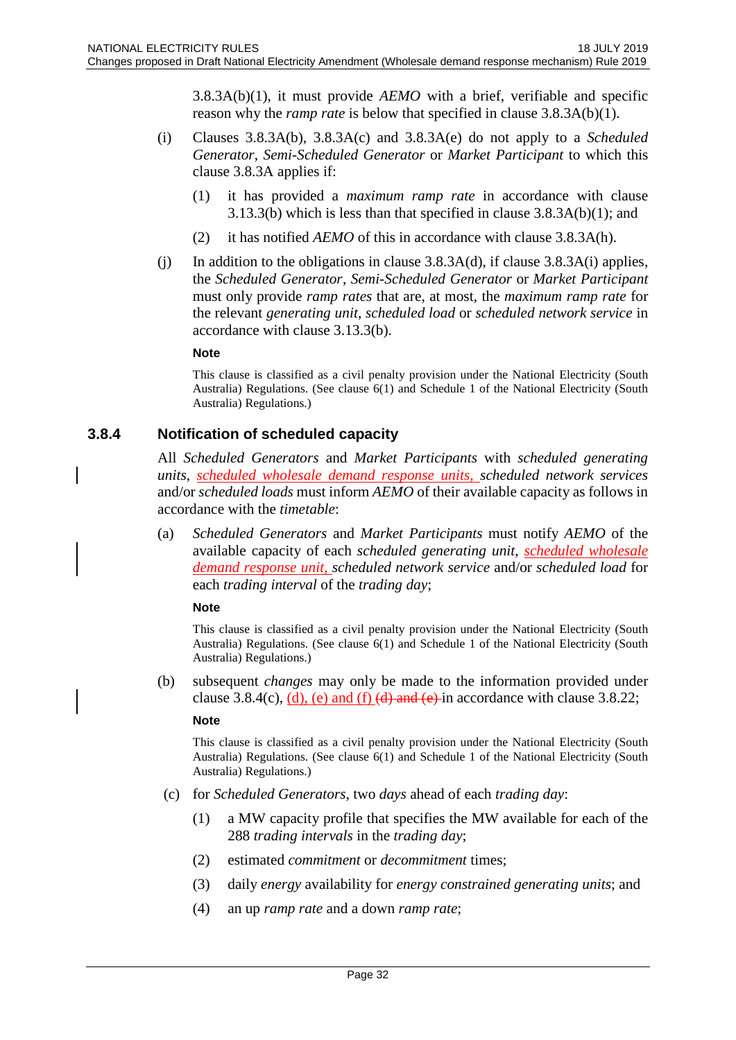3.8.3A(b)(1), it must provide *AEMO* with a brief, verifiable and specific reason why the *ramp rate* is below that specified in clause 3.8.3A(b)(1).

(i) Clauses 3.8.3A(b), 3.8.3A(c) and 3.8.3A(e) do not apply to a *Scheduled Generator*, *Semi-Scheduled Generator* or *Market Participant* to which this clause 3.8.3A applies if:

(1) it has provided a *maximum ramp rate* in accordance with clause 3.13.3(b) which is less than that specified in clause 3.8.3A(b)(1); and

(2) it has notified *AEMO* of this in accordance with clause 3.8.3A(h).

(j) In addition to the obligations in clause 3.8.3A(d), if clause 3.8.3A(i) applies, the *Scheduled Generator*, *Semi-Scheduled Generator* or *Market Participant* must only provide *ramp rates* that are, at most, the *maximum ramp rate* for the relevant *generating unit*, *scheduled load* or *scheduled network service* in accordance with clause 3.13.3(b).

**Note**

This clause is classified as a civil penalty provision under the National Electricity (South Australia) Regulations. (See clause 6(1) and Schedule 1 of the National Electricity (South Australia) Regulations.)

### 3.8.4 Notification of scheduled capacity

All *Scheduled Generators* and *Market Participants* with *scheduled generating units*, *scheduled wholesale demand response units*, *scheduled network services* and/or *scheduled loads* must inform *AEMO* of their available capacity as follows in accordance with the *timetable*:

(a) *Scheduled Generators* and *Market Participants* must notify *AEMO* of the available capacity of each *scheduled generating unit*, *scheduled wholesale demand response unit*, *scheduled network service* and/or *scheduled load* for each *trading interval* of the *trading day*;

**Note**

This clause is classified as a civil penalty provision under the National Electricity (South Australia) Regulations. (See clause 6(1) and Schedule 1 of the National Electricity (South Australia) Regulations.)

(b) subsequent *changes* may only be made to the information provided under clause 3.8.4(c), (d), (e) and (f) ~~(d) and (e)~~ in accordance with clause 3.8.22;

**Note**

This clause is classified as a civil penalty provision under the National Electricity (South Australia) Regulations. (See clause 6(1) and Schedule 1 of the National Electricity (South Australia) Regulations.)

(c) for *Scheduled Generators*, two *days* ahead of each *trading day*:

(1) a MW capacity profile that specifies the MW available for each of the 288 *trading intervals* in the *trading day*;

(2) estimated *commitment* or *decommitment* times;

(3) daily *energy* availability for *energy constrained generating units*; and

(4) an up *ramp rate* and a down *ramp rate*;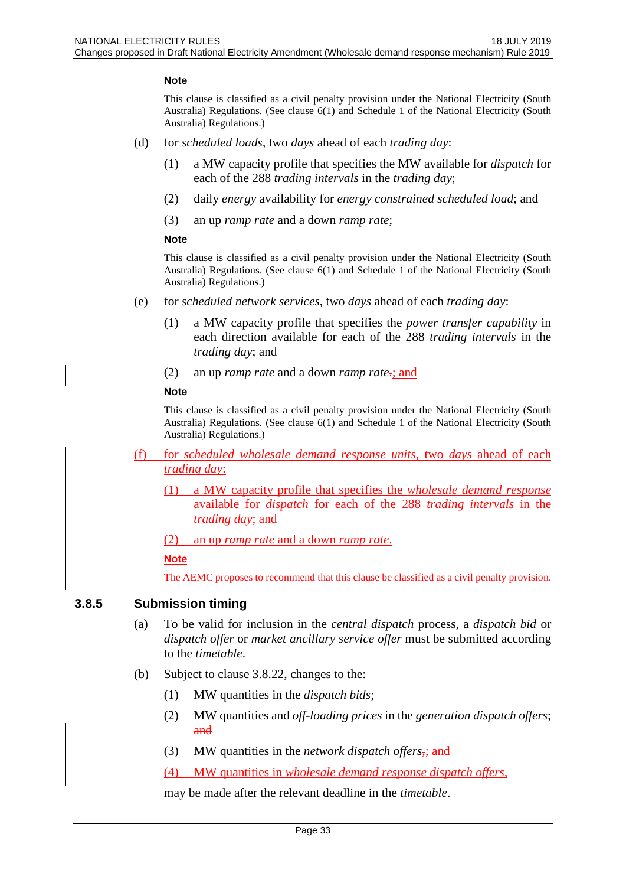**Note**

This clause is classified as a civil penalty provision under the National Electricity (South Australia) Regulations. (See clause 6(1) and Schedule 1 of the National Electricity (South Australia) Regulations.)

(d) for *scheduled loads*, two *days* ahead of each *trading day*:

(1) a MW capacity profile that specifies the MW available for *dispatch* for each of the 288 *trading intervals* in the *trading day*;

(2) daily *energy* availability for *energy constrained scheduled load*; and

(3) an up *ramp rate* and a down *ramp rate*;

**Note**

This clause is classified as a civil penalty provision under the National Electricity (South Australia) Regulations. (See clause 6(1) and Schedule 1 of the National Electricity (South Australia) Regulations.)

(e) for *scheduled network services*, two *days* ahead of each *trading day*:

(1) a MW capacity profile that specifies the *power transfer capability* in each direction available for each of the 288 *trading intervals* in the *trading day*; and

(2) an up *ramp rate* and a down *ramp rate*~~.~~; and

**Note**

This clause is classified as a civil penalty provision under the National Electricity (South Australia) Regulations. (See clause 6(1) and Schedule 1 of the National Electricity (South Australia) Regulations.)

(f) for *scheduled wholesale demand response units*, two *days* ahead of each *trading day*:

(1) a MW capacity profile that specifies the *wholesale demand response* available for *dispatch* for each of the 288 *trading intervals* in the *trading day*; and

(2) an up *ramp rate* and a down *ramp rate*.

**Note**

The AEMC proposes to recommend that this clause be classified as a civil penalty provision.

### 3.8.5 Submission timing

(a) To be valid for inclusion in the *central dispatch* process, a *dispatch bid* or *dispatch offer* or *market ancillary service offer* must be submitted according to the *timetable*.

(b) Subject to clause 3.8.22, changes to the:

(1) MW quantities in the *dispatch bids*;

(2) MW quantities and *off-loading prices* in the *generation dispatch offers*; ~~and~~

(3) MW quantities in the *network dispatch offers*~~,~~; and

(4) MW quantities in *wholesale demand response dispatch offers*,

may be made after the relevant deadline in the *timetable*.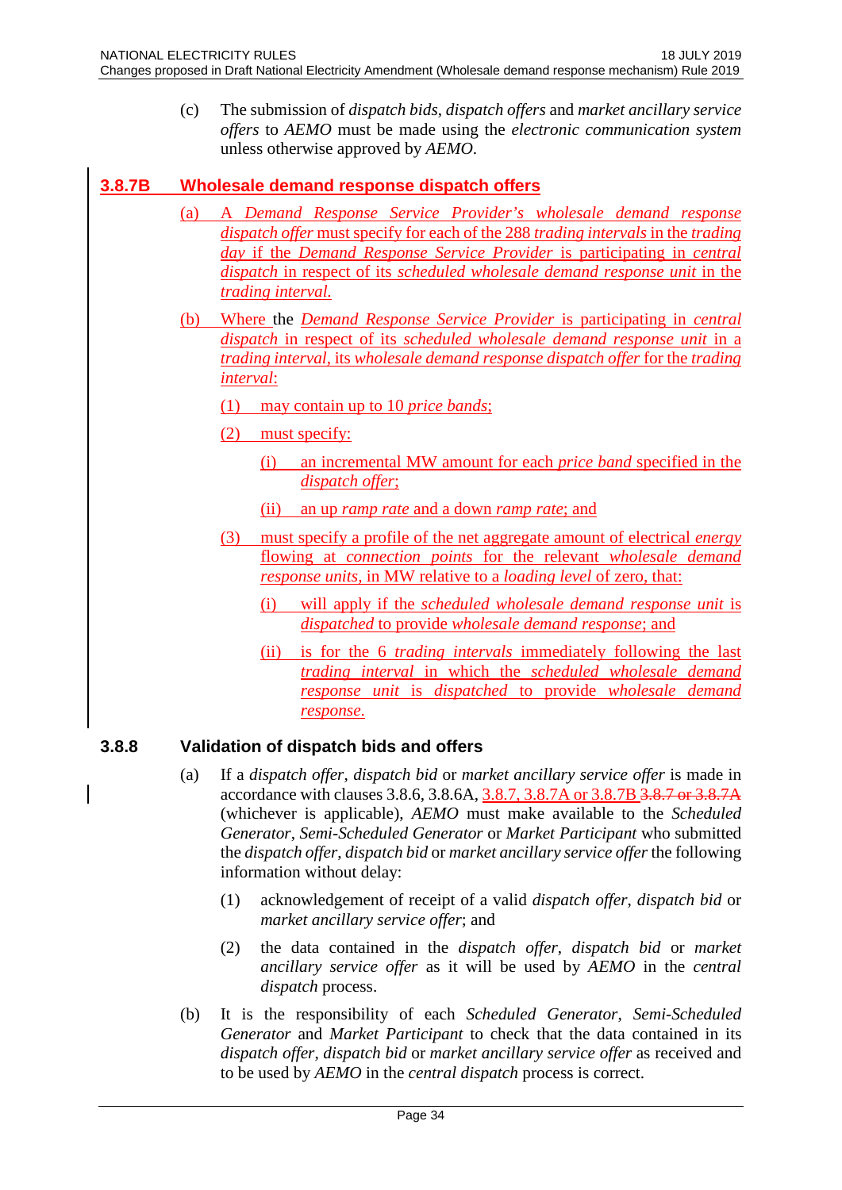(c) The submission of *dispatch bids*, *dispatch offers* and *market ancillary service offers* to *AEMO* must be made using the *electronic communication system* unless otherwise approved by *AEMO*.

### 3.8.7B Wholesale demand response dispatch offers

(a) A *Demand Response Service Provider's wholesale demand response dispatch offer* must specify for each of the 288 *trading intervals* in the *trading day* if the *Demand Response Service Provider* is participating in *central dispatch* in respect of its *scheduled wholesale demand response unit* in the *trading interval.*

(b) Where the *Demand Response Service Provider* is participating in *central dispatch* in respect of its *scheduled wholesale demand response unit* in a *trading interval*, its *wholesale demand response dispatch offer* for the *trading interval*:

(1) may contain up to 10 *price bands*;

(2) must specify:

(i) an incremental MW amount for each *price band* specified in the *dispatch offer*;

(ii) an up *ramp rate* and a down *ramp rate*; and

(3) must specify a profile of the net aggregate amount of electrical *energy* flowing at *connection points* for the relevant *wholesale demand response units*, in MW relative to a *loading level* of zero, that:

(i) will apply if the *scheduled wholesale demand response unit* is *dispatched* to provide *wholesale demand response*; and

(ii) is for the 6 *trading intervals* immediately following the last *trading interval* in which the *scheduled wholesale demand response unit* is *dispatched* to provide *wholesale demand response*.

### 3.8.8 Validation of dispatch bids and offers

(a) If a *dispatch offer*, *dispatch bid* or *market ancillary service offer* is made in accordance with clauses 3.8.6, 3.8.6A, 3.8.7, 3.8.7A or 3.8.7B ~~3.8.7 or 3.8.7A~~ (whichever is applicable), *AEMO* must make available to the *Scheduled Generator*, *Semi-Scheduled Generator* or *Market Participant* who submitted the *dispatch offer*, *dispatch bid* or *market ancillary service offer* the following information without delay:

(1) acknowledgement of receipt of a valid *dispatch offer*, *dispatch bid* or *market ancillary service offer*; and

(2) the data contained in the *dispatch offer*, *dispatch bid* or *market ancillary service offer* as it will be used by *AEMO* in the *central dispatch* process.

(b) It is the responsibility of each *Scheduled Generator*, *Semi-Scheduled Generator* and *Market Participant* to check that the data contained in its *dispatch offer*, *dispatch bid* or *market ancillary service offer* as received and to be used by *AEMO* in the *central dispatch* process is correct.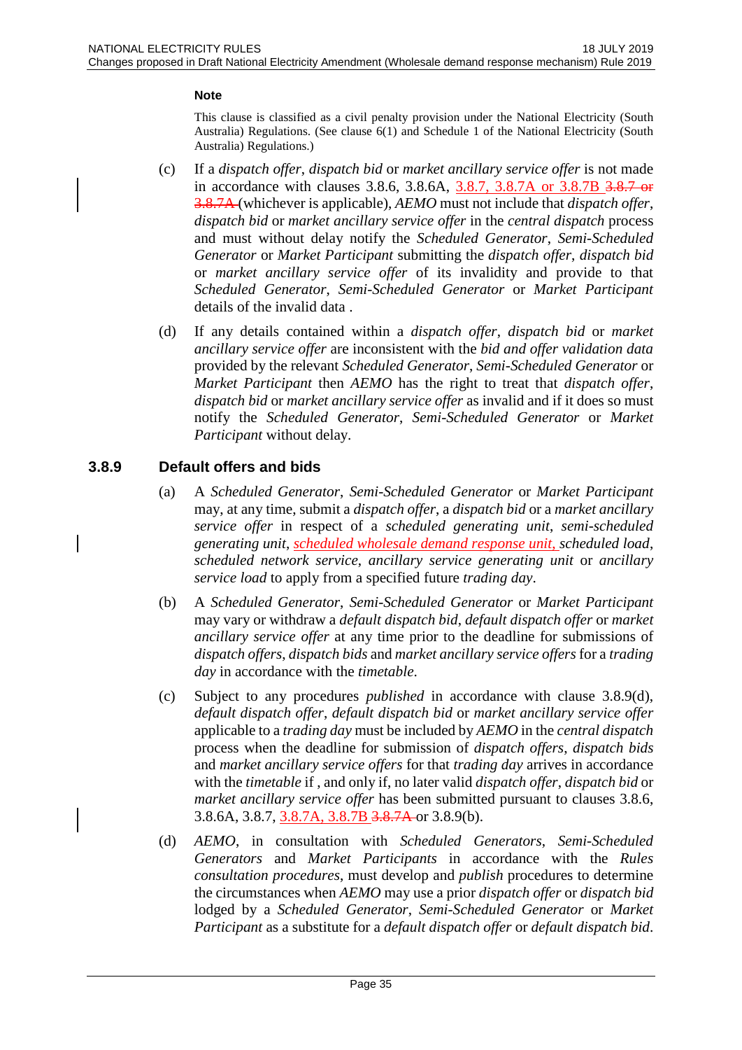**Note**

This clause is classified as a civil penalty provision under the National Electricity (South Australia) Regulations. (See clause 6(1) and Schedule 1 of the National Electricity (South Australia) Regulations.)

(c) If a *dispatch offer*, *dispatch bid* or *market ancillary service offer* is not made in accordance with clauses 3.8.6, 3.8.6A, 3.8.7, 3.8.7A or 3.8.7B ~~3.8.7 or 3.8.7A~~ (whichever is applicable), *AEMO* must not include that *dispatch offer*, *dispatch bid* or *market ancillary service offer* in the *central dispatch* process and must without delay notify the *Scheduled Generator*, *Semi-Scheduled Generator* or *Market Participant* submitting the *dispatch offer*, *dispatch bid* or *market ancillary service offer* of its invalidity and provide to that *Scheduled Generator*, *Semi-Scheduled Generator* or *Market Participant* details of the invalid data .

(d) If any details contained within a *dispatch offer*, *dispatch bid* or *market ancillary service offer* are inconsistent with the *bid and offer validation data* provided by the relevant *Scheduled Generator*, *Semi-Scheduled Generator* or *Market Participant* then *AEMO* has the right to treat that *dispatch offer*, *dispatch bid* or *market ancillary service offer* as invalid and if it does so must notify the *Scheduled Generator*, *Semi-Scheduled Generator* or *Market Participant* without delay.

### 3.8.9 Default offers and bids

(a) A *Scheduled Generator*, *Semi-Scheduled Generator* or *Market Participant* may, at any time, submit a *dispatch offer*, a *dispatch bid* or a *market ancillary service offer* in respect of a *scheduled generating unit*, *semi-scheduled generating unit*, *scheduled wholesale demand response unit*, *scheduled load*, *scheduled network service*, *ancillary service generating unit* or *ancillary service load* to apply from a specified future *trading day*.

(b) A *Scheduled Generator*, *Semi-Scheduled Generator* or *Market Participant* may vary or withdraw a *default dispatch bid*, *default dispatch offer* or *market ancillary service offer* at any time prior to the deadline for submissions of *dispatch offers*, *dispatch bids* and *market ancillary service offers* for a *trading day* in accordance with the *timetable*.

(c) Subject to any procedures *published* in accordance with clause 3.8.9(d), *default dispatch offer*, *default dispatch bid* or *market ancillary service offer* applicable to a *trading day* must be included by *AEMO* in the *central dispatch* process when the deadline for submission of *dispatch offers*, *dispatch bids* and *market ancillary service offers* for that *trading day* arrives in accordance with the *timetable* if , and only if, no later valid *dispatch offer*, *dispatch bid* or *market ancillary service offer* has been submitted pursuant to clauses 3.8.6, 3.8.6A, 3.8.7, 3.8.7A, 3.8.7B ~~3.8.7A~~ or 3.8.9(b).

(d) *AEMO*, in consultation with *Scheduled Generators*, *Semi-Scheduled Generators* and *Market Participants* in accordance with the *Rules consultation procedures*, must develop and *publish* procedures to determine the circumstances when *AEMO* may use a prior *dispatch offer* or *dispatch bid* lodged by a *Scheduled Generator*, *Semi-Scheduled Generator* or *Market Participant* as a substitute for a *default dispatch offer* or *default dispatch bid*.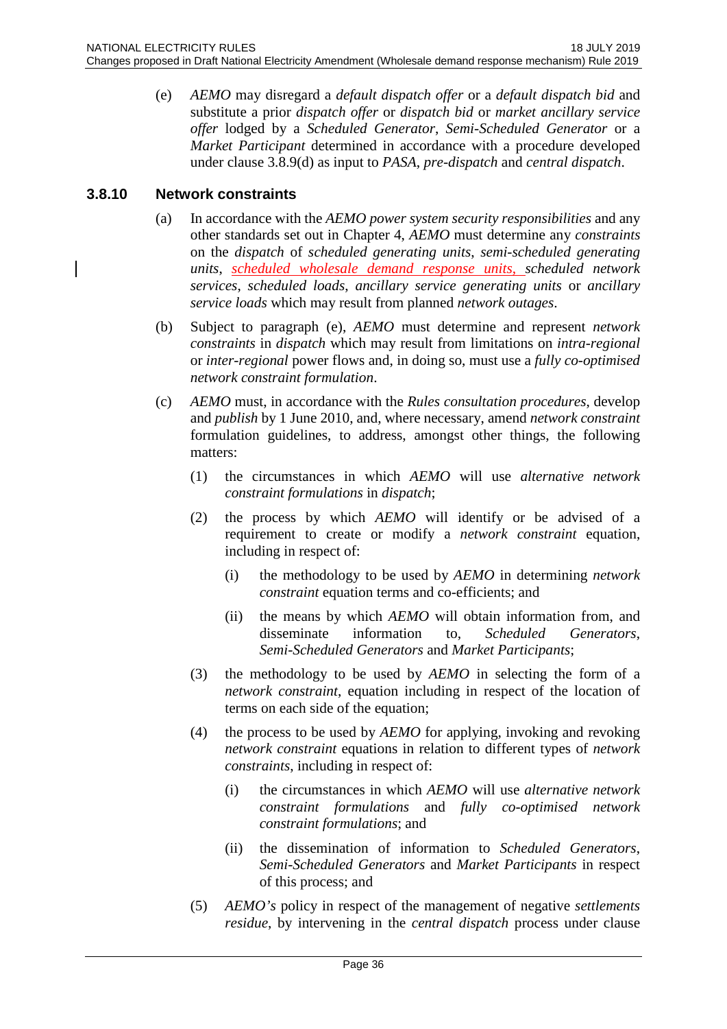(e) *AEMO* may disregard a *default dispatch offer* or a *default dispatch bid* and substitute a prior *dispatch offer* or *dispatch bid* or *market ancillary service offer* lodged by a *Scheduled Generator*, *Semi-Scheduled Generator* or a *Market Participant* determined in accordance with a procedure developed under clause 3.8.9(d) as input to *PASA*, *pre-dispatch* and *central dispatch*.

### 3.8.10 Network constraints

(a) In accordance with the *AEMO power system security responsibilities* and any other standards set out in Chapter 4, *AEMO* must determine any *constraints* on the *dispatch* of *scheduled generating units*, *semi-scheduled generating units*, *scheduled wholesale demand response units,* *scheduled network services*, *scheduled loads*, *ancillary service generating units* or *ancillary service loads* which may result from planned *network outages*.

(b) Subject to paragraph (e), *AEMO* must determine and represent *network constraints* in *dispatch* which may result from limitations on *intra-regional* or *inter-regional* power flows and, in doing so, must use a *fully co-optimised network constraint formulation*.

(c) *AEMO* must, in accordance with the *Rules consultation procedures*, develop and *publish* by 1 June 2010, and, where necessary, amend *network constraint* formulation guidelines, to address, amongst other things, the following matters:

   (1) the circumstances in which *AEMO* will use *alternative network constraint formulations* in *dispatch*;

   (2) the process by which *AEMO* will identify or be advised of a requirement to create or modify a *network constraint* equation, including in respect of:

      (i) the methodology to be used by *AEMO* in determining *network constraint* equation terms and co-efficients; and

      (ii) the means by which *AEMO* will obtain information from, and disseminate information to, *Scheduled Generators*, *Semi-Scheduled Generators* and *Market Participants*;

   (3) the methodology to be used by *AEMO* in selecting the form of a *network constraint*, equation including in respect of the location of terms on each side of the equation;

   (4) the process to be used by *AEMO* for applying, invoking and revoking *network constraint* equations in relation to different types of *network constraints*, including in respect of:

      (i) the circumstances in which *AEMO* will use *alternative network constraint formulations* and *fully co-optimised network constraint formulations*; and

      (ii) the dissemination of information to *Scheduled Generators*, *Semi-Scheduled Generators* and *Market Participants* in respect of this process; and

   (5) *AEMO's* policy in respect of the management of negative *settlements residue*, by intervening in the *central dispatch* process under clause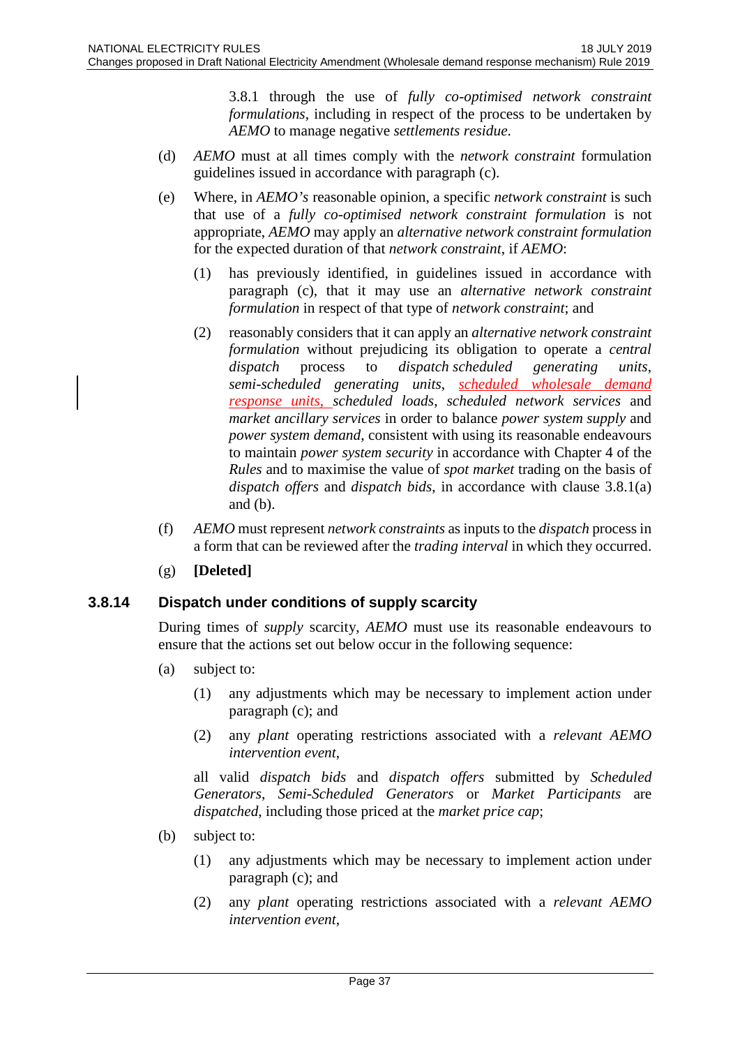3.8.1 through the use of *fully co-optimised network constraint formulations*, including in respect of the process to be undertaken by *AEMO* to manage negative *settlements residue*.

(d) *AEMO* must at all times comply with the *network constraint* formulation guidelines issued in accordance with paragraph (c).

(e) Where, in *AEMO's* reasonable opinion, a specific *network constraint* is such that use of a *fully co-optimised network constraint formulation* is not appropriate, *AEMO* may apply an *alternative network constraint formulation* for the expected duration of that *network constraint*, if *AEMO*:

(1) has previously identified, in guidelines issued in accordance with paragraph (c), that it may use an *alternative network constraint formulation* in respect of that type of *network constraint*; and

(2) reasonably considers that it can apply an *alternative network constraint formulation* without prejudicing its obligation to operate a *central dispatch* process to *dispatch scheduled generating units*, *semi-scheduled generating units*, *scheduled wholesale demand response units*, *scheduled loads*, *scheduled network services* and *market ancillary services* in order to balance *power system supply* and *power system demand*, consistent with using its reasonable endeavours to maintain *power system security* in accordance with Chapter 4 of the *Rules* and to maximise the value of *spot market* trading on the basis of *dispatch offers* and *dispatch bids*, in accordance with clause 3.8.1(a) and (b).

(f) *AEMO* must represent *network constraints* as inputs to the *dispatch* process in a form that can be reviewed after the *trading interval* in which they occurred.

(g) **[Deleted]**

### 3.8.14 Dispatch under conditions of supply scarcity

During times of *supply* scarcity, *AEMO* must use its reasonable endeavours to ensure that the actions set out below occur in the following sequence:

(a) subject to:

(1) any adjustments which may be necessary to implement action under paragraph (c); and

(2) any *plant* operating restrictions associated with a *relevant AEMO intervention event*,

all valid *dispatch bids* and *dispatch offers* submitted by *Scheduled Generators*, *Semi-Scheduled Generators* or *Market Participants* are *dispatched*, including those priced at the *market price cap*;

(b) subject to:

(1) any adjustments which may be necessary to implement action under paragraph (c); and

(2) any *plant* operating restrictions associated with a *relevant AEMO intervention event*,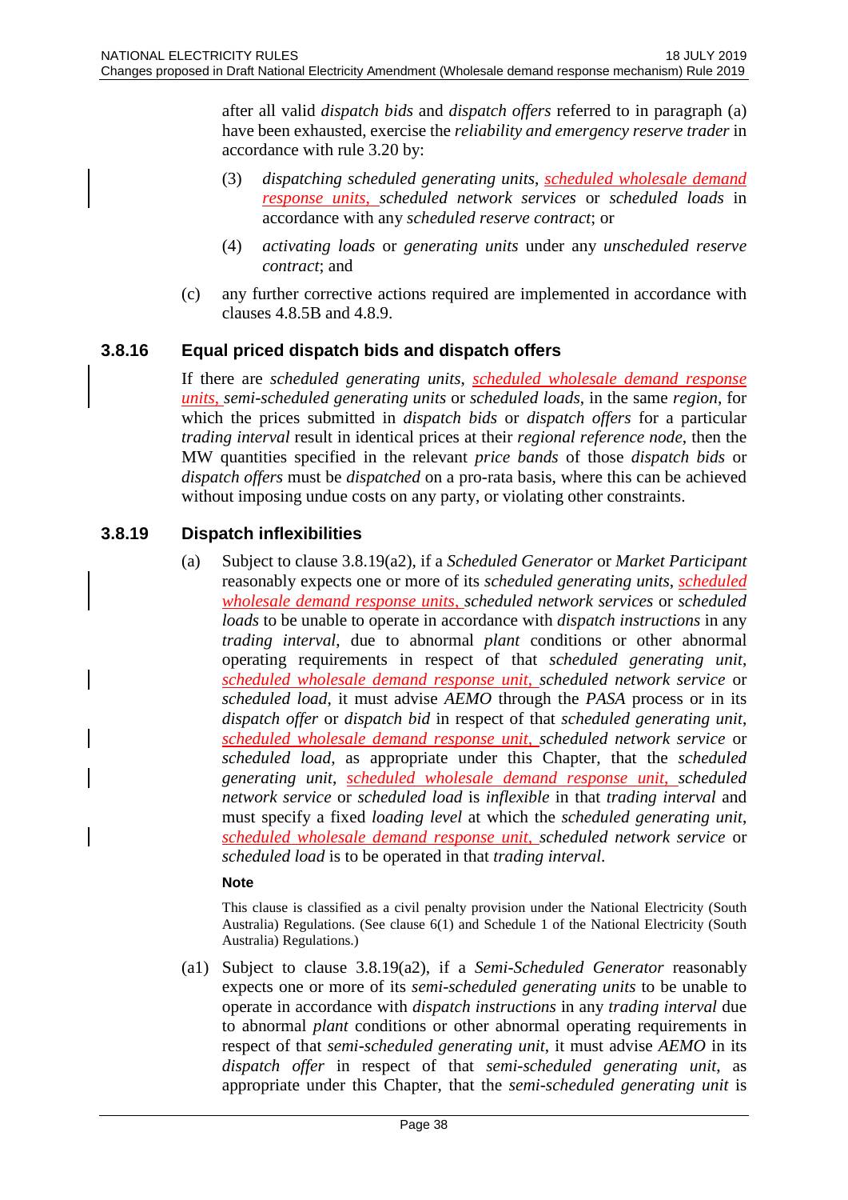after all valid *dispatch bids* and *dispatch offers* referred to in paragraph (a) have been exhausted, exercise the *reliability and emergency reserve trader* in accordance with rule 3.20 by:

(3) *dispatching scheduled generating units*, *scheduled wholesale demand response units*, *scheduled network services* or *scheduled loads* in accordance with any *scheduled reserve contract*; or

(4) *activating loads* or *generating units* under any *unscheduled reserve contract*; and

(c) any further corrective actions required are implemented in accordance with clauses 4.8.5B and 4.8.9.

### 3.8.16 Equal priced dispatch bids and dispatch offers

If there are *scheduled generating units*, *scheduled wholesale demand response units*, *semi-scheduled generating units* or *scheduled loads*, in the same *region*, for which the prices submitted in *dispatch bids* or *dispatch offers* for a particular *trading interval* result in identical prices at their *regional reference node*, then the MW quantities specified in the relevant *price bands* of those *dispatch bids* or *dispatch offers* must be *dispatched* on a pro-rata basis, where this can be achieved without imposing undue costs on any party, or violating other constraints.

### 3.8.19 Dispatch inflexibilities

(a) Subject to clause 3.8.19(a2), if a *Scheduled Generator* or *Market Participant* reasonably expects one or more of its *scheduled generating units*, *scheduled wholesale demand response units*, *scheduled network services* or *scheduled loads* to be unable to operate in accordance with *dispatch instructions* in any *trading interval*, due to abnormal *plant* conditions or other abnormal operating requirements in respect of that *scheduled generating unit*, *scheduled wholesale demand response unit*, *scheduled network service* or *scheduled load*, it must advise *AEMO* through the *PASA* process or in its *dispatch offer* or *dispatch bid* in respect of that *scheduled generating unit*, *scheduled wholesale demand response unit*, *scheduled network service* or *scheduled load*, as appropriate under this Chapter, that the *scheduled generating unit*, *scheduled wholesale demand response unit*, *scheduled network service* or *scheduled load* is *inflexible* in that *trading interval* and must specify a fixed *loading level* at which the *scheduled generating unit*, *scheduled wholesale demand response unit*, *scheduled network service* or *scheduled load* is to be operated in that *trading interval*.

**Note**

This clause is classified as a civil penalty provision under the National Electricity (South Australia) Regulations. (See clause 6(1) and Schedule 1 of the National Electricity (South Australia) Regulations.)

(a1) Subject to clause 3.8.19(a2), if a *Semi-Scheduled Generator* reasonably expects one or more of its *semi-scheduled generating units* to be unable to operate in accordance with *dispatch instructions* in any *trading interval* due to abnormal *plant* conditions or other abnormal operating requirements in respect of that *semi-scheduled generating unit*, it must advise *AEMO* in its *dispatch offer* in respect of that *semi-scheduled generating unit*, as appropriate under this Chapter, that the *semi-scheduled generating unit* is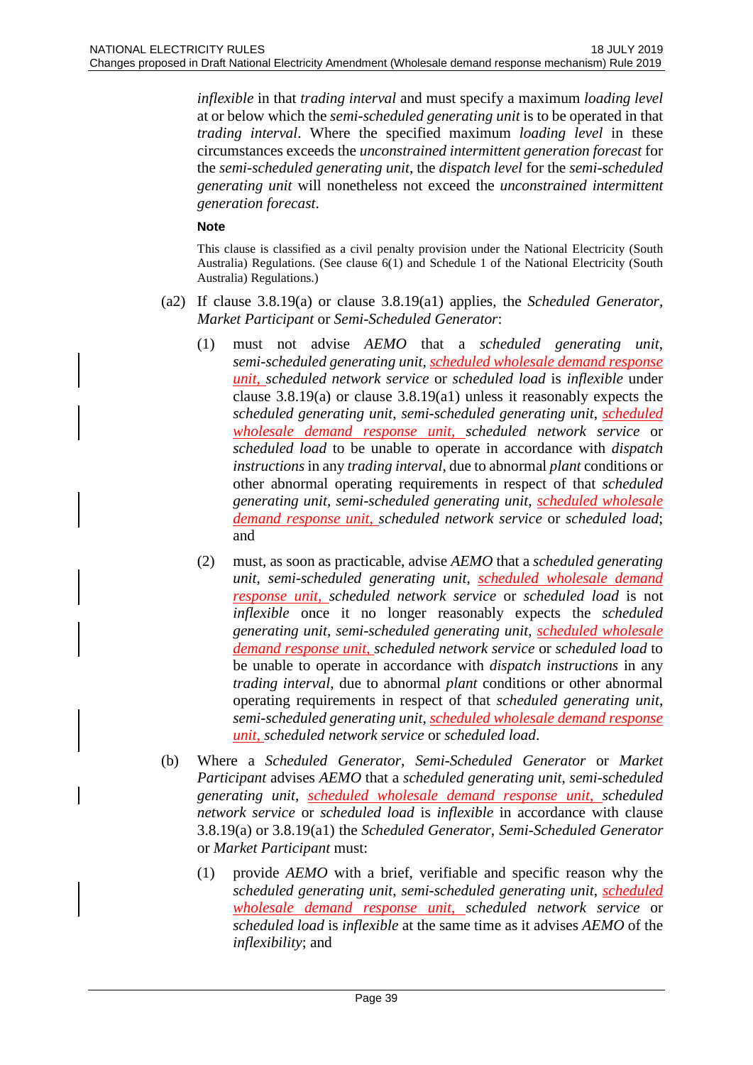*inflexible* in that *trading interval* and must specify a maximum *loading level* at or below which the *semi-scheduled generating unit* is to be operated in that *trading interval*. Where the specified maximum *loading level* in these circumstances exceeds the *unconstrained intermittent generation forecast* for the *semi-scheduled generating unit*, the *dispatch level* for the *semi-scheduled generating unit* will nonetheless not exceed the *unconstrained intermittent generation forecast*.

**Note**

This clause is classified as a civil penalty provision under the National Electricity (South Australia) Regulations. (See clause 6(1) and Schedule 1 of the National Electricity (South Australia) Regulations.)

(a2) If clause 3.8.19(a) or clause 3.8.19(a1) applies, the *Scheduled Generator*, *Market Participant* or *Semi-Scheduled Generator*:

(1) must not advise *AEMO* that a *scheduled generating unit*, *semi-scheduled generating unit*, *scheduled wholesale demand response unit*, *scheduled network service* or *scheduled load* is *inflexible* under clause 3.8.19(a) or clause 3.8.19(a1) unless it reasonably expects the *scheduled generating unit*, *semi-scheduled generating unit*, *scheduled wholesale demand response unit*, *scheduled network service* or *scheduled load* to be unable to operate in accordance with *dispatch instructions* in any *trading interval*, due to abnormal *plant* conditions or other abnormal operating requirements in respect of that *scheduled generating unit*, *semi-scheduled generating unit*, *scheduled wholesale demand response unit*, *scheduled network service* or *scheduled load*; and

(2) must, as soon as practicable, advise *AEMO* that a *scheduled generating unit*, *semi-scheduled generating unit*, *scheduled wholesale demand response unit*, *scheduled network service* or *scheduled load* is not *inflexible* once it no longer reasonably expects the *scheduled generating unit*, *semi-scheduled generating unit*, *scheduled wholesale demand response unit*, *scheduled network service* or *scheduled load* to be unable to operate in accordance with *dispatch instructions* in any *trading interval*, due to abnormal *plant* conditions or other abnormal operating requirements in respect of that *scheduled generating unit*, *semi-scheduled generating unit*, *scheduled wholesale demand response unit*, *scheduled network service* or *scheduled load*.

(b) Where a *Scheduled Generator*, *Semi-Scheduled Generator* or *Market Participant* advises *AEMO* that a *scheduled generating unit*, *semi-scheduled generating unit*, *scheduled wholesale demand response unit*, *scheduled network service* or *scheduled load* is *inflexible* in accordance with clause 3.8.19(a) or 3.8.19(a1) the *Scheduled Generator*, *Semi-Scheduled Generator* or *Market Participant* must:

(1) provide *AEMO* with a brief, verifiable and specific reason why the *scheduled generating unit*, *semi-scheduled generating unit*, *scheduled wholesale demand response unit*, *scheduled network service* or *scheduled load* is *inflexible* at the same time as it advises *AEMO* of the *inflexibility*; and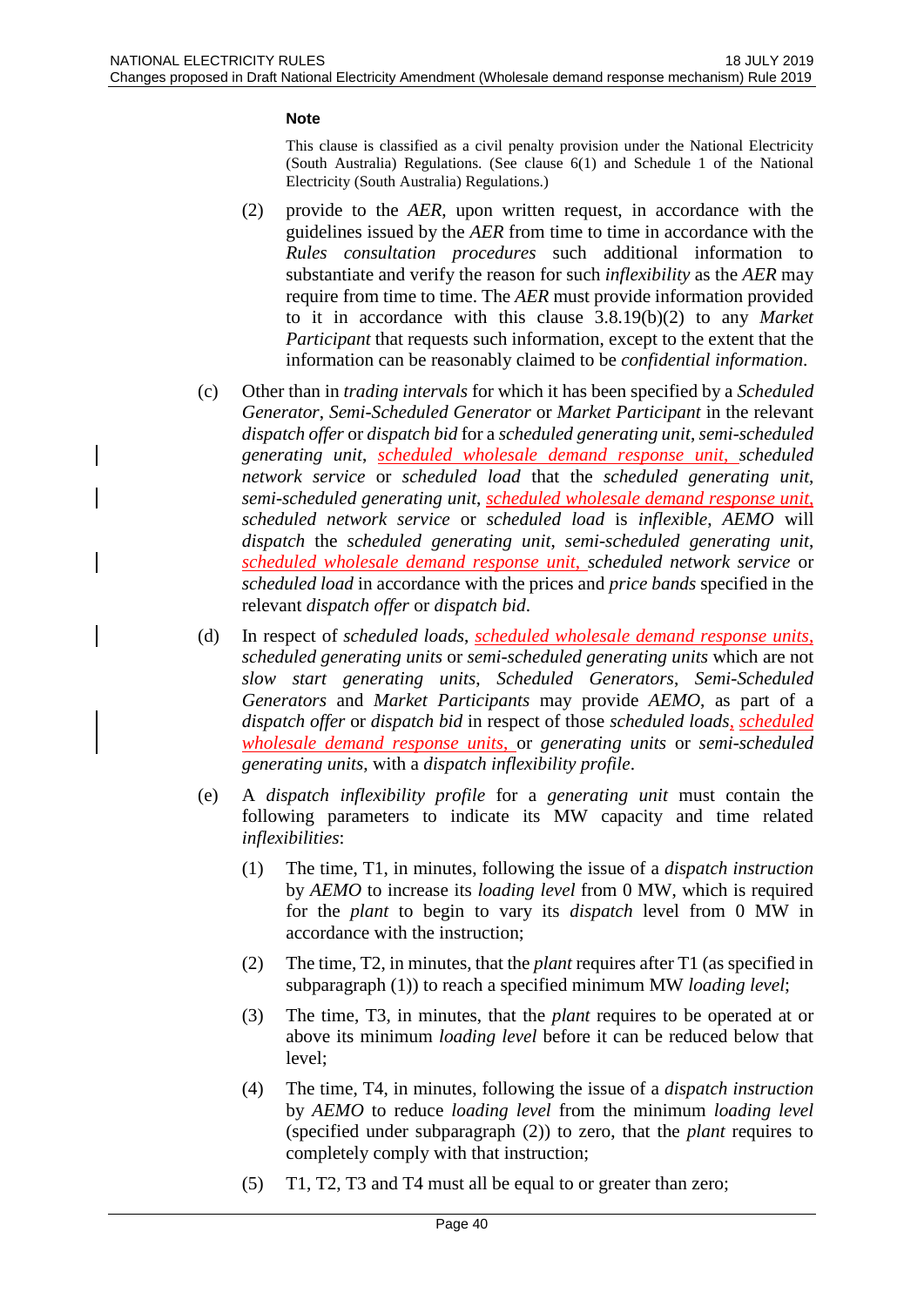**Note**

This clause is classified as a civil penalty provision under the National Electricity (South Australia) Regulations. (See clause 6(1) and Schedule 1 of the National Electricity (South Australia) Regulations.)

(2) provide to the *AER*, upon written request, in accordance with the guidelines issued by the *AER* from time to time in accordance with the *Rules consultation procedures* such additional information to substantiate and verify the reason for such *inflexibility* as the *AER* may require from time to time. The *AER* must provide information provided to it in accordance with this clause 3.8.19(b)(2) to any *Market Participant* that requests such information, except to the extent that the information can be reasonably claimed to be *confidential information*.

(c) Other than in *trading intervals* for which it has been specified by a *Scheduled Generator*, *Semi-Scheduled Generator* or *Market Participant* in the relevant *dispatch offer* or *dispatch bid* for a *scheduled generating unit*, *semi-scheduled generating unit*, *scheduled wholesale demand response unit*, *scheduled network service* or *scheduled load* that the *scheduled generating unit*, *semi-scheduled generating unit*, *scheduled wholesale demand response unit*, *scheduled network service* or *scheduled load* is *inflexible*, *AEMO* will *dispatch* the *scheduled generating unit*, *semi-scheduled generating unit*, *scheduled wholesale demand response unit*, *scheduled network service* or *scheduled load* in accordance with the prices and *price bands* specified in the relevant *dispatch offer* or *dispatch bid*.

(d) In respect of *scheduled loads*, *scheduled wholesale demand response units*, *scheduled generating units* or *semi-scheduled generating units* which are not *slow start generating units*, *Scheduled Generators*, *Semi-Scheduled Generators* and *Market Participants* may provide *AEMO*, as part of a *dispatch offer* or *dispatch bid* in respect of those *scheduled loads*, *scheduled wholesale demand response units*, or *generating units* or *semi-scheduled generating units*, with a *dispatch inflexibility profile*.

(e) A *dispatch inflexibility profile* for a *generating unit* must contain the following parameters to indicate its MW capacity and time related *inflexibilities*:

(1) The time, T1, in minutes, following the issue of a *dispatch instruction* by *AEMO* to increase its *loading level* from 0 MW, which is required for the *plant* to begin to vary its *dispatch* level from 0 MW in accordance with the instruction;

(2) The time, T2, in minutes, that the *plant* requires after T1 (as specified in subparagraph (1)) to reach a specified minimum MW *loading level*;

(3) The time, T3, in minutes, that the *plant* requires to be operated at or above its minimum *loading level* before it can be reduced below that level;

(4) The time, T4, in minutes, following the issue of a *dispatch instruction* by *AEMO* to reduce *loading level* from the minimum *loading level* (specified under subparagraph (2)) to zero, that the *plant* requires to completely comply with that instruction;

(5) T1, T2, T3 and T4 must all be equal to or greater than zero;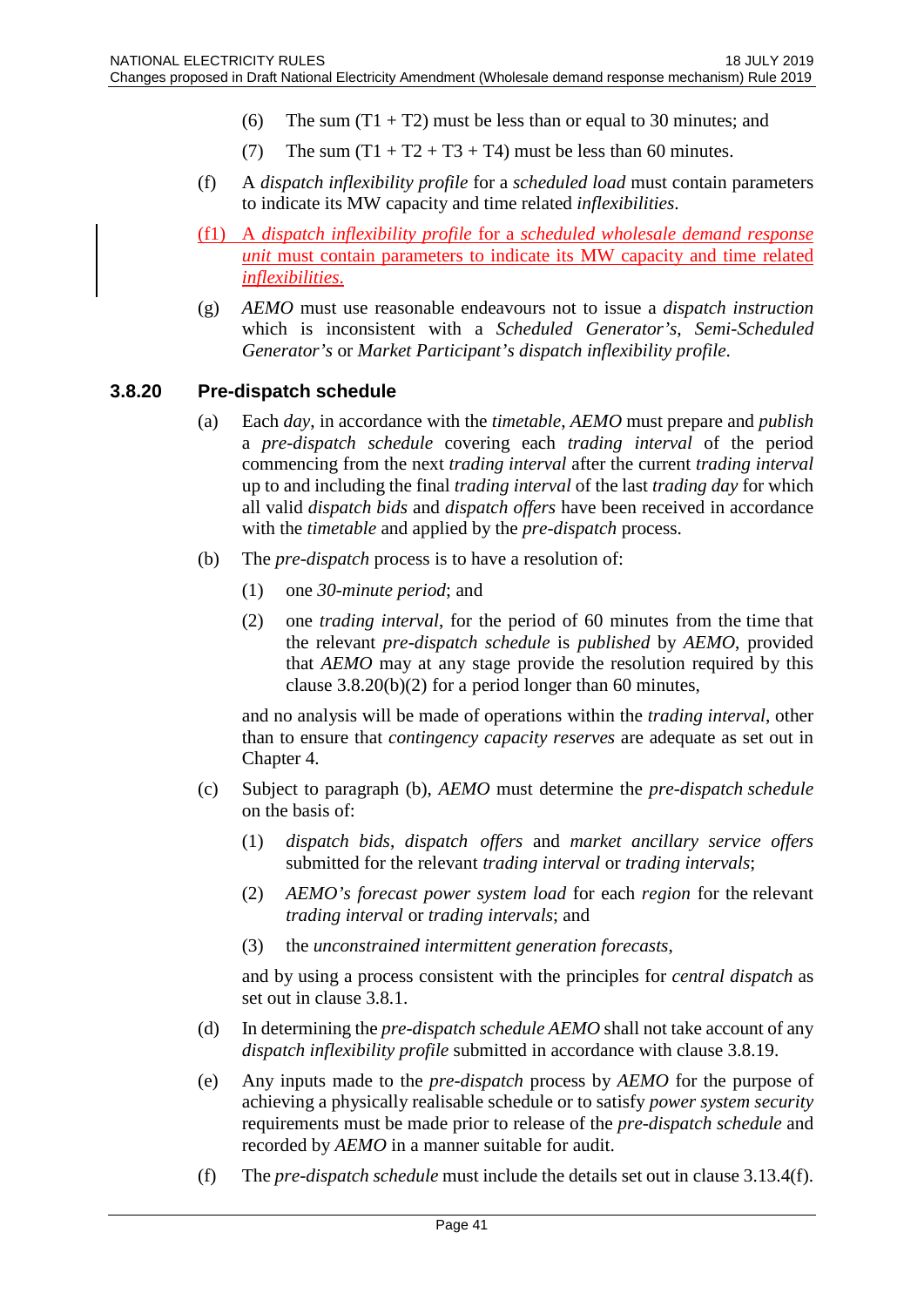(6) The sum (T1 + T2) must be less than or equal to 30 minutes; and

(7) The sum (T1 + T2 + T3 + T4) must be less than 60 minutes.

(f) A *dispatch inflexibility profile* for a *scheduled load* must contain parameters to indicate its MW capacity and time related *inflexibilities*.

(f1) A *dispatch inflexibility profile* for a *scheduled wholesale demand response unit* must contain parameters to indicate its MW capacity and time related *inflexibilities*.

(g) *AEMO* must use reasonable endeavours not to issue a *dispatch instruction* which is inconsistent with a *Scheduled Generator's*, *Semi-Scheduled Generator's* or *Market Participant's dispatch inflexibility profile*.

### 3.8.20 Pre-dispatch schedule

(a) Each *day*, in accordance with the *timetable*, *AEMO* must prepare and *publish* a *pre-dispatch schedule* covering each *trading interval* of the period commencing from the next *trading interval* after the current *trading interval* up to and including the final *trading interval* of the last *trading day* for which all valid *dispatch bids* and *dispatch offers* have been received in accordance with the *timetable* and applied by the *pre-dispatch* process.

(b) The *pre-dispatch* process is to have a resolution of:

(1) one *30-minute period*; and

(2) one *trading interval*, for the period of 60 minutes from the time that the relevant *pre-dispatch schedule* is *published* by *AEMO*, provided that *AEMO* may at any stage provide the resolution required by this clause 3.8.20(b)(2) for a period longer than 60 minutes,

and no analysis will be made of operations within the *trading interval*, other than to ensure that *contingency capacity reserves* are adequate as set out in Chapter 4.

(c) Subject to paragraph (b), *AEMO* must determine the *pre-dispatch schedule* on the basis of:

(1) *dispatch bids*, *dispatch offers* and *market ancillary service offers* submitted for the relevant *trading interval* or *trading intervals*;

(2) *AEMO's forecast power system load* for each *region* for the relevant *trading interval* or *trading intervals*; and

(3) the *unconstrained intermittent generation forecasts*,

and by using a process consistent with the principles for *central dispatch* as set out in clause 3.8.1.

(d) In determining the *pre-dispatch schedule AEMO* shall not take account of any *dispatch inflexibility profile* submitted in accordance with clause 3.8.19.

(e) Any inputs made to the *pre-dispatch* process by *AEMO* for the purpose of achieving a physically realisable schedule or to satisfy *power system security* requirements must be made prior to release of the *pre-dispatch schedule* and recorded by *AEMO* in a manner suitable for audit.

(f) The *pre-dispatch schedule* must include the details set out in clause 3.13.4(f).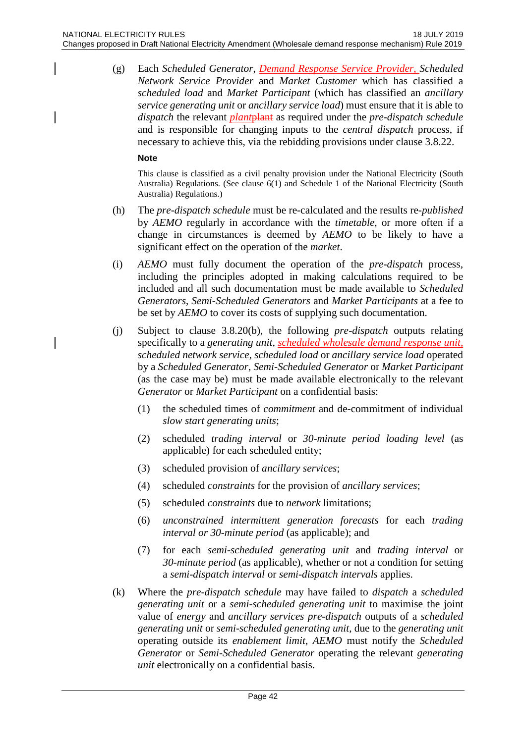(g) Each *Scheduled Generator*, *Demand Response Service Provider*, *Scheduled Network Service Provider* and *Market Customer* which has classified a *scheduled load* and *Market Participant* (which has classified an *ancillary service generating unit* or *ancillary service load*) must ensure that it is able to *dispatch* the relevant *plant*~~plant~~ as required under the *pre-dispatch schedule* and is responsible for changing inputs to the *central dispatch* process, if necessary to achieve this, via the rebidding provisions under clause 3.8.22.

**Note**

This clause is classified as a civil penalty provision under the National Electricity (South Australia) Regulations. (See clause 6(1) and Schedule 1 of the National Electricity (South Australia) Regulations.)

(h) The *pre-dispatch schedule* must be re-calculated and the results re-*published* by *AEMO* regularly in accordance with the *timetable*, or more often if a change in circumstances is deemed by *AEMO* to be likely to have a significant effect on the operation of the *market*.

(i) *AEMO* must fully document the operation of the *pre-dispatch* process, including the principles adopted in making calculations required to be included and all such documentation must be made available to *Scheduled Generators*, *Semi-Scheduled Generators* and *Market Participants* at a fee to be set by *AEMO* to cover its costs of supplying such documentation.

(j) Subject to clause 3.8.20(b), the following *pre-dispatch* outputs relating specifically to a *generating unit*, *scheduled wholesale demand response unit*, *scheduled network service*, *scheduled load* or *ancillary service load* operated by a *Scheduled Generator*, *Semi-Scheduled Generator* or *Market Participant* (as the case may be) must be made available electronically to the relevant *Generator* or *Market Participant* on a confidential basis:

   (1) the scheduled times of *commitment* and de-commitment of individual *slow start generating units*;

   (2) scheduled *trading interval* or *30-minute period loading level* (as applicable) for each scheduled entity;

   (3) scheduled provision of *ancillary services*;

   (4) scheduled *constraints* for the provision of *ancillary services*;

   (5) scheduled *constraints* due to *network* limitations;

   (6) *unconstrained intermittent generation forecasts* for each *trading interval or 30-minute period* (as applicable); and

   (7) for each *semi-scheduled generating unit* and *trading interval* or *30-minute period* (as applicable), whether or not a condition for setting a *semi-dispatch interval* or *semi-dispatch intervals* applies.

(k) Where the *pre-dispatch schedule* may have failed to *dispatch* a *scheduled generating unit* or a *semi-scheduled generating unit* to maximise the joint value of *energy* and *ancillary services pre-dispatch* outputs of a *scheduled generating unit* or *semi-scheduled generating unit*, due to the *generating unit* operating outside its *enablement limit*, *AEMO* must notify the *Scheduled Generator* or *Semi-Scheduled Generator* operating the relevant *generating unit* electronically on a confidential basis.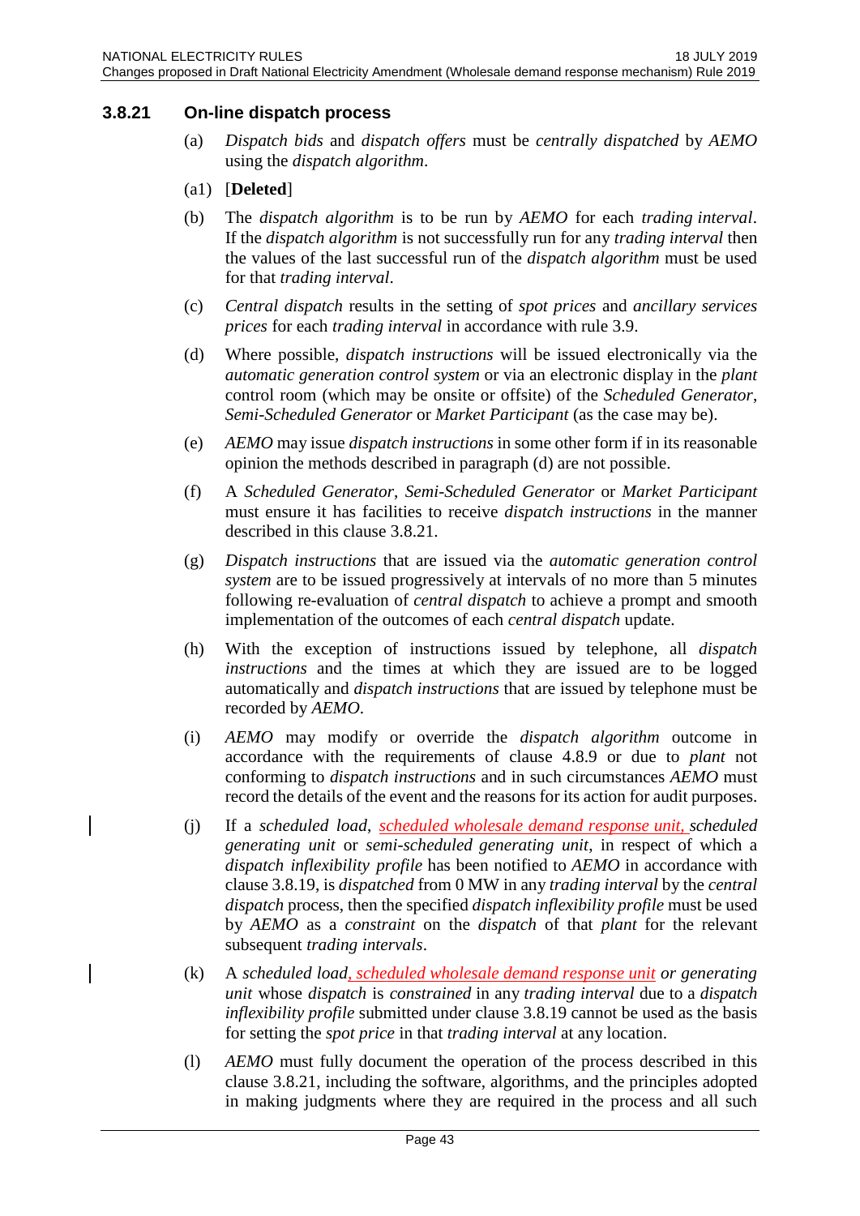### 3.8.21 On-line dispatch process

(a) *Dispatch bids* and *dispatch offers* must be *centrally dispatched* by *AEMO* using the *dispatch algorithm*.

(a1) [**Deleted**]

(b) The *dispatch algorithm* is to be run by *AEMO* for each *trading interval*. If the *dispatch algorithm* is not successfully run for any *trading interval* then the values of the last successful run of the *dispatch algorithm* must be used for that *trading interval*.

(c) *Central dispatch* results in the setting of *spot prices* and *ancillary services prices* for each *trading interval* in accordance with rule 3.9.

(d) Where possible, *dispatch instructions* will be issued electronically via the *automatic generation control system* or via an electronic display in the *plant* control room (which may be onsite or offsite) of the *Scheduled Generator*, *Semi-Scheduled Generator* or *Market Participant* (as the case may be).

(e) *AEMO* may issue *dispatch instructions* in some other form if in its reasonable opinion the methods described in paragraph (d) are not possible.

(f) A *Scheduled Generator*, *Semi-Scheduled Generator* or *Market Participant* must ensure it has facilities to receive *dispatch instructions* in the manner described in this clause 3.8.21.

(g) *Dispatch instructions* that are issued via the *automatic generation control system* are to be issued progressively at intervals of no more than 5 minutes following re-evaluation of *central dispatch* to achieve a prompt and smooth implementation of the outcomes of each *central dispatch* update.

(h) With the exception of instructions issued by telephone, all *dispatch instructions* and the times at which they are issued are to be logged automatically and *dispatch instructions* that are issued by telephone must be recorded by *AEMO*.

(i) *AEMO* may modify or override the *dispatch algorithm* outcome in accordance with the requirements of clause 4.8.9 or due to *plant* not conforming to *dispatch instructions* and in such circumstances *AEMO* must record the details of the event and the reasons for its action for audit purposes.

(j) If a *scheduled load*, *scheduled wholesale demand response unit*, *scheduled generating unit* or *semi-scheduled generating unit*, in respect of which a *dispatch inflexibility profile* has been notified to *AEMO* in accordance with clause 3.8.19, is *dispatched* from 0 MW in any *trading interval* by the *central dispatch* process, then the specified *dispatch inflexibility profile* must be used by *AEMO* as a *constraint* on the *dispatch* of that *plant* for the relevant subsequent *trading intervals*.

(k) A *scheduled load*, *scheduled wholesale demand response unit* or *generating unit* whose *dispatch* is *constrained* in any *trading interval* due to a *dispatch inflexibility profile* submitted under clause 3.8.19 cannot be used as the basis for setting the *spot price* in that *trading interval* at any location.

(l) *AEMO* must fully document the operation of the process described in this clause 3.8.21, including the software, algorithms, and the principles adopted in making judgments where they are required in the process and all such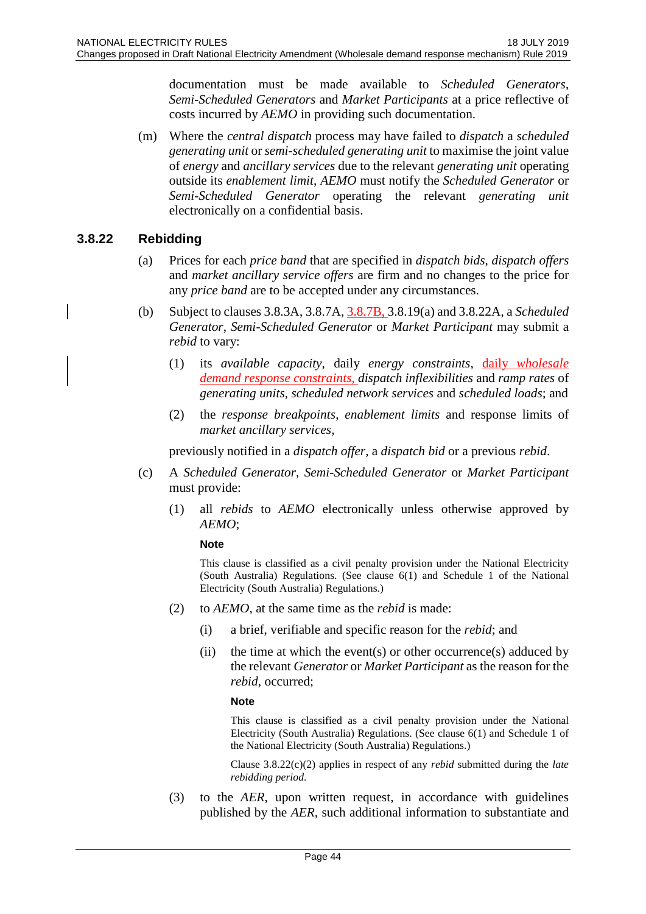documentation must be made available to *Scheduled Generators*, *Semi-Scheduled Generators* and *Market Participants* at a price reflective of costs incurred by *AEMO* in providing such documentation.

(m) Where the *central dispatch* process may have failed to *dispatch* a *scheduled generating unit* or *semi-scheduled generating unit* to maximise the joint value of *energy* and *ancillary services* due to the relevant *generating unit* operating outside its *enablement limit*, *AEMO* must notify the *Scheduled Generator* or *Semi-Scheduled Generator* operating the relevant *generating unit* electronically on a confidential basis.

### 3.8.22 Rebidding

(a) Prices for each *price band* that are specified in *dispatch bids*, *dispatch offers* and *market ancillary service offers* are firm and no changes to the price for any *price band* are to be accepted under any circumstances.

(b) Subject to clauses 3.8.3A, 3.8.7A, 3.8.7B, 3.8.19(a) and 3.8.22A, a *Scheduled Generator*, *Semi-Scheduled Generator* or *Market Participant* may submit a *rebid* to vary:

  (1) its *available capacity*, daily *energy constraints*, daily *wholesale demand response constraints*, *dispatch inflexibilities* and *ramp rates* of *generating units*, *scheduled network services* and *scheduled loads*; and

  (2) the *response breakpoints*, *enablement limits* and response limits of *market ancillary services*,

previously notified in a *dispatch offer*, a *dispatch bid* or a previous *rebid*.

(c) A *Scheduled Generator*, *Semi-Scheduled Generator* or *Market Participant* must provide:

  (1) all *rebids* to *AEMO* electronically unless otherwise approved by *AEMO*;

  **Note**

  This clause is classified as a civil penalty provision under the National Electricity (South Australia) Regulations. (See clause 6(1) and Schedule 1 of the National Electricity (South Australia) Regulations.)

  (2) to *AEMO*, at the same time as the *rebid* is made:

    (i) a brief, verifiable and specific reason for the *rebid*; and

    (ii) the time at which the event(s) or other occurrence(s) adduced by the relevant *Generator* or *Market Participant* as the reason for the *rebid*, occurred;

    **Note**

    This clause is classified as a civil penalty provision under the National Electricity (South Australia) Regulations. (See clause 6(1) and Schedule 1 of the National Electricity (South Australia) Regulations.)

    Clause 3.8.22(c)(2) applies in respect of any *rebid* submitted during the *late rebidding period*.

  (3) to the *AER*, upon written request, in accordance with guidelines published by the *AER*, such additional information to substantiate and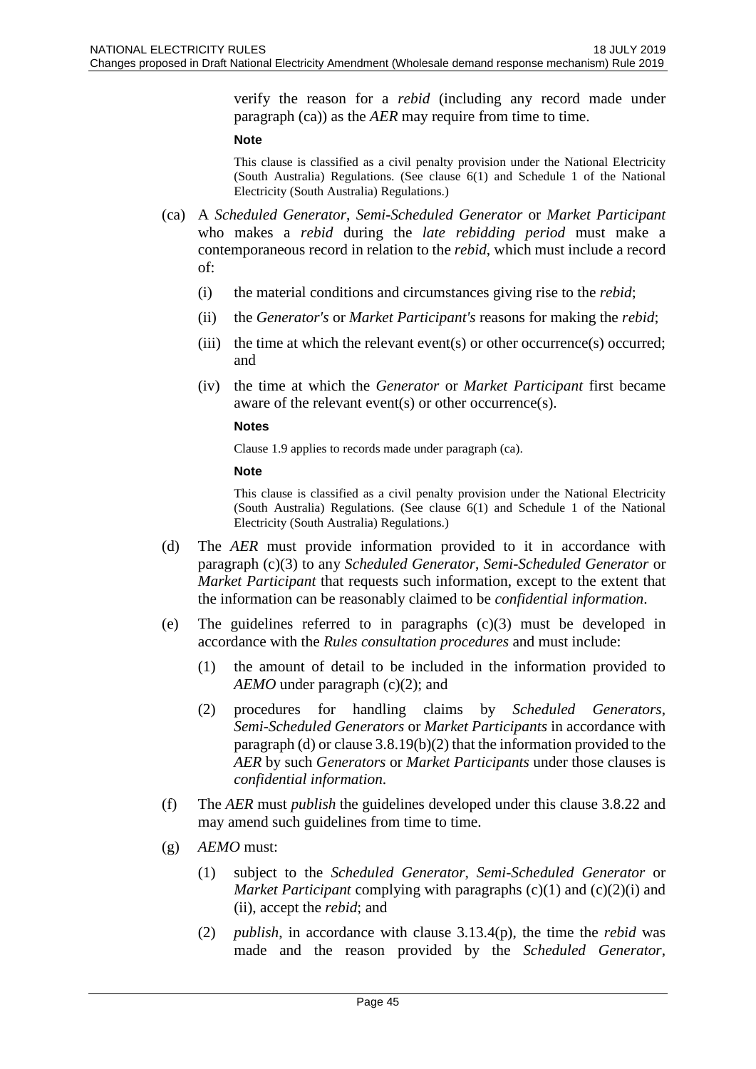verify the reason for a *rebid* (including any record made under paragraph (ca)) as the *AER* may require from time to time.

**Note**

This clause is classified as a civil penalty provision under the National Electricity (South Australia) Regulations. (See clause 6(1) and Schedule 1 of the National Electricity (South Australia) Regulations.)

(ca) A *Scheduled Generator*, *Semi-Scheduled Generator* or *Market Participant* who makes a *rebid* during the *late rebidding period* must make a contemporaneous record in relation to the *rebid*, which must include a record of:

(i) the material conditions and circumstances giving rise to the *rebid*;

(ii) the *Generator's* or *Market Participant's* reasons for making the *rebid*;

(iii) the time at which the relevant event(s) or other occurrence(s) occurred; and

(iv) the time at which the *Generator* or *Market Participant* first became aware of the relevant event(s) or other occurrence(s).

**Notes**

Clause 1.9 applies to records made under paragraph (ca).

**Note**

This clause is classified as a civil penalty provision under the National Electricity (South Australia) Regulations. (See clause 6(1) and Schedule 1 of the National Electricity (South Australia) Regulations.)

(d) The *AER* must provide information provided to it in accordance with paragraph (c)(3) to any *Scheduled Generator*, *Semi-Scheduled Generator* or *Market Participant* that requests such information, except to the extent that the information can be reasonably claimed to be *confidential information*.

(e) The guidelines referred to in paragraphs (c)(3) must be developed in accordance with the *Rules consultation procedures* and must include:

(1) the amount of detail to be included in the information provided to *AEMO* under paragraph (c)(2); and

(2) procedures for handling claims by *Scheduled Generators*, *Semi-Scheduled Generators* or *Market Participants* in accordance with paragraph (d) or clause 3.8.19(b)(2) that the information provided to the *AER* by such *Generators* or *Market Participants* under those clauses is *confidential information*.

(f) The *AER* must *publish* the guidelines developed under this clause 3.8.22 and may amend such guidelines from time to time.

(g) *AEMO* must:

(1) subject to the *Scheduled Generator*, *Semi-Scheduled Generator* or *Market Participant* complying with paragraphs (c)(1) and (c)(2)(i) and (ii), accept the *rebid*; and

(2) *publish*, in accordance with clause 3.13.4(p), the time the *rebid* was made and the reason provided by the *Scheduled Generator*,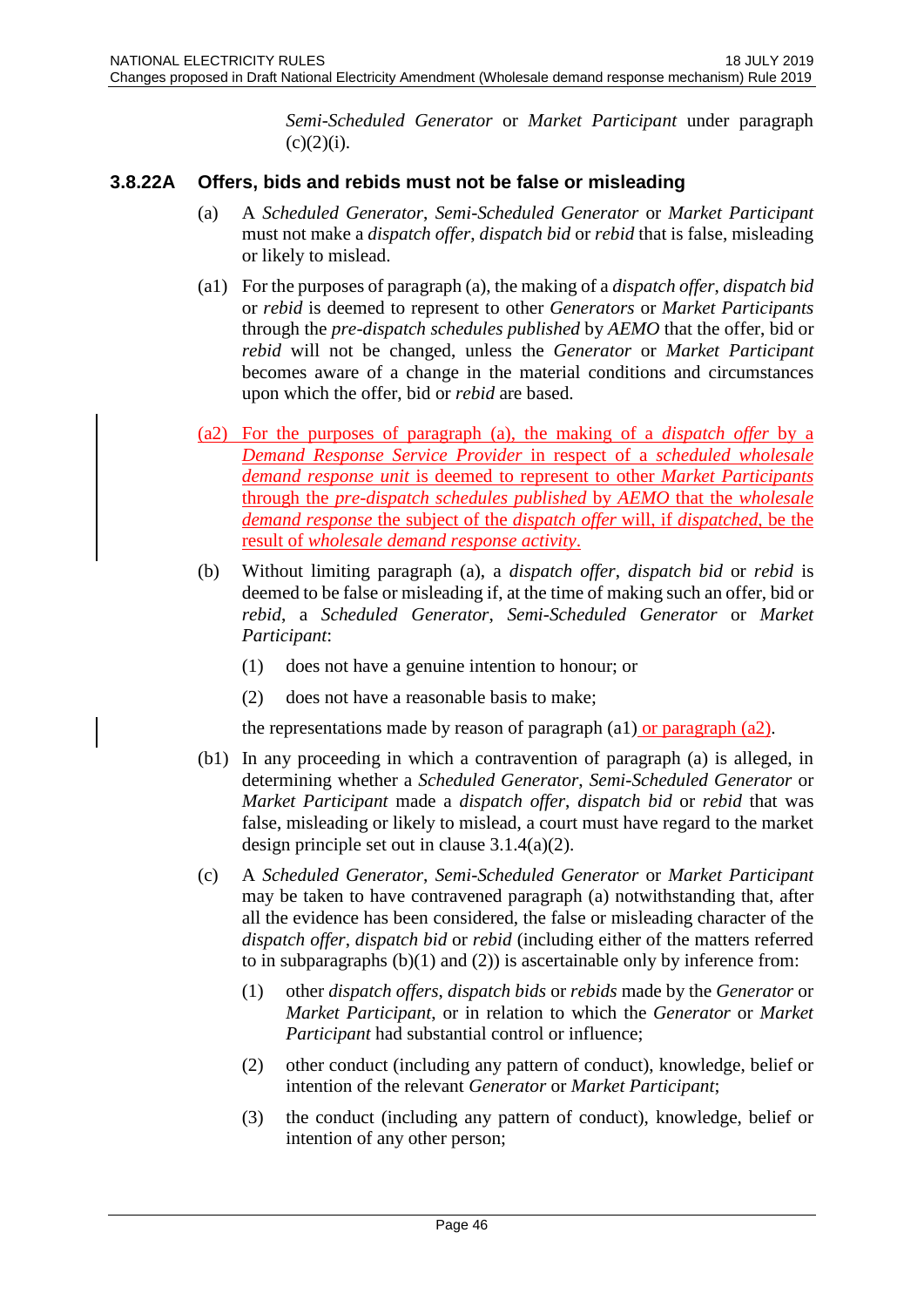*Semi-Scheduled Generator* or *Market Participant* under paragraph (c)(2)(i).

### 3.8.22A Offers, bids and rebids must not be false or misleading

(a) A *Scheduled Generator*, *Semi-Scheduled Generator* or *Market Participant* must not make a *dispatch offer*, *dispatch bid* or *rebid* that is false, misleading or likely to mislead.

(a1) For the purposes of paragraph (a), the making of a *dispatch offer*, *dispatch bid* or *rebid* is deemed to represent to other *Generators* or *Market Participants* through the *pre-dispatch schedules published* by *AEMO* that the offer, bid or *rebid* will not be changed, unless the *Generator* or *Market Participant* becomes aware of a change in the material conditions and circumstances upon which the offer, bid or *rebid* are based.

(a2) For the purposes of paragraph (a), the making of a *dispatch offer* by a *Demand Response Service Provider* in respect of a *scheduled wholesale demand response unit* is deemed to represent to other *Market Participants* through the *pre-dispatch schedules published* by *AEMO* that the *wholesale demand response* the subject of the *dispatch offer* will, if *dispatched*, be the result of *wholesale demand response activity*.

(b) Without limiting paragraph (a), a *dispatch offer*, *dispatch bid* or *rebid* is deemed to be false or misleading if, at the time of making such an offer, bid or *rebid*, a *Scheduled Generator*, *Semi-Scheduled Generator* or *Market Participant*:

- (1) does not have a genuine intention to honour; or
- (2) does not have a reasonable basis to make;

the representations made by reason of paragraph (a1) or paragraph (a2).

(b1) In any proceeding in which a contravention of paragraph (a) is alleged, in determining whether a *Scheduled Generator*, *Semi-Scheduled Generator* or *Market Participant* made a *dispatch offer*, *dispatch bid* or *rebid* that was false, misleading or likely to mislead, a court must have regard to the market design principle set out in clause 3.1.4(a)(2).

(c) A *Scheduled Generator*, *Semi-Scheduled Generator* or *Market Participant* may be taken to have contravened paragraph (a) notwithstanding that, after all the evidence has been considered, the false or misleading character of the *dispatch offer*, *dispatch bid* or *rebid* (including either of the matters referred to in subparagraphs (b)(1) and (2)) is ascertainable only by inference from:

- (1) other *dispatch offers*, *dispatch bids* or *rebids* made by the *Generator* or *Market Participant*, or in relation to which the *Generator* or *Market Participant* had substantial control or influence;
- (2) other conduct (including any pattern of conduct), knowledge, belief or intention of the relevant *Generator* or *Market Participant*;
- (3) the conduct (including any pattern of conduct), knowledge, belief or intention of any other person;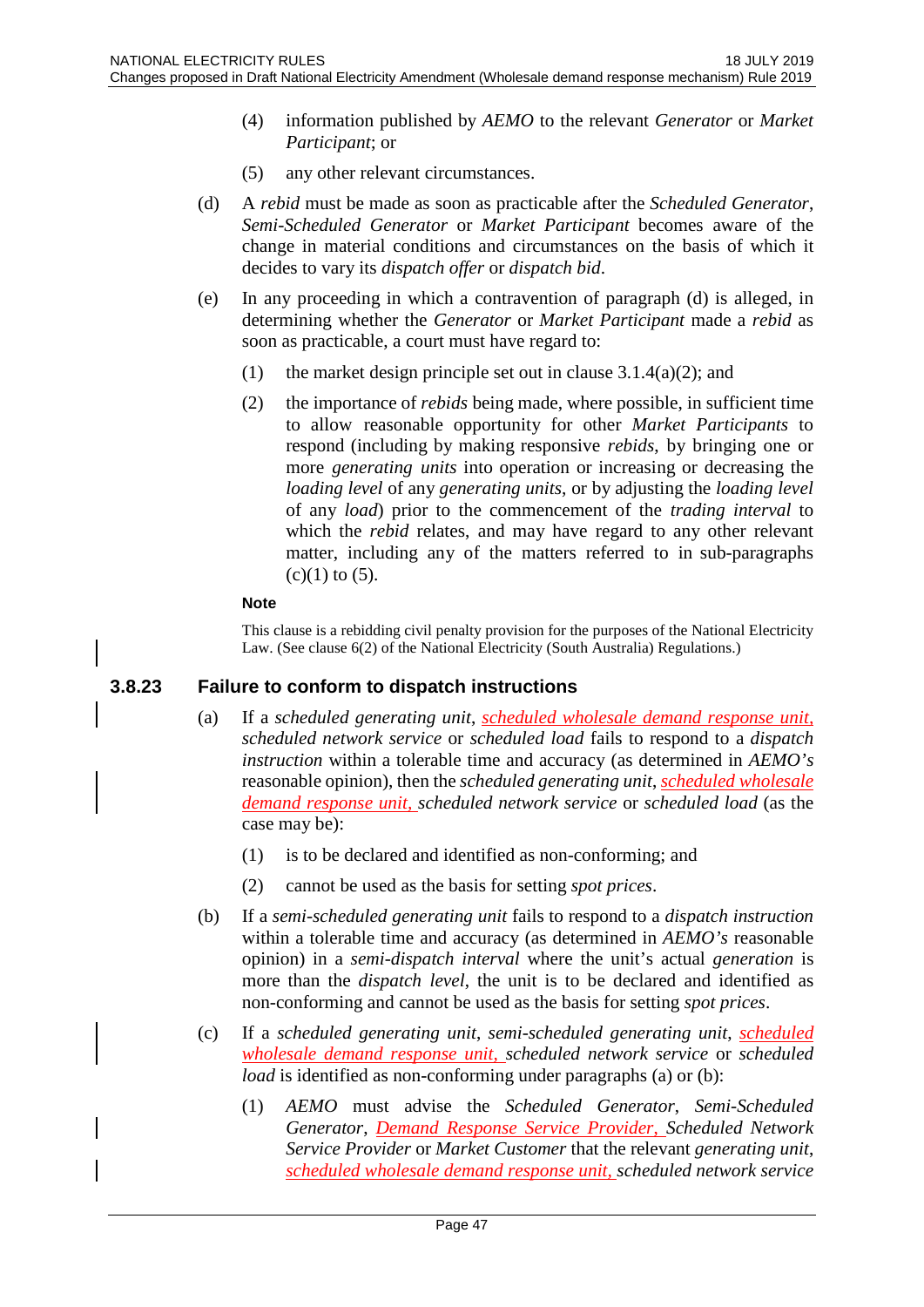(4) information published by *AEMO* to the relevant *Generator* or *Market Participant*; or

(5) any other relevant circumstances.

(d) A *rebid* must be made as soon as practicable after the *Scheduled Generator*, *Semi-Scheduled Generator* or *Market Participant* becomes aware of the change in material conditions and circumstances on the basis of which it decides to vary its *dispatch offer* or *dispatch bid*.

(e) In any proceeding in which a contravention of paragraph (d) is alleged, in determining whether the *Generator* or *Market Participant* made a *rebid* as soon as practicable, a court must have regard to:

(1) the market design principle set out in clause 3.1.4(a)(2); and

(2) the importance of *rebids* being made, where possible, in sufficient time to allow reasonable opportunity for other *Market Participants* to respond (including by making responsive *rebids*, by bringing one or more *generating units* into operation or increasing or decreasing the *loading level* of any *generating units*, or by adjusting the *loading level* of any *load*) prior to the commencement of the *trading interval* to which the *rebid* relates, and may have regard to any other relevant matter, including any of the matters referred to in sub-paragraphs (c)(1) to (5).

**Note**

This clause is a rebidding civil penalty provision for the purposes of the National Electricity Law. (See clause 6(2) of the National Electricity (South Australia) Regulations.)

## 3.8.23 Failure to conform to dispatch instructions

(a) If a *scheduled generating unit*, *scheduled wholesale demand response unit*, *scheduled network service* or *scheduled load* fails to respond to a *dispatch instruction* within a tolerable time and accuracy (as determined in *AEMO's* reasonable opinion), then the *scheduled generating unit*, *scheduled wholesale demand response unit*, *scheduled network service* or *scheduled load* (as the case may be):

(1) is to be declared and identified as non-conforming; and

(2) cannot be used as the basis for setting *spot prices*.

(b) If a *semi-scheduled generating unit* fails to respond to a *dispatch instruction* within a tolerable time and accuracy (as determined in *AEMO's* reasonable opinion) in a *semi-dispatch interval* where the unit's actual *generation* is more than the *dispatch level*, the unit is to be declared and identified as non-conforming and cannot be used as the basis for setting *spot prices*.

(c) If a *scheduled generating unit*, *semi-scheduled generating unit*, *scheduled wholesale demand response unit*, *scheduled network service* or *scheduled load* is identified as non-conforming under paragraphs (a) or (b):

(1) *AEMO* must advise the *Scheduled Generator*, *Semi-Scheduled Generator*, *Demand Response Service Provider*, *Scheduled Network Service Provider* or *Market Customer* that the relevant *generating unit*, *scheduled wholesale demand response unit*, *scheduled network service*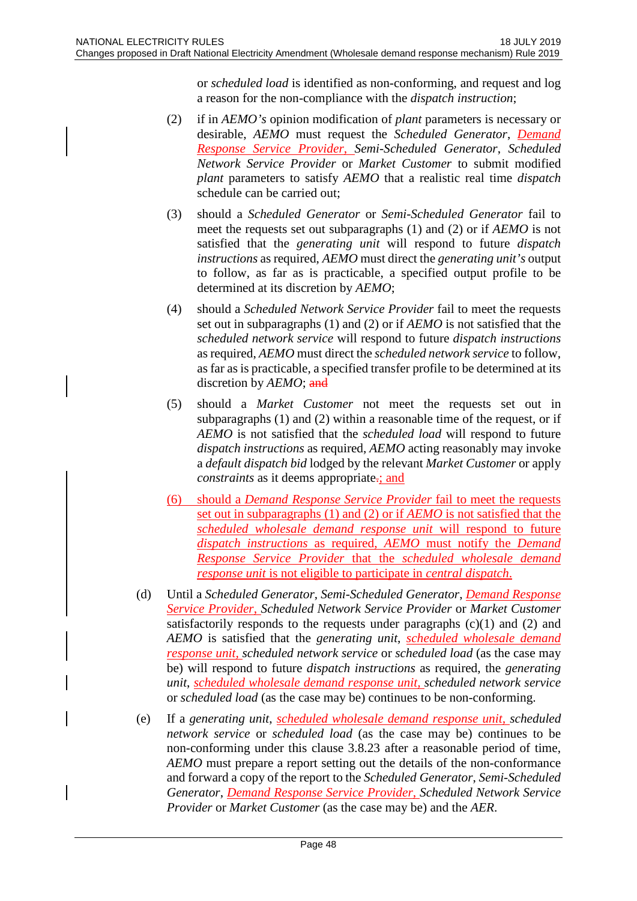or *scheduled load* is identified as non-conforming, and request and log a reason for the non-compliance with the *dispatch instruction*;

(2) if in *AEMO's* opinion modification of *plant* parameters is necessary or desirable, *AEMO* must request the *Scheduled Generator*, *Demand Response Service Provider*, *Semi-Scheduled Generator*, *Scheduled Network Service Provider* or *Market Customer* to submit modified *plant* parameters to satisfy *AEMO* that a realistic real time *dispatch* schedule can be carried out;

(3) should a *Scheduled Generator* or *Semi-Scheduled Generator* fail to meet the requests set out subparagraphs (1) and (2) or if *AEMO* is not satisfied that the *generating unit* will respond to future *dispatch instructions* as required, *AEMO* must direct the *generating unit's* output to follow, as far as is practicable, a specified output profile to be determined at its discretion by *AEMO*;

(4) should a *Scheduled Network Service Provider* fail to meet the requests set out in subparagraphs (1) and (2) or if *AEMO* is not satisfied that the *scheduled network service* will respond to future *dispatch instructions* as required, *AEMO* must direct the *scheduled network service* to follow, as far as is practicable, a specified transfer profile to be determined at its discretion by *AEMO*; ~~and~~

(5) should a *Market Customer* not meet the requests set out in subparagraphs (1) and (2) within a reasonable time of the request, or if *AEMO* is not satisfied that the *scheduled load* will respond to future *dispatch instructions* as required, *AEMO* acting reasonably may invoke a *default dispatch bid* lodged by the relevant *Market Customer* or apply *constraints* as it deems appropriate~~.~~; and

(6) should a *Demand Response Service Provider* fail to meet the requests set out in subparagraphs (1) and (2) or if *AEMO* is not satisfied that the *scheduled wholesale demand response unit* will respond to future *dispatch instructions* as required, *AEMO* must notify the *Demand Response Service Provider* that the *scheduled wholesale demand response unit* is not eligible to participate in *central dispatch*.

(d) Until a *Scheduled Generator*, *Semi-Scheduled Generator*, *Demand Response Service Provider*, *Scheduled Network Service Provider* or *Market Customer* satisfactorily responds to the requests under paragraphs (c)(1) and (2) and *AEMO* is satisfied that the *generating unit*, *scheduled wholesale demand response unit*, *scheduled network service* or *scheduled load* (as the case may be) will respond to future *dispatch instructions* as required, the *generating unit*, *scheduled wholesale demand response unit*, *scheduled network service* or *scheduled load* (as the case may be) continues to be non-conforming.

(e) If a *generating unit*, *scheduled wholesale demand response unit*, *scheduled network service* or *scheduled load* (as the case may be) continues to be non-conforming under this clause 3.8.23 after a reasonable period of time, *AEMO* must prepare a report setting out the details of the non-conformance and forward a copy of the report to the *Scheduled Generator*, *Semi-Scheduled Generator*, *Demand Response Service Provider*, *Scheduled Network Service Provider* or *Market Customer* (as the case may be) and the *AER*.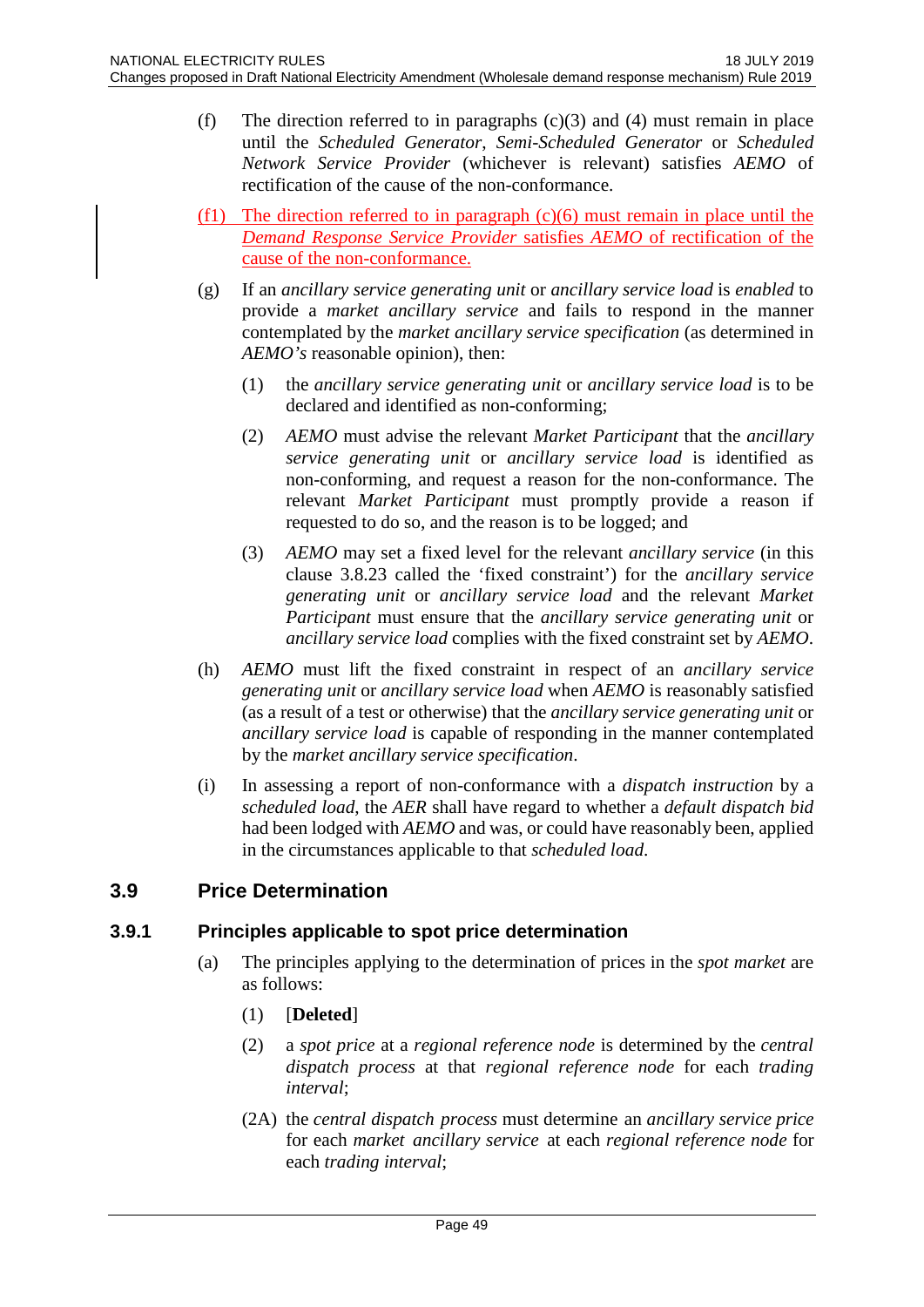(f) The direction referred to in paragraphs (c)(3) and (4) must remain in place until the *Scheduled Generator*, *Semi-Scheduled Generator* or *Scheduled Network Service Provider* (whichever is relevant) satisfies *AEMO* of rectification of the cause of the non-conformance.

(f1) The direction referred to in paragraph (c)(6) must remain in place until the *Demand Response Service Provider* satisfies *AEMO* of rectification of the cause of the non-conformance.

(g) If an *ancillary service generating unit* or *ancillary service load* is *enabled* to provide a *market ancillary service* and fails to respond in the manner contemplated by the *market ancillary service specification* (as determined in *AEMO's* reasonable opinion), then:

  (1) the *ancillary service generating unit* or *ancillary service load* is to be declared and identified as non-conforming;

  (2) *AEMO* must advise the relevant *Market Participant* that the *ancillary service generating unit* or *ancillary service load* is identified as non-conforming, and request a reason for the non-conformance. The relevant *Market Participant* must promptly provide a reason if requested to do so, and the reason is to be logged; and

  (3) *AEMO* may set a fixed level for the relevant *ancillary service* (in this clause 3.8.23 called the 'fixed constraint') for the *ancillary service generating unit* or *ancillary service load* and the relevant *Market Participant* must ensure that the *ancillary service generating unit* or *ancillary service load* complies with the fixed constraint set by *AEMO*.

(h) *AEMO* must lift the fixed constraint in respect of an *ancillary service generating unit* or *ancillary service load* when *AEMO* is reasonably satisfied (as a result of a test or otherwise) that the *ancillary service generating unit* or *ancillary service load* is capable of responding in the manner contemplated by the *market ancillary service specification*.

(i) In assessing a report of non-conformance with a *dispatch instruction* by a *scheduled load*, the *AER* shall have regard to whether a *default dispatch bid* had been lodged with *AEMO* and was, or could have reasonably been, applied in the circumstances applicable to that *scheduled load*.

## 3.9 Price Determination

### 3.9.1 Principles applicable to spot price determination

(a) The principles applying to the determination of prices in the *spot market* are as follows:

  (1) [**Deleted**]

  (2) a *spot price* at a *regional reference node* is determined by the *central dispatch process* at that *regional reference node* for each *trading interval*;

  (2A) the *central dispatch process* must determine an *ancillary service price* for each *market ancillary service* at each *regional reference node* for each *trading interval*;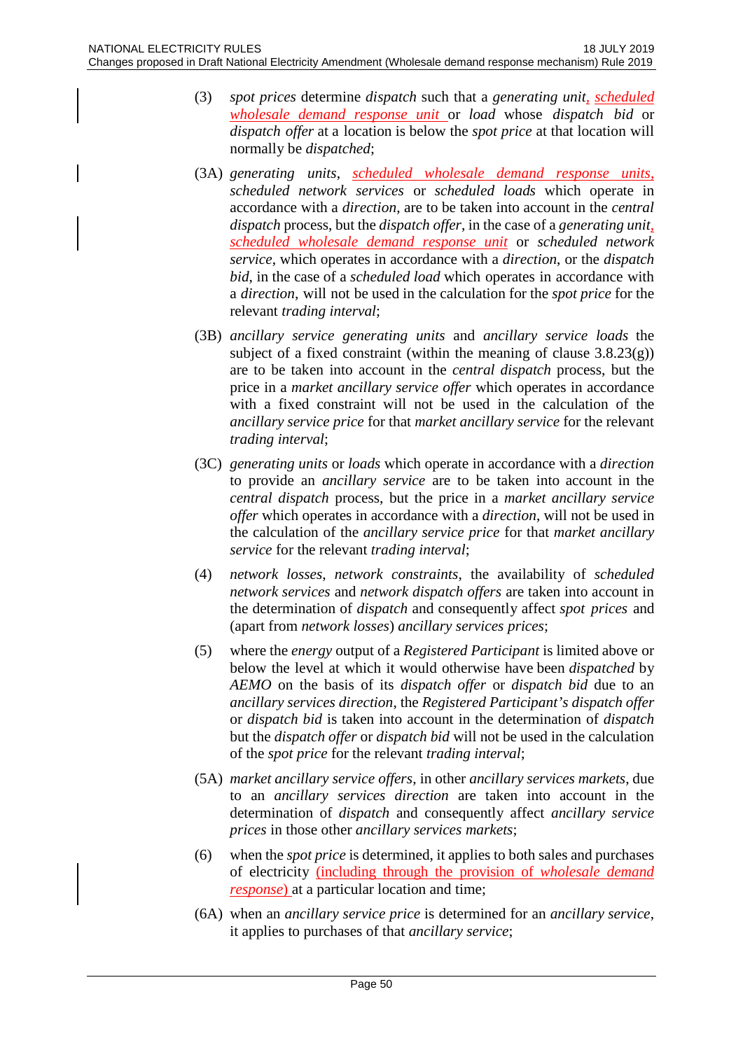(3) *spot prices* determine *dispatch* such that a *generating unit*, *scheduled wholesale demand response unit* or *load* whose *dispatch bid* or *dispatch offer* at a location is below the *spot price* at that location will normally be *dispatched*;

(3A) *generating units*, *scheduled wholesale demand response units*, *scheduled network services* or *scheduled loads* which operate in accordance with a *direction*, are to be taken into account in the *central dispatch* process, but the *dispatch offer*, in the case of a *generating unit*, *scheduled wholesale demand response unit* or *scheduled network service*, which operates in accordance with a *direction*, or the *dispatch bid*, in the case of a *scheduled load* which operates in accordance with a *direction*, will not be used in the calculation for the *spot price* for the relevant *trading interval*;

(3B) *ancillary service generating units* and *ancillary service loads* the subject of a fixed constraint (within the meaning of clause 3.8.23(g)) are to be taken into account in the *central dispatch* process, but the price in a *market ancillary service offer* which operates in accordance with a fixed constraint will not be used in the calculation of the *ancillary service price* for that *market ancillary service* for the relevant *trading interval*;

(3C) *generating units* or *loads* which operate in accordance with a *direction* to provide an *ancillary service* are to be taken into account in the *central dispatch* process, but the price in a *market ancillary service offer* which operates in accordance with a *direction*, will not be used in the calculation of the *ancillary service price* for that *market ancillary service* for the relevant *trading interval*;

(4) *network losses*, *network constraints*, the availability of *scheduled network services* and *network dispatch offers* are taken into account in the determination of *dispatch* and consequently affect *spot prices* and (apart from *network losses*) *ancillary services prices*;

(5) where the *energy* output of a *Registered Participant* is limited above or below the level at which it would otherwise have been *dispatched* by *AEMO* on the basis of its *dispatch offer* or *dispatch bid* due to an *ancillary services direction*, the *Registered Participant's dispatch offer* or *dispatch bid* is taken into account in the determination of *dispatch* but the *dispatch offer* or *dispatch bid* will not be used in the calculation of the *spot price* for the relevant *trading interval*;

(5A) *market ancillary service offers*, in other *ancillary services markets*, due to an *ancillary services direction* are taken into account in the determination of *dispatch* and consequently affect *ancillary service prices* in those other *ancillary services markets*;

(6) when the *spot price* is determined, it applies to both sales and purchases of electricity (including through the provision of *wholesale demand response*) at a particular location and time;

(6A) when an *ancillary service price* is determined for an *ancillary service*, it applies to purchases of that *ancillary service*;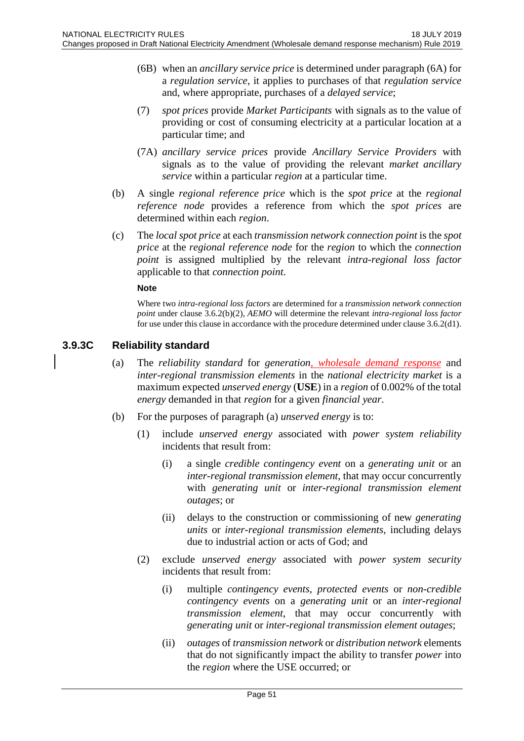(6B) when an *ancillary service price* is determined under paragraph (6A) for a *regulation service*, it applies to purchases of that *regulation service* and, where appropriate, purchases of a *delayed service*;

(7) *spot prices* provide *Market Participants* with signals as to the value of providing or cost of consuming electricity at a particular location at a particular time; and

(7A) *ancillary service prices* provide *Ancillary Service Providers* with signals as to the value of providing the relevant *market ancillary service* within a particular *region* at a particular time.

(b) A single *regional reference price* which is the *spot price* at the *regional reference node* provides a reference from which the *spot prices* are determined within each *region*.

(c) The *local spot price* at each *transmission network connection point* is the *spot price* at the *regional reference node* for the *region* to which the *connection point* is assigned multiplied by the relevant *intra-regional loss factor* applicable to that *connection point*.

**Note**

Where two *intra-regional loss factors* are determined for a *transmission network connection point* under clause 3.6.2(b)(2), *AEMO* will determine the relevant *intra-regional loss factor* for use under this clause in accordance with the procedure determined under clause 3.6.2(d1).

### 3.9.3C Reliability standard

(a) The *reliability standard* for *generation*, *wholesale demand response* and *inter-regional transmission elements* in the *national electricity market* is a maximum expected *unserved energy* (**USE**) in a *region* of 0.002% of the total *energy* demanded in that *region* for a given *financial year*.

(b) For the purposes of paragraph (a) *unserved energy* is to:

(1) include *unserved energy* associated with *power system reliability* incidents that result from:

(i) a single *credible contingency event* on a *generating unit* or an *inter-regional transmission element*, that may occur concurrently with *generating unit* or *inter-regional transmission element outages*; or

(ii) delays to the construction or commissioning of new *generating units* or *inter-regional transmission elements*, including delays due to industrial action or acts of God; and

(2) exclude *unserved energy* associated with *power system security* incidents that result from:

(i) multiple *contingency events*, *protected events* or *non-credible contingency events* on a *generating unit* or an *inter-regional transmission element*, that may occur concurrently with *generating unit* or *inter-regional transmission element outages*;

(ii) *outages* of *transmission network* or *distribution network* elements that do not significantly impact the ability to transfer *power* into the *region* where the USE occurred; or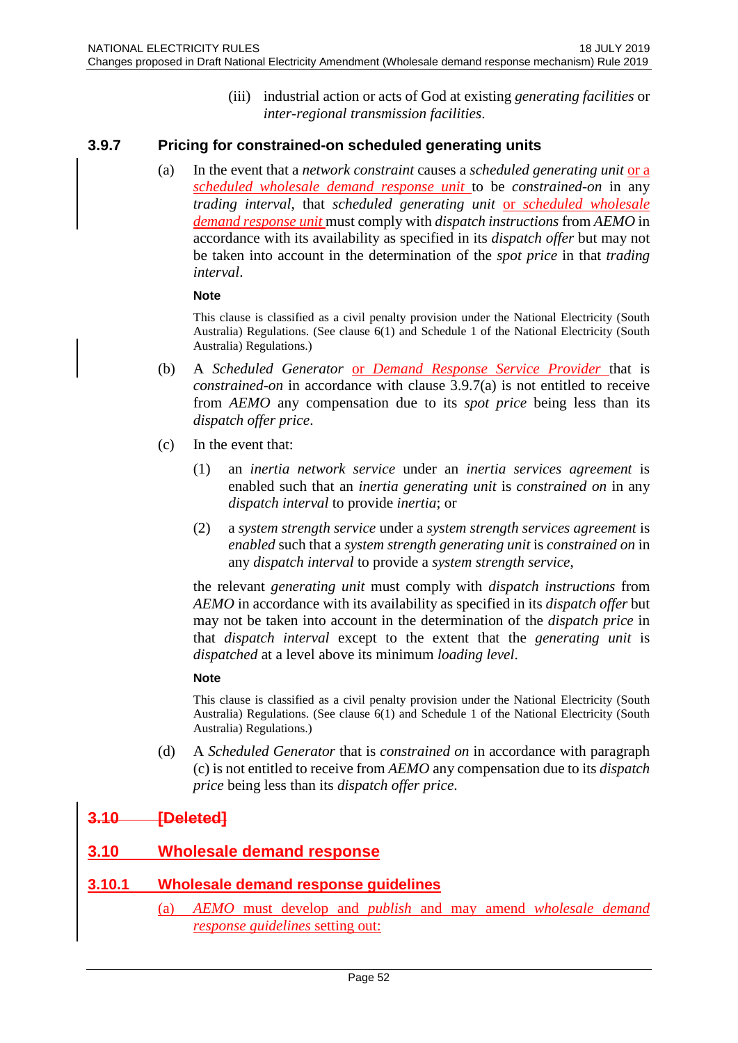(iii) industrial action or acts of God at existing *generating facilities* or *inter-regional transmission facilities*.

### 3.9.7 Pricing for constrained-on scheduled generating units

(a) In the event that a *network constraint* causes a *scheduled generating unit* or a *scheduled wholesale demand response unit* to be *constrained-on* in any *trading interval*, that *scheduled generating unit* or *scheduled wholesale demand response unit* must comply with *dispatch instructions* from *AEMO* in accordance with its availability as specified in its *dispatch offer* but may not be taken into account in the determination of the *spot price* in that *trading interval*.

**Note**

This clause is classified as a civil penalty provision under the National Electricity (South Australia) Regulations. (See clause 6(1) and Schedule 1 of the National Electricity (South Australia) Regulations.)

(b) A *Scheduled Generator* or *Demand Response Service Provider* that is *constrained-on* in accordance with clause 3.9.7(a) is not entitled to receive from *AEMO* any compensation due to its *spot price* being less than its *dispatch offer price*.

(c) In the event that:

(1) an *inertia network service* under an *inertia services agreement* is enabled such that an *inertia generating unit* is *constrained on* in any *dispatch interval* to provide *inertia*; or

(2) a *system strength service* under a *system strength services agreement* is *enabled* such that a *system strength generating unit* is *constrained on* in any *dispatch interval* to provide a *system strength service*,

the relevant *generating unit* must comply with *dispatch instructions* from *AEMO* in accordance with its availability as specified in its *dispatch offer* but may not be taken into account in the determination of the *dispatch price* in that *dispatch interval* except to the extent that the *generating unit* is *dispatched* at a level above its minimum *loading level*.

**Note**

This clause is classified as a civil penalty provision under the National Electricity (South Australia) Regulations. (See clause 6(1) and Schedule 1 of the National Electricity (South Australia) Regulations.)

(d) A *Scheduled Generator* that is *constrained on* in accordance with paragraph (c) is not entitled to receive from *AEMO* any compensation due to its *dispatch price* being less than its *dispatch offer price*.

## ~~3.10 [Deleted]~~

## 3.10 Wholesale demand response

### 3.10.1 Wholesale demand response guidelines

(a) *AEMO* must develop and *publish* and may amend *wholesale demand response guidelines* setting out: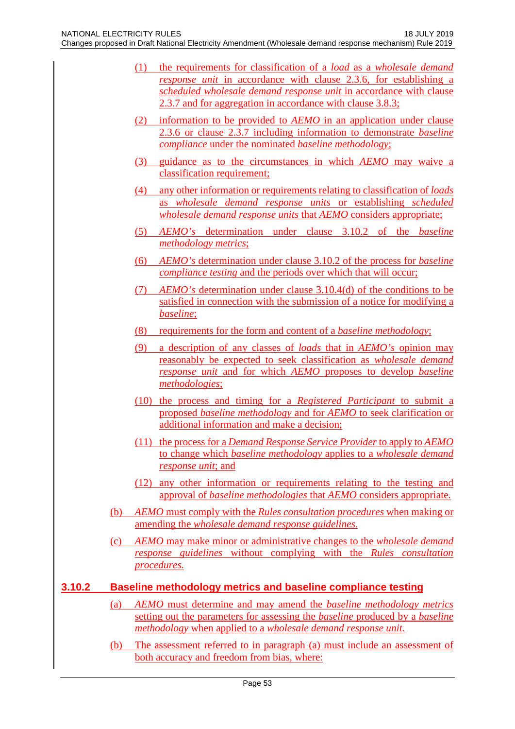(1) the requirements for classification of a *load* as a *wholesale demand response unit* in accordance with clause 2.3.6, for establishing a *scheduled wholesale demand response unit* in accordance with clause 2.3.7 and for aggregation in accordance with clause 3.8.3;

(2) information to be provided to *AEMO* in an application under clause 2.3.6 or clause 2.3.7 including information to demonstrate *baseline compliance* under the nominated *baseline methodology*;

(3) guidance as to the circumstances in which *AEMO* may waive a classification requirement;

(4) any other information or requirements relating to classification of *loads* as *wholesale demand response units* or establishing *scheduled wholesale demand response units* that *AEMO* considers appropriate;

(5) *AEMO's* determination under clause 3.10.2 of the *baseline methodology metrics*;

(6) *AEMO's* determination under clause 3.10.2 of the process for *baseline compliance testing* and the periods over which that will occur;

(7) *AEMO's* determination under clause 3.10.4(d) of the conditions to be satisfied in connection with the submission of a notice for modifying a *baseline*;

(8) requirements for the form and content of a *baseline methodology*;

(9) a description of any classes of *loads* that in *AEMO's* opinion may reasonably be expected to seek classification as *wholesale demand response unit* and for which *AEMO* proposes to develop *baseline methodologies*;

(10) the process and timing for a *Registered Participant* to submit a proposed *baseline methodology* and for *AEMO* to seek clarification or additional information and make a decision;

(11) the process for a *Demand Response Service Provider* to apply to *AEMO* to change which *baseline methodology* applies to a *wholesale demand response unit*; and

(12) any other information or requirements relating to the testing and approval of *baseline methodologies* that *AEMO* considers appropriate.

(b) *AEMO* must comply with the *Rules consultation procedures* when making or amending the *wholesale demand response guidelines*.

(c) *AEMO* may make minor or administrative changes to the *wholesale demand response guidelines* without complying with the *Rules consultation procedures.*

### 3.10.2 Baseline methodology metrics and baseline compliance testing

(a) *AEMO* must determine and may amend the *baseline methodology metrics* setting out the parameters for assessing the *baseline* produced by a *baseline methodology* when applied to a *wholesale demand response unit.*

(b) The assessment referred to in paragraph (a) must include an assessment of both accuracy and freedom from bias, where: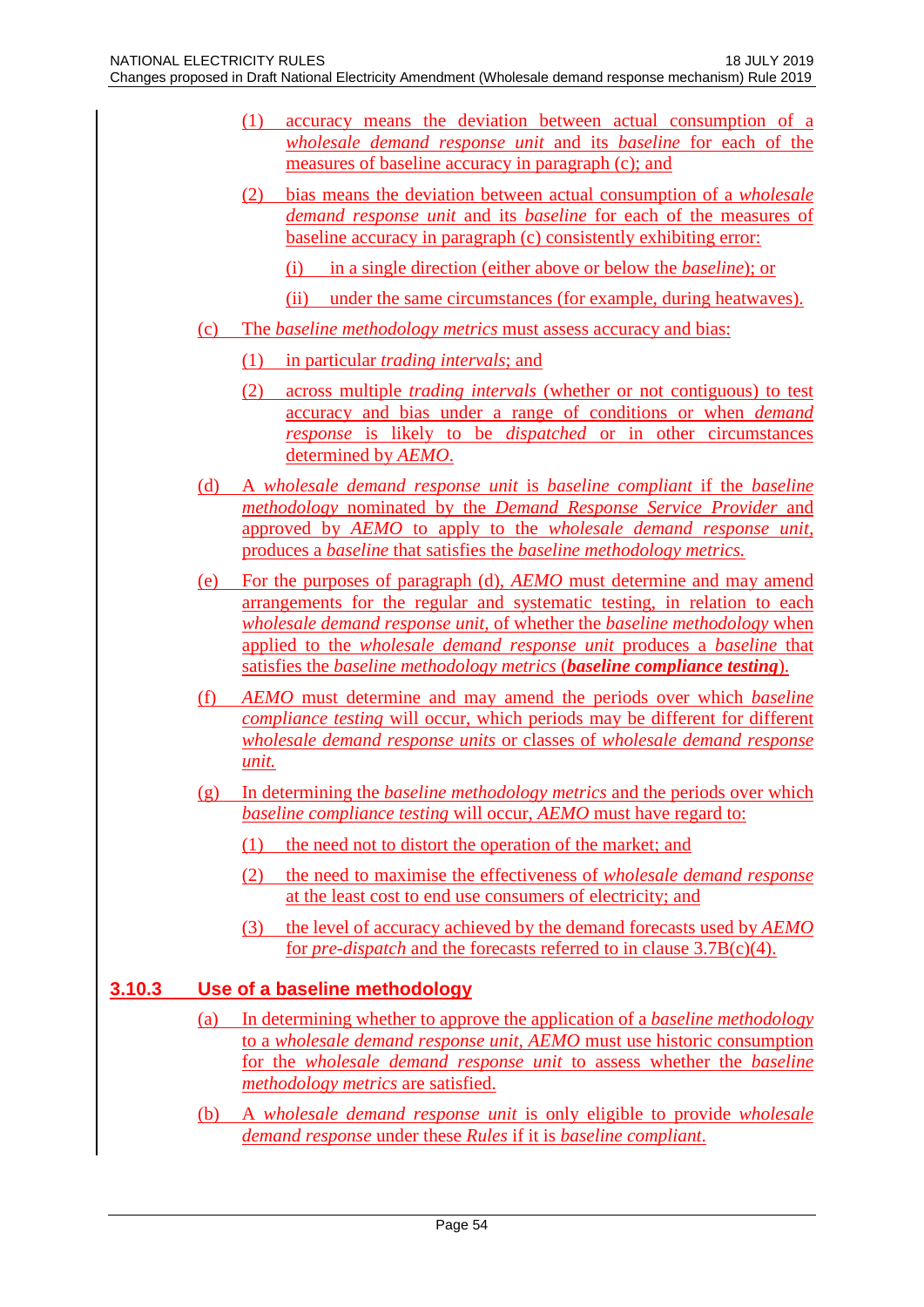(1) accuracy means the deviation between actual consumption of a *wholesale demand response unit* and its *baseline* for each of the measures of baseline accuracy in paragraph (c); and

(2) bias means the deviation between actual consumption of a *wholesale demand response unit* and its *baseline* for each of the measures of baseline accuracy in paragraph (c) consistently exhibiting error:

(i) in a single direction (either above or below the *baseline*); or

(ii) under the same circumstances (for example, during heatwaves).

(c) The *baseline methodology metrics* must assess accuracy and bias:

(1) in particular *trading intervals*; and

(2) across multiple *trading intervals* (whether or not contiguous) to test accuracy and bias under a range of conditions or when *demand response* is likely to be *dispatched* or in other circumstances determined by *AEMO*.

(d) A *wholesale demand response unit* is *baseline compliant* if the *baseline methodology* nominated by the *Demand Response Service Provider* and approved by *AEMO* to apply to the *wholesale demand response unit*, produces a *baseline* that satisfies the *baseline methodology metrics.*

(e) For the purposes of paragraph (d), *AEMO* must determine and may amend arrangements for the regular and systematic testing, in relation to each *wholesale demand response unit*, of whether the *baseline methodology* when applied to the *wholesale demand response unit* produces a *baseline* that satisfies the *baseline methodology metrics* (***baseline compliance testing***).

(f) *AEMO* must determine and may amend the periods over which *baseline compliance testing* will occur, which periods may be different for different *wholesale demand response units* or classes of *wholesale demand response unit.*

(g) In determining the *baseline methodology metrics* and the periods over which *baseline compliance testing* will occur, *AEMO* must have regard to:

(1) the need not to distort the operation of the market; and

(2) the need to maximise the effectiveness of *wholesale demand response* at the least cost to end use consumers of electricity; and

(3) the level of accuracy achieved by the demand forecasts used by *AEMO* for *pre-dispatch* and the forecasts referred to in clause 3.7B(c)(4).

## 3.10.3 Use of a baseline methodology

(a) In determining whether to approve the application of a *baseline methodology* to a *wholesale demand response unit*, *AEMO* must use historic consumption for the *wholesale demand response unit* to assess whether the *baseline methodology metrics* are satisfied.

(b) A *wholesale demand response unit* is only eligible to provide *wholesale demand response* under these *Rules* if it is *baseline compliant*.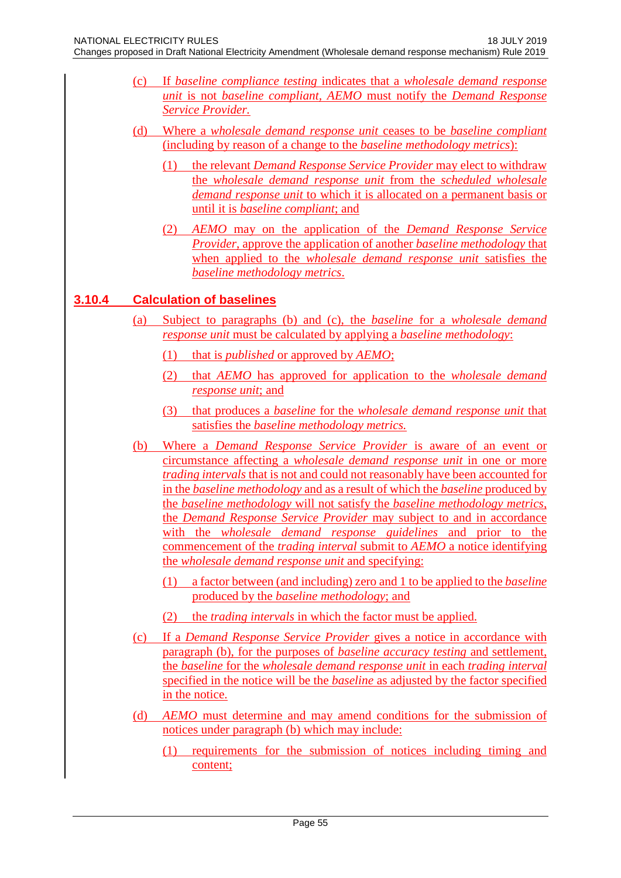(c) If *baseline compliance testing* indicates that a *wholesale demand response unit* is not *baseline compliant*, *AEMO* must notify the *Demand Response Service Provider.*

(d) Where a *wholesale demand response unit* ceases to be *baseline compliant* (including by reason of a change to the *baseline methodology metrics*):

(1) the relevant *Demand Response Service Provider* may elect to withdraw the *wholesale demand response unit* from the *scheduled wholesale demand response unit* to which it is allocated on a permanent basis or until it is *baseline compliant*; and

(2) *AEMO* may on the application of the *Demand Response Service Provider*, approve the application of another *baseline methodology* that when applied to the *wholesale demand response unit* satisfies the *baseline methodology metrics*.

## 3.10.4 Calculation of baselines

(a) Subject to paragraphs (b) and (c), the *baseline* for a *wholesale demand response unit* must be calculated by applying a *baseline methodology*:

(1) that is *published* or approved by *AEMO*;

(2) that *AEMO* has approved for application to the *wholesale demand response unit*; and

(3) that produces a *baseline* for the *wholesale demand response unit* that satisfies the *baseline methodology metrics.*

(b) Where a *Demand Response Service Provider* is aware of an event or circumstance affecting a *wholesale demand response unit* in one or more *trading intervals* that is not and could not reasonably have been accounted for in the *baseline methodology* and as a result of which the *baseline* produced by the *baseline methodology* will not satisfy the *baseline methodology metrics*, the *Demand Response Service Provider* may subject to and in accordance with the *wholesale demand response guidelines* and prior to the commencement of the *trading interval* submit to *AEMO* a notice identifying the *wholesale demand response unit* and specifying:

(1) a factor between (and including) zero and 1 to be applied to the *baseline* produced by the *baseline methodology*; and

(2) the *trading intervals* in which the factor must be applied.

(c) If a *Demand Response Service Provider* gives a notice in accordance with paragraph (b), for the purposes of *baseline accuracy testing* and settlement, the *baseline* for the *wholesale demand response unit* in each *trading interval* specified in the notice will be the *baseline* as adjusted by the factor specified in the notice.

(d) *AEMO* must determine and may amend conditions for the submission of notices under paragraph (b) which may include:

(1) requirements for the submission of notices including timing and content;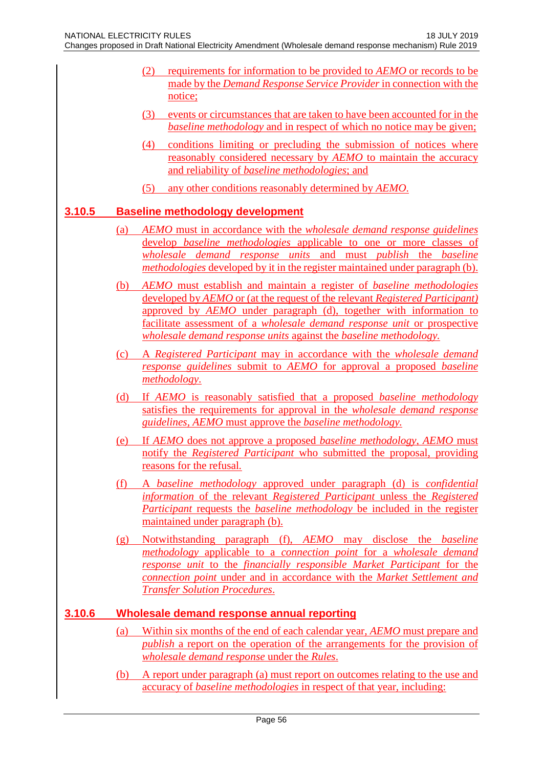(2) requirements for information to be provided to *AEMO* or records to be made by the *Demand Response Service Provider* in connection with the notice;

(3) events or circumstances that are taken to have been accounted for in the *baseline methodology* and in respect of which no notice may be given;

(4) conditions limiting or precluding the submission of notices where reasonably considered necessary by *AEMO* to maintain the accuracy and reliability of *baseline methodologies*; and

(5) any other conditions reasonably determined by *AEMO*.

### 3.10.5 Baseline methodology development

(a) *AEMO* must in accordance with the *wholesale demand response guidelines* develop *baseline methodologies* applicable to one or more classes of *wholesale demand response units* and must *publish* the *baseline methodologies* developed by it in the register maintained under paragraph (b).

(b) *AEMO* must establish and maintain a register of *baseline methodologies* developed by *AEMO* or (at the request of the relevant *Registered Participant)* approved by *AEMO* under paragraph (d), together with information to facilitate assessment of a *wholesale demand response unit* or prospective *wholesale demand response units* against the *baseline methodology*.

(c) A *Registered Participant* may in accordance with the *wholesale demand response guidelines* submit to *AEMO* for approval a proposed *baseline methodology*.

(d) If *AEMO* is reasonably satisfied that a proposed *baseline methodology* satisfies the requirements for approval in the *wholesale demand response guidelines, AEMO* must approve the *baseline methodology*.

(e) If *AEMO* does not approve a proposed *baseline methodology*, *AEMO* must notify the *Registered Participant* who submitted the proposal, providing reasons for the refusal.

(f) A *baseline methodology* approved under paragraph (d) is *confidential information* of the relevant *Registered Participant* unless the *Registered Participant* requests the *baseline methodology* be included in the register maintained under paragraph (b).

(g) Notwithstanding paragraph (f), *AEMO* may disclose the *baseline methodology* applicable to a *connection point* for a *wholesale demand response unit* to the *financially responsible Market Participant* for the *connection point* under and in accordance with the *Market Settlement and Transfer Solution Procedures*.

### 3.10.6 Wholesale demand response annual reporting

(a) Within six months of the end of each calendar year, *AEMO* must prepare and *publish* a report on the operation of the arrangements for the provision of *wholesale demand response* under the *Rules*.

(b) A report under paragraph (a) must report on outcomes relating to the use and accuracy of *baseline methodologies* in respect of that year, including: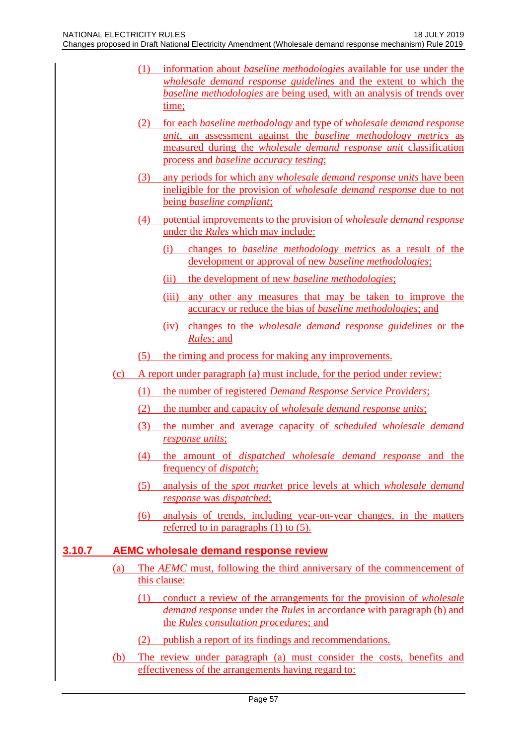(1) information about *baseline methodologies* available for use under the *wholesale demand response guidelines* and the extent to which the *baseline methodologies* are being used, with an analysis of trends over time;

(2) for each *baseline methodology* and type of *wholesale demand response unit*, an assessment against the *baseline methodology metrics* as measured during the *wholesale demand response unit* classification process and *baseline accuracy testing*;

(3) any periods for which any *wholesale demand response units* have been ineligible for the provision of *wholesale demand response* due to not being *baseline compliant*;

(4) potential improvements to the provision of *wholesale demand response* under the *Rules* which may include:

   (i) changes to *baseline methodology metrics* as a result of the development or approval of new *baseline methodologies*;

   (ii) the development of new *baseline methodologies*;

   (iii) any other any measures that may be taken to improve the accuracy or reduce the bias of *baseline methodologies*; and

   (iv) changes to the *wholesale demand response guidelines* or the *Rules*; and

(5) the timing and process for making any improvements.

(c) A report under paragraph (a) must include, for the period under review:

(1) the number of registered *Demand Response Service Providers*;

(2) the number and capacity of *wholesale demand response units*;

(3) the number and average capacity of *scheduled wholesale demand response units*;

(4) the amount of *dispatched wholesale demand response* and the frequency of *dispatch*;

(5) analysis of the *spot market* price levels at which *wholesale demand response* was *dispatched*;

(6) analysis of trends, including year-on-year changes, in the matters referred to in paragraphs (1) to (5).

### 3.10.7 AEMC wholesale demand response review

(a) The *AEMC* must, following the third anniversary of the commencement of this clause:

(1) conduct a review of the arrangements for the provision of *wholesale demand response* under the *Rules* in accordance with paragraph (b) and the *Rules consultation procedures*; and

(2) publish a report of its findings and recommendations.

(b) The review under paragraph (a) must consider the costs, benefits and effectiveness of the arrangements having regard to: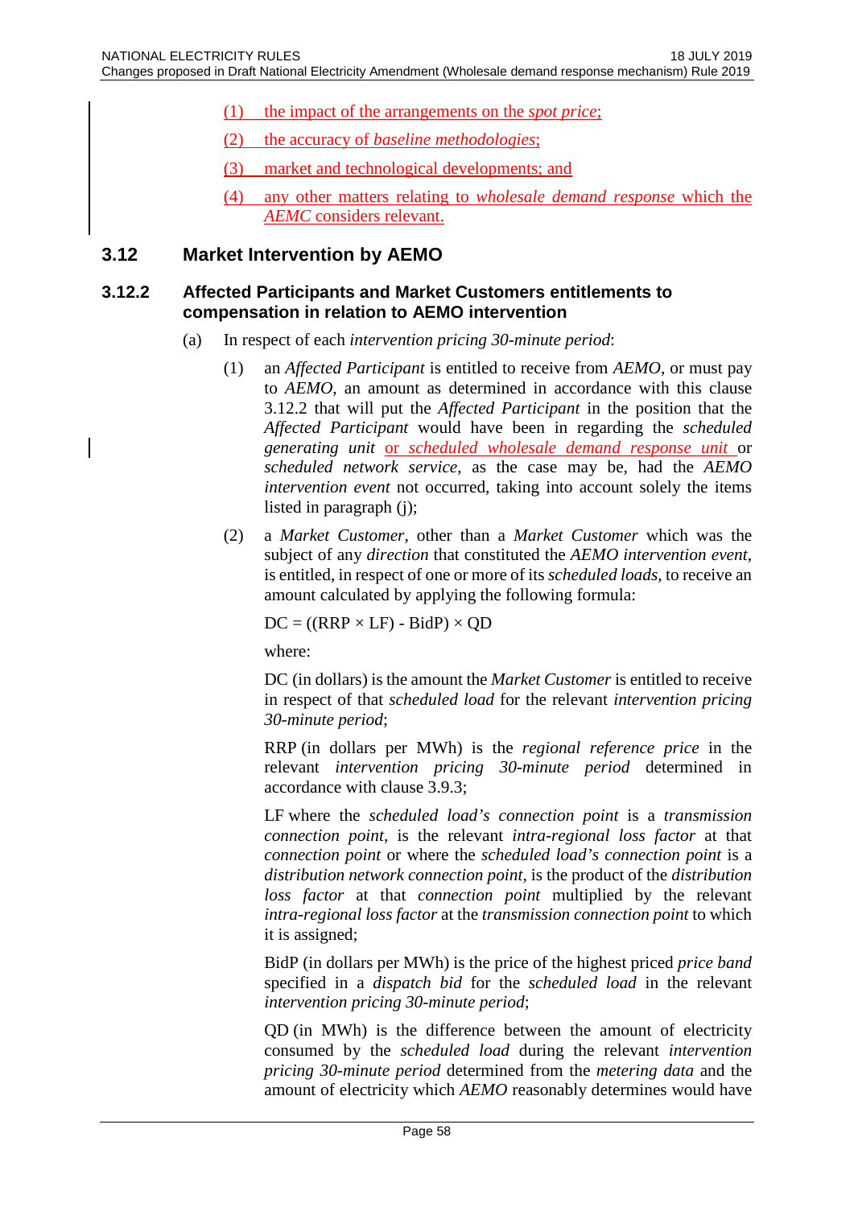(1) the impact of the arrangements on the *spot price*;

(2) the accuracy of *baseline methodologies*;

(3) market and technological developments; and

(4) any other matters relating to *wholesale demand response* which the *AEMC* considers relevant.

## 3.12 Market Intervention by AEMO

### 3.12.2 Affected Participants and Market Customers entitlements to compensation in relation to AEMO intervention

(a) In respect of each *intervention pricing 30-minute period*:

(1) an *Affected Participant* is entitled to receive from *AEMO*, or must pay to *AEMO*, an amount as determined in accordance with this clause 3.12.2 that will put the *Affected Participant* in the position that the *Affected Participant* would have been in regarding the *scheduled generating unit* or *scheduled wholesale demand response unit* or *scheduled network service*, as the case may be, had the *AEMO intervention event* not occurred, taking into account solely the items listed in paragraph (j);

(2) a *Market Customer*, other than a *Market Customer* which was the subject of any *direction* that constituted the *AEMO intervention event*, is entitled, in respect of one or more of its *scheduled loads*, to receive an amount calculated by applying the following formula:

$$DC = ((RRP \times LF) - BidP) \times QD$$

where:

DC (in dollars) is the amount the *Market Customer* is entitled to receive in respect of that *scheduled load* for the relevant *intervention pricing 30-minute period*;

RRP (in dollars per MWh) is the *regional reference price* in the relevant *intervention pricing 30-minute period* determined in accordance with clause 3.9.3;

LF where the *scheduled load's connection point* is a *transmission connection point*, is the relevant *intra-regional loss factor* at that *connection point* or where the *scheduled load's connection point* is a *distribution network connection point*, is the product of the *distribution loss factor* at that *connection point* multiplied by the relevant *intra-regional loss factor* at the *transmission connection point* to which it is assigned;

BidP (in dollars per MWh) is the price of the highest priced *price band* specified in a *dispatch bid* for the *scheduled load* in the relevant *intervention pricing 30-minute period*;

QD (in MWh) is the difference between the amount of electricity consumed by the *scheduled load* during the relevant *intervention pricing 30-minute period* determined from the *metering data* and the amount of electricity which *AEMO* reasonably determines would have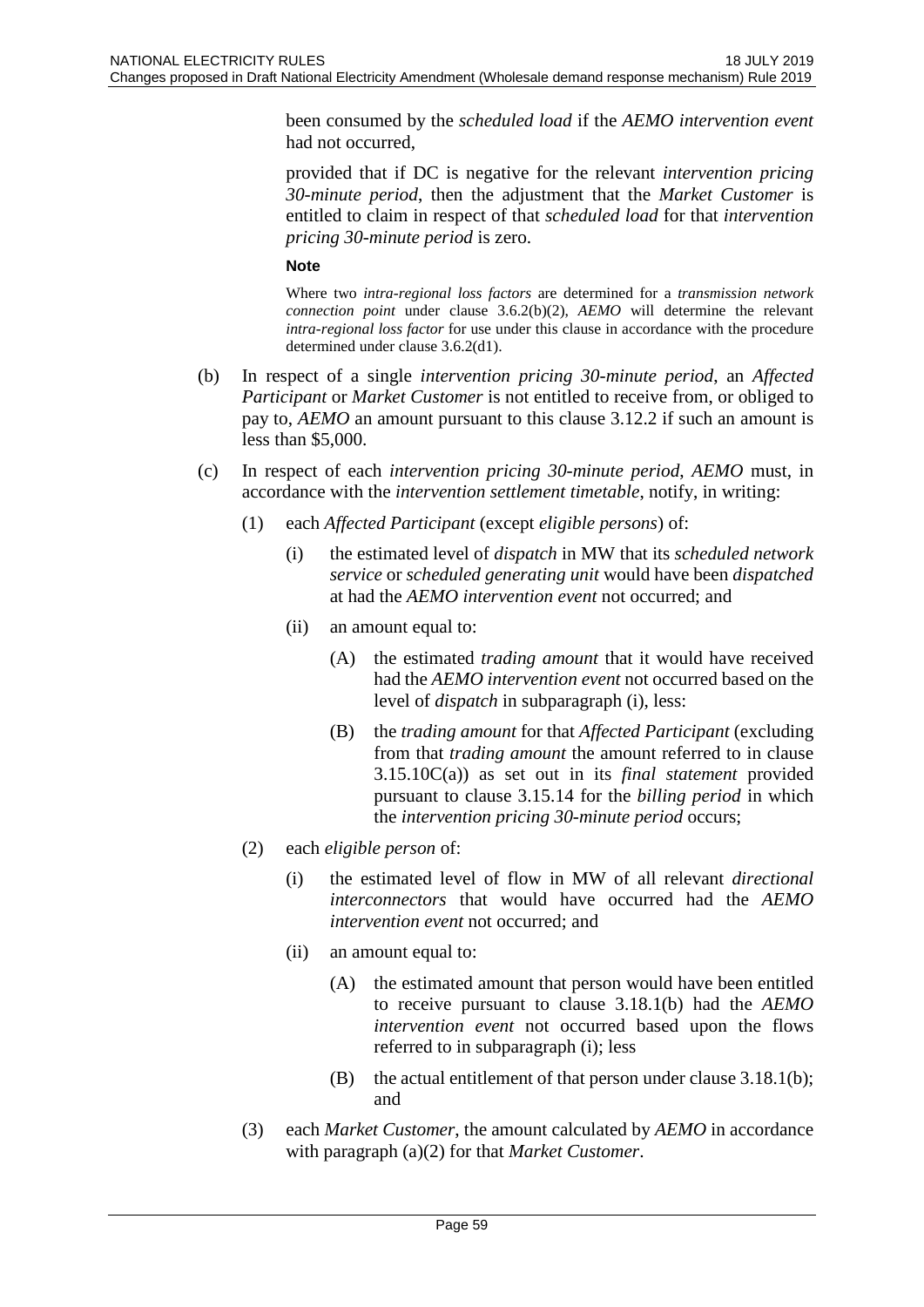been consumed by the *scheduled load* if the *AEMO intervention event* had not occurred,

provided that if DC is negative for the relevant *intervention pricing 30-minute period*, then the adjustment that the *Market Customer* is entitled to claim in respect of that *scheduled load* for that *intervention pricing 30-minute period* is zero.

**Note**

Where two *intra-regional loss factors* are determined for a *transmission network connection point* under clause 3.6.2(b)(2), *AEMO* will determine the relevant *intra-regional loss factor* for use under this clause in accordance with the procedure determined under clause 3.6.2(d1).

(b) In respect of a single *intervention pricing 30-minute period*, an *Affected Participant* or *Market Customer* is not entitled to receive from, or obliged to pay to, *AEMO* an amount pursuant to this clause 3.12.2 if such an amount is less than $5,000.

(c) In respect of each *intervention pricing 30-minute period*, *AEMO* must, in accordance with the *intervention settlement timetable*, notify, in writing:

(1) each *Affected Participant* (except *eligible persons*) of:

(i) the estimated level of *dispatch* in MW that its *scheduled network service* or *scheduled generating unit* would have been *dispatched* at had the *AEMO intervention event* not occurred; and

(ii) an amount equal to:

(A) the estimated *trading amount* that it would have received had the *AEMO intervention event* not occurred based on the level of *dispatch* in subparagraph (i), less:

(B) the *trading amount* for that *Affected Participant* (excluding from that *trading amount* the amount referred to in clause 3.15.10C(a)) as set out in its *final statement* provided pursuant to clause 3.15.14 for the *billing period* in which the *intervention pricing 30-minute period* occurs;

(2) each *eligible person* of:

(i) the estimated level of flow in MW of all relevant *directional interconnectors* that would have occurred had the *AEMO intervention event* not occurred; and

(ii) an amount equal to:

(A) the estimated amount that person would have been entitled to receive pursuant to clause 3.18.1(b) had the *AEMO intervention event* not occurred based upon the flows referred to in subparagraph (i); less

(B) the actual entitlement of that person under clause 3.18.1(b); and

(3) each *Market Customer*, the amount calculated by *AEMO* in accordance with paragraph (a)(2) for that *Market Customer*.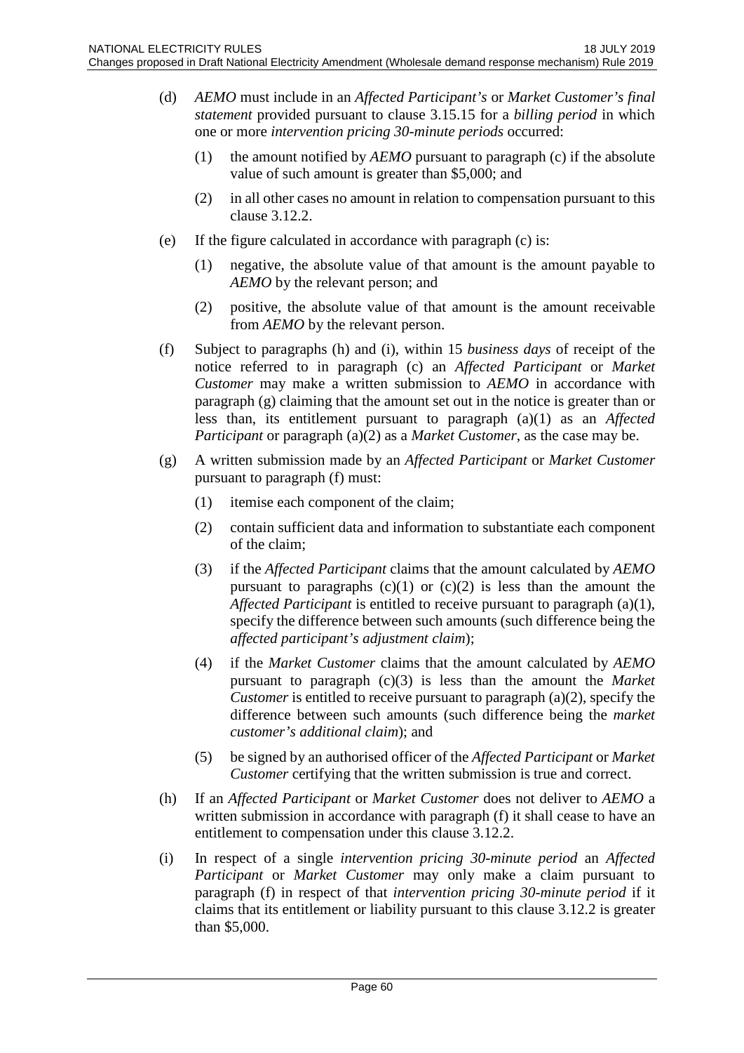(d) *AEMO* must include in an *Affected Participant's* or *Market Customer's final statement* provided pursuant to clause 3.15.15 for a *billing period* in which one or more *intervention pricing 30-minute periods* occurred:

   (1) the amount notified by *AEMO* pursuant to paragraph (c) if the absolute value of such amount is greater than $5,000; and

   (2) in all other cases no amount in relation to compensation pursuant to this clause 3.12.2.

(e) If the figure calculated in accordance with paragraph (c) is:

   (1) negative, the absolute value of that amount is the amount payable to *AEMO* by the relevant person; and

   (2) positive, the absolute value of that amount is the amount receivable from *AEMO* by the relevant person.

(f) Subject to paragraphs (h) and (i), within 15 *business days* of receipt of the notice referred to in paragraph (c) an *Affected Participant* or *Market Customer* may make a written submission to *AEMO* in accordance with paragraph (g) claiming that the amount set out in the notice is greater than or less than, its entitlement pursuant to paragraph (a)(1) as an *Affected Participant* or paragraph (a)(2) as a *Market Customer*, as the case may be.

(g) A written submission made by an *Affected Participant* or *Market Customer* pursuant to paragraph (f) must:

   (1) itemise each component of the claim;

   (2) contain sufficient data and information to substantiate each component of the claim;

   (3) if the *Affected Participant* claims that the amount calculated by *AEMO* pursuant to paragraphs (c)(1) or (c)(2) is less than the amount the *Affected Participant* is entitled to receive pursuant to paragraph (a)(1), specify the difference between such amounts (such difference being the *affected participant's adjustment claim*);

   (4) if the *Market Customer* claims that the amount calculated by *AEMO* pursuant to paragraph (c)(3) is less than the amount the *Market Customer* is entitled to receive pursuant to paragraph (a)(2), specify the difference between such amounts (such difference being the *market customer's additional claim*); and

   (5) be signed by an authorised officer of the *Affected Participant* or *Market Customer* certifying that the written submission is true and correct.

(h) If an *Affected Participant* or *Market Customer* does not deliver to *AEMO* a written submission in accordance with paragraph (f) it shall cease to have an entitlement to compensation under this clause 3.12.2.

(i) In respect of a single *intervention pricing 30-minute period* an *Affected Participant* or *Market Customer* may only make a claim pursuant to paragraph (f) in respect of that *intervention pricing 30-minute period* if it claims that its entitlement or liability pursuant to this clause 3.12.2 is greater than $5,000.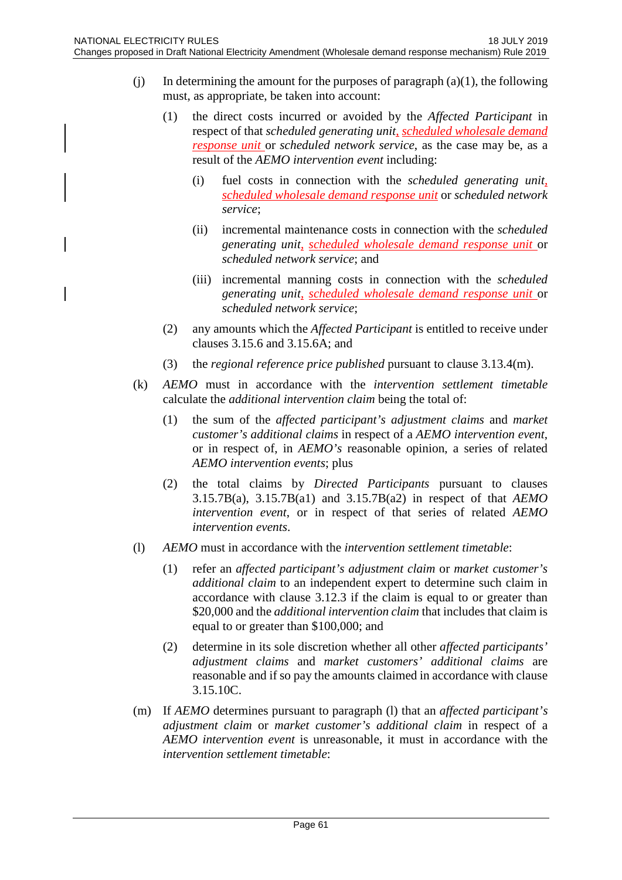(j) In determining the amount for the purposes of paragraph (a)(1), the following must, as appropriate, be taken into account:

(1) the direct costs incurred or avoided by the *Affected Participant* in respect of that *scheduled generating unit*, *scheduled wholesale demand response unit* or *scheduled network service*, as the case may be, as a result of the *AEMO intervention event* including:

(i) fuel costs in connection with the *scheduled generating unit*, *scheduled wholesale demand response unit* or *scheduled network service*;

(ii) incremental maintenance costs in connection with the *scheduled generating unit*, *scheduled wholesale demand response unit* or *scheduled network service*; and

(iii) incremental manning costs in connection with the *scheduled generating unit*, *scheduled wholesale demand response unit* or *scheduled network service*;

(2) any amounts which the *Affected Participant* is entitled to receive under clauses 3.15.6 and 3.15.6A; and

(3) the *regional reference price published* pursuant to clause 3.13.4(m).

(k) *AEMO* must in accordance with the *intervention settlement timetable* calculate the *additional intervention claim* being the total of:

(1) the sum of the *affected participant's adjustment claims* and *market customer's additional claims* in respect of a *AEMO intervention event*, or in respect of, in *AEMO's* reasonable opinion, a series of related *AEMO intervention events*; plus

(2) the total claims by *Directed Participants* pursuant to clauses 3.15.7B(a), 3.15.7B(a1) and 3.15.7B(a2) in respect of that *AEMO intervention event*, or in respect of that series of related *AEMO intervention events*.

(l) *AEMO* must in accordance with the *intervention settlement timetable*:

(1) refer an *affected participant's adjustment claim* or *market customer's additional claim* to an independent expert to determine such claim in accordance with clause 3.12.3 if the claim is equal to or greater than $20,000 and the *additional intervention claim* that includes that claim is equal to or greater than $100,000; and

(2) determine in its sole discretion whether all other *affected participants' adjustment claims* and *market customers' additional claims* are reasonable and if so pay the amounts claimed in accordance with clause 3.15.10C.

(m) If *AEMO* determines pursuant to paragraph (l) that an *affected participant's adjustment claim* or *market customer's additional claim* in respect of a *AEMO intervention event* is unreasonable, it must in accordance with the *intervention settlement timetable*: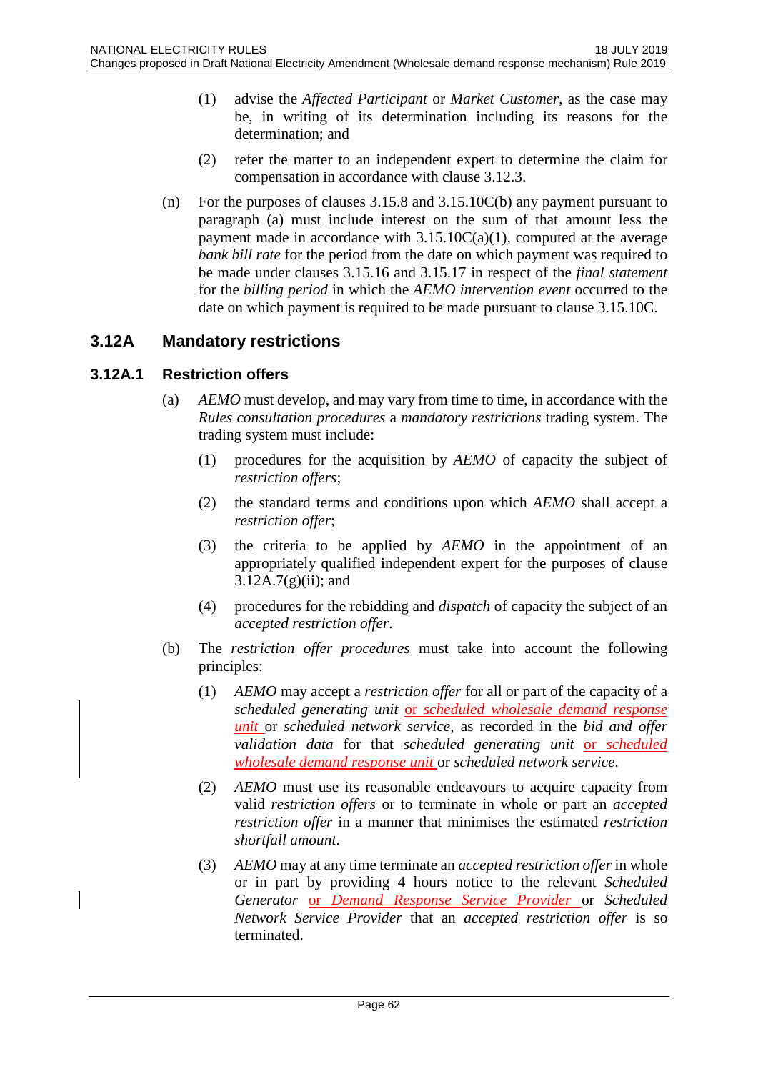(1) advise the *Affected Participant* or *Market Customer*, as the case may be, in writing of its determination including its reasons for the determination; and

(2) refer the matter to an independent expert to determine the claim for compensation in accordance with clause 3.12.3.

(n) For the purposes of clauses 3.15.8 and 3.15.10C(b) any payment pursuant to paragraph (a) must include interest on the sum of that amount less the payment made in accordance with 3.15.10C(a)(1), computed at the average *bank bill rate* for the period from the date on which payment was required to be made under clauses 3.15.16 and 3.15.17 in respect of the *final statement* for the *billing period* in which the *AEMO intervention event* occurred to the date on which payment is required to be made pursuant to clause 3.15.10C.

## 3.12A Mandatory restrictions

### 3.12A.1 Restriction offers

(a) *AEMO* must develop, and may vary from time to time, in accordance with the *Rules consultation procedures* a *mandatory restrictions* trading system. The trading system must include:

(1) procedures for the acquisition by *AEMO* of capacity the subject of *restriction offers*;

(2) the standard terms and conditions upon which *AEMO* shall accept a *restriction offer*;

(3) the criteria to be applied by *AEMO* in the appointment of an appropriately qualified independent expert for the purposes of clause 3.12A.7(g)(ii); and

(4) procedures for the rebidding and *dispatch* of capacity the subject of an *accepted restriction offer*.

(b) The *restriction offer procedures* must take into account the following principles:

(1) *AEMO* may accept a *restriction offer* for all or part of the capacity of a *scheduled generating unit* or *scheduled wholesale demand response unit* or *scheduled network service*, as recorded in the *bid and offer validation data* for that *scheduled generating unit* or *scheduled wholesale demand response unit* or *scheduled network service*.

(2) *AEMO* must use its reasonable endeavours to acquire capacity from valid *restriction offers* or to terminate in whole or part an *accepted restriction offer* in a manner that minimises the estimated *restriction shortfall amount*.

(3) *AEMO* may at any time terminate an *accepted restriction offer* in whole or in part by providing 4 hours notice to the relevant *Scheduled Generator* or *Demand Response Service Provider* or *Scheduled Network Service Provider* that an *accepted restriction offer* is so terminated.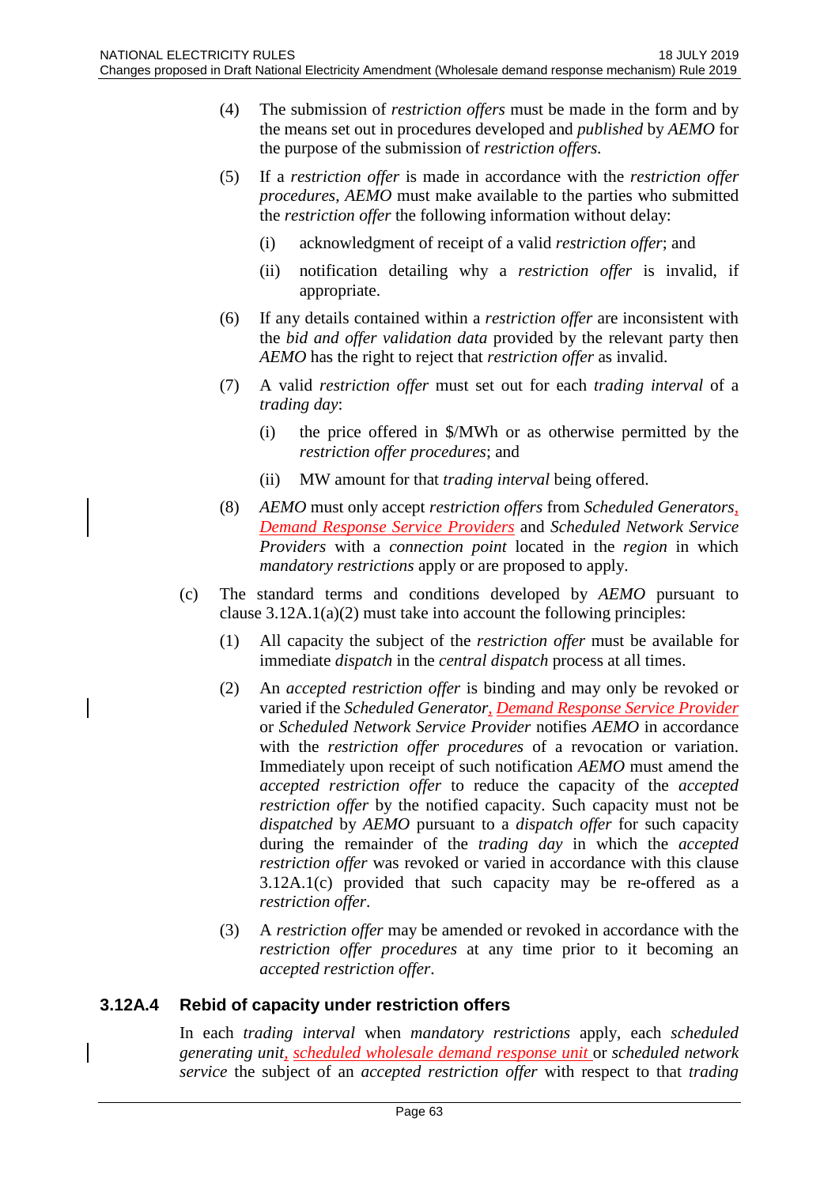(4) The submission of *restriction offers* must be made in the form and by the means set out in procedures developed and *published* by *AEMO* for the purpose of the submission of *restriction offers*.

(5) If a *restriction offer* is made in accordance with the *restriction offer procedures*, *AEMO* must make available to the parties who submitted the *restriction offer* the following information without delay:

(i) acknowledgment of receipt of a valid *restriction offer*; and

(ii) notification detailing why a *restriction offer* is invalid, if appropriate.

(6) If any details contained within a *restriction offer* are inconsistent with the *bid and offer validation data* provided by the relevant party then *AEMO* has the right to reject that *restriction offer* as invalid.

(7) A valid *restriction offer* must set out for each *trading interval* of a *trading day*:

(i) the price offered in $/MWh or as otherwise permitted by the *restriction offer procedures*; and

(ii) MW amount for that *trading interval* being offered.

(8) *AEMO* must only accept *restriction offers* from *Scheduled Generators*, *Demand Response Service Providers* and *Scheduled Network Service Providers* with a *connection point* located in the *region* in which *mandatory restrictions* apply or are proposed to apply.

(c) The standard terms and conditions developed by *AEMO* pursuant to clause 3.12A.1(a)(2) must take into account the following principles:

(1) All capacity the subject of the *restriction offer* must be available for immediate *dispatch* in the *central dispatch* process at all times.

(2) An *accepted restriction offer* is binding and may only be revoked or varied if the *Scheduled Generator*, *Demand Response Service Provider* or *Scheduled Network Service Provider* notifies *AEMO* in accordance with the *restriction offer procedures* of a revocation or variation. Immediately upon receipt of such notification *AEMO* must amend the *accepted restriction offer* to reduce the capacity of the *accepted restriction offer* by the notified capacity. Such capacity must not be *dispatched* by *AEMO* pursuant to a *dispatch offer* for such capacity during the remainder of the *trading day* in which the *accepted restriction offer* was revoked or varied in accordance with this clause 3.12A.1(c) provided that such capacity may be re-offered as a *restriction offer*.

(3) A *restriction offer* may be amended or revoked in accordance with the *restriction offer procedures* at any time prior to it becoming an *accepted restriction offer*.

### 3.12A.4 Rebid of capacity under restriction offers

In each *trading interval* when *mandatory restrictions* apply, each *scheduled generating unit*, *scheduled wholesale demand response unit* or *scheduled network service* the subject of an *accepted restriction offer* with respect to that *trading*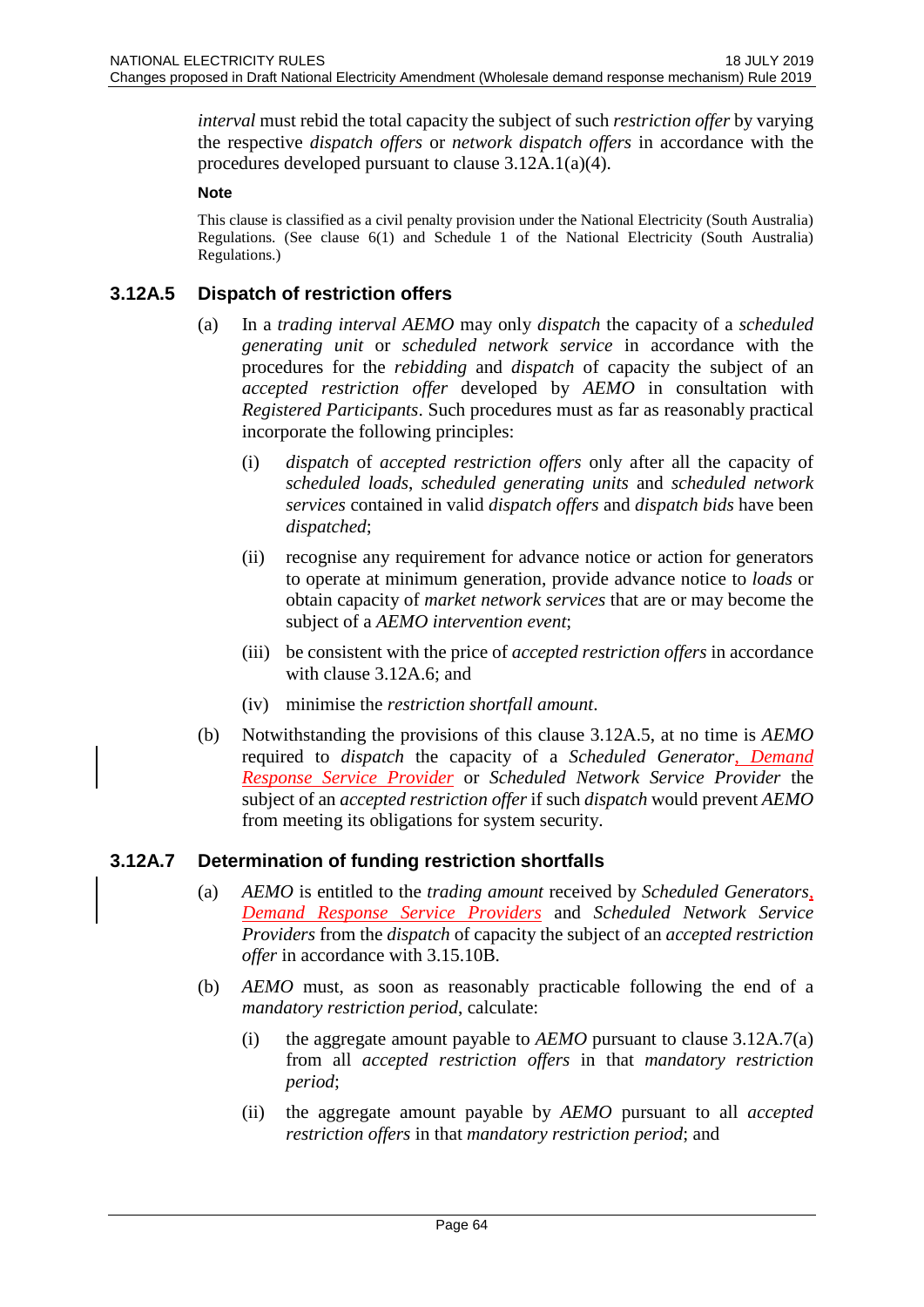*interval* must rebid the total capacity the subject of such *restriction offer* by varying the respective *dispatch offers* or *network dispatch offers* in accordance with the procedures developed pursuant to clause 3.12A.1(a)(4).

**Note**

This clause is classified as a civil penalty provision under the National Electricity (South Australia) Regulations. (See clause 6(1) and Schedule 1 of the National Electricity (South Australia) Regulations.)

### 3.12A.5 Dispatch of restriction offers

(a) In a *trading interval AEMO* may only *dispatch* the capacity of a *scheduled generating unit* or *scheduled network service* in accordance with the procedures for the *rebidding* and *dispatch* of capacity the subject of an *accepted restriction offer* developed by *AEMO* in consultation with *Registered Participants*. Such procedures must as far as reasonably practical incorporate the following principles:

   (i) *dispatch* of *accepted restriction offers* only after all the capacity of *scheduled loads*, *scheduled generating units* and *scheduled network services* contained in valid *dispatch offers* and *dispatch bids* have been *dispatched*;

   (ii) recognise any requirement for advance notice or action for generators to operate at minimum generation, provide advance notice to *loads* or obtain capacity of *market network services* that are or may become the subject of a *AEMO intervention event*;

   (iii) be consistent with the price of *accepted restriction offers* in accordance with clause 3.12A.6; and

   (iv) minimise the *restriction shortfall amount*.

(b) Notwithstanding the provisions of this clause 3.12A.5, at no time is *AEMO* required to *dispatch* the capacity of a *Scheduled Generator*, *Demand Response Service Provider* or *Scheduled Network Service Provider* the subject of an *accepted restriction offer* if such *dispatch* would prevent *AEMO* from meeting its obligations for system security.

### 3.12A.7 Determination of funding restriction shortfalls

(a) *AEMO* is entitled to the *trading amount* received by *Scheduled Generators*, *Demand Response Service Providers* and *Scheduled Network Service Providers* from the *dispatch* of capacity the subject of an *accepted restriction offer* in accordance with 3.15.10B.

(b) *AEMO* must, as soon as reasonably practicable following the end of a *mandatory restriction period*, calculate:

   (i) the aggregate amount payable to *AEMO* pursuant to clause 3.12A.7(a) from all *accepted restriction offers* in that *mandatory restriction period*;

   (ii) the aggregate amount payable by *AEMO* pursuant to all *accepted restriction offers* in that *mandatory restriction period*; and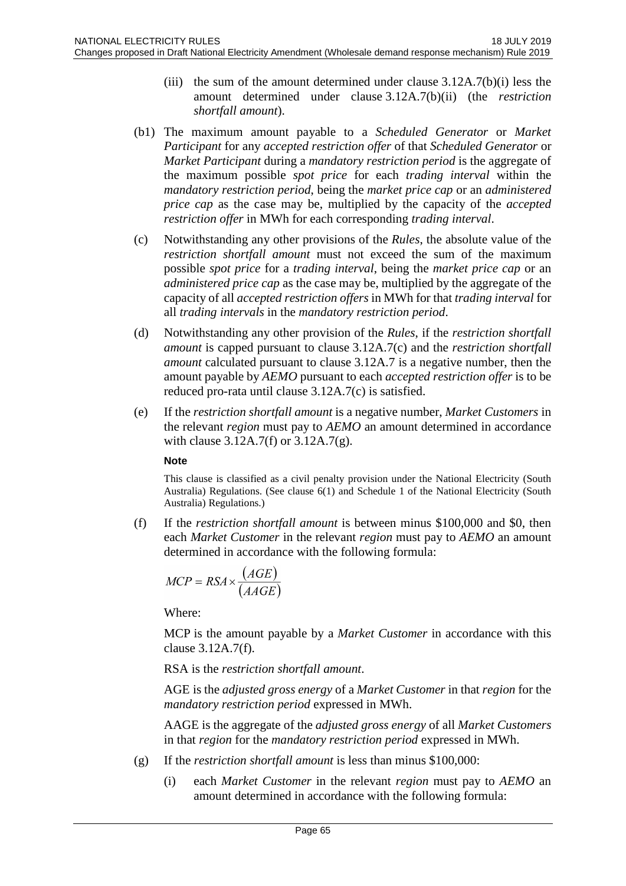(iii) the sum of the amount determined under clause 3.12A.7(b)(i) less the amount determined under clause 3.12A.7(b)(ii) (the *restriction shortfall amount*).

(b1) The maximum amount payable to a *Scheduled Generator* or *Market Participant* for any *accepted restriction offer* of that *Scheduled Generator* or *Market Participant* during a *mandatory restriction period* is the aggregate of the maximum possible *spot price* for each *trading interval* within the *mandatory restriction period*, being the *market price cap* or an *administered price cap* as the case may be, multiplied by the capacity of the *accepted restriction offer* in MWh for each corresponding *trading interval*.

(c) Notwithstanding any other provisions of the *Rules*, the absolute value of the *restriction shortfall amount* must not exceed the sum of the maximum possible *spot price* for a *trading interval*, being the *market price cap* or an *administered price cap* as the case may be, multiplied by the aggregate of the capacity of all *accepted restriction offers* in MWh for that *trading interval* for all *trading intervals* in the *mandatory restriction period*.

(d) Notwithstanding any other provision of the *Rules*, if the *restriction shortfall amount* is capped pursuant to clause 3.12A.7(c) and the *restriction shortfall amount* calculated pursuant to clause 3.12A.7 is a negative number, then the amount payable by *AEMO* pursuant to each *accepted restriction offer* is to be reduced pro-rata until clause 3.12A.7(c) is satisfied.

(e) If the *restriction shortfall amount* is a negative number, *Market Customers* in the relevant *region* must pay to *AEMO* an amount determined in accordance with clause 3.12A.7(f) or 3.12A.7(g).

**Note**

This clause is classified as a civil penalty provision under the National Electricity (South Australia) Regulations. (See clause 6(1) and Schedule 1 of the National Electricity (South Australia) Regulations.)

(f) If the *restriction shortfall amount* is between minus \$100,000 and \$0, then each *Market Customer* in the relevant *region* must pay to *AEMO* an amount determined in accordance with the following formula:

$$MCP = RSA \times \frac{(AGE)}{(AAGE)}$$

Where:

MCP is the amount payable by a *Market Customer* in accordance with this clause 3.12A.7(f).

RSA is the *restriction shortfall amount*.

AGE is the *adjusted gross energy* of a *Market Customer* in that *region* for the *mandatory restriction period* expressed in MWh.

AAGE is the aggregate of the *adjusted gross energy* of all *Market Customers* in that *region* for the *mandatory restriction period* expressed in MWh.

(g) If the *restriction shortfall amount* is less than minus \$100,000:

(i) each *Market Customer* in the relevant *region* must pay to *AEMO* an amount determined in accordance with the following formula: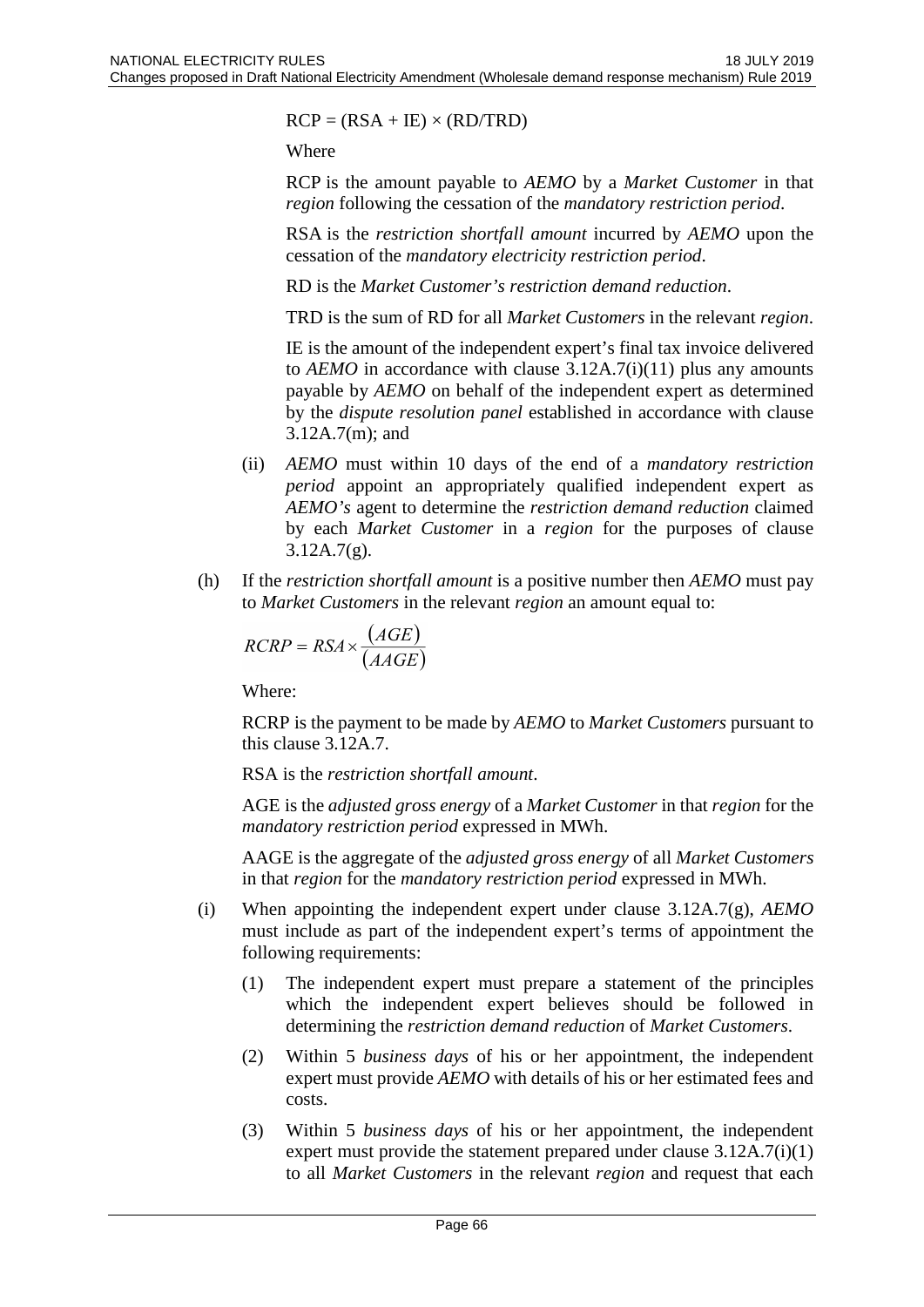$$RCP = (RSA + IE) \times (RD/TRD)$$

Where

RCP is the amount payable to *AEMO* by a *Market Customer* in that *region* following the cessation of the *mandatory restriction period*.

RSA is the *restriction shortfall amount* incurred by *AEMO* upon the cessation of the *mandatory electricity restriction period*.

RD is the *Market Customer's restriction demand reduction*.

TRD is the sum of RD for all *Market Customers* in the relevant *region*.

IE is the amount of the independent expert's final tax invoice delivered to *AEMO* in accordance with clause 3.12A.7(i)(11) plus any amounts payable by *AEMO* on behalf of the independent expert as determined by the *dispute resolution panel* established in accordance with clause 3.12A.7(m); and

(ii) *AEMO* must within 10 days of the end of a *mandatory restriction period* appoint an appropriately qualified independent expert as *AEMO's* agent to determine the *restriction demand reduction* claimed by each *Market Customer* in a *region* for the purposes of clause 3.12A.7(g).

(h) If the *restriction shortfall amount* is a positive number then *AEMO* must pay to *Market Customers* in the relevant *region* an amount equal to:

$$RCRP = RSA \times \frac{(AGE)}{(AAGE)}$$

Where:

RCRP is the payment to be made by *AEMO* to *Market Customers* pursuant to this clause 3.12A.7.

RSA is the *restriction shortfall amount*.

AGE is the *adjusted gross energy* of a *Market Customer* in that *region* for the *mandatory restriction period* expressed in MWh.

AAGE is the aggregate of the *adjusted gross energy* of all *Market Customers* in that *region* for the *mandatory restriction period* expressed in MWh.

(i) When appointing the independent expert under clause 3.12A.7(g), *AEMO* must include as part of the independent expert's terms of appointment the following requirements:

(1) The independent expert must prepare a statement of the principles which the independent expert believes should be followed in determining the *restriction demand reduction* of *Market Customers*.

(2) Within 5 *business days* of his or her appointment, the independent expert must provide *AEMO* with details of his or her estimated fees and costs.

(3) Within 5 *business days* of his or her appointment, the independent expert must provide the statement prepared under clause 3.12A.7(i)(1) to all *Market Customers* in the relevant *region* and request that each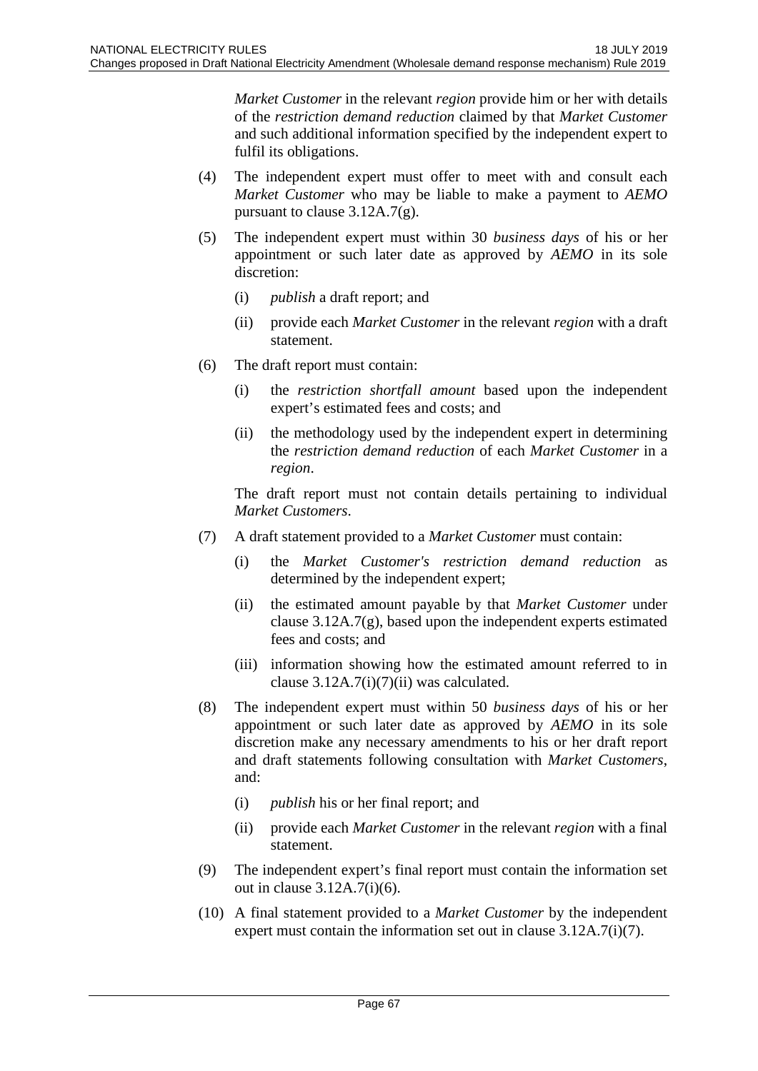*Market Customer* in the relevant *region* provide him or her with details of the *restriction demand reduction* claimed by that *Market Customer* and such additional information specified by the independent expert to fulfil its obligations.

(4) The independent expert must offer to meet with and consult each *Market Customer* who may be liable to make a payment to *AEMO* pursuant to clause 3.12A.7(g).

(5) The independent expert must within 30 *business days* of his or her appointment or such later date as approved by *AEMO* in its sole discretion:

   (i) *publish* a draft report; and

   (ii) provide each *Market Customer* in the relevant *region* with a draft statement.

(6) The draft report must contain:

   (i) the *restriction shortfall amount* based upon the independent expert's estimated fees and costs; and

   (ii) the methodology used by the independent expert in determining the *restriction demand reduction* of each *Market Customer* in a *region*.

   The draft report must not contain details pertaining to individual *Market Customers*.

(7) A draft statement provided to a *Market Customer* must contain:

   (i) the *Market Customer's restriction demand reduction* as determined by the independent expert;

   (ii) the estimated amount payable by that *Market Customer* under clause 3.12A.7(g), based upon the independent experts estimated fees and costs; and

   (iii) information showing how the estimated amount referred to in clause 3.12A.7(i)(7)(ii) was calculated.

(8) The independent expert must within 50 *business days* of his or her appointment or such later date as approved by *AEMO* in its sole discretion make any necessary amendments to his or her draft report and draft statements following consultation with *Market Customers*, and:

   (i) *publish* his or her final report; and

   (ii) provide each *Market Customer* in the relevant *region* with a final statement.

(9) The independent expert's final report must contain the information set out in clause 3.12A.7(i)(6).

(10) A final statement provided to a *Market Customer* by the independent expert must contain the information set out in clause 3.12A.7(i)(7).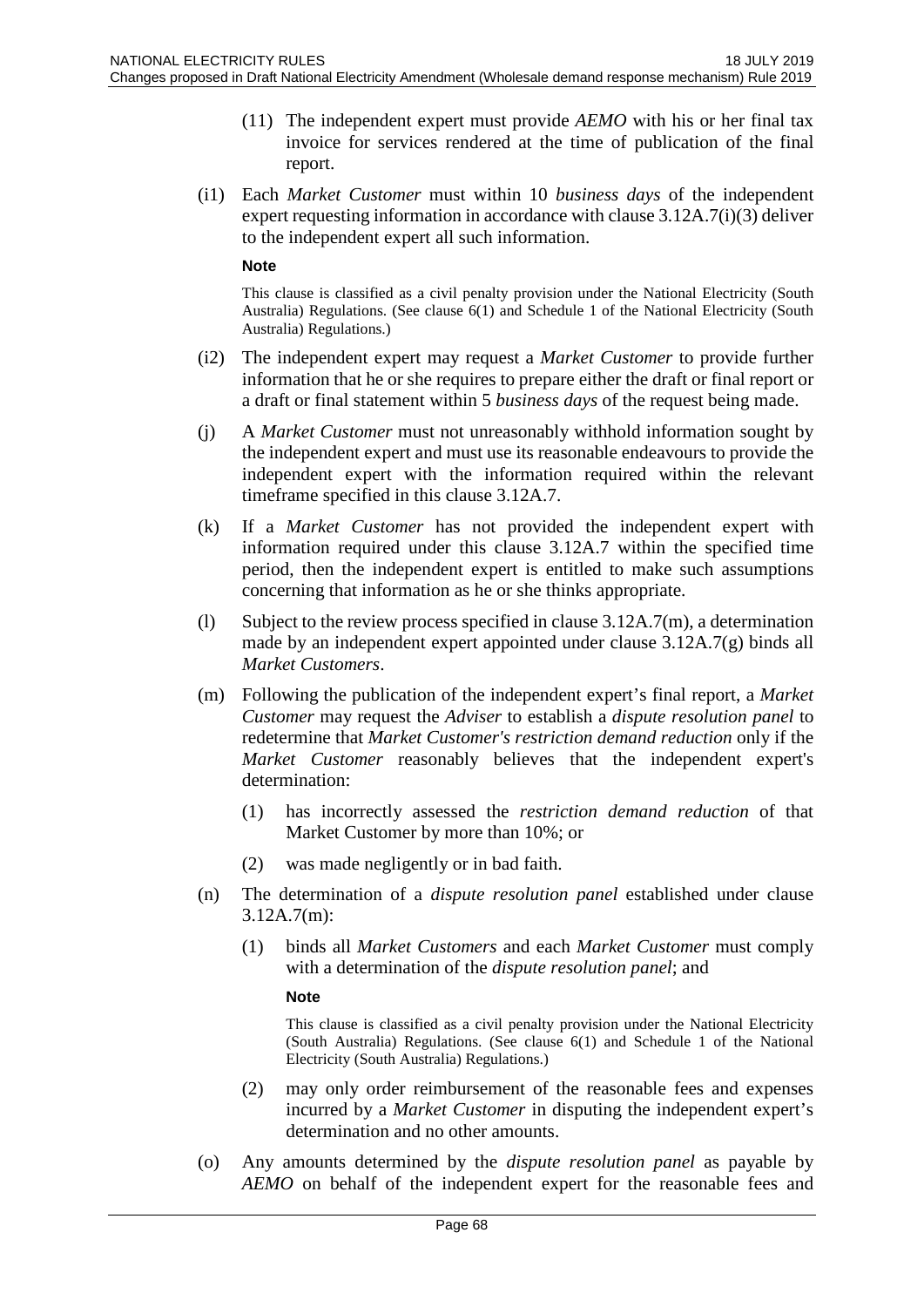(11) The independent expert must provide *AEMO* with his or her final tax invoice for services rendered at the time of publication of the final report.

(i1) Each *Market Customer* must within 10 *business days* of the independent expert requesting information in accordance with clause 3.12A.7(i)(3) deliver to the independent expert all such information.

**Note**

This clause is classified as a civil penalty provision under the National Electricity (South Australia) Regulations. (See clause 6(1) and Schedule 1 of the National Electricity (South Australia) Regulations.)

(i2) The independent expert may request a *Market Customer* to provide further information that he or she requires to prepare either the draft or final report or a draft or final statement within 5 *business days* of the request being made.

(j) A *Market Customer* must not unreasonably withhold information sought by the independent expert and must use its reasonable endeavours to provide the independent expert with the information required within the relevant timeframe specified in this clause 3.12A.7.

(k) If a *Market Customer* has not provided the independent expert with information required under this clause 3.12A.7 within the specified time period, then the independent expert is entitled to make such assumptions concerning that information as he or she thinks appropriate.

(l) Subject to the review process specified in clause 3.12A.7(m), a determination made by an independent expert appointed under clause 3.12A.7(g) binds all *Market Customers*.

(m) Following the publication of the independent expert's final report, a *Market Customer* may request the *Adviser* to establish a *dispute resolution panel* to redetermine that *Market Customer's restriction demand reduction* only if the *Market Customer* reasonably believes that the independent expert's determination:

(1) has incorrectly assessed the *restriction demand reduction* of that Market Customer by more than 10%; or

(2) was made negligently or in bad faith.

(n) The determination of a *dispute resolution panel* established under clause 3.12A.7(m):

(1) binds all *Market Customers* and each *Market Customer* must comply with a determination of the *dispute resolution panel*; and

**Note**

This clause is classified as a civil penalty provision under the National Electricity (South Australia) Regulations. (See clause 6(1) and Schedule 1 of the National Electricity (South Australia) Regulations.)

(2) may only order reimbursement of the reasonable fees and expenses incurred by a *Market Customer* in disputing the independent expert's determination and no other amounts.

(o) Any amounts determined by the *dispute resolution panel* as payable by *AEMO* on behalf of the independent expert for the reasonable fees and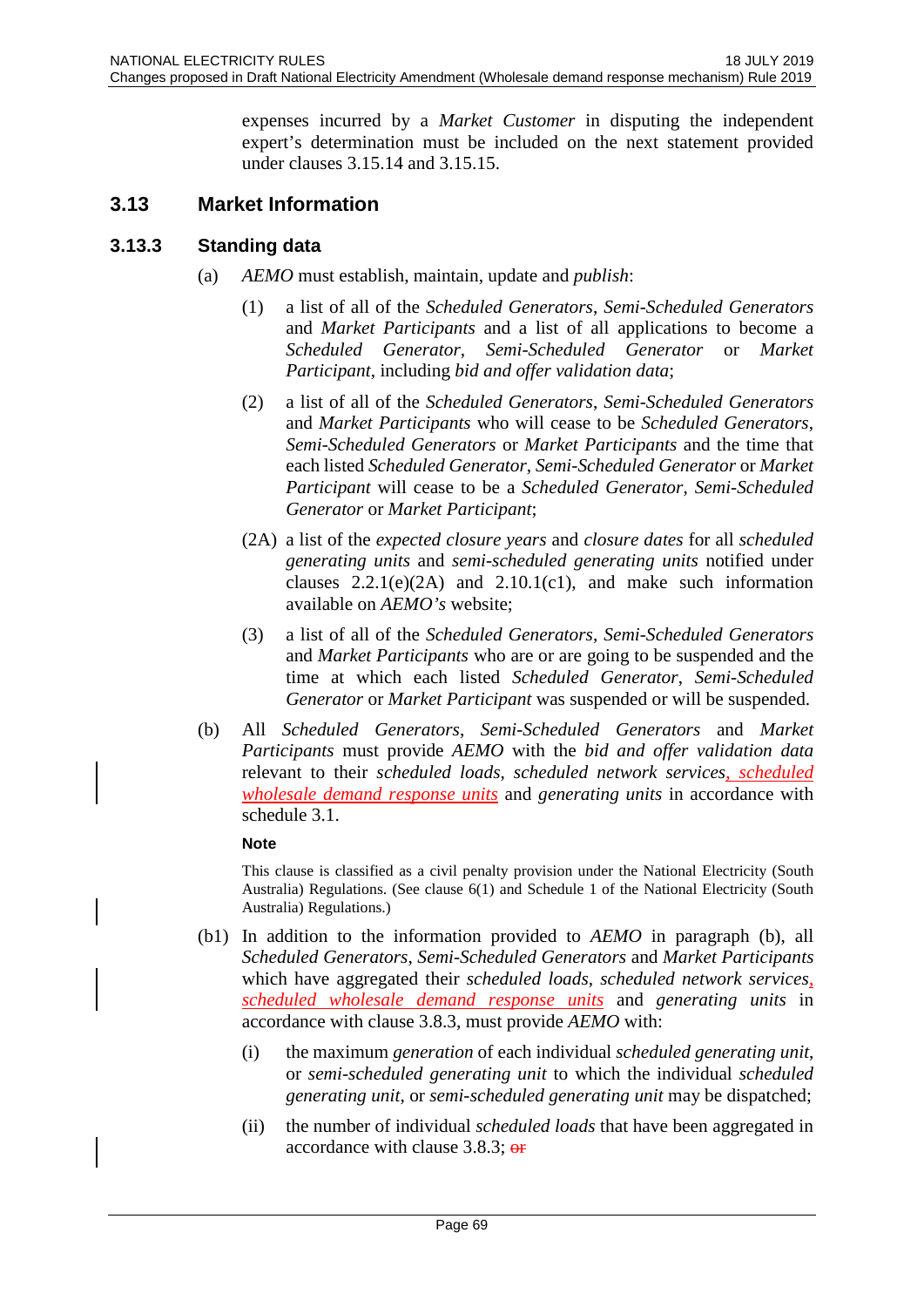expenses incurred by a *Market Customer* in disputing the independent expert's determination must be included on the next statement provided under clauses 3.15.14 and 3.15.15.

## 3.13 Market Information

### 3.13.3 Standing data

(a) *AEMO* must establish, maintain, update and *publish*:

(1) a list of all of the *Scheduled Generators*, *Semi-Scheduled Generators* and *Market Participants* and a list of all applications to become a *Scheduled Generator*, *Semi-Scheduled Generator* or *Market Participant*, including *bid and offer validation data*;

(2) a list of all of the *Scheduled Generators*, *Semi-Scheduled Generators* and *Market Participants* who will cease to be *Scheduled Generators*, *Semi-Scheduled Generators* or *Market Participants* and the time that each listed *Scheduled Generator*, *Semi-Scheduled Generator* or *Market Participant* will cease to be a *Scheduled Generator*, *Semi-Scheduled Generator* or *Market Participant*;

(2A) a list of the *expected closure years* and *closure dates* for all *scheduled generating units* and *semi-scheduled generating units* notified under clauses 2.2.1(e)(2A) and 2.10.1(c1), and make such information available on *AEMO's* website;

(3) a list of all of the *Scheduled Generators*, *Semi-Scheduled Generators* and *Market Participants* who are or are going to be suspended and the time at which each listed *Scheduled Generator*, *Semi-Scheduled Generator* or *Market Participant* was suspended or will be suspended.

(b) All *Scheduled Generators*, *Semi-Scheduled Generators* and *Market Participants* must provide *AEMO* with the *bid and offer validation data* relevant to their *scheduled loads*, *scheduled network services*, *scheduled wholesale demand response units* and *generating units* in accordance with schedule 3.1.

**Note**

This clause is classified as a civil penalty provision under the National Electricity (South Australia) Regulations. (See clause 6(1) and Schedule 1 of the National Electricity (South Australia) Regulations.)

(b1) In addition to the information provided to *AEMO* in paragraph (b), all *Scheduled Generators*, *Semi-Scheduled Generators* and *Market Participants* which have aggregated their *scheduled loads*, *scheduled network services*, *scheduled wholesale demand response units* and *generating units* in accordance with clause 3.8.3, must provide *AEMO* with:

(i) the maximum *generation* of each individual *scheduled generating unit*, or *semi-scheduled generating unit* to which the individual *scheduled generating unit*, or *semi-scheduled generating unit* may be dispatched;

(ii) the number of individual *scheduled loads* that have been aggregated in accordance with clause 3.8.3; ~~or~~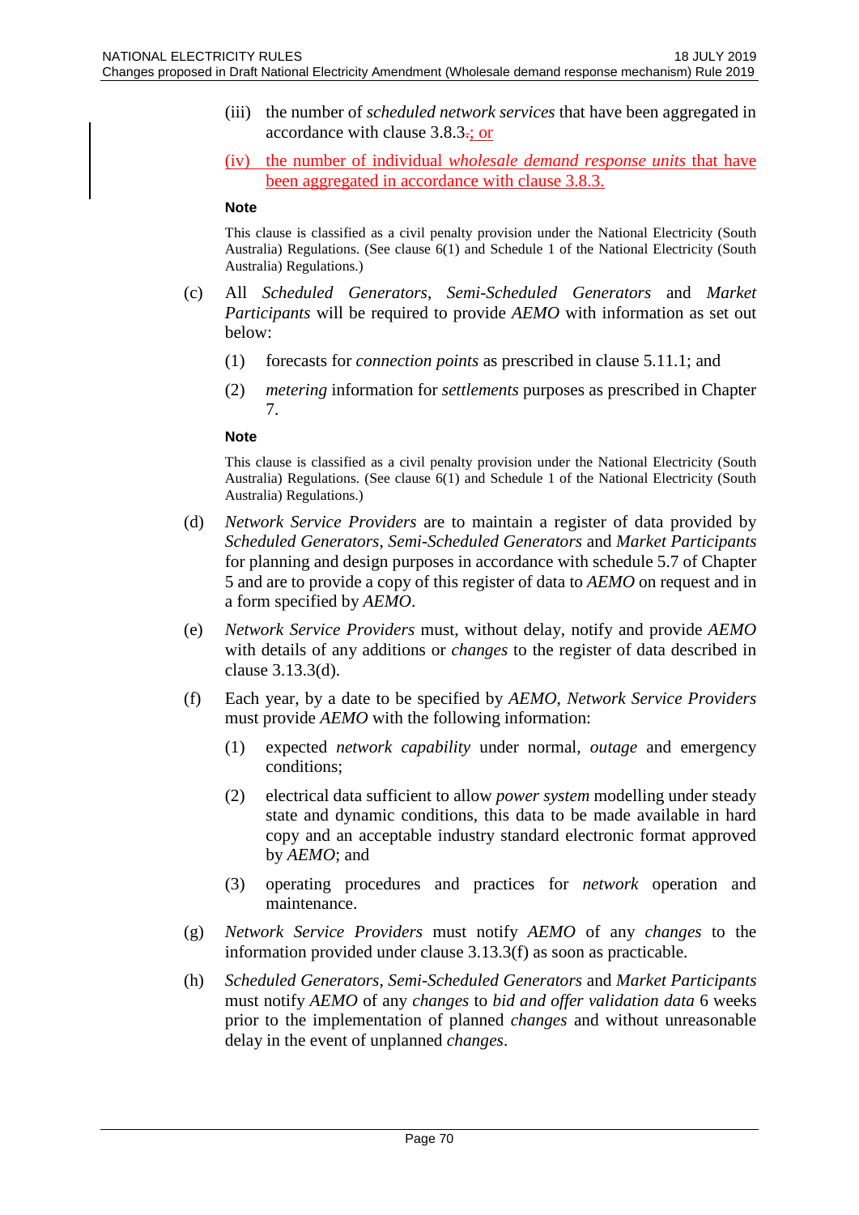(iii) the number of *scheduled network services* that have been aggregated in accordance with clause 3.8.3~~.~~; or

(iv) the number of individual *wholesale demand response units* that have been aggregated in accordance with clause 3.8.3.

**Note**

This clause is classified as a civil penalty provision under the National Electricity (South Australia) Regulations. (See clause 6(1) and Schedule 1 of the National Electricity (South Australia) Regulations.)

(c) All *Scheduled Generators*, *Semi-Scheduled Generators* and *Market Participants* will be required to provide *AEMO* with information as set out below:

(1) forecasts for *connection points* as prescribed in clause 5.11.1; and

(2) *metering* information for *settlements* purposes as prescribed in Chapter 7.

**Note**

This clause is classified as a civil penalty provision under the National Electricity (South Australia) Regulations. (See clause 6(1) and Schedule 1 of the National Electricity (South Australia) Regulations.)

(d) *Network Service Providers* are to maintain a register of data provided by *Scheduled Generators*, *Semi-Scheduled Generators* and *Market Participants* for planning and design purposes in accordance with schedule 5.7 of Chapter 5 and are to provide a copy of this register of data to *AEMO* on request and in a form specified by *AEMO*.

(e) *Network Service Providers* must, without delay, notify and provide *AEMO* with details of any additions or *changes* to the register of data described in clause 3.13.3(d).

(f) Each year, by a date to be specified by *AEMO*, *Network Service Providers* must provide *AEMO* with the following information:

(1) expected *network capability* under normal, *outage* and emergency conditions;

(2) electrical data sufficient to allow *power system* modelling under steady state and dynamic conditions, this data to be made available in hard copy and an acceptable industry standard electronic format approved by *AEMO*; and

(3) operating procedures and practices for *network* operation and maintenance.

(g) *Network Service Providers* must notify *AEMO* of any *changes* to the information provided under clause 3.13.3(f) as soon as practicable.

(h) *Scheduled Generators*, *Semi-Scheduled Generators* and *Market Participants* must notify *AEMO* of any *changes* to *bid and offer validation data* 6 weeks prior to the implementation of planned *changes* and without unreasonable delay in the event of unplanned *changes*.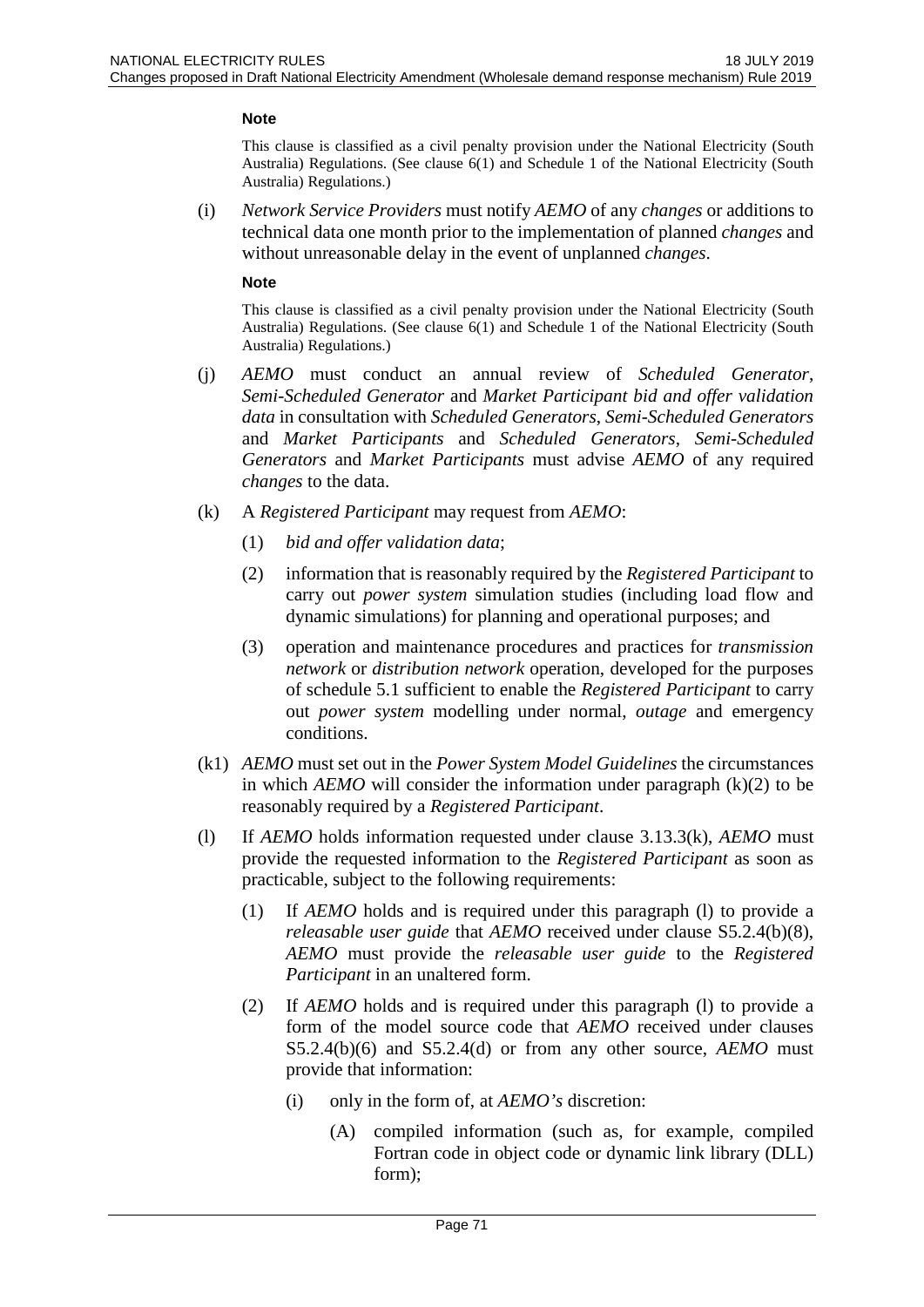**Note**

This clause is classified as a civil penalty provision under the National Electricity (South Australia) Regulations. (See clause 6(1) and Schedule 1 of the National Electricity (South Australia) Regulations.)

(i) *Network Service Providers* must notify *AEMO* of any *changes* or additions to technical data one month prior to the implementation of planned *changes* and without unreasonable delay in the event of unplanned *changes*.

**Note**

This clause is classified as a civil penalty provision under the National Electricity (South Australia) Regulations. (See clause 6(1) and Schedule 1 of the National Electricity (South Australia) Regulations.)

(j) *AEMO* must conduct an annual review of *Scheduled Generator*, *Semi-Scheduled Generator* and *Market Participant bid and offer validation data* in consultation with *Scheduled Generators*, *Semi-Scheduled Generators* and *Market Participants* and *Scheduled Generators*, *Semi-Scheduled Generators* and *Market Participants* must advise *AEMO* of any required *changes* to the data.

(k) A *Registered Participant* may request from *AEMO*:

   (1) *bid and offer validation data*;

   (2) information that is reasonably required by the *Registered Participant* to carry out *power system* simulation studies (including load flow and dynamic simulations) for planning and operational purposes; and

   (3) operation and maintenance procedures and practices for *transmission network* or *distribution network* operation, developed for the purposes of schedule 5.1 sufficient to enable the *Registered Participant* to carry out *power system* modelling under normal, *outage* and emergency conditions.

(k1) *AEMO* must set out in the *Power System Model Guidelines* the circumstances in which *AEMO* will consider the information under paragraph (k)(2) to be reasonably required by a *Registered Participant*.

(l) If *AEMO* holds information requested under clause 3.13.3(k), *AEMO* must provide the requested information to the *Registered Participant* as soon as practicable, subject to the following requirements:

   (1) If *AEMO* holds and is required under this paragraph (l) to provide a *releasable user guide* that *AEMO* received under clause S5.2.4(b)(8), *AEMO* must provide the *releasable user guide* to the *Registered Participant* in an unaltered form.

   (2) If *AEMO* holds and is required under this paragraph (l) to provide a form of the model source code that *AEMO* received under clauses S5.2.4(b)(6) and S5.2.4(d) or from any other source, *AEMO* must provide that information:

      (i) only in the form of, at *AEMO's* discretion:

         (A) compiled information (such as, for example, compiled Fortran code in object code or dynamic link library (DLL) form);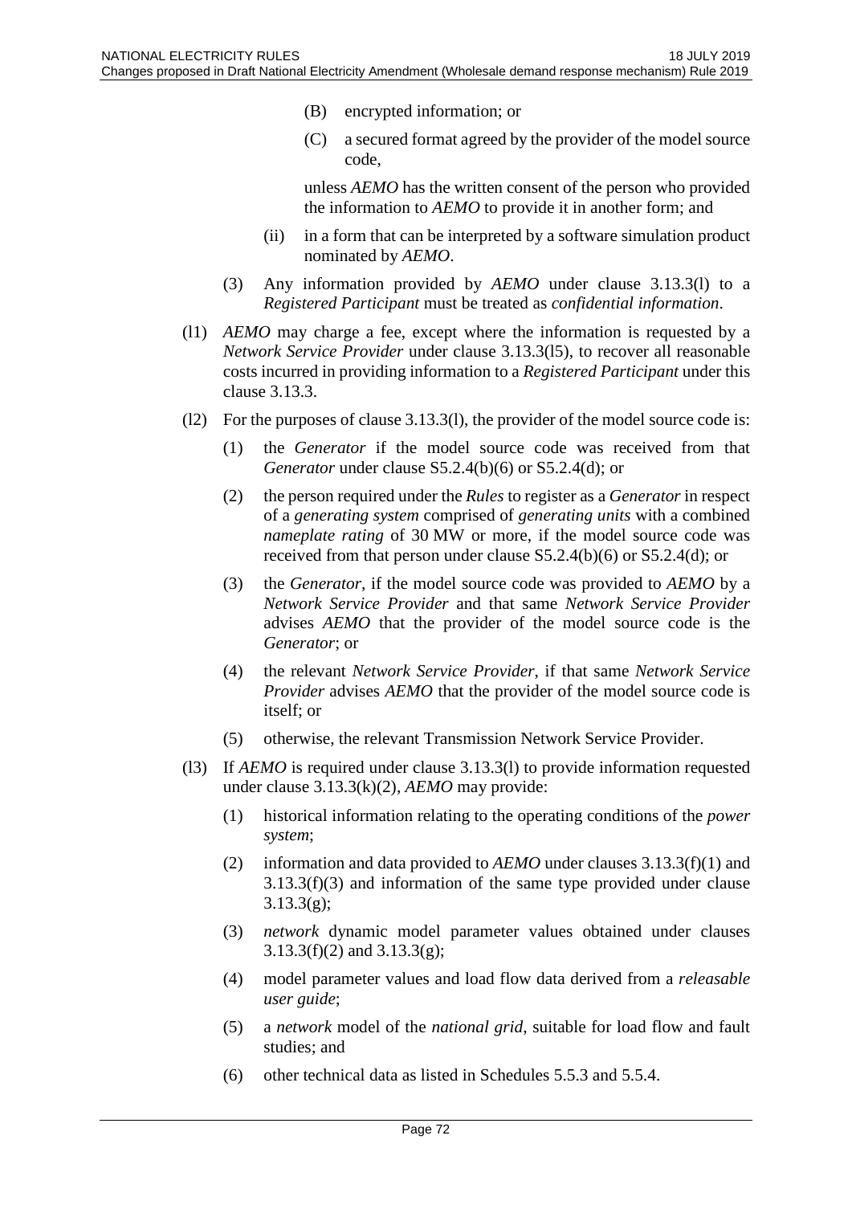(B) encrypted information; or

(C) a secured format agreed by the provider of the model source code,

unless *AEMO* has the written consent of the person who provided the information to *AEMO* to provide it in another form; and

(ii) in a form that can be interpreted by a software simulation product nominated by *AEMO*.

(3) Any information provided by *AEMO* under clause 3.13.3(l) to a *Registered Participant* must be treated as *confidential information*.

(l1) *AEMO* may charge a fee, except where the information is requested by a *Network Service Provider* under clause 3.13.3(l5), to recover all reasonable costs incurred in providing information to a *Registered Participant* under this clause 3.13.3.

(l2) For the purposes of clause 3.13.3(l), the provider of the model source code is:

(1) the *Generator* if the model source code was received from that *Generator* under clause S5.2.4(b)(6) or S5.2.4(d); or

(2) the person required under the *Rules* to register as a *Generator* in respect of a *generating system* comprised of *generating units* with a combined *nameplate rating* of 30 MW or more, if the model source code was received from that person under clause S5.2.4(b)(6) or S5.2.4(d); or

(3) the *Generator*, if the model source code was provided to *AEMO* by a *Network Service Provider* and that same *Network Service Provider* advises *AEMO* that the provider of the model source code is the *Generator*; or

(4) the relevant *Network Service Provider*, if that same *Network Service Provider* advises *AEMO* that the provider of the model source code is itself; or

(5) otherwise, the relevant Transmission Network Service Provider.

(l3) If *AEMO* is required under clause 3.13.3(l) to provide information requested under clause 3.13.3(k)(2), *AEMO* may provide:

(1) historical information relating to the operating conditions of the *power system*;

(2) information and data provided to *AEMO* under clauses 3.13.3(f)(1) and 3.13.3(f)(3) and information of the same type provided under clause 3.13.3(g);

(3) *network* dynamic model parameter values obtained under clauses 3.13.3(f)(2) and 3.13.3(g);

(4) model parameter values and load flow data derived from a *releasable user guide*;

(5) a *network* model of the *national grid*, suitable for load flow and fault studies; and

(6) other technical data as listed in Schedules 5.5.3 and 5.5.4.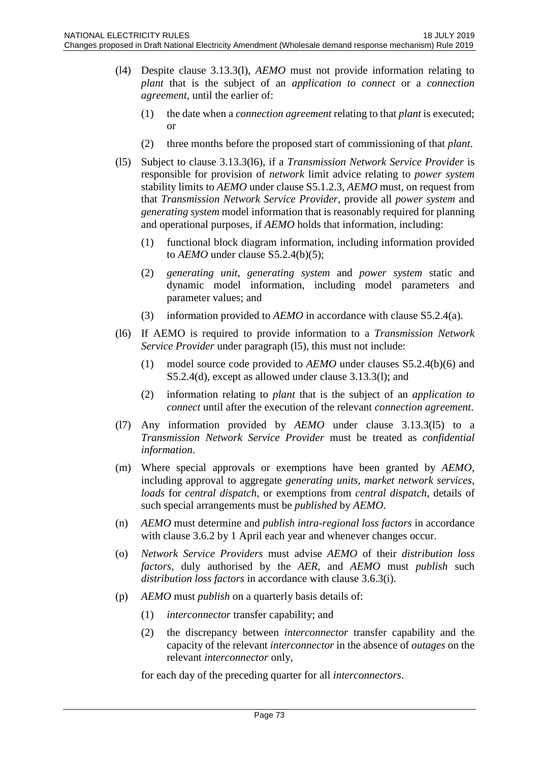(l4) Despite clause 3.13.3(l), *AEMO* must not provide information relating to *plant* that is the subject of an *application to connect* or a *connection agreement*, until the earlier of:

(1) the date when a *connection agreement* relating to that *plant* is executed; or

(2) three months before the proposed start of commissioning of that *plant*.

(l5) Subject to clause 3.13.3(l6), if a *Transmission Network Service Provider* is responsible for provision of *network* limit advice relating to *power system* stability limits to *AEMO* under clause S5.1.2.3, *AEMO* must, on request from that *Transmission Network Service Provider*, provide all *power system* and *generating system* model information that is reasonably required for planning and operational purposes, if *AEMO* holds that information, including:

(1) functional block diagram information, including information provided to *AEMO* under clause S5.2.4(b)(5);

(2) *generating unit*, *generating system* and *power system* static and dynamic model information, including model parameters and parameter values; and

(3) information provided to *AEMO* in accordance with clause S5.2.4(a).

(l6) If AEMO is required to provide information to a *Transmission Network Service Provider* under paragraph (l5), this must not include:

(1) model source code provided to *AEMO* under clauses S5.2.4(b)(6) and S5.2.4(d), except as allowed under clause 3.13.3(l); and

(2) information relating to *plant* that is the subject of an *application to connect* until after the execution of the relevant *connection agreement*.

(l7) Any information provided by *AEMO* under clause 3.13.3(l5) to a *Transmission Network Service Provider* must be treated as *confidential information*.

(m) Where special approvals or exemptions have been granted by *AEMO*, including approval to aggregate *generating units*, *market network services*, *loads* for *central dispatch*, or exemptions from *central dispatch*, details of such special arrangements must be *published* by *AEMO*.

(n) *AEMO* must determine and *publish intra-regional loss factors* in accordance with clause 3.6.2 by 1 April each year and whenever changes occur.

(o) *Network Service Providers* must advise *AEMO* of their *distribution loss factors*, duly authorised by the *AER*, and *AEMO* must *publish* such *distribution loss factors* in accordance with clause 3.6.3(i).

(p) *AEMO* must *publish* on a quarterly basis details of:

(1) *interconnector* transfer capability; and

(2) the discrepancy between *interconnector* transfer capability and the capacity of the relevant *interconnector* in the absence of *outages* on the relevant *interconnector* only,

for each day of the preceding quarter for all *interconnectors*.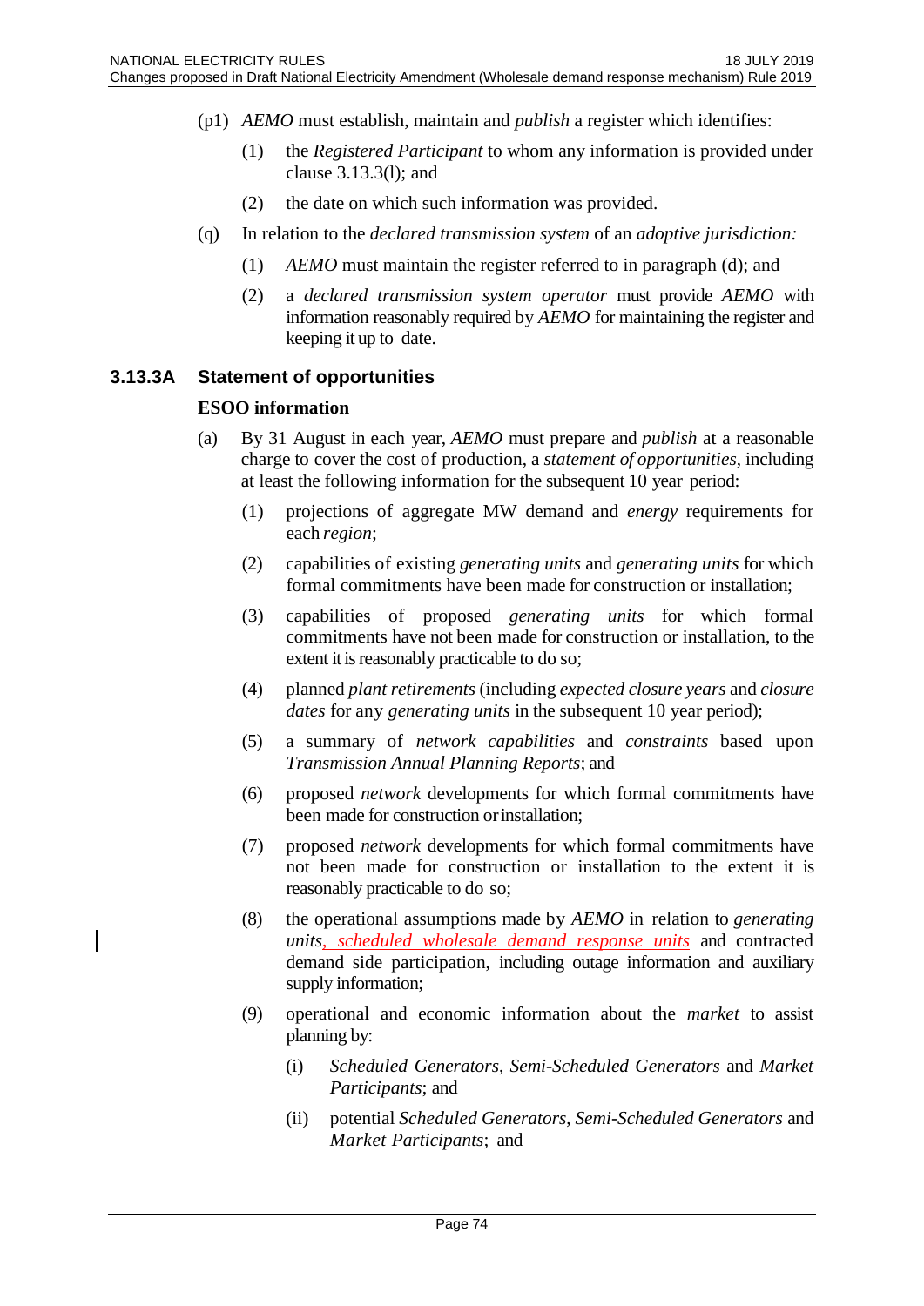(p1) *AEMO* must establish, maintain and *publish* a register which identifies:

(1) the *Registered Participant* to whom any information is provided under clause 3.13.3(l); and

(2) the date on which such information was provided.

(q) In relation to the *declared transmission system* of an *adoptive jurisdiction:*

(1) *AEMO* must maintain the register referred to in paragraph (d); and

(2) a *declared transmission system operator* must provide *AEMO* with information reasonably required by *AEMO* for maintaining the register and keeping it up to date.

### 3.13.3A Statement of opportunities

**ESOO information**

(a) By 31 August in each year, *AEMO* must prepare and *publish* at a reasonable charge to cover the cost of production, a *statement of opportunities*, including at least the following information for the subsequent 10 year period:

(1) projections of aggregate MW demand and *energy* requirements for each *region*;

(2) capabilities of existing *generating units* and *generating units* for which formal commitments have been made for construction or installation;

(3) capabilities of proposed *generating units* for which formal commitments have not been made for construction or installation, to the extent it is reasonably practicable to do so;

(4) planned *plant retirements* (including *expected closure years* and *closure dates* for any *generating units* in the subsequent 10 year period);

(5) a summary of *network capabilities* and *constraints* based upon *Transmission Annual Planning Reports*; and

(6) proposed *network* developments for which formal commitments have been made for construction or installation;

(7) proposed *network* developments for which formal commitments have not been made for construction or installation to the extent it is reasonably practicable to do so;

(8) the operational assumptions made by *AEMO* in relation to *generating units*, *scheduled wholesale demand response units* and contracted demand side participation, including outage information and auxiliary supply information;

(9) operational and economic information about the *market* to assist planning by:

(i) *Scheduled Generators*, *Semi-Scheduled Generators* and *Market Participants*; and

(ii) potential *Scheduled Generators*, *Semi-Scheduled Generators* and *Market Participants*; and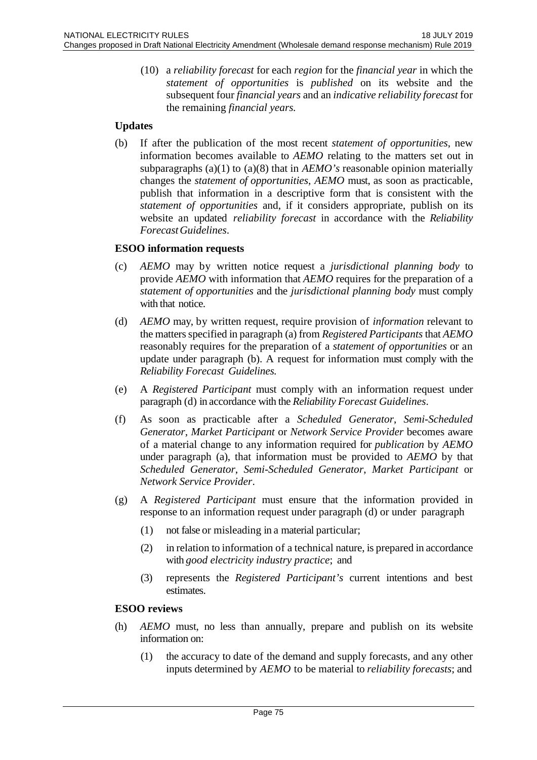(10) a *reliability forecast* for each *region* for the *financial year* in which the *statement of opportunities* is *published* on its website and the subsequent four *financial years* and an *indicative reliability forecast* for the remaining *financial years.*

**Updates**

(b) If after the publication of the most recent *statement of opportunities*, new information becomes available to *AEMO* relating to the matters set out in subparagraphs (a)(1) to (a)(8) that in *AEMO's* reasonable opinion materially changes the *statement of opportunities*, *AEMO* must, as soon as practicable, publish that information in a descriptive form that is consistent with the *statement of opportunities* and, if it considers appropriate, publish on its website an updated *reliability forecast* in accordance with the *Reliability Forecast Guidelines*.

**ESOO information requests**

(c) *AEMO* may by written notice request a *jurisdictional planning body* to provide *AEMO* with information that *AEMO* requires for the preparation of a *statement of opportunities* and the *jurisdictional planning body* must comply with that notice.

(d) *AEMO* may, by written request, require provision of *information* relevant to the matters specified in paragraph (a) from *Registered Participants* that *AEMO* reasonably requires for the preparation of a *statement of opportunities* or an update under paragraph (b). A request for information must comply with the *Reliability Forecast Guidelines.*

(e) A *Registered Participant* must comply with an information request under paragraph (d) in accordance with the *Reliability Forecast Guidelines*.

(f) As soon as practicable after a *Scheduled Generator*, *Semi-Scheduled Generator*, *Market Participant* or *Network Service Provider* becomes aware of a material change to any information required for *publication* by *AEMO* under paragraph (a), that information must be provided to *AEMO* by that *Scheduled Generator*, *Semi-Scheduled Generator*, *Market Participant* or *Network Service Provider*.

(g) A *Registered Participant* must ensure that the information provided in response to an information request under paragraph (d) or under paragraph

(1) not false or misleading in a material particular;

(2) in relation to information of a technical nature, is prepared in accordance with *good electricity industry practice*; and

(3) represents the *Registered Participant's* current intentions and best estimates.

**ESOO reviews**

(h) *AEMO* must, no less than annually, prepare and publish on its website information on:

(1) the accuracy to date of the demand and supply forecasts, and any other inputs determined by *AEMO* to be material to *reliability forecasts*; and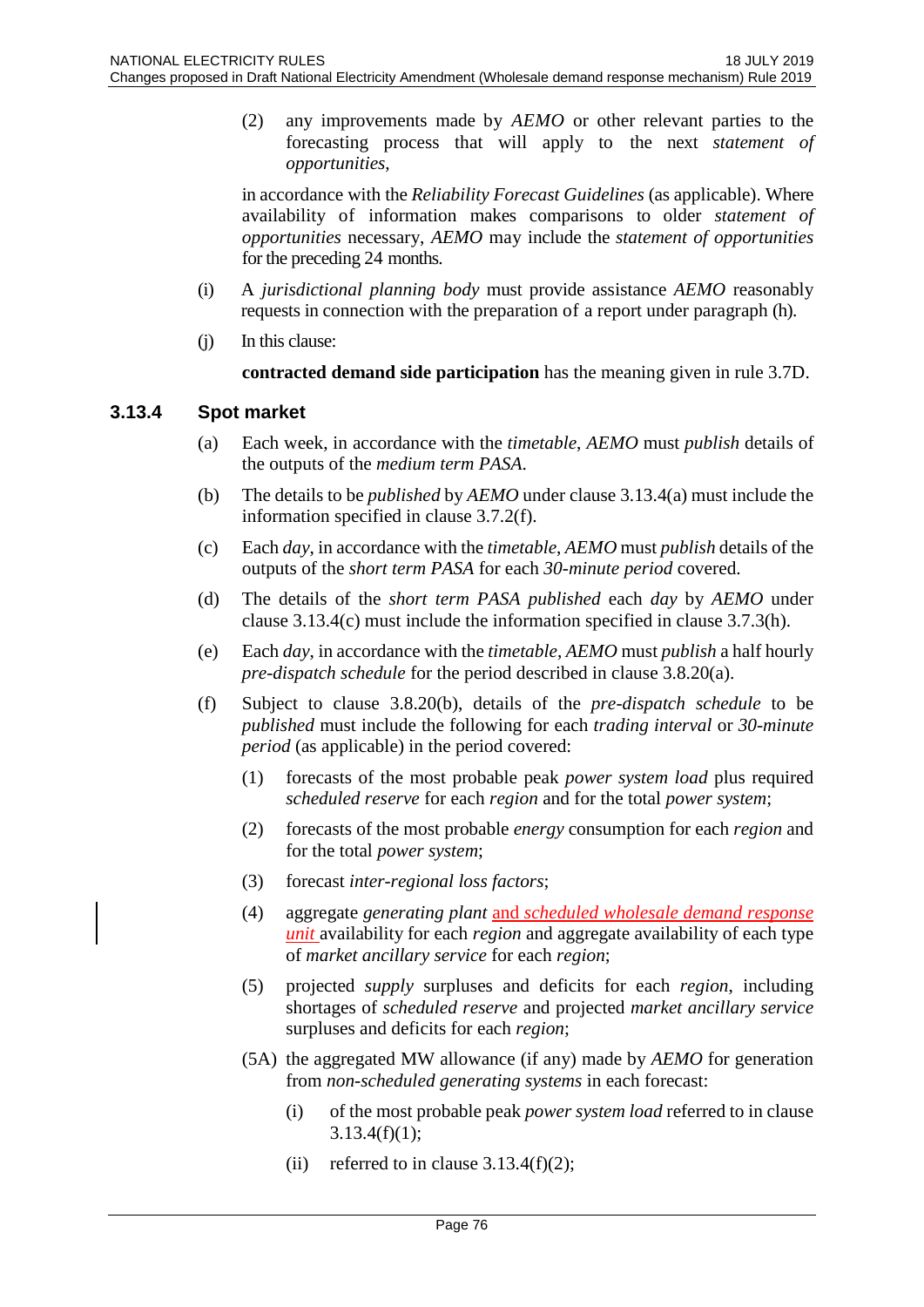(2) any improvements made by *AEMO* or other relevant parties to the forecasting process that will apply to the next *statement of opportunities*,

in accordance with the *Reliability Forecast Guidelines* (as applicable). Where availability of information makes comparisons to older *statement of opportunities* necessary, *AEMO* may include the *statement of opportunities* for the preceding 24 months.

(i) A *jurisdictional planning body* must provide assistance *AEMO* reasonably requests in connection with the preparation of a report under paragraph (h).

(j) In this clause:

**contracted demand side participation** has the meaning given in rule 3.7D.

### 3.13.4 Spot market

(a) Each week, in accordance with the *timetable*, *AEMO* must *publish* details of the outputs of the *medium term PASA*.

(b) The details to be *published* by *AEMO* under clause 3.13.4(a) must include the information specified in clause 3.7.2(f).

(c) Each *day*, in accordance with the *timetable*, *AEMO* must *publish* details of the outputs of the *short term PASA* for each *30-minute period* covered.

(d) The details of the *short term PASA published* each *day* by *AEMO* under clause 3.13.4(c) must include the information specified in clause 3.7.3(h).

(e) Each *day*, in accordance with the *timetable*, *AEMO* must *publish* a half hourly *pre-dispatch schedule* for the period described in clause 3.8.20(a).

(f) Subject to clause 3.8.20(b), details of the *pre-dispatch schedule* to be *published* must include the following for each *trading interval* or *30-minute period* (as applicable) in the period covered:

(1) forecasts of the most probable peak *power system load* plus required *scheduled reserve* for each *region* and for the total *power system*;

(2) forecasts of the most probable *energy* consumption for each *region* and for the total *power system*;

(3) forecast *inter-regional loss factors*;

(4) aggregate *generating plant* and *scheduled wholesale demand response unit* availability for each *region* and aggregate availability of each type of *market ancillary service* for each *region*;

(5) projected *supply* surpluses and deficits for each *region*, including shortages of *scheduled reserve* and projected *market ancillary service* surpluses and deficits for each *region*;

(5A) the aggregated MW allowance (if any) made by *AEMO* for generation from *non-scheduled generating systems* in each forecast:

(i) of the most probable peak *power system load* referred to in clause 3.13.4(f)(1);

(ii) referred to in clause 3.13.4(f)(2);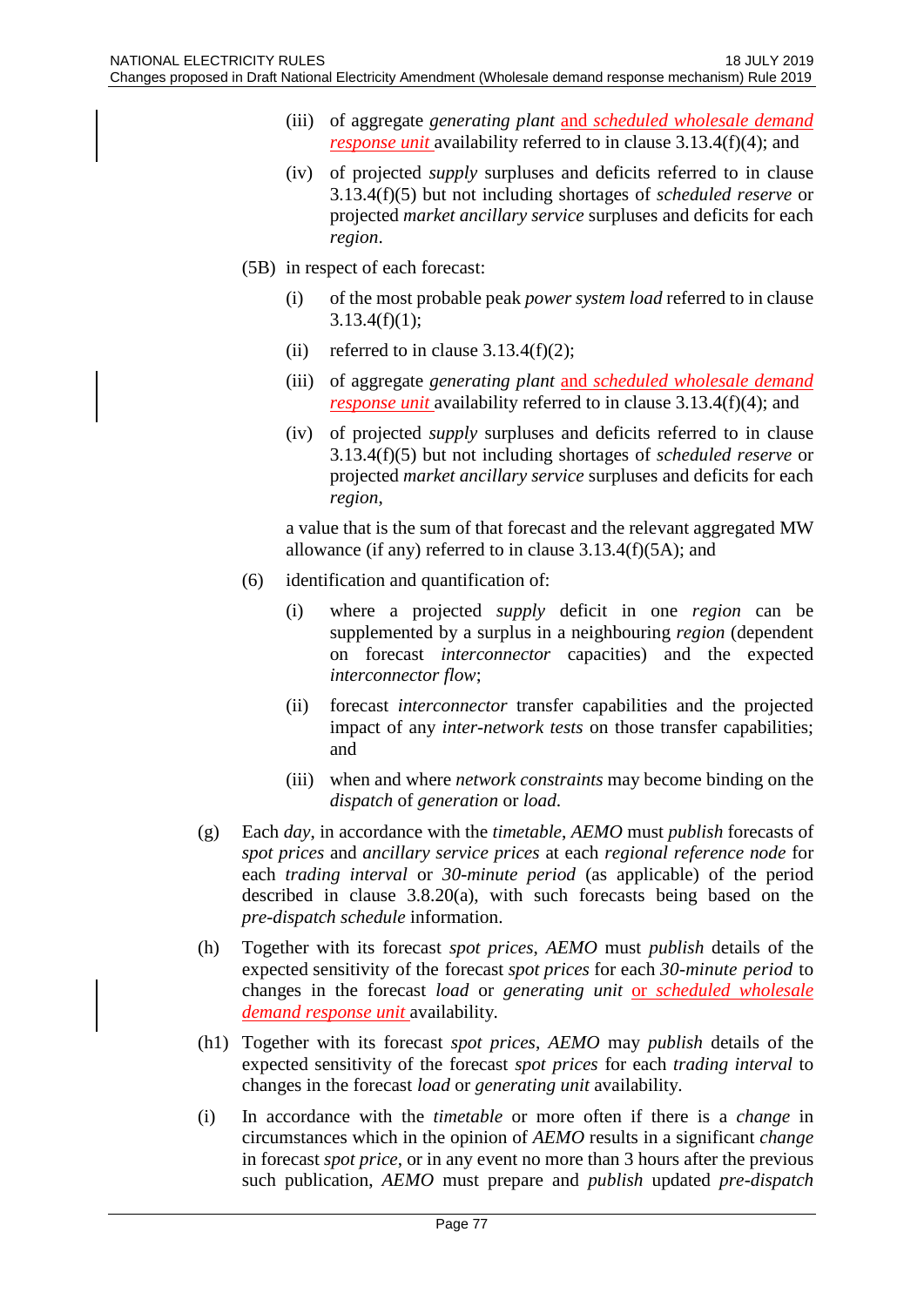(iii) of aggregate *generating plant* <u>and *scheduled wholesale demand response unit*</u> availability referred to in clause 3.13.4(f)(4); and

(iv) of projected *supply* surpluses and deficits referred to in clause 3.13.4(f)(5) but not including shortages of *scheduled reserve* or projected *market ancillary service* surpluses and deficits for each *region*.

(5B) in respect of each forecast:

(i) of the most probable peak *power system load* referred to in clause 3.13.4(f)(1);

(ii) referred to in clause 3.13.4(f)(2);

(iii) of aggregate *generating plant* <u>and *scheduled wholesale demand response unit*</u> availability referred to in clause 3.13.4(f)(4); and

(iv) of projected *supply* surpluses and deficits referred to in clause 3.13.4(f)(5) but not including shortages of *scheduled reserve* or projected *market ancillary service* surpluses and deficits for each *region*,

a value that is the sum of that forecast and the relevant aggregated MW allowance (if any) referred to in clause 3.13.4(f)(5A); and

(6) identification and quantification of:

(i) where a projected *supply* deficit in one *region* can be supplemented by a surplus in a neighbouring *region* (dependent on forecast *interconnector* capacities) and the expected *interconnector flow*;

(ii) forecast *interconnector* transfer capabilities and the projected impact of any *inter-network tests* on those transfer capabilities; and

(iii) when and where *network constraints* may become binding on the *dispatch* of *generation* or *load*.

(g) Each *day*, in accordance with the *timetable*, *AEMO* must *publish* forecasts of *spot prices* and *ancillary service prices* at each *regional reference node* for each *trading interval* or *30-minute period* (as applicable) of the period described in clause 3.8.20(a), with such forecasts being based on the *pre-dispatch schedule* information.

(h) Together with its forecast *spot prices*, *AEMO* must *publish* details of the expected sensitivity of the forecast *spot prices* for each *30-minute period* to changes in the forecast *load* or *generating unit* <u>or *scheduled wholesale demand response unit*</u> availability.

(h1) Together with its forecast *spot prices*, *AEMO* may *publish* details of the expected sensitivity of the forecast *spot prices* for each *trading interval* to changes in the forecast *load* or *generating unit* availability.

(i) In accordance with the *timetable* or more often if there is a *change* in circumstances which in the opinion of *AEMO* results in a significant *change* in forecast *spot price*, or in any event no more than 3 hours after the previous such publication, *AEMO* must prepare and *publish* updated *pre-dispatch*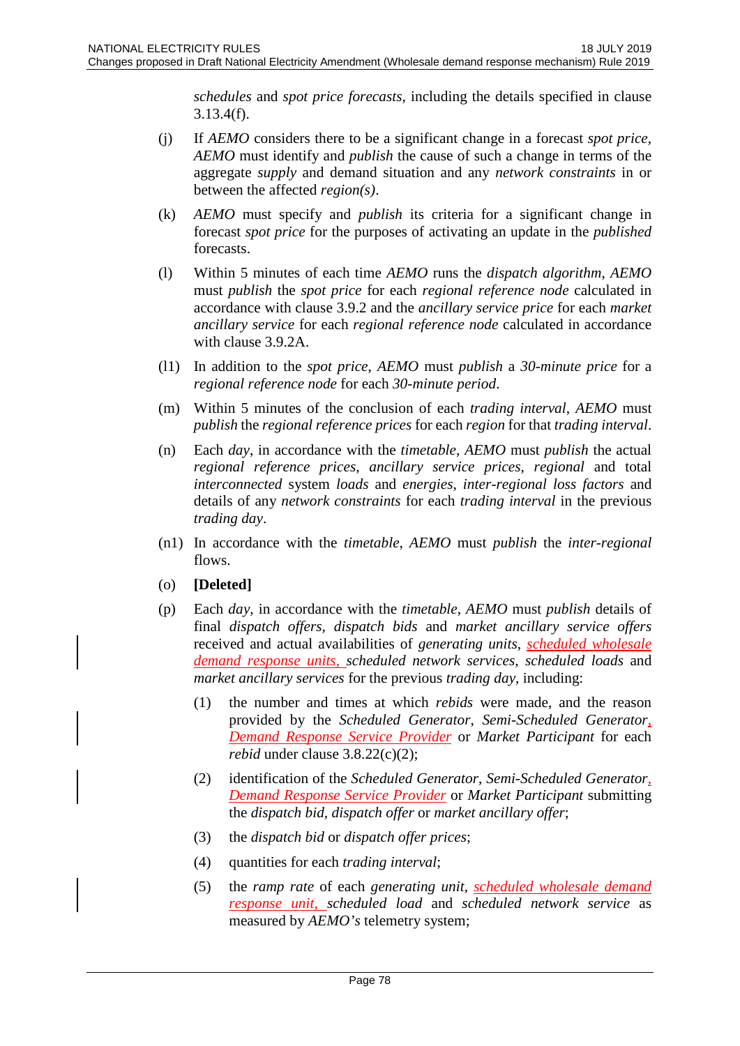*schedules* and *spot price forecasts*, including the details specified in clause 3.13.4(f).

(j) If *AEMO* considers there to be a significant change in a forecast *spot price*, *AEMO* must identify and *publish* the cause of such a change in terms of the aggregate *supply* and demand situation and any *network constraints* in or between the affected *region(s)*.

(k) *AEMO* must specify and *publish* its criteria for a significant change in forecast *spot price* for the purposes of activating an update in the *published* forecasts.

(l) Within 5 minutes of each time *AEMO* runs the *dispatch algorithm*, *AEMO* must *publish* the *spot price* for each *regional reference node* calculated in accordance with clause 3.9.2 and the *ancillary service price* for each *market ancillary service* for each *regional reference node* calculated in accordance with clause 3.9.2A.

(l1) In addition to the *spot price*, *AEMO* must *publish* a *30-minute price* for a *regional reference node* for each *30-minute period*.

(m) Within 5 minutes of the conclusion of each *trading interval*, *AEMO* must *publish* the *regional reference prices* for each *region* for that *trading interval*.

(n) Each *day*, in accordance with the *timetable*, *AEMO* must *publish* the actual *regional reference prices*, *ancillary service prices*, *regional* and total *interconnected* system *loads* and *energies*, *inter-regional loss factors* and details of any *network constraints* for each *trading interval* in the previous *trading day*.

(n1) In accordance with the *timetable*, *AEMO* must *publish* the *inter-regional* flows.

(o) **[Deleted]**

(p) Each *day*, in accordance with the *timetable*, *AEMO* must *publish* details of final *dispatch offers*, *dispatch bids* and *market ancillary service offers* received and actual availabilities of *generating units*, *scheduled wholesale demand response units*, *scheduled network services*, *scheduled loads* and *market ancillary services* for the previous *trading day*, including:

  (1) the number and times at which *rebids* were made, and the reason provided by the *Scheduled Generator*, *Semi-Scheduled Generator*, *Demand Response Service Provider* or *Market Participant* for each *rebid* under clause 3.8.22(c)(2);

  (2) identification of the *Scheduled Generator*, *Semi-Scheduled Generator*, *Demand Response Service Provider* or *Market Participant* submitting the *dispatch bid*, *dispatch offer* or *market ancillary offer*;

  (3) the *dispatch bid* or *dispatch offer prices*;

  (4) quantities for each *trading interval*;

  (5) the *ramp rate* of each *generating unit*, *scheduled wholesale demand response unit*, *scheduled load* and *scheduled network service* as measured by *AEMO's* telemetry system;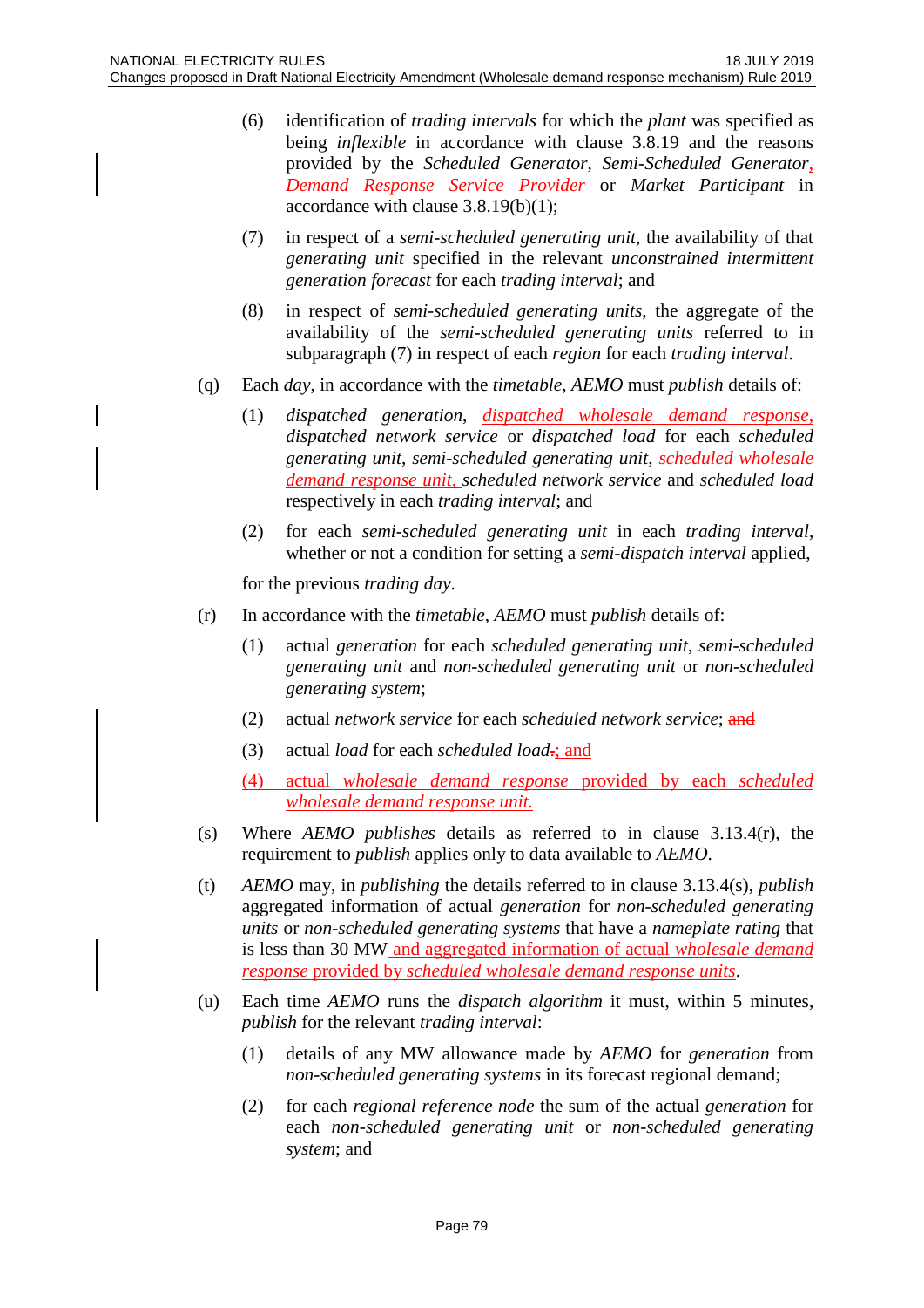(6) identification of *trading intervals* for which the *plant* was specified as being *inflexible* in accordance with clause 3.8.19 and the reasons provided by the *Scheduled Generator*, *Semi-Scheduled Generator*, *Demand Response Service Provider* or *Market Participant* in accordance with clause 3.8.19(b)(1);

(7) in respect of a *semi-scheduled generating unit*, the availability of that *generating unit* specified in the relevant *unconstrained intermittent generation forecast* for each *trading interval*; and

(8) in respect of *semi-scheduled generating units*, the aggregate of the availability of the *semi-scheduled generating units* referred to in subparagraph (7) in respect of each *region* for each *trading interval*.

(q) Each *day*, in accordance with the *timetable*, *AEMO* must *publish* details of:

(1) *dispatched generation*, *dispatched wholesale demand response*, *dispatched network service* or *dispatched load* for each *scheduled generating unit*, *semi-scheduled generating unit*, *scheduled wholesale demand response unit*, *scheduled network service* and *scheduled load* respectively in each *trading interval*; and

(2) for each *semi-scheduled generating unit* in each *trading interval*, whether or not a condition for setting a *semi-dispatch interval* applied,

for the previous *trading day*.

(r) In accordance with the *timetable*, *AEMO* must *publish* details of:

(1) actual *generation* for each *scheduled generating unit*, *semi-scheduled generating unit* and *non-scheduled generating unit* or *non-scheduled generating system*;

(2) actual *network service* for each *scheduled network service*; ~~and~~

(3) actual *load* for each *scheduled load*~~.~~; and

(4) actual *wholesale demand response* provided by each *scheduled wholesale demand response unit*.

(s) Where *AEMO publishes* details as referred to in clause 3.13.4(r), the requirement to *publish* applies only to data available to *AEMO*.

(t) *AEMO* may, in *publishing* the details referred to in clause 3.13.4(s), *publish* aggregated information of actual *generation* for *non-scheduled generating units* or *non-scheduled generating systems* that have a *nameplate rating* that is less than 30 MW and aggregated information of actual *wholesale demand response* provided by *scheduled wholesale demand response units*.

(u) Each time *AEMO* runs the *dispatch algorithm* it must, within 5 minutes, *publish* for the relevant *trading interval*:

(1) details of any MW allowance made by *AEMO* for *generation* from *non-scheduled generating systems* in its forecast regional demand;

(2) for each *regional reference node* the sum of the actual *generation* for each *non-scheduled generating unit* or *non-scheduled generating system*; and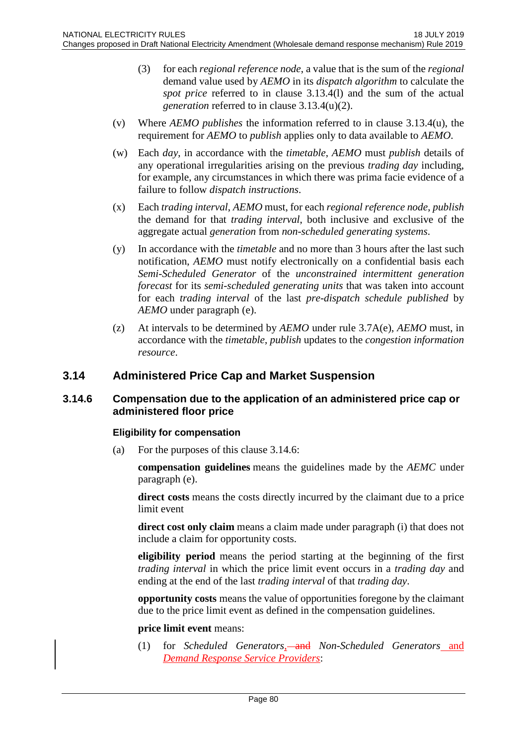(3) for each *regional reference node*, a value that is the sum of the *regional* demand value used by *AEMO* in its *dispatch algorithm* to calculate the *spot price* referred to in clause 3.13.4(l) and the sum of the actual *generation* referred to in clause 3.13.4(u)(2).

(v) Where *AEMO publishes* the information referred to in clause 3.13.4(u), the requirement for *AEMO* to *publish* applies only to data available to *AEMO*.

(w) Each *day*, in accordance with the *timetable*, *AEMO* must *publish* details of any operational irregularities arising on the previous *trading day* including, for example, any circumstances in which there was prima facie evidence of a failure to follow *dispatch instructions*.

(x) Each *trading interval*, *AEMO* must, for each *regional reference node*, *publish* the demand for that *trading interval*, both inclusive and exclusive of the aggregate actual *generation* from *non-scheduled generating systems*.

(y) In accordance with the *timetable* and no more than 3 hours after the last such notification, *AEMO* must notify electronically on a confidential basis each *Semi-Scheduled Generator* of the *unconstrained intermittent generation forecast* for its *semi-scheduled generating units* that was taken into account for each *trading interval* of the last *pre-dispatch schedule published* by *AEMO* under paragraph (e).

(z) At intervals to be determined by *AEMO* under rule 3.7A(e), *AEMO* must, in accordance with the *timetable*, *publish* updates to the *congestion information resource*.

## 3.14 Administered Price Cap and Market Suspension

### 3.14.6 Compensation due to the application of an administered price cap or administered floor price

#### Eligibility for compensation

(a) For the purposes of this clause 3.14.6:

**compensation guidelines** means the guidelines made by the *AEMC* under paragraph (e).

**direct costs** means the costs directly incurred by the claimant due to a price limit event

**direct cost only claim** means a claim made under paragraph (i) that does not include a claim for opportunity costs.

**eligibility period** means the period starting at the beginning of the first *trading interval* in which the price limit event occurs in a *trading day* and ending at the end of the last *trading interval* of that *trading day*.

**opportunity costs** means the value of opportunities foregone by the claimant due to the price limit event as defined in the compensation guidelines.

**price limit event** means:

(1) for *Scheduled Generators*, ~~and~~ *Non-Scheduled Generators* and *Demand Response Service Providers*: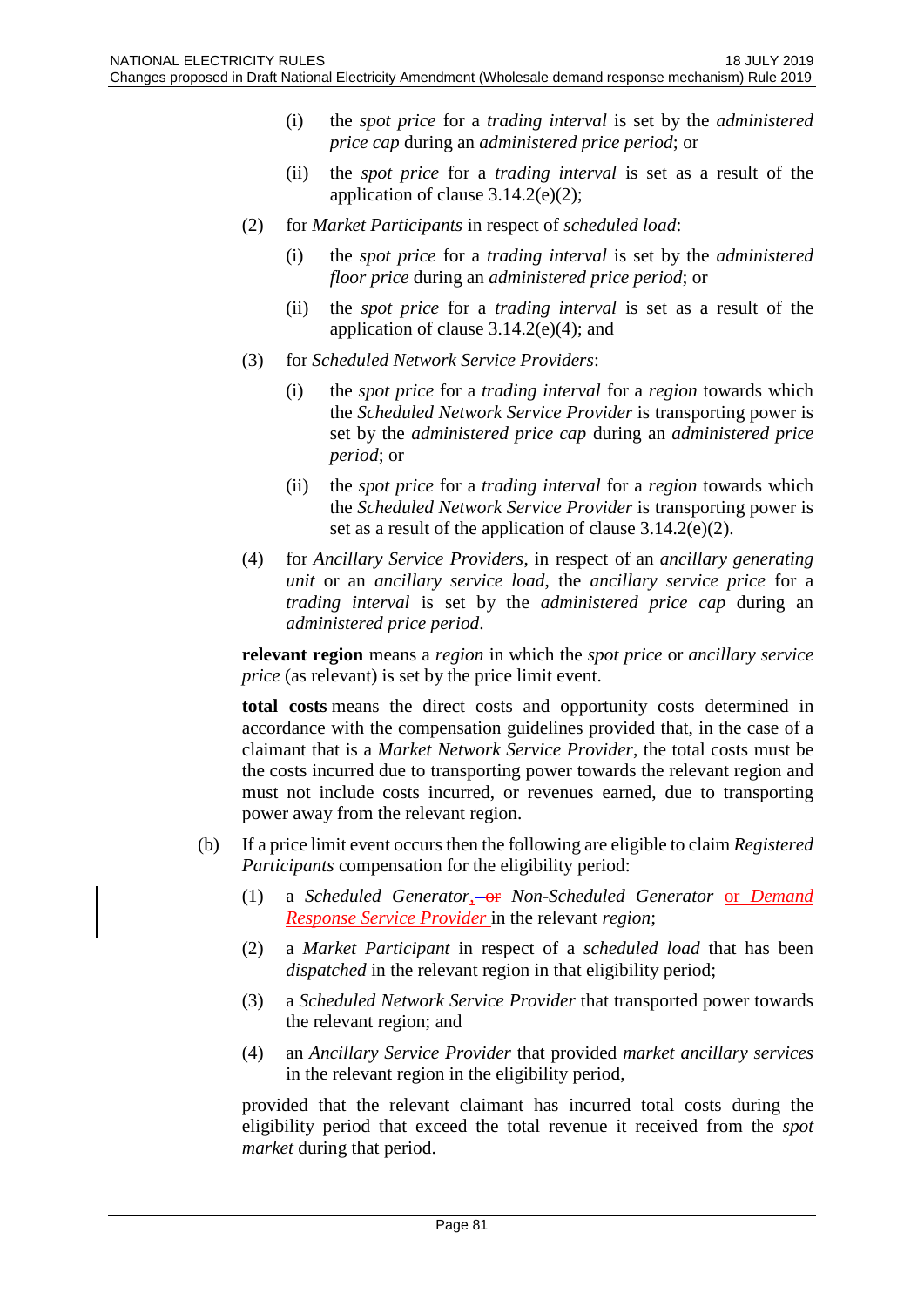(i) the *spot price* for a *trading interval* is set by the *administered price cap* during an *administered price period*; or

(ii) the *spot price* for a *trading interval* is set as a result of the application of clause 3.14.2(e)(2);

(2) for *Market Participants* in respect of *scheduled load*:

(i) the *spot price* for a *trading interval* is set by the *administered floor price* during an *administered price period*; or

(ii) the *spot price* for a *trading interval* is set as a result of the application of clause 3.14.2(e)(4); and

(3) for *Scheduled Network Service Providers*:

(i) the *spot price* for a *trading interval* for a *region* towards which the *Scheduled Network Service Provider* is transporting power is set by the *administered price cap* during an *administered price period*; or

(ii) the *spot price* for a *trading interval* for a *region* towards which the *Scheduled Network Service Provider* is transporting power is set as a result of the application of clause 3.14.2(e)(2).

(4) for *Ancillary Service Providers*, in respect of an *ancillary generating unit* or an *ancillary service load*, the *ancillary service price* for a *trading interval* is set by the *administered price cap* during an *administered price period*.

**relevant region** means a *region* in which the *spot price* or *ancillary service price* (as relevant) is set by the price limit event.

**total costs** means the direct costs and opportunity costs determined in accordance with the compensation guidelines provided that, in the case of a claimant that is a *Market Network Service Provider*, the total costs must be the costs incurred due to transporting power towards the relevant region and must not include costs incurred, or revenues earned, due to transporting power away from the relevant region.

(b) If a price limit event occurs then the following are eligible to claim *Registered Participants* compensation for the eligibility period:

(1) a *Scheduled Generator*, ~~or~~ *Non-Scheduled Generator* or *Demand Response Service Provider* in the relevant *region*;

(2) a *Market Participant* in respect of a *scheduled load* that has been *dispatched* in the relevant region in that eligibility period;

(3) a *Scheduled Network Service Provider* that transported power towards the relevant region; and

(4) an *Ancillary Service Provider* that provided *market ancillary services* in the relevant region in the eligibility period,

provided that the relevant claimant has incurred total costs during the eligibility period that exceed the total revenue it received from the *spot market* during that period.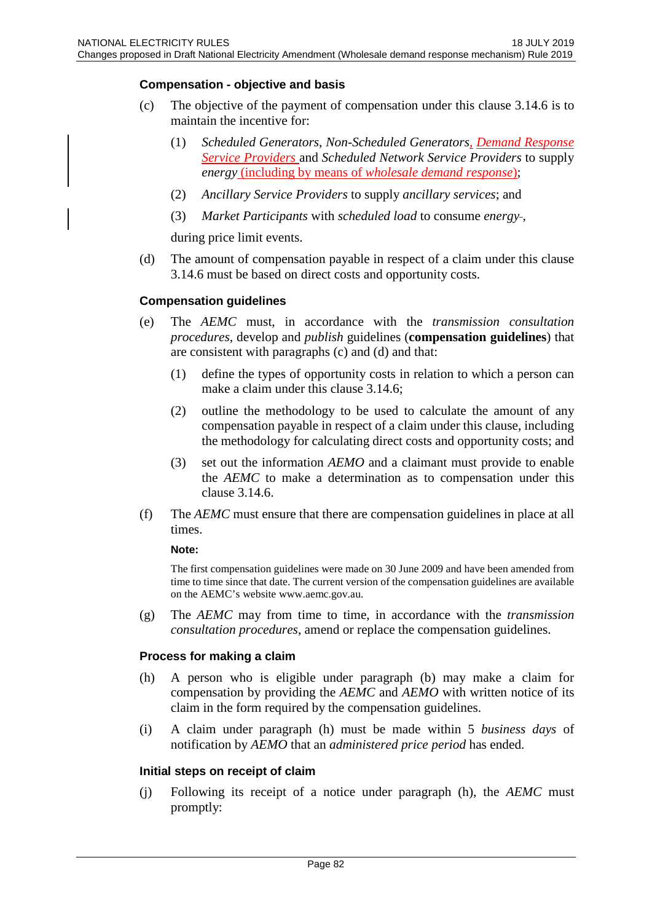#### Compensation - objective and basis

(c) The objective of the payment of compensation under this clause 3.14.6 is to maintain the incentive for:

(1) *Scheduled Generators*, *Non-Scheduled Generators*, *Demand Response Service Providers* and *Scheduled Network Service Providers* to supply *energy* (including by means of *wholesale demand response*);

(2) *Ancillary Service Providers* to supply *ancillary services*; and

(3) *Market Participants* with *scheduled load* to consume *energy*.,

during price limit events.

(d) The amount of compensation payable in respect of a claim under this clause 3.14.6 must be based on direct costs and opportunity costs.

#### Compensation guidelines

(e) The *AEMC* must, in accordance with the *transmission consultation procedures*, develop and *publish* guidelines (**compensation guidelines**) that are consistent with paragraphs (c) and (d) and that:

(1) define the types of opportunity costs in relation to which a person can make a claim under this clause 3.14.6;

(2) outline the methodology to be used to calculate the amount of any compensation payable in respect of a claim under this clause, including the methodology for calculating direct costs and opportunity costs; and

(3) set out the information *AEMO* and a claimant must provide to enable the *AEMC* to make a determination as to compensation under this clause 3.14.6.

(f) The *AEMC* must ensure that there are compensation guidelines in place at all times.

**Note:**

The first compensation guidelines were made on 30 June 2009 and have been amended from time to time since that date. The current version of the compensation guidelines are available on the AEMC's website www.aemc.gov.au.

(g) The *AEMC* may from time to time, in accordance with the *transmission consultation procedures*, amend or replace the compensation guidelines.

#### Process for making a claim

(h) A person who is eligible under paragraph (b) may make a claim for compensation by providing the *AEMC* and *AEMO* with written notice of its claim in the form required by the compensation guidelines.

(i) A claim under paragraph (h) must be made within 5 *business days* of notification by *AEMO* that an *administered price period* has ended.

#### Initial steps on receipt of claim

(j) Following its receipt of a notice under paragraph (h), the *AEMC* must promptly: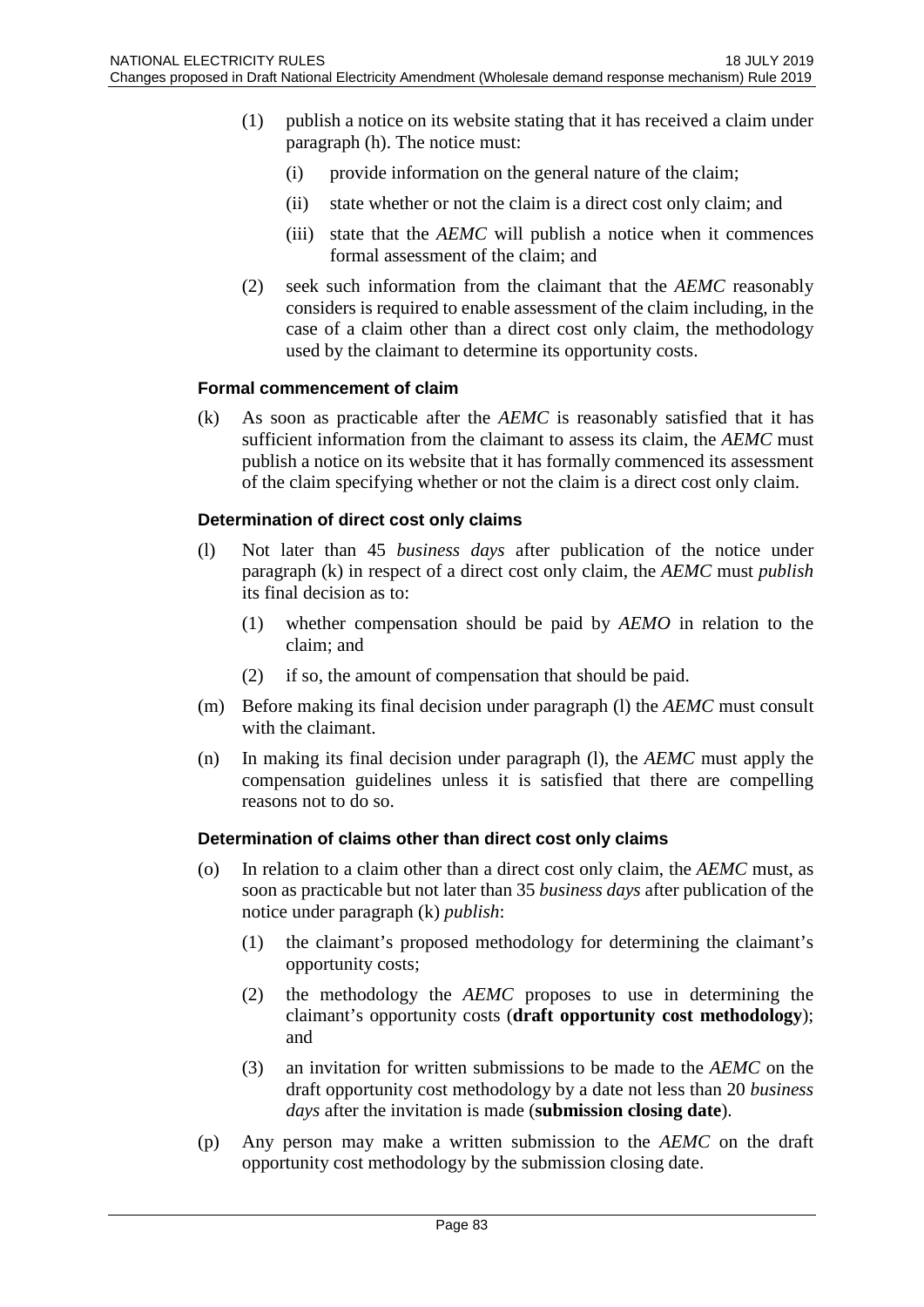(1) publish a notice on its website stating that it has received a claim under paragraph (h). The notice must:

   (i) provide information on the general nature of the claim;

   (ii) state whether or not the claim is a direct cost only claim; and

   (iii) state that the *AEMC* will publish a notice when it commences formal assessment of the claim; and

(2) seek such information from the claimant that the *AEMC* reasonably considers is required to enable assessment of the claim including, in the case of a claim other than a direct cost only claim, the methodology used by the claimant to determine its opportunity costs.

#### Formal commencement of claim

(k) As soon as practicable after the *AEMC* is reasonably satisfied that it has sufficient information from the claimant to assess its claim, the *AEMC* must publish a notice on its website that it has formally commenced its assessment of the claim specifying whether or not the claim is a direct cost only claim.

#### Determination of direct cost only claims

(l) Not later than 45 *business days* after publication of the notice under paragraph (k) in respect of a direct cost only claim, the *AEMC* must *publish* its final decision as to:

   (1) whether compensation should be paid by *AEMO* in relation to the claim; and

   (2) if so, the amount of compensation that should be paid.

(m) Before making its final decision under paragraph (l) the *AEMC* must consult with the claimant.

(n) In making its final decision under paragraph (l), the *AEMC* must apply the compensation guidelines unless it is satisfied that there are compelling reasons not to do so.

#### Determination of claims other than direct cost only claims

(o) In relation to a claim other than a direct cost only claim, the *AEMC* must, as soon as practicable but not later than 35 *business days* after publication of the notice under paragraph (k) *publish*:

   (1) the claimant's proposed methodology for determining the claimant's opportunity costs;

   (2) the methodology the *AEMC* proposes to use in determining the claimant's opportunity costs (**draft opportunity cost methodology**); and

   (3) an invitation for written submissions to be made to the *AEMC* on the draft opportunity cost methodology by a date not less than 20 *business days* after the invitation is made (**submission closing date**).

(p) Any person may make a written submission to the *AEMC* on the draft opportunity cost methodology by the submission closing date.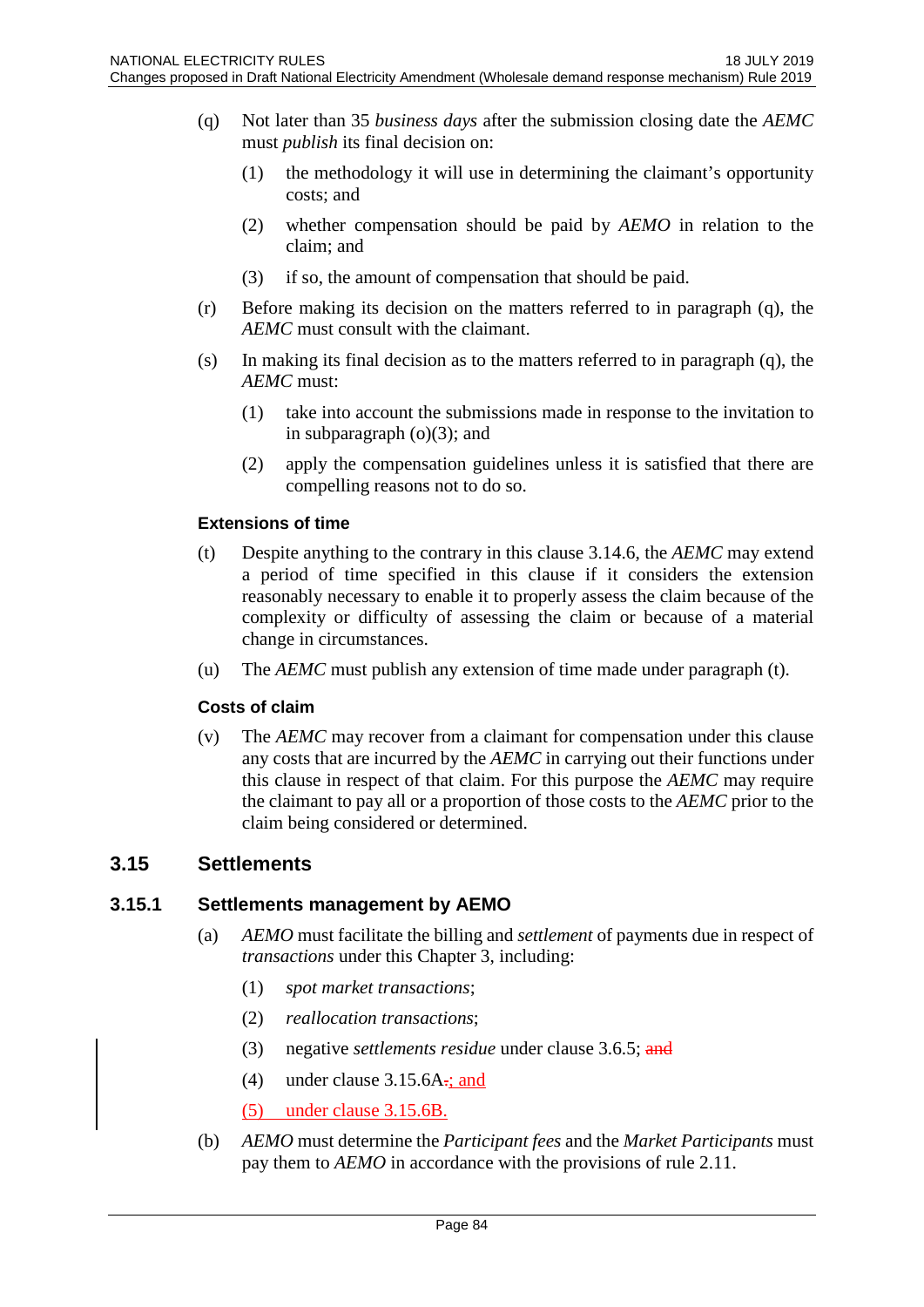(q) Not later than 35 *business days* after the submission closing date the *AEMC* must *publish* its final decision on:

(1) the methodology it will use in determining the claimant's opportunity costs; and

(2) whether compensation should be paid by *AEMO* in relation to the claim; and

(3) if so, the amount of compensation that should be paid.

(r) Before making its decision on the matters referred to in paragraph (q), the *AEMC* must consult with the claimant.

(s) In making its final decision as to the matters referred to in paragraph (q), the *AEMC* must:

(1) take into account the submissions made in response to the invitation to in subparagraph (o)(3); and

(2) apply the compensation guidelines unless it is satisfied that there are compelling reasons not to do so.

#### Extensions of time

(t) Despite anything to the contrary in this clause 3.14.6, the *AEMC* may extend a period of time specified in this clause if it considers the extension reasonably necessary to enable it to properly assess the claim because of the complexity or difficulty of assessing the claim or because of a material change in circumstances.

(u) The *AEMC* must publish any extension of time made under paragraph (t).

#### Costs of claim

(v) The *AEMC* may recover from a claimant for compensation under this clause any costs that are incurred by the *AEMC* in carrying out their functions under this clause in respect of that claim. For this purpose the *AEMC* may require the claimant to pay all or a proportion of those costs to the *AEMC* prior to the claim being considered or determined.

## 3.15 Settlements

### 3.15.1 Settlements management by AEMO

(a) *AEMO* must facilitate the billing and *settlement* of payments due in respect of *transactions* under this Chapter 3, including:

(1) *spot market transactions*;

(2) *reallocation transactions*;

(3) negative *settlements residue* under clause 3.6.5; ~~and~~

(4) under clause 3.15.6A~~.~~; and

(5) under clause 3.15.6B.

(b) *AEMO* must determine the *Participant fees* and the *Market Participants* must pay them to *AEMO* in accordance with the provisions of rule 2.11.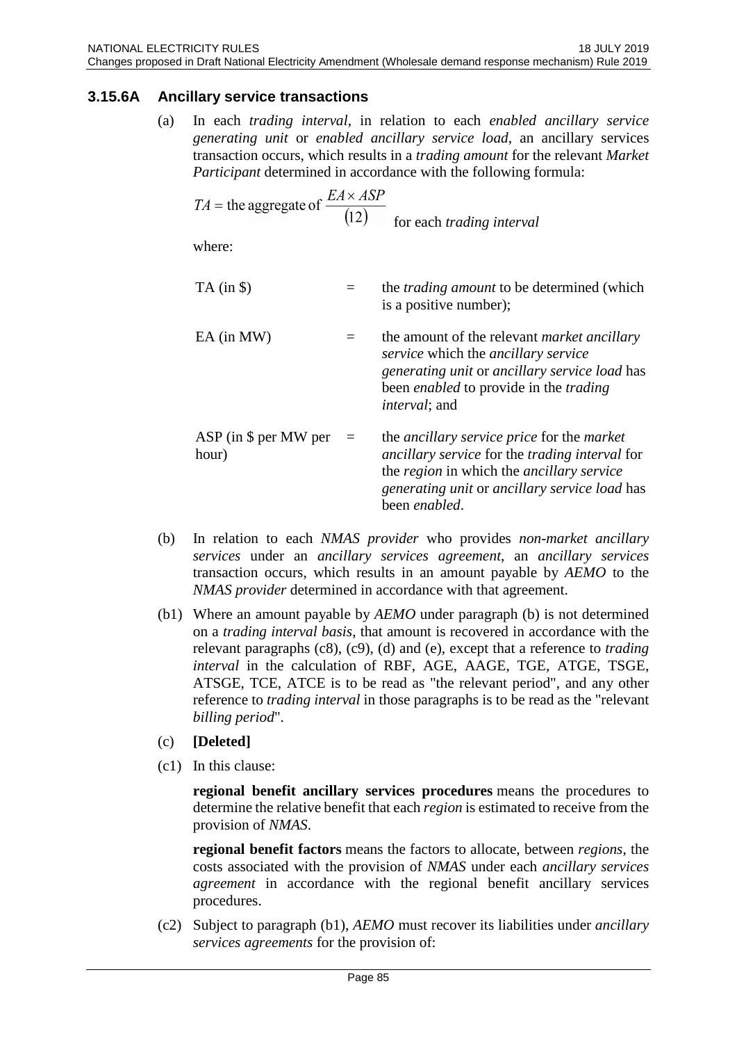### 3.15.6A Ancillary service transactions

(a) In each *trading interval*, in relation to each *enabled ancillary service generating unit* or *enabled ancillary service load*, an ancillary services transaction occurs, which results in a *trading amount* for the relevant *Market Participant* determined in accordance with the following formula:

$$TA = \text{the aggregate of } \frac{EA \times ASP}{(12)} \quad \text{for each } \textit{trading interval}$$

where:

| | | |
|---|---|---|
| TA (in $) | = | the *trading amount* to be determined (which is a positive number); |
| EA (in MW) | = | the amount of the relevant *market ancillary service* which the *ancillary service generating unit* or *ancillary service load* has been *enabled* to provide in the *trading interval*; and |
| ASP (in $ per MW per hour) | = | the *ancillary service price* for the *market ancillary service* for the *trading interval* for the *region* in which the *ancillary service generating unit* or *ancillary service load* has been *enabled*. |

(b) In relation to each *NMAS provider* who provides *non-market ancillary services* under an *ancillary services agreement*, an *ancillary services* transaction occurs, which results in an amount payable by *AEMO* to the *NMAS provider* determined in accordance with that agreement.

(b1) Where an amount payable by *AEMO* under paragraph (b) is not determined on a *trading interval basis*, that amount is recovered in accordance with the relevant paragraphs (c8), (c9), (d) and (e), except that a reference to *trading interval* in the calculation of RBF, AGE, AAGE, TGE, ATGE, TSGE, ATSGE, TCE, ATCE is to be read as "the relevant period", and any other reference to *trading interval* in those paragraphs is to be read as the "relevant *billing period*".

(c) **[Deleted]**

(c1) In this clause:

**regional benefit ancillary services procedures** means the procedures to determine the relative benefit that each *region* is estimated to receive from the provision of *NMAS*.

**regional benefit factors** means the factors to allocate, between *regions*, the costs associated with the provision of *NMAS* under each *ancillary services agreement* in accordance with the regional benefit ancillary services procedures.

(c2) Subject to paragraph (b1), *AEMO* must recover its liabilities under *ancillary services agreements* for the provision of: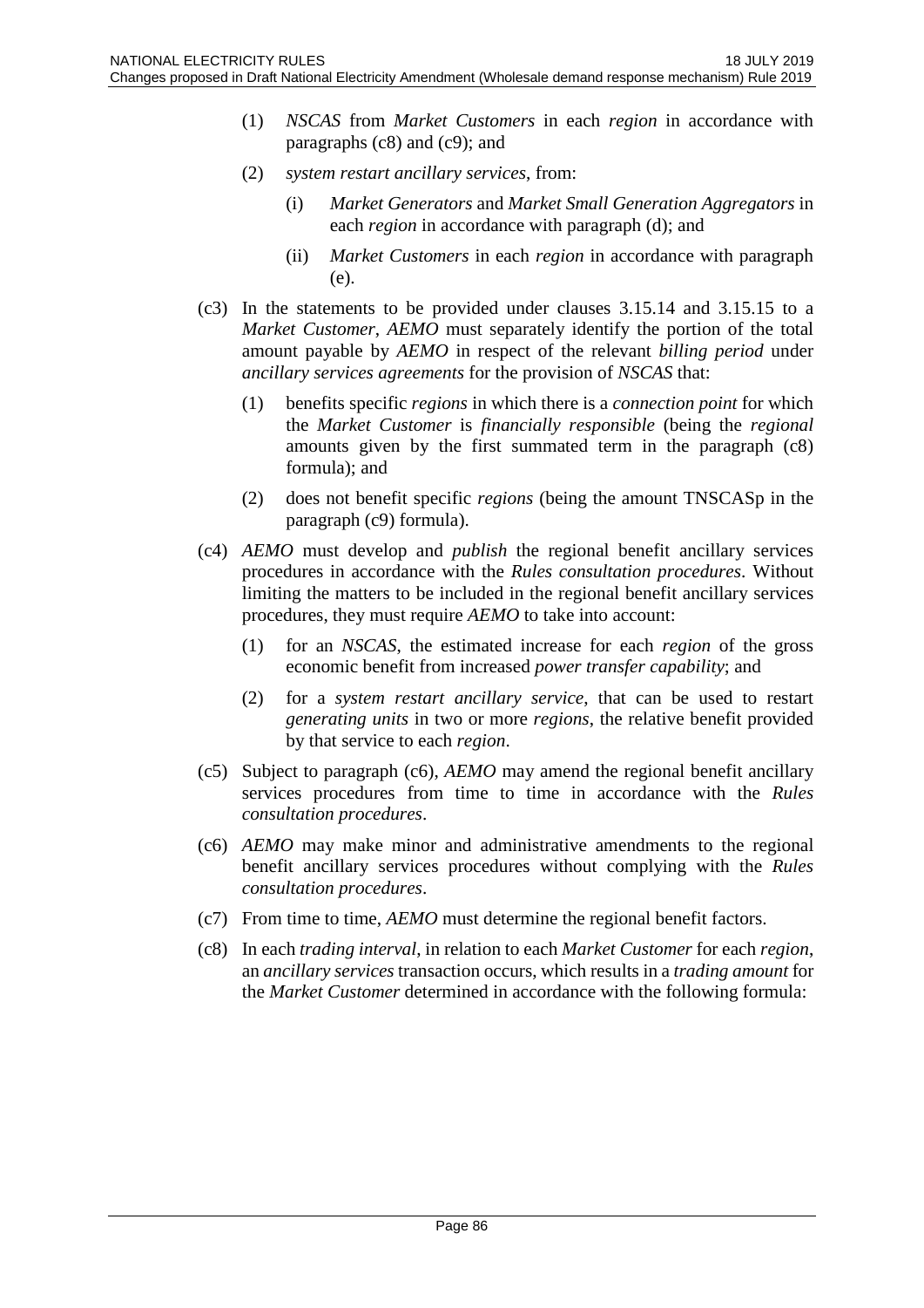(1) *NSCAS* from *Market Customers* in each *region* in accordance with paragraphs (c8) and (c9); and

(2) *system restart ancillary services*, from:

(i) *Market Generators* and *Market Small Generation Aggregators* in each *region* in accordance with paragraph (d); and

(ii) *Market Customers* in each *region* in accordance with paragraph (e).

(c3) In the statements to be provided under clauses 3.15.14 and 3.15.15 to a *Market Customer*, *AEMO* must separately identify the portion of the total amount payable by *AEMO* in respect of the relevant *billing period* under *ancillary services agreements* for the provision of *NSCAS* that:

(1) benefits specific *regions* in which there is a *connection point* for which the *Market Customer* is *financially responsible* (being the *regional* amounts given by the first summated term in the paragraph (c8) formula); and

(2) does not benefit specific *regions* (being the amount TNSCASp in the paragraph (c9) formula).

(c4) *AEMO* must develop and *publish* the regional benefit ancillary services procedures in accordance with the *Rules consultation procedures*. Without limiting the matters to be included in the regional benefit ancillary services procedures, they must require *AEMO* to take into account:

(1) for an *NSCAS*, the estimated increase for each *region* of the gross economic benefit from increased *power transfer capability*; and

(2) for a *system restart ancillary service*, that can be used to restart *generating units* in two or more *regions*, the relative benefit provided by that service to each *region*.

(c5) Subject to paragraph (c6), *AEMO* may amend the regional benefit ancillary services procedures from time to time in accordance with the *Rules consultation procedures*.

(c6) *AEMO* may make minor and administrative amendments to the regional benefit ancillary services procedures without complying with the *Rules consultation procedures*.

(c7) From time to time, *AEMO* must determine the regional benefit factors.

(c8) In each *trading interval*, in relation to each *Market Customer* for each *region*, an *ancillary services* transaction occurs, which results in a *trading amount* for the *Market Customer* determined in accordance with the following formula: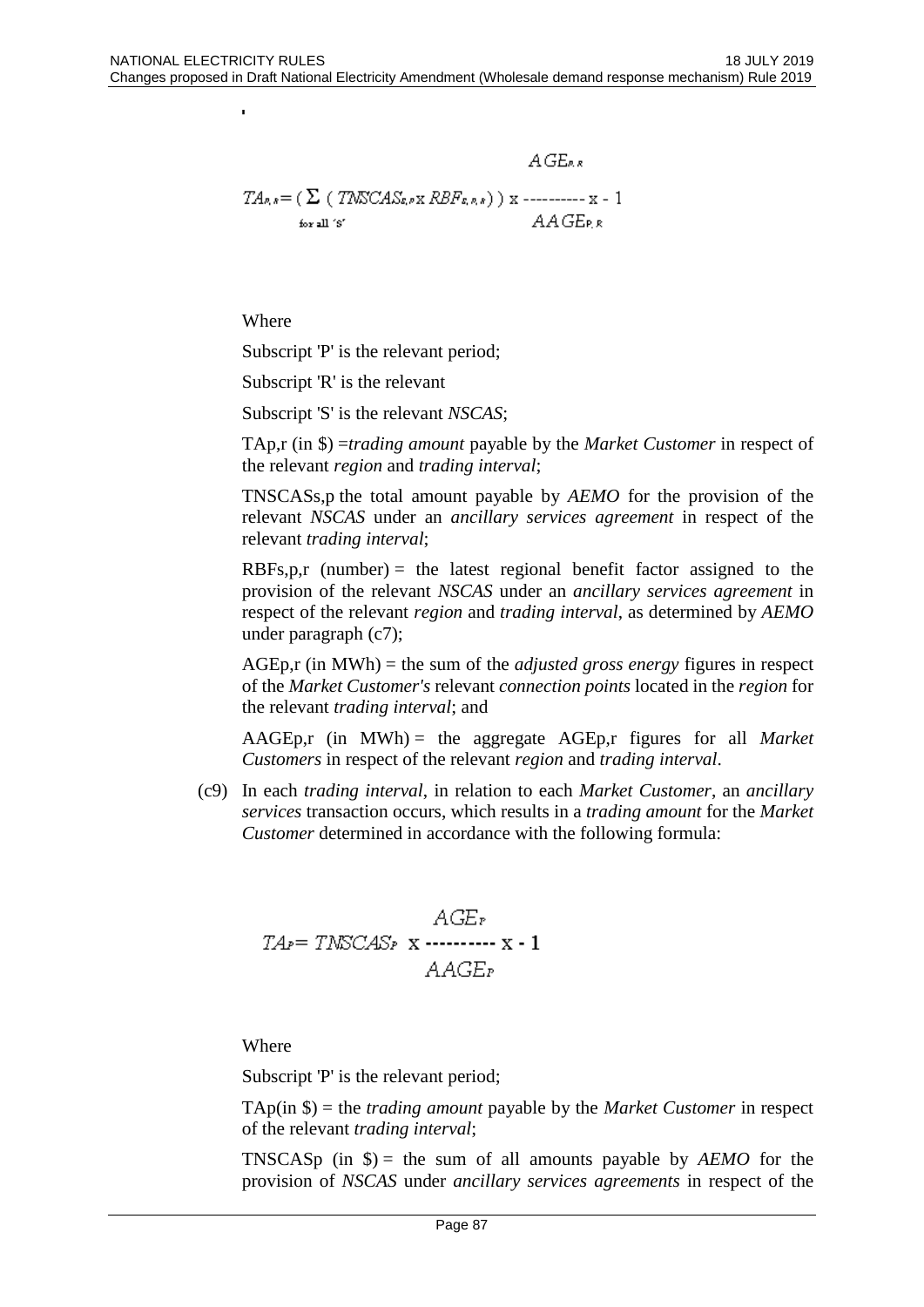'

$$TA_{P,R} = \left( \sum_{\text{for all 'S'}} \left( TNSCAS_{S,P} \times RBF_{S,P,R} \right) \right) \times \frac{AGE_{P,R}}{AAGE_{P,R}} \times -1$$

Where

Subscript 'P' is the relevant period;

Subscript 'R' is the relevant

Subscript 'S' is the relevant *NSCAS*;

TAp,r (in $) =*trading amount* payable by the *Market Customer* in respect of the relevant *region* and *trading interval*;

TNSCASs,p the total amount payable by *AEMO* for the provision of the relevant *NSCAS* under an *ancillary services agreement* in respect of the relevant *trading interval*;

RBFs,p,r (number) = the latest regional benefit factor assigned to the provision of the relevant *NSCAS* under an *ancillary services agreement* in respect of the relevant *region* and *trading interval*, as determined by *AEMO* under paragraph (c7);

AGEp,r (in MWh) = the sum of the *adjusted gross energy* figures in respect of the *Market Customer's* relevant *connection points* located in the *region* for the relevant *trading interval*; and

AAGEp,r (in MWh) = the aggregate AGEp,r figures for all *Market Customers* in respect of the relevant *region* and *trading interval*.

(c9) In each *trading interval*, in relation to each *Market Customer*, an *ancillary services* transaction occurs, which results in a *trading amount* for the *Market Customer* determined in accordance with the following formula:

$$TA_P = TNSCAS_P \times \frac{AGE_P}{AAGE_P} \times -1$$

Where

Subscript 'P' is the relevant period;

TAp(in $) = the *trading amount* payable by the *Market Customer* in respect of the relevant *trading interval*;

TNSCASp (in $) = the sum of all amounts payable by *AEMO* for the provision of *NSCAS* under *ancillary services agreements* in respect of the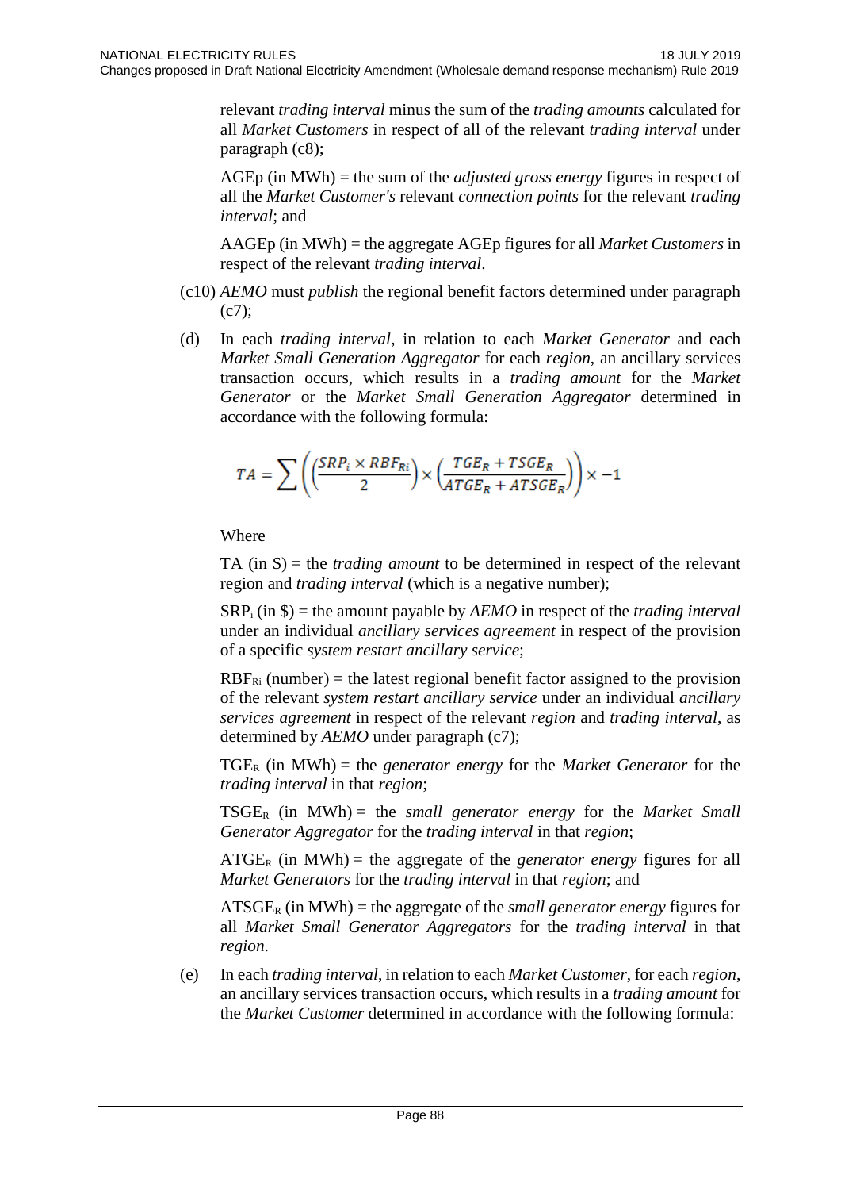relevant *trading interval* minus the sum of the *trading amounts* calculated for all *Market Customers* in respect of all of the relevant *trading interval* under paragraph (c8);

AGEp (in MWh) = the sum of the *adjusted gross energy* figures in respect of all the *Market Customer's* relevant *connection points* for the relevant *trading interval*; and

AAGEp (in MWh) = the aggregate AGEp figures for all *Market Customers* in respect of the relevant *trading interval*.

(c10) *AEMO* must *publish* the regional benefit factors determined under paragraph (c7);

(d) In each *trading interval*, in relation to each *Market Generator* and each *Market Small Generation Aggregator* for each *region*, an ancillary services transaction occurs, which results in a *trading amount* for the *Market Generator* or the *Market Small Generation Aggregator* determined in accordance with the following formula:

$$TA = \sum \left( \left( \frac{SRP_i \times RBF_{Ri}}{2} \right) \times \left( \frac{TGE_R + TSGE_R}{ATGE_R + ATSGE_R} \right) \right) \times -1$$

Where

TA (in $) = the *trading amount* to be determined in respect of the relevant region and *trading interval* (which is a negative number);

$SRP_i$ (in $) = the amount payable by *AEMO* in respect of the *trading interval* under an individual *ancillary services agreement* in respect of the provision of a specific *system restart ancillary service*;

$RBF_{Ri}$ (number) = the latest regional benefit factor assigned to the provision of the relevant *system restart ancillary service* under an individual *ancillary services agreement* in respect of the relevant *region* and *trading interval*, as determined by *AEMO* under paragraph (c7);

$TGE_R$ (in MWh) = the *generator energy* for the *Market Generator* for the *trading interval* in that *region*;

$TSGE_R$ (in MWh) = the *small generator energy* for the *Market Small Generator Aggregator* for the *trading interval* in that *region*;

$ATGE_R$ (in MWh) = the aggregate of the *generator energy* figures for all *Market Generators* for the *trading interval* in that *region*; and

$ATSGE_R$ (in MWh) = the aggregate of the *small generator energy* figures for all *Market Small Generator Aggregators* for the *trading interval* in that *region*.

(e) In each *trading interval*, in relation to each *Market Customer*, for each *region*, an ancillary services transaction occurs, which results in a *trading amount* for the *Market Customer* determined in accordance with the following formula: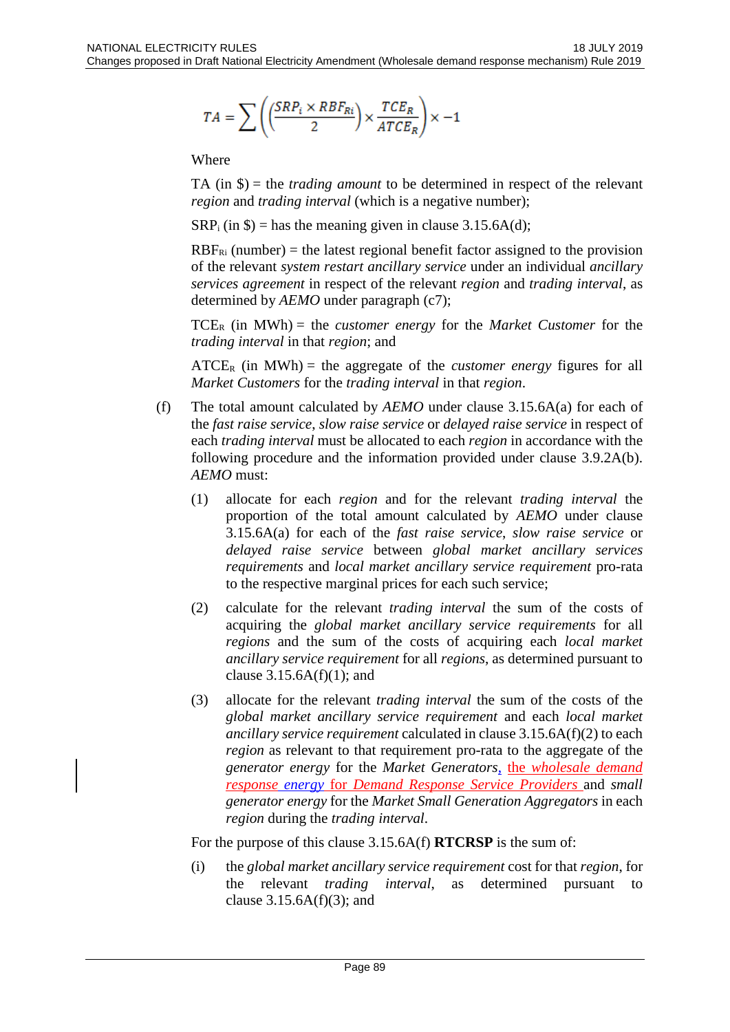$$TA = \sum \left( \left( \frac{SRP_i \times RBF_{Ri}}{2} \right) \times \frac{TCE_R}{ATCE_R} \right) \times -1$$

Where

TA (in $) = the *trading amount* to be determined in respect of the relevant *region* and *trading interval* (which is a negative number);

$SRP_i$ (in $) = has the meaning given in clause 3.15.6A(d);

$RBF_{Ri}$ (number) = the latest regional benefit factor assigned to the provision of the relevant *system restart ancillary service* under an individual *ancillary services agreement* in respect of the relevant *region* and *trading interval*, as determined by *AEMO* under paragraph (c7);

$TCE_R$ (in MWh) = the *customer energy* for the *Market Customer* for the *trading interval* in that *region*; and

$ATCE_R$ (in MWh) = the aggregate of the *customer energy* figures for all *Market Customers* for the *trading interval* in that *region*.

(f) The total amount calculated by *AEMO* under clause 3.15.6A(a) for each of the *fast raise service*, *slow raise service* or *delayed raise service* in respect of each *trading interval* must be allocated to each *region* in accordance with the following procedure and the information provided under clause 3.9.2A(b). *AEMO* must:

(1) allocate for each *region* and for the relevant *trading interval* the proportion of the total amount calculated by *AEMO* under clause 3.15.6A(a) for each of the *fast raise service*, *slow raise service* or *delayed raise service* between *global market ancillary services requirements* and *local market ancillary service requirement* pro-rata to the respective marginal prices for each such service;

(2) calculate for the relevant *trading interval* the sum of the costs of acquiring the *global market ancillary service requirements* for all *regions* and the sum of the costs of acquiring each *local market ancillary service requirement* for all *regions*, as determined pursuant to clause 3.15.6A(f)(1); and

(3) allocate for the relevant *trading interval* the sum of the costs of the *global market ancillary service requirement* and each *local market ancillary service requirement* calculated in clause 3.15.6A(f)(2) to each *region* as relevant to that requirement pro-rata to the aggregate of the *generator energy* for the *Market Generators*, the *wholesale demand response energy* for *Demand Response Service Providers* and *small generator energy* for the *Market Small Generation Aggregators* in each *region* during the *trading interval*.

For the purpose of this clause 3.15.6A(f) **RTCRSP** is the sum of:

(i) the *global market ancillary service requirement* cost for that *region*, for the relevant *trading interval*, as determined pursuant to clause 3.15.6A(f)(3); and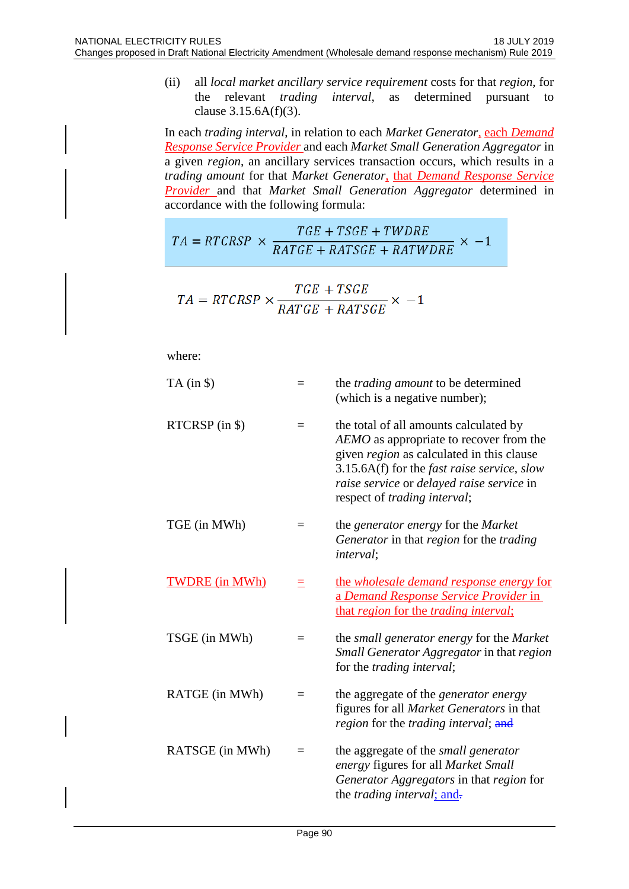(ii) all *local market ancillary service requirement* costs for that *region*, for the relevant *trading interval*, as determined pursuant to clause 3.15.6A(f)(3).

In each *trading interval*, in relation to each *Market Generator*, each *Demand Response Service Provider* and each *Market Small Generation Aggregator* in a given *region*, an ancillary services transaction occurs, which results in a *trading amount* for that *Market Generator*, that *Demand Response Service Provider* and that *Market Small Generation Aggregator* determined in accordance with the following formula:

$$TA = RTCRSP \times \frac{TGE + TSGE + TWDRE}{RATGE + RATSGE + RATWDRE} \times -1$$

$$TA = RTCRSP \times \frac{TGE + TSGE}{RATGE + RATSGE} \times -1$$

where:

| | | |
|---|---|---|
| TA (in $) | = | the *trading amount* to be determined (which is a negative number); |
| RTCRSP (in $) | = | the total of all amounts calculated by *AEMO* as appropriate to recover from the given *region* as calculated in this clause 3.15.6A(f) for the *fast raise service*, *slow raise service* or *delayed raise service* in respect of *trading interval*; |
| TGE (in MWh) | = | the *generator energy* for the *Market Generator* in that *region* for the *trading interval*; |
| TWDRE (in MWh) | = | the *wholesale demand response energy* for a *Demand Response Service Provider* in that *region* for the *trading interval*; |
| TSGE (in MWh) | = | the *small generator energy* for the *Market Small Generator Aggregator* in that *region* for the *trading interval*; |
| RATGE (in MWh) | = | the aggregate of the *generator energy* figures for all *Market Generators* in that *region* for the *trading interval*; and |
| RATSGE (in MWh) | = | the aggregate of the *small generator energy* figures for all *Market Small Generator Aggregators* in that *region* for the *trading interval*; and. |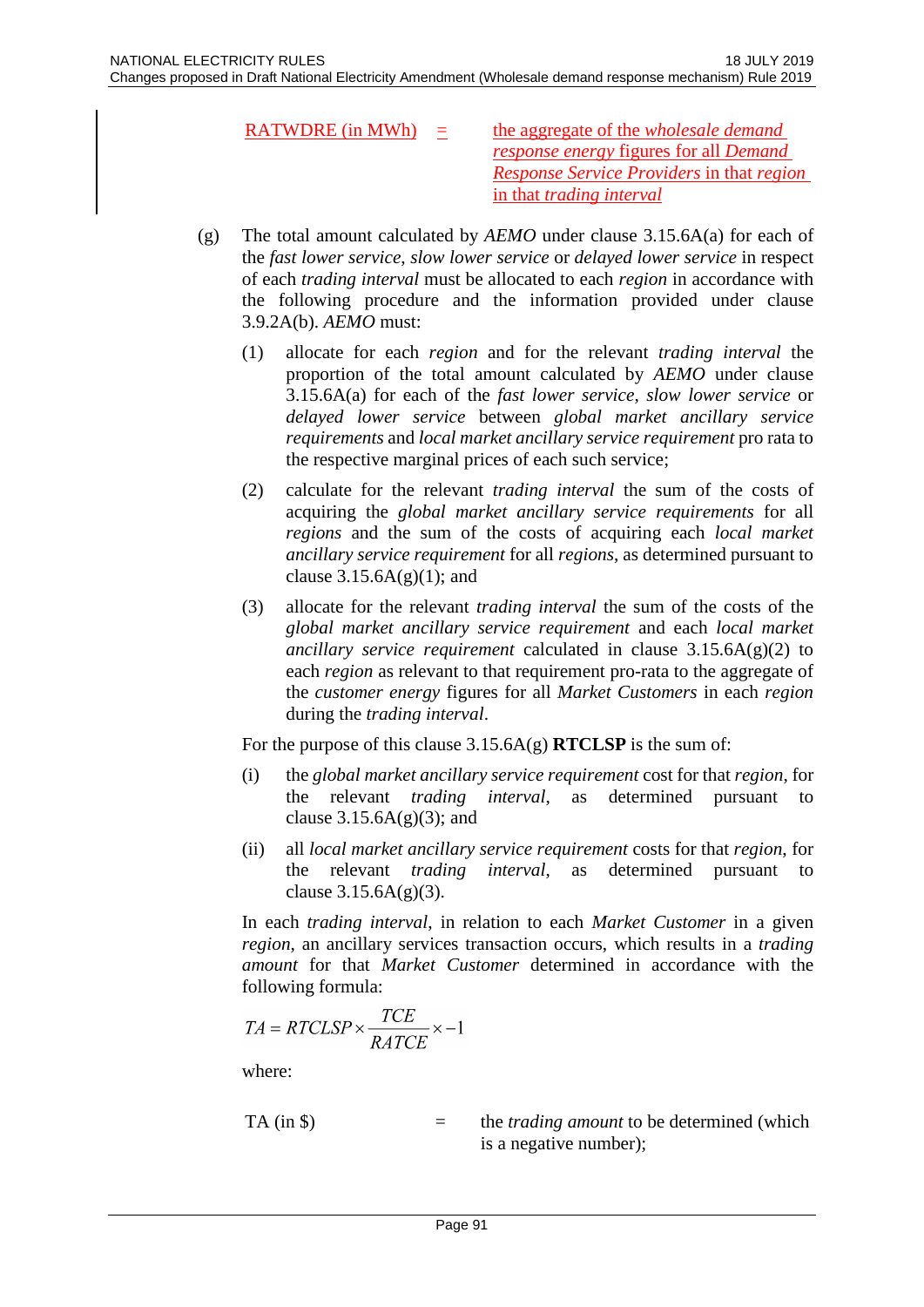| | | |
|---|---|---|
| RATWDRE (in MWh) | = | the aggregate of the *wholesale demand response energy* figures for all *Demand Response Service Providers* in that *region* in that *trading interval* |

(g) The total amount calculated by *AEMO* under clause 3.15.6A(a) for each of the *fast lower service*, *slow lower service* or *delayed lower service* in respect of each *trading interval* must be allocated to each *region* in accordance with the following procedure and the information provided under clause 3.9.2A(b). *AEMO* must:

(1) allocate for each *region* and for the relevant *trading interval* the proportion of the total amount calculated by *AEMO* under clause 3.15.6A(a) for each of the *fast lower service*, *slow lower service* or *delayed lower service* between *global market ancillary service requirements* and *local market ancillary service requirement* pro rata to the respective marginal prices of each such service;

(2) calculate for the relevant *trading interval* the sum of the costs of acquiring the *global market ancillary service requirements* for all *regions* and the sum of the costs of acquiring each *local market ancillary service requirement* for all *regions*, as determined pursuant to clause 3.15.6A(g)(1); and

(3) allocate for the relevant *trading interval* the sum of the costs of the *global market ancillary service requirement* and each *local market ancillary service requirement* calculated in clause 3.15.6A(g)(2) to each *region* as relevant to that requirement pro-rata to the aggregate of the *customer energy* figures for all *Market Customers* in each *region* during the *trading interval*.

For the purpose of this clause 3.15.6A(g) **RTCLSP** is the sum of:

(i) the *global market ancillary service requirement* cost for that *region*, for the relevant *trading interval*, as determined pursuant to clause 3.15.6A(g)(3); and

(ii) all *local market ancillary service requirement* costs for that *region*, for the relevant *trading interval*, as determined pursuant to clause 3.15.6A(g)(3).

In each *trading interval*, in relation to each *Market Customer* in a given *region*, an ancillary services transaction occurs, which results in a *trading amount* for that *Market Customer* determined in accordance with the following formula:

$$TA = RTCLSP \times \frac{TCE}{RATCE} \times -1$$

where:

| | | |
|---|---|---|
| TA (in $) | = | the *trading amount* to be determined (which is a negative number); |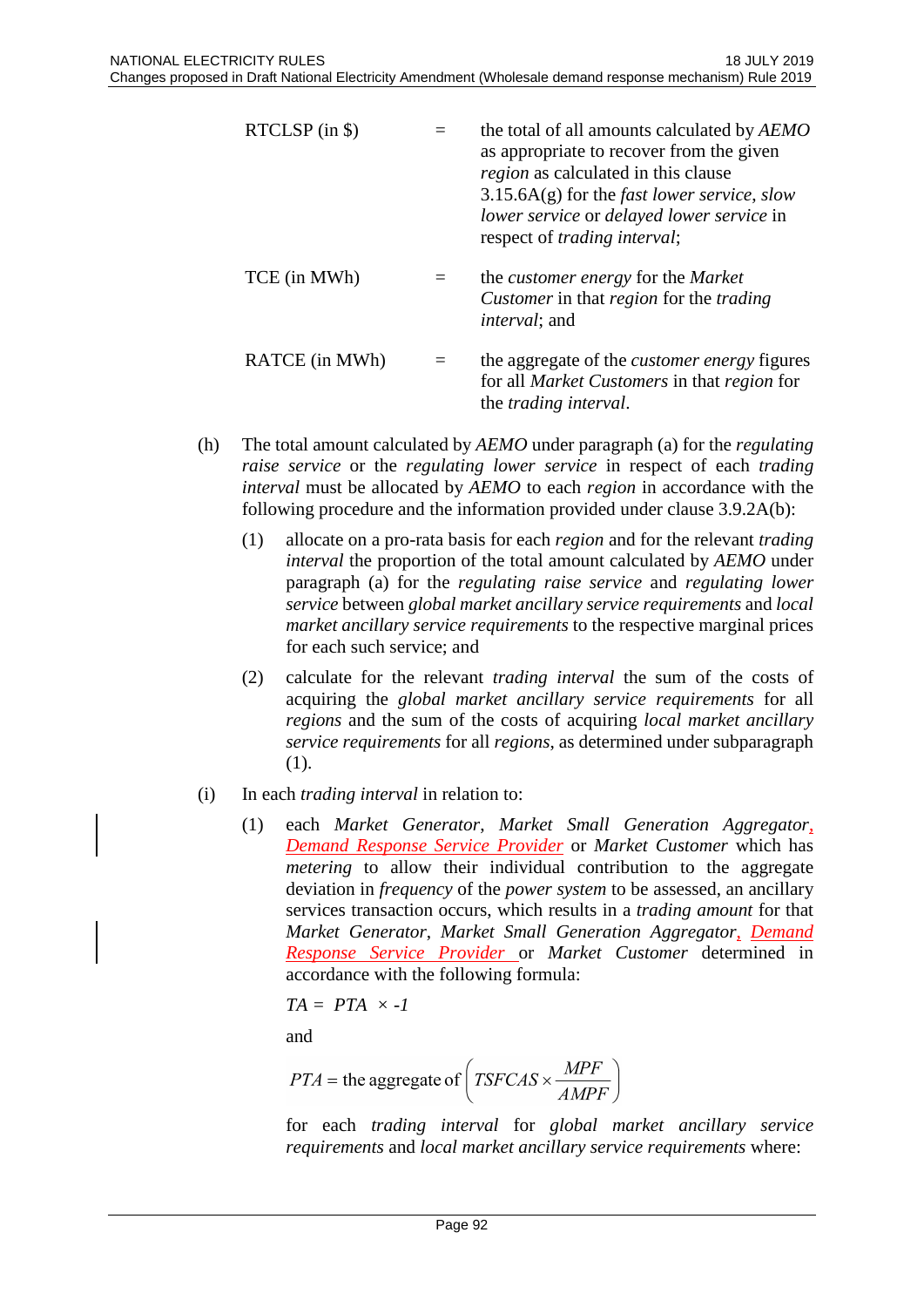RTCLSP (in $) = the total of all amounts calculated by *AEMO* as appropriate to recover from the given *region* as calculated in this clause 3.15.6A(g) for the *fast lower service*, *slow lower service* or *delayed lower service* in respect of *trading interval*;

TCE (in MWh) = the *customer energy* for the *Market Customer* in that *region* for the *trading interval*; and

RATCE (in MWh) = the aggregate of the *customer energy* figures for all *Market Customers* in that *region* for the *trading interval*.

(h) The total amount calculated by *AEMO* under paragraph (a) for the *regulating raise service* or the *regulating lower service* in respect of each *trading interval* must be allocated by *AEMO* to each *region* in accordance with the following procedure and the information provided under clause 3.9.2A(b):

(1) allocate on a pro-rata basis for each *region* and for the relevant *trading interval* the proportion of the total amount calculated by *AEMO* under paragraph (a) for the *regulating raise service* and *regulating lower service* between *global market ancillary service requirements* and *local market ancillary service requirements* to the respective marginal prices for each such service; and

(2) calculate for the relevant *trading interval* the sum of the costs of acquiring the *global market ancillary service requirements* for all *regions* and the sum of the costs of acquiring *local market ancillary service requirements* for all *regions*, as determined under subparagraph (1).

(i) In each *trading interval* in relation to:

(1) each *Market Generator*, *Market Small Generation Aggregator*, *Demand Response Service Provider* or *Market Customer* which has *metering* to allow their individual contribution to the aggregate deviation in *frequency* of the *power system* to be assessed, an ancillary services transaction occurs, which results in a *trading amount* for that *Market Generator*, *Market Small Generation Aggregator*, *Demand Response Service Provider* or *Market Customer* determined in accordance with the following formula:

$$TA = PTA \times -1$$

and

$$PTA = \text{the aggregate of}\left(TSFCAS \times \frac{MPF}{AMPF}\right)$$

for each *trading interval* for *global market ancillary service requirements* and *local market ancillary service requirements* where: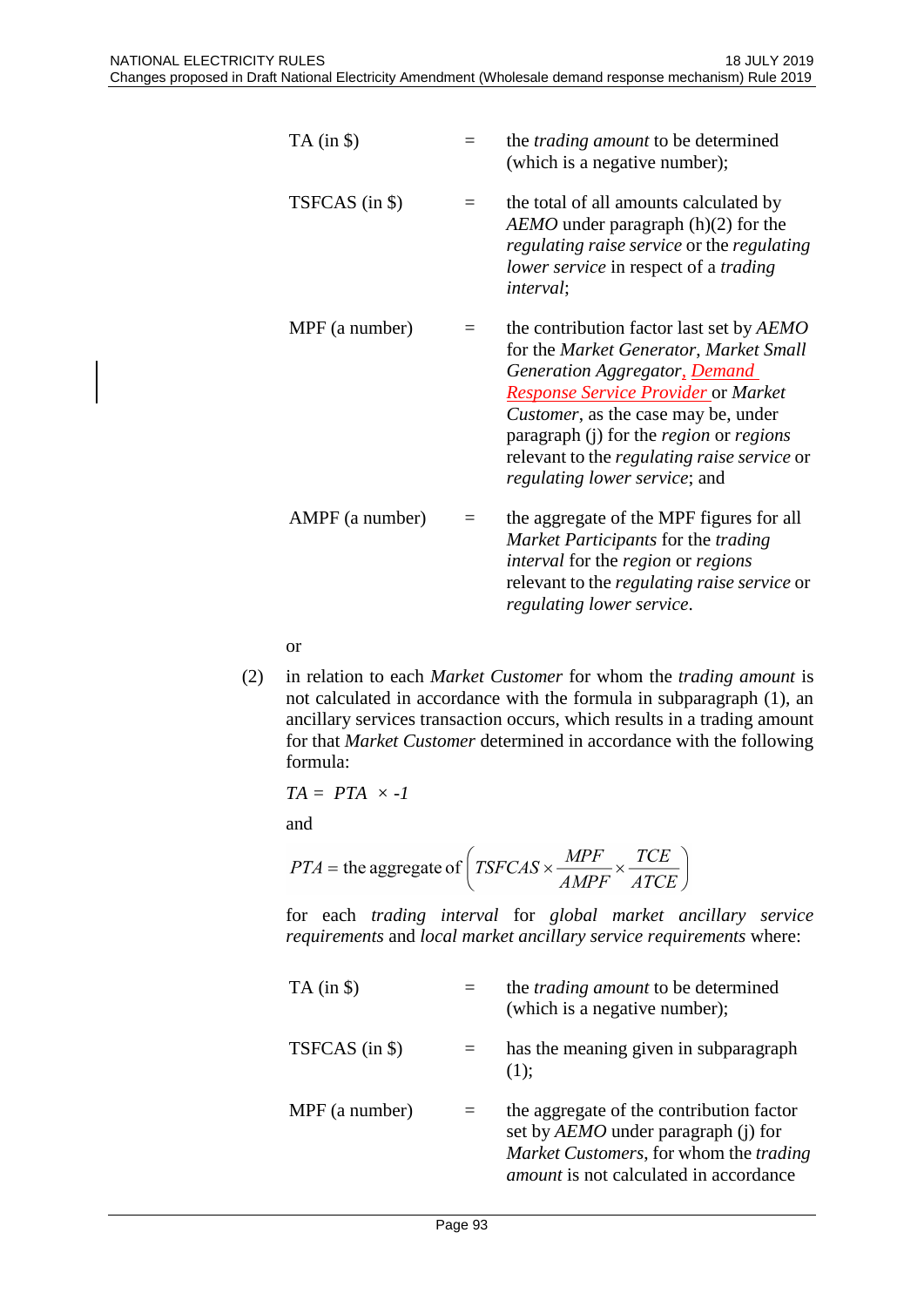| | | |
|---|---|---|
| TA (in $) | = | the *trading amount* to be determined (which is a negative number); |
| TSFCAS (in $) | = | the total of all amounts calculated by *AEMO* under paragraph (h)(2) for the *regulating raise service* or the *regulating lower service* in respect of a *trading interval*; |
| MPF (a number) | = | the contribution factor last set by *AEMO* for the *Market Generator*, *Market Small Generation Aggregator*, *Demand Response Service Provider* or *Market Customer*, as the case may be, under paragraph (j) for the *region* or *regions* relevant to the *regulating raise service* or *regulating lower service*; and |
| AMPF (a number) | = | the aggregate of the MPF figures for all *Market Participants* for the *trading interval* for the *region* or *regions* relevant to the *regulating raise service* or *regulating lower service*. |

or

(2) in relation to each *Market Customer* for whom the *trading amount* is not calculated in accordance with the formula in subparagraph (1), an ancillary services transaction occurs, which results in a trading amount for that *Market Customer* determined in accordance with the following formula:

$$TA = PTA \times -1$$

and

$$PTA = \text{the aggregate of} \left( TSFCAS \times \frac{MPF}{AMPF} \times \frac{TCE}{ATCE} \right)$$

for each *trading interval* for *global market ancillary service requirements* and *local market ancillary service requirements* where:

| | | |
|---|---|---|
| TA (in $) | = | the *trading amount* to be determined (which is a negative number); |
| TSFCAS (in $) | = | has the meaning given in subparagraph (1); |
| MPF (a number) | = | the aggregate of the contribution factor set by *AEMO* under paragraph (j) for *Market Customers*, for whom the *trading amount* is not calculated in accordance |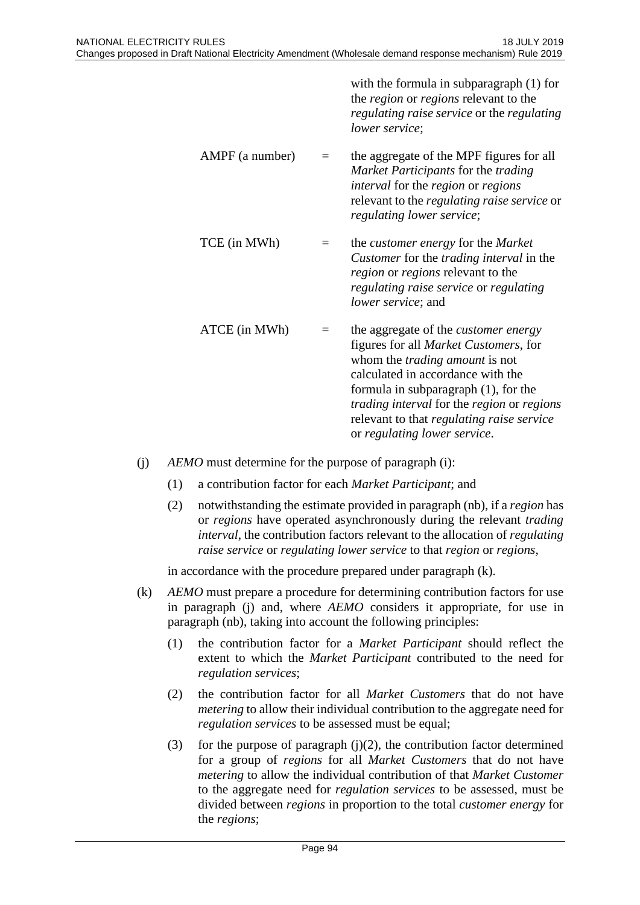with the formula in subparagraph (1) for the *region* or *regions* relevant to the *regulating raise service* or the *regulating lower service*;

AMPF (a number) = the aggregate of the MPF figures for all *Market Participants* for the *trading interval* for the *region* or *regions* relevant to the *regulating raise service* or *regulating lower service*;

TCE (in MWh) = the *customer energy* for the *Market Customer* for the *trading interval* in the *region* or *regions* relevant to the *regulating raise service* or *regulating lower service*; and

ATCE (in MWh) = the aggregate of the *customer energy* figures for all *Market Customers*, for whom the *trading amount* is not calculated in accordance with the formula in subparagraph (1), for the *trading interval* for the *region* or *regions* relevant to that *regulating raise service* or *regulating lower service*.

(j) *AEMO* must determine for the purpose of paragraph (i):

(1) a contribution factor for each *Market Participant*; and

(2) notwithstanding the estimate provided in paragraph (nb), if a *region* has or *regions* have operated asynchronously during the relevant *trading interval*, the contribution factors relevant to the allocation of *regulating raise service* or *regulating lower service* to that *region* or *regions*,

in accordance with the procedure prepared under paragraph (k).

(k) *AEMO* must prepare a procedure for determining contribution factors for use in paragraph (j) and, where *AEMO* considers it appropriate, for use in paragraph (nb), taking into account the following principles:

(1) the contribution factor for a *Market Participant* should reflect the extent to which the *Market Participant* contributed to the need for *regulation services*;

(2) the contribution factor for all *Market Customers* that do not have *metering* to allow their individual contribution to the aggregate need for *regulation services* to be assessed must be equal;

(3) for the purpose of paragraph (j)(2), the contribution factor determined for a group of *regions* for all *Market Customers* that do not have *metering* to allow the individual contribution of that *Market Customer* to the aggregate need for *regulation services* to be assessed, must be divided between *regions* in proportion to the total *customer energy* for the *regions*;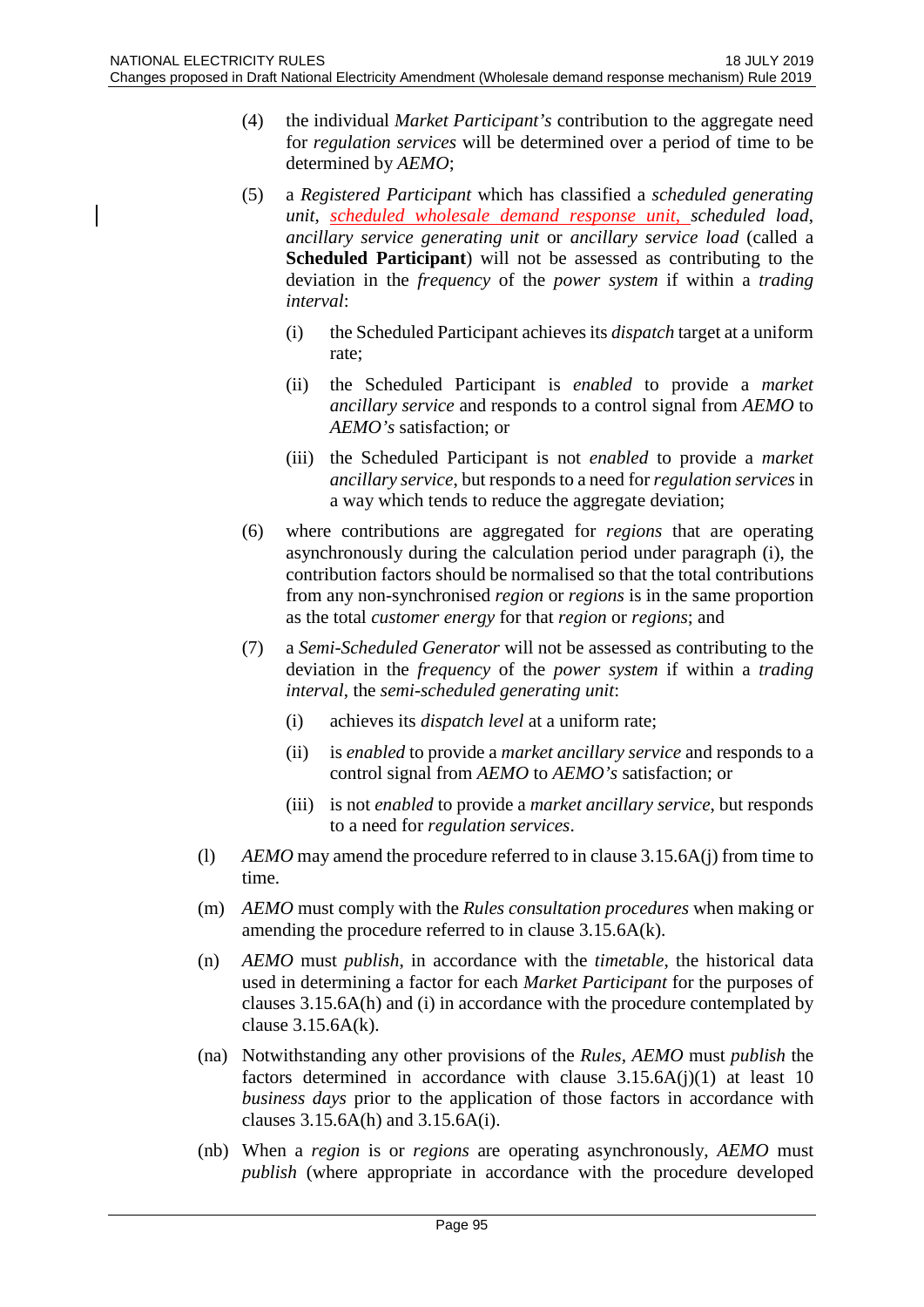(4) the individual *Market Participant's* contribution to the aggregate need for *regulation services* will be determined over a period of time to be determined by *AEMO*;

(5) a *Registered Participant* which has classified a *scheduled generating unit*, *scheduled wholesale demand response unit*, *scheduled load*, *ancillary service generating unit* or *ancillary service load* (called a **Scheduled Participant**) will not be assessed as contributing to the deviation in the *frequency* of the *power system* if within a *trading interval*:

   (i) the Scheduled Participant achieves its *dispatch* target at a uniform rate;

   (ii) the Scheduled Participant is *enabled* to provide a *market ancillary service* and responds to a control signal from *AEMO* to *AEMO's* satisfaction; or

   (iii) the Scheduled Participant is not *enabled* to provide a *market ancillary service*, but responds to a need for *regulation services* in a way which tends to reduce the aggregate deviation;

(6) where contributions are aggregated for *regions* that are operating asynchronously during the calculation period under paragraph (i), the contribution factors should be normalised so that the total contributions from any non-synchronised *region* or *regions* is in the same proportion as the total *customer energy* for that *region* or *regions*; and

(7) a *Semi-Scheduled Generator* will not be assessed as contributing to the deviation in the *frequency* of the *power system* if within a *trading interval*, the *semi-scheduled generating unit*:

   (i) achieves its *dispatch level* at a uniform rate;

   (ii) is *enabled* to provide a *market ancillary service* and responds to a control signal from *AEMO* to *AEMO's* satisfaction; or

   (iii) is not *enabled* to provide a *market ancillary service*, but responds to a need for *regulation services*.

(l) *AEMO* may amend the procedure referred to in clause 3.15.6A(j) from time to time.

(m) *AEMO* must comply with the *Rules consultation procedures* when making or amending the procedure referred to in clause 3.15.6A(k).

(n) *AEMO* must *publish*, in accordance with the *timetable*, the historical data used in determining a factor for each *Market Participant* for the purposes of clauses 3.15.6A(h) and (i) in accordance with the procedure contemplated by clause 3.15.6A(k).

(na) Notwithstanding any other provisions of the *Rules*, *AEMO* must *publish* the factors determined in accordance with clause 3.15.6A(j)(1) at least 10 *business days* prior to the application of those factors in accordance with clauses 3.15.6A(h) and 3.15.6A(i).

(nb) When a *region* is or *regions* are operating asynchronously, *AEMO* must *publish* (where appropriate in accordance with the procedure developed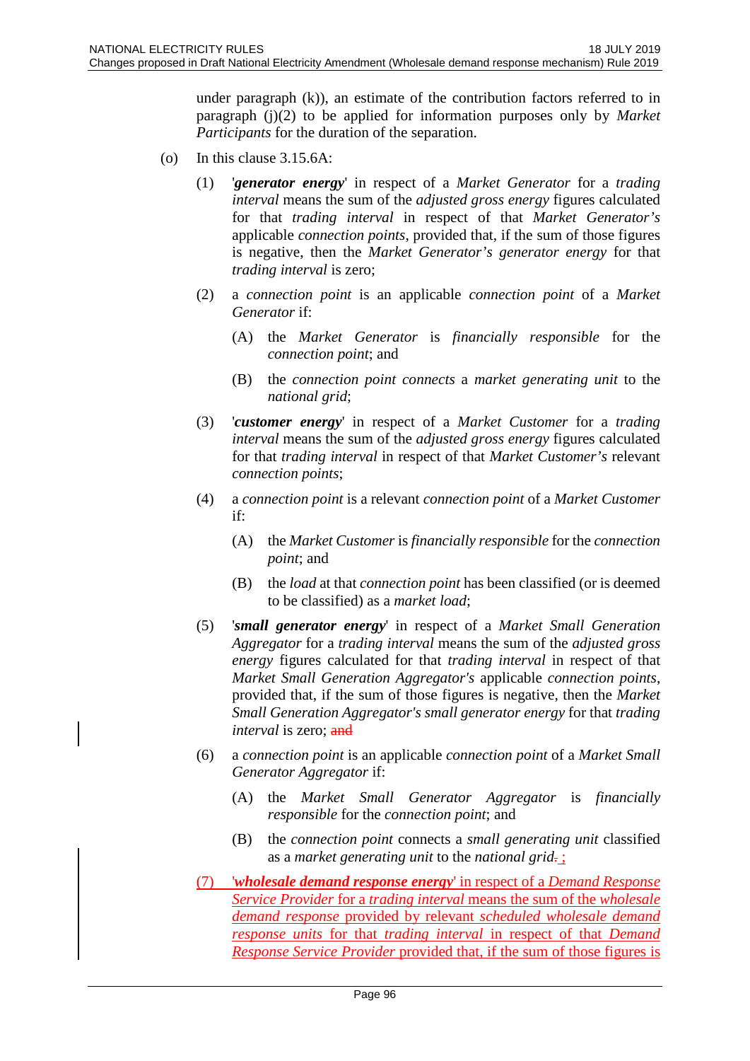under paragraph (k)), an estimate of the contribution factors referred to in paragraph (j)(2) to be applied for information purposes only by *Market Participants* for the duration of the separation.

(o) In this clause 3.15.6A:

(1) '***generator energy***' in respect of a *Market Generator* for a *trading interval* means the sum of the *adjusted gross energy* figures calculated for that *trading interval* in respect of that *Market Generator's* applicable *connection points*, provided that, if the sum of those figures is negative, then the *Market Generator's generator energy* for that *trading interval* is zero;

(2) a *connection point* is an applicable *connection point* of a *Market Generator* if:

(A) the *Market Generator* is *financially responsible* for the *connection point*; and

(B) the *connection point connects* a *market generating unit* to the *national grid*;

(3) '***customer energy***' in respect of a *Market Customer* for a *trading interval* means the sum of the *adjusted gross energy* figures calculated for that *trading interval* in respect of that *Market Customer's* relevant *connection points*;

(4) a *connection point* is a relevant *connection point* of a *Market Customer* if:

(A) the *Market Customer* is *financially responsible* for the *connection point*; and

(B) the *load* at that *connection point* has been classified (or is deemed to be classified) as a *market load*;

(5) '***small generator energy***' in respect of a *Market Small Generation Aggregator* for a *trading interval* means the sum of the *adjusted gross energy* figures calculated for that *trading interval* in respect of that *Market Small Generation Aggregator's* applicable *connection points*, provided that, if the sum of those figures is negative, then the *Market Small Generation Aggregator's small generator energy* for that *trading interval* is zero; ~~and~~

(6) a *connection point* is an applicable *connection point* of a *Market Small Generator Aggregator* if:

(A) the *Market Small Generator Aggregator* is *financially responsible* for the *connection point*; and

(B) the *connection point* connects a *small generating unit* classified as a *market generating unit* to the *national grid*~~.~~ ;

(7) '***wholesale demand response energy***' in respect of a *Demand Response Service Provider* for a *trading interval* means the sum of the *wholesale demand response* provided by relevant *scheduled wholesale demand response units* for that *trading interval* in respect of that *Demand Response Service Provider* provided that, if the sum of those figures is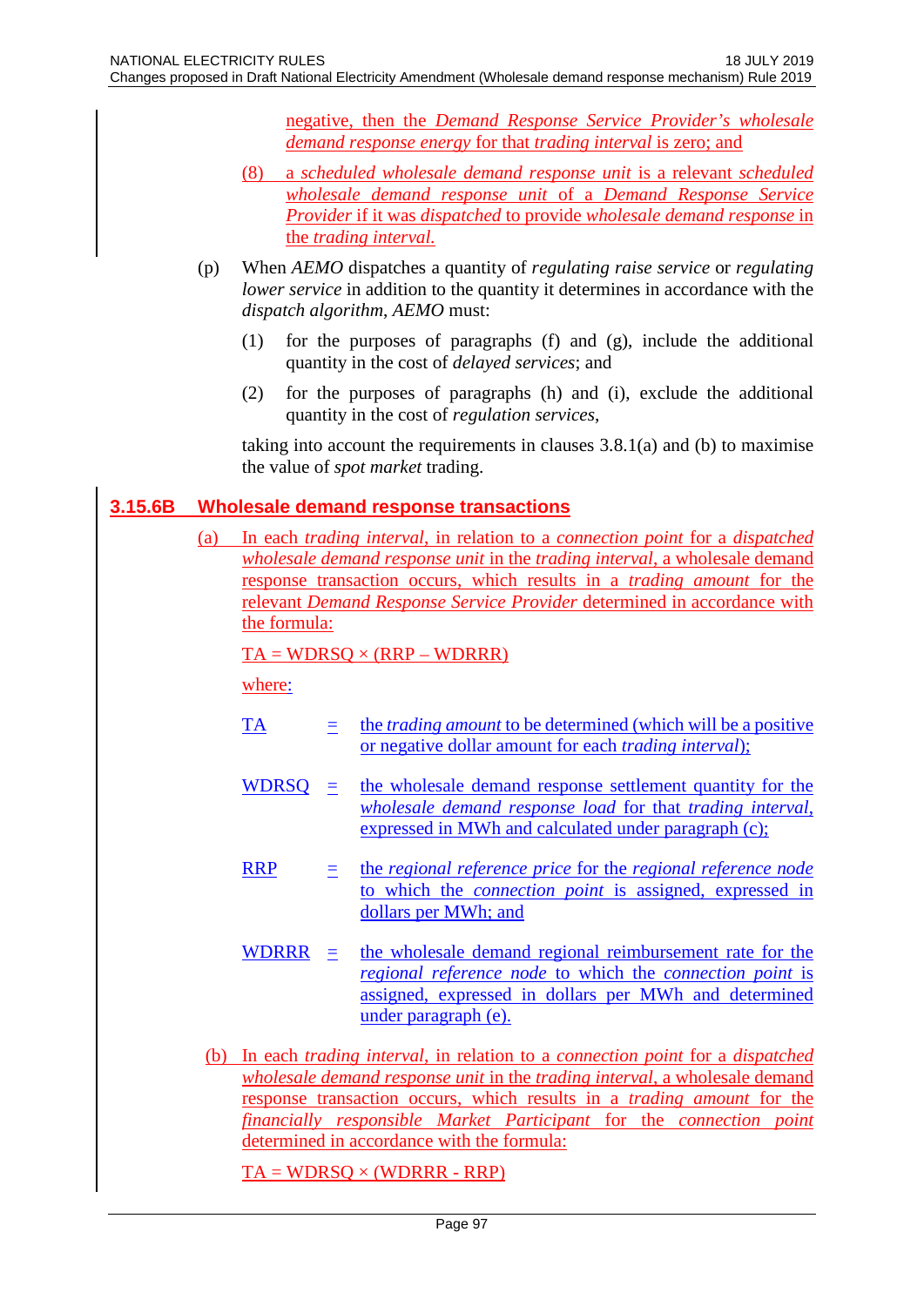negative, then the *Demand Response Service Provider's wholesale demand response energy* for that *trading interval* is zero; and

(8) a *scheduled wholesale demand response unit* is a relevant *scheduled wholesale demand response unit* of a *Demand Response Service Provider* if it was *dispatched* to provide *wholesale demand response* in the *trading interval.*

(p) When *AEMO* dispatches a quantity of *regulating raise service* or *regulating lower service* in addition to the quantity it determines in accordance with the *dispatch algorithm*, *AEMO* must:

(1) for the purposes of paragraphs (f) and (g), include the additional quantity in the cost of *delayed services*; and

(2) for the purposes of paragraphs (h) and (i), exclude the additional quantity in the cost of *regulation services*,

taking into account the requirements in clauses 3.8.1(a) and (b) to maximise the value of *spot market* trading.

## 3.15.6B Wholesale demand response transactions

(a) In each *trading interval*, in relation to a *connection point* for a *dispatched wholesale demand response unit* in the *trading interval*, a wholesale demand response transaction occurs, which results in a *trading amount* for the relevant *Demand Response Service Provider* determined in accordance with the formula:

TA = WDRSQ × (RRP – WDRRR)

where:

TA = the *trading amount* to be determined (which will be a positive or negative dollar amount for each *trading interval*);

WDRSQ = the wholesale demand response settlement quantity for the *wholesale demand response load* for that *trading interval*, expressed in MWh and calculated under paragraph (c);

RRP = the *regional reference price* for the *regional reference node* to which the *connection point* is assigned, expressed in dollars per MWh; and

WDRRR = the wholesale demand regional reimbursement rate for the *regional reference node* to which the *connection point* is assigned, expressed in dollars per MWh and determined under paragraph (e).

(b) In each *trading interval*, in relation to a *connection point* for a *dispatched wholesale demand response unit* in the *trading interval*, a wholesale demand response transaction occurs, which results in a *trading amount* for the *financially responsible Market Participant* for the *connection point* determined in accordance with the formula:

TA = WDRSQ × (WDRRR - RRP)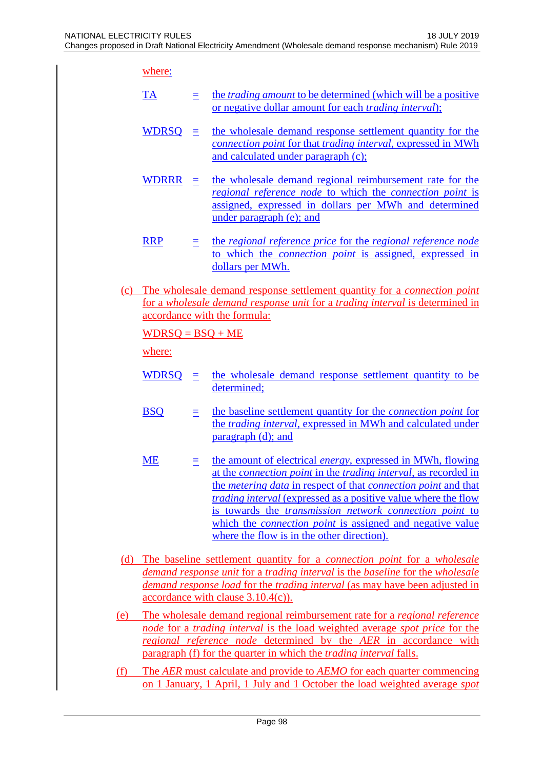where:

TA = the *trading amount* to be determined (which will be a positive or negative dollar amount for each *trading interval*);

WDRSQ = the wholesale demand response settlement quantity for the *connection point* for that *trading interval*, expressed in MWh and calculated under paragraph (c);

WDRRR = the wholesale demand regional reimbursement rate for the *regional reference node* to which the *connection point* is assigned, expressed in dollars per MWh and determined under paragraph (e); and

RRP = the *regional reference price* for the *regional reference node* to which the *connection point* is assigned, expressed in dollars per MWh.

(c) The wholesale demand response settlement quantity for a *connection point* for a *wholesale demand response unit* for a *trading interval* is determined in accordance with the formula:

WDRSQ = BSQ + ME

where:

WDRSQ = the wholesale demand response settlement quantity to be determined;

BSQ = the baseline settlement quantity for the *connection point* for the *trading interval*, expressed in MWh and calculated under paragraph (d); and

ME = the amount of electrical *energy*, expressed in MWh, flowing at the *connection point* in the *trading interval*, as recorded in the *metering data* in respect of that *connection point* and that *trading interval* (expressed as a positive value where the flow is towards the *transmission network connection point* to which the *connection point* is assigned and negative value where the flow is in the other direction).

(d) The baseline settlement quantity for a *connection point* for a *wholesale demand response unit* for a *trading interval* is the *baseline* for the *wholesale demand response load* for the *trading interval* (as may have been adjusted in accordance with clause 3.10.4(c)).

(e) The wholesale demand regional reimbursement rate for a *regional reference node* for a *trading interval* is the load weighted average *spot price* for the *regional reference node* determined by the *AER* in accordance with paragraph (f) for the quarter in which the *trading interval* falls.

(f) The *AER* must calculate and provide to *AEMO* for each quarter commencing on 1 January, 1 April, 1 July and 1 October the load weighted average *spot*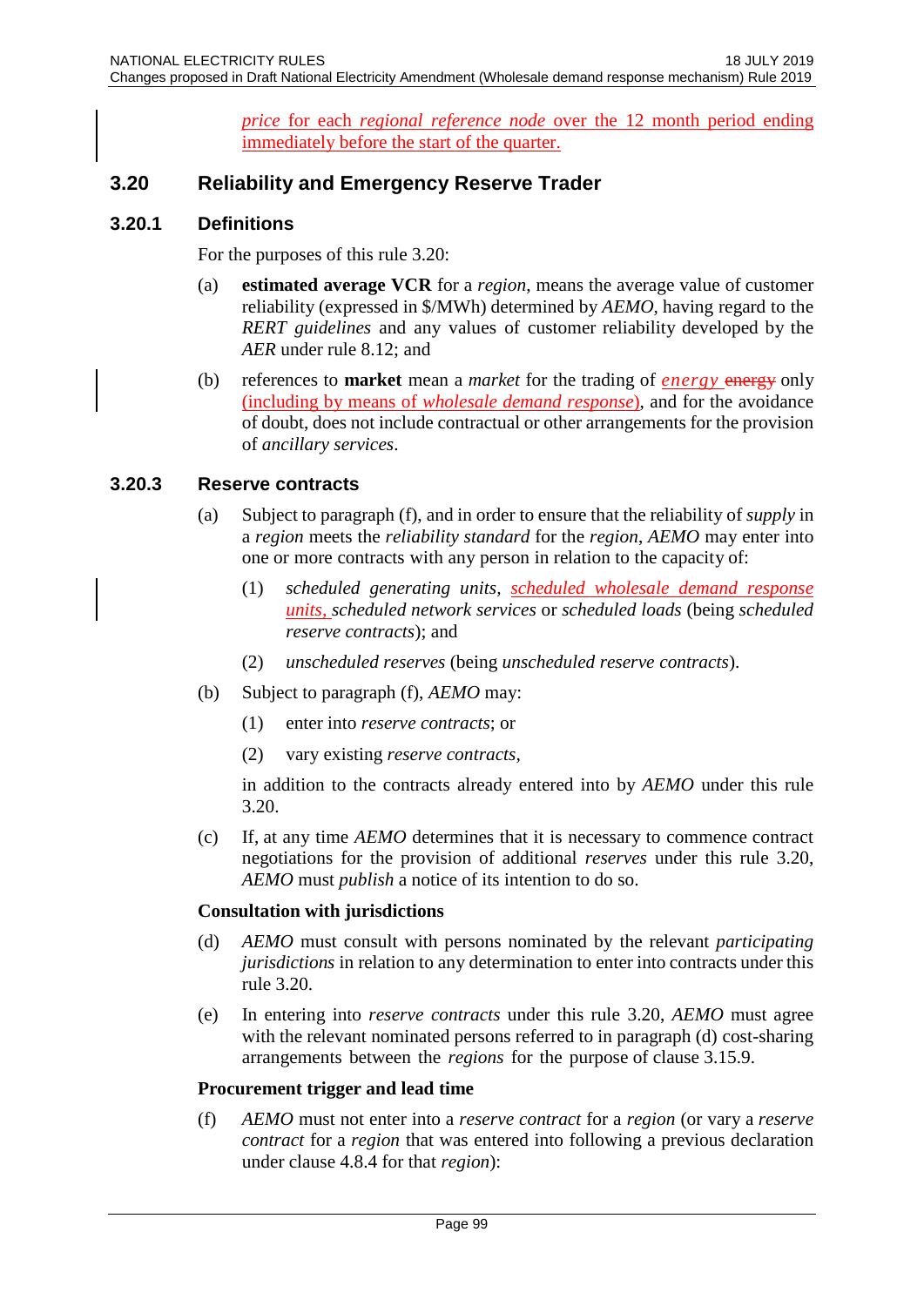*price* for each *regional reference node* over the 12 month period ending immediately before the start of the quarter.

## 3.20 Reliability and Emergency Reserve Trader

### 3.20.1 Definitions

For the purposes of this rule 3.20:

(a) **estimated average VCR** for a *region*, means the average value of customer reliability (expressed in $/MWh) determined by *AEMO*, having regard to the *RERT guidelines* and any values of customer reliability developed by the *AER* under rule 8.12; and

(b) references to **market** mean a *market* for the trading of *energy* ~~energy~~ only (including by means of *wholesale demand response*), and for the avoidance of doubt, does not include contractual or other arrangements for the provision of *ancillary services*.

### 3.20.3 Reserve contracts

(a) Subject to paragraph (f), and in order to ensure that the reliability of *supply* in a *region* meets the *reliability standard* for the *region*, *AEMO* may enter into one or more contracts with any person in relation to the capacity of:

(1) *scheduled generating units*, *scheduled wholesale demand response units*, *scheduled network services* or *scheduled loads* (being *scheduled reserve contracts*); and

(2) *unscheduled reserves* (being *unscheduled reserve contracts*).

(b) Subject to paragraph (f), *AEMO* may:

(1) enter into *reserve contracts*; or

(2) vary existing *reserve contracts*,

in addition to the contracts already entered into by *AEMO* under this rule 3.20.

(c) If, at any time *AEMO* determines that it is necessary to commence contract negotiations for the provision of additional *reserves* under this rule 3.20, *AEMO* must *publish* a notice of its intention to do so.

**Consultation with jurisdictions**

(d) *AEMO* must consult with persons nominated by the relevant *participating jurisdictions* in relation to any determination to enter into contracts under this rule 3.20.

(e) In entering into *reserve contracts* under this rule 3.20, *AEMO* must agree with the relevant nominated persons referred to in paragraph (d) cost-sharing arrangements between the *regions* for the purpose of clause 3.15.9.

**Procurement trigger and lead time**

(f) *AEMO* must not enter into a *reserve contract* for a *region* (or vary a *reserve contract* for a *region* that was entered into following a previous declaration under clause 4.8.4 for that *region*):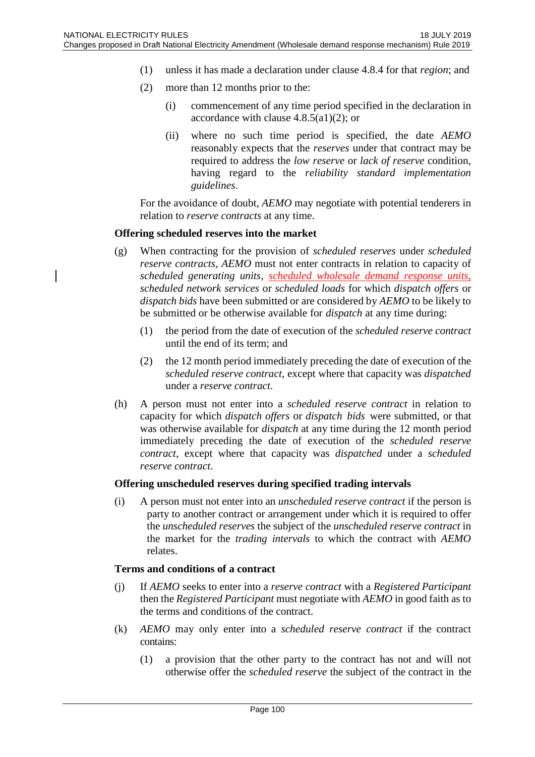(1) unless it has made a declaration under clause 4.8.4 for that *region*; and

(2) more than 12 months prior to the:

(i) commencement of any time period specified in the declaration in accordance with clause 4.8.5(a1)(2); or

(ii) where no such time period is specified, the date *AEMO* reasonably expects that the *reserves* under that contract may be required to address the *low reserve* or *lack of reserve* condition, having regard to the *reliability standard implementation guidelines*.

For the avoidance of doubt, *AEMO* may negotiate with potential tenderers in relation to *reserve contracts* at any time.

**Offering scheduled reserves into the market**

(g) When contracting for the provision of *scheduled reserves* under *scheduled reserve contracts*, *AEMO* must not enter contracts in relation to capacity of *scheduled generating units*, *scheduled wholesale demand response units*, *scheduled network services* or *scheduled loads* for which *dispatch offers* or *dispatch bids* have been submitted or are considered by *AEMO* to be likely to be submitted or be otherwise available for *dispatch* at any time during:

(1) the period from the date of execution of the *scheduled reserve contract* until the end of its term; and

(2) the 12 month period immediately preceding the date of execution of the *scheduled reserve contract*, except where that capacity was *dispatched* under a *reserve contract*.

(h) A person must not enter into a *scheduled reserve contract* in relation to capacity for which *dispatch offers* or *dispatch bids* were submitted, or that was otherwise available for *dispatch* at any time during the 12 month period immediately preceding the date of execution of the *scheduled reserve contract*, except where that capacity was *dispatched* under a *scheduled reserve contract*.

**Offering unscheduled reserves during specified trading intervals**

(i) A person must not enter into an *unscheduled reserve contract* if the person is party to another contract or arrangement under which it is required to offer the *unscheduled reserves* the subject of the *unscheduled reserve contract* in the market for the *trading intervals* to which the contract with *AEMO* relates.

**Terms and conditions of a contract**

(j) If *AEMO* seeks to enter into a *reserve contract* with a *Registered Participant* then the *Registered Participant* must negotiate with *AEMO* in good faith as to the terms and conditions of the contract.

(k) *AEMO* may only enter into a *scheduled reserve contract* if the contract contains:

(1) a provision that the other party to the contract has not and will not otherwise offer the *scheduled reserve* the subject of the contract in the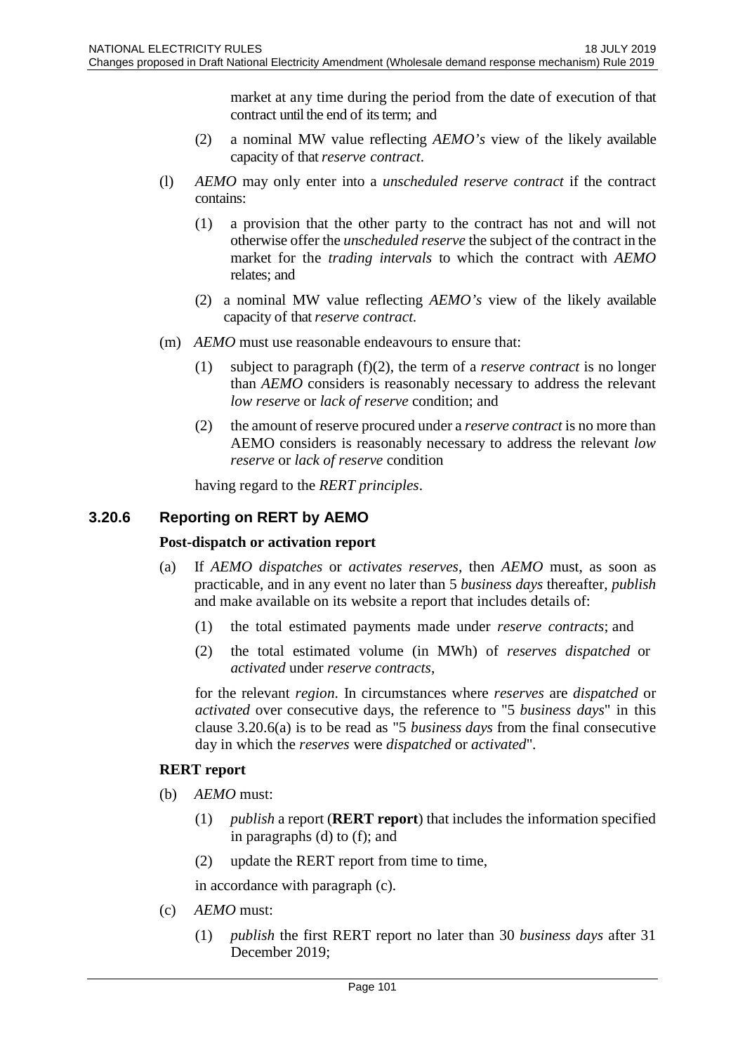market at any time during the period from the date of execution of that contract until the end of its term; and

(2) a nominal MW value reflecting *AEMO's* view of the likely available capacity of that *reserve contract*.

(l) *AEMO* may only enter into a *unscheduled reserve contract* if the contract contains:

(1) a provision that the other party to the contract has not and will not otherwise offer the *unscheduled reserve* the subject of the contract in the market for the *trading intervals* to which the contract with *AEMO* relates; and

(2) a nominal MW value reflecting *AEMO's* view of the likely available capacity of that *reserve contract.*

(m) *AEMO* must use reasonable endeavours to ensure that:

(1) subject to paragraph (f)(2), the term of a *reserve contract* is no longer than *AEMO* considers is reasonably necessary to address the relevant *low reserve* or *lack of reserve* condition; and

(2) the amount of reserve procured under a *reserve contract* is no more than AEMO considers is reasonably necessary to address the relevant *low reserve* or *lack of reserve* condition

having regard to the *RERT principles*.

### 3.20.6 Reporting on RERT by AEMO

**Post-dispatch or activation report**

(a) If *AEMO dispatches* or *activates reserves*, then *AEMO* must, as soon as practicable, and in any event no later than 5 *business days* thereafter, *publish* and make available on its website a report that includes details of:

(1) the total estimated payments made under *reserve contracts*; and

(2) the total estimated volume (in MWh) of *reserves dispatched* or *activated* under *reserve contracts*,

for the relevant *region*. In circumstances where *reserves* are *dispatched* or *activated* over consecutive days, the reference to "5 *business days*" in this clause 3.20.6(a) is to be read as "5 *business days* from the final consecutive day in which the *reserves* were *dispatched* or *activated*".

**RERT report**

(b) *AEMO* must:

(1) *publish* a report (**RERT report**) that includes the information specified in paragraphs (d) to (f); and

(2) update the RERT report from time to time,

in accordance with paragraph (c).

(c) *AEMO* must:

(1) *publish* the first RERT report no later than 30 *business days* after 31 December 2019;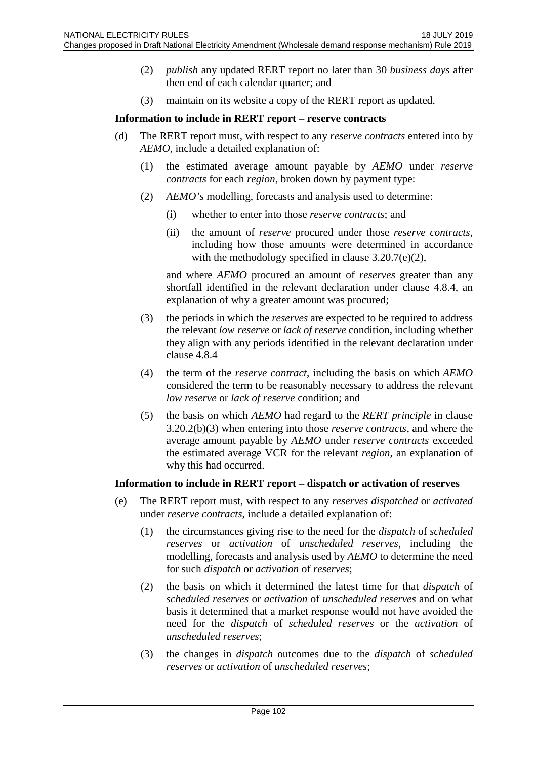(2) *publish* any updated RERT report no later than 30 *business days* after then end of each calendar quarter; and

(3) maintain on its website a copy of the RERT report as updated.

**Information to include in RERT report – reserve contracts**

(d) The RERT report must, with respect to any *reserve contracts* entered into by *AEMO*, include a detailed explanation of:

(1) the estimated average amount payable by *AEMO* under *reserve contracts* for each *region*, broken down by payment type:

(2) *AEMO's* modelling, forecasts and analysis used to determine:

(i) whether to enter into those *reserve contracts*; and

(ii) the amount of *reserve* procured under those *reserve contracts*, including how those amounts were determined in accordance with the methodology specified in clause 3.20.7(e)(2),

and where *AEMO* procured an amount of *reserves* greater than any shortfall identified in the relevant declaration under clause 4.8.4, an explanation of why a greater amount was procured;

(3) the periods in which the *reserves* are expected to be required to address the relevant *low reserve* or *lack of reserve* condition, including whether they align with any periods identified in the relevant declaration under clause 4.8.4

(4) the term of the *reserve contract*, including the basis on which *AEMO* considered the term to be reasonably necessary to address the relevant *low reserve* or *lack of reserve* condition; and

(5) the basis on which *AEMO* had regard to the *RERT principle* in clause 3.20.2(b)(3) when entering into those *reserve contracts*, and where the average amount payable by *AEMO* under *reserve contracts* exceeded the estimated average VCR for the relevant *region*, an explanation of why this had occurred.

**Information to include in RERT report – dispatch or activation of reserves**

(e) The RERT report must, with respect to any *reserves dispatched* or *activated* under *reserve contracts*, include a detailed explanation of:

(1) the circumstances giving rise to the need for the *dispatch* of *scheduled reserves* or *activation* of *unscheduled reserves*, including the modelling, forecasts and analysis used by *AEMO* to determine the need for such *dispatch* or *activation* of *reserves*;

(2) the basis on which it determined the latest time for that *dispatch* of *scheduled reserves* or *activation* of *unscheduled reserves* and on what basis it determined that a market response would not have avoided the need for the *dispatch* of *scheduled reserves* or the *activation* of *unscheduled reserves*;

(3) the changes in *dispatch* outcomes due to the *dispatch* of *scheduled reserves* or *activation* of *unscheduled reserves*;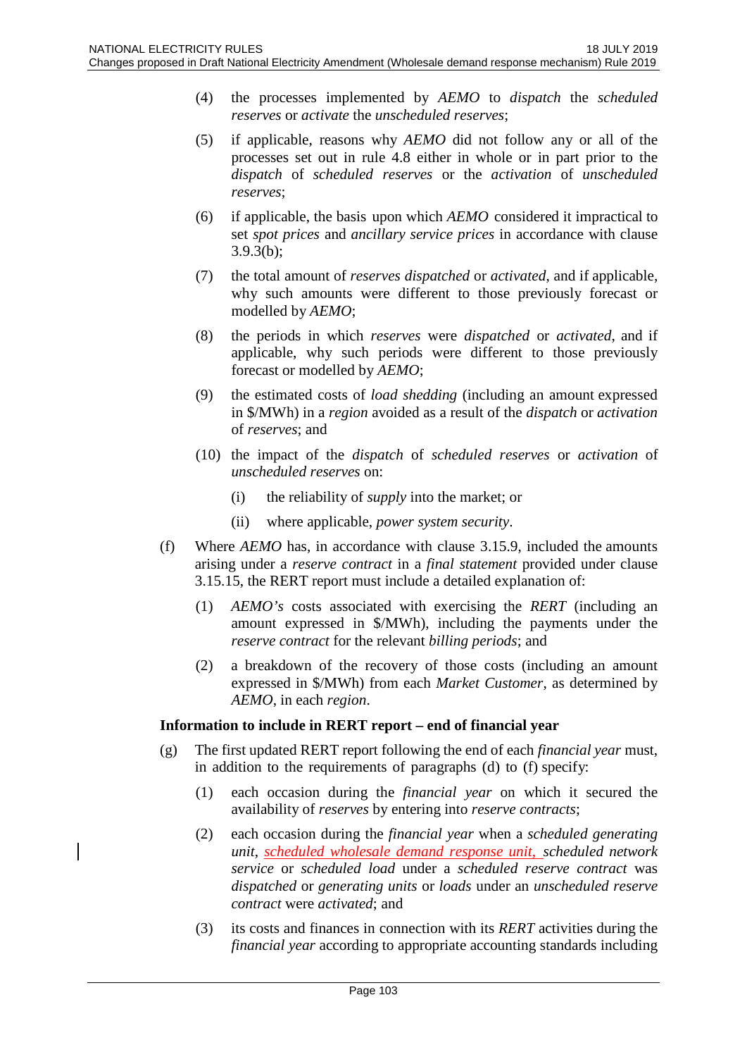(4) the processes implemented by *AEMO* to *dispatch* the *scheduled reserves* or *activate* the *unscheduled reserves*;

(5) if applicable, reasons why *AEMO* did not follow any or all of the processes set out in rule 4.8 either in whole or in part prior to the *dispatch* of *scheduled reserves* or the *activation* of *unscheduled reserves*;

(6) if applicable, the basis upon which *AEMO* considered it impractical to set *spot prices* and *ancillary service prices* in accordance with clause 3.9.3(b);

(7) the total amount of *reserves dispatched* or *activated*, and if applicable, why such amounts were different to those previously forecast or modelled by *AEMO*;

(8) the periods in which *reserves* were *dispatched* or *activated*, and if applicable, why such periods were different to those previously forecast or modelled by *AEMO*;

(9) the estimated costs of *load shedding* (including an amount expressed in $/MWh) in a *region* avoided as a result of the *dispatch* or *activation* of *reserves*; and

(10) the impact of the *dispatch* of *scheduled reserves* or *activation* of *unscheduled reserves* on:

(i) the reliability of *supply* into the market; or

(ii) where applicable, *power system security*.

(f) Where *AEMO* has, in accordance with clause 3.15.9, included the amounts arising under a *reserve contract* in a *final statement* provided under clause 3.15.15, the RERT report must include a detailed explanation of:

(1) *AEMO's* costs associated with exercising the *RERT* (including an amount expressed in $/MWh), including the payments under the *reserve contract* for the relevant *billing periods*; and

(2) a breakdown of the recovery of those costs (including an amount expressed in $/MWh) from each *Market Customer*, as determined by *AEMO*, in each *region*.

**Information to include in RERT report – end of financial year**

(g) The first updated RERT report following the end of each *financial year* must, in addition to the requirements of paragraphs (d) to (f) specify:

(1) each occasion during the *financial year* on which it secured the availability of *reserves* by entering into *reserve contracts*;

(2) each occasion during the *financial year* when a *scheduled generating unit*, *scheduled wholesale demand response unit*, *scheduled network service* or *scheduled load* under a *scheduled reserve contract* was *dispatched* or *generating units* or *loads* under an *unscheduled reserve contract* were *activated*; and

(3) its costs and finances in connection with its *RERT* activities during the *financial year* according to appropriate accounting standards including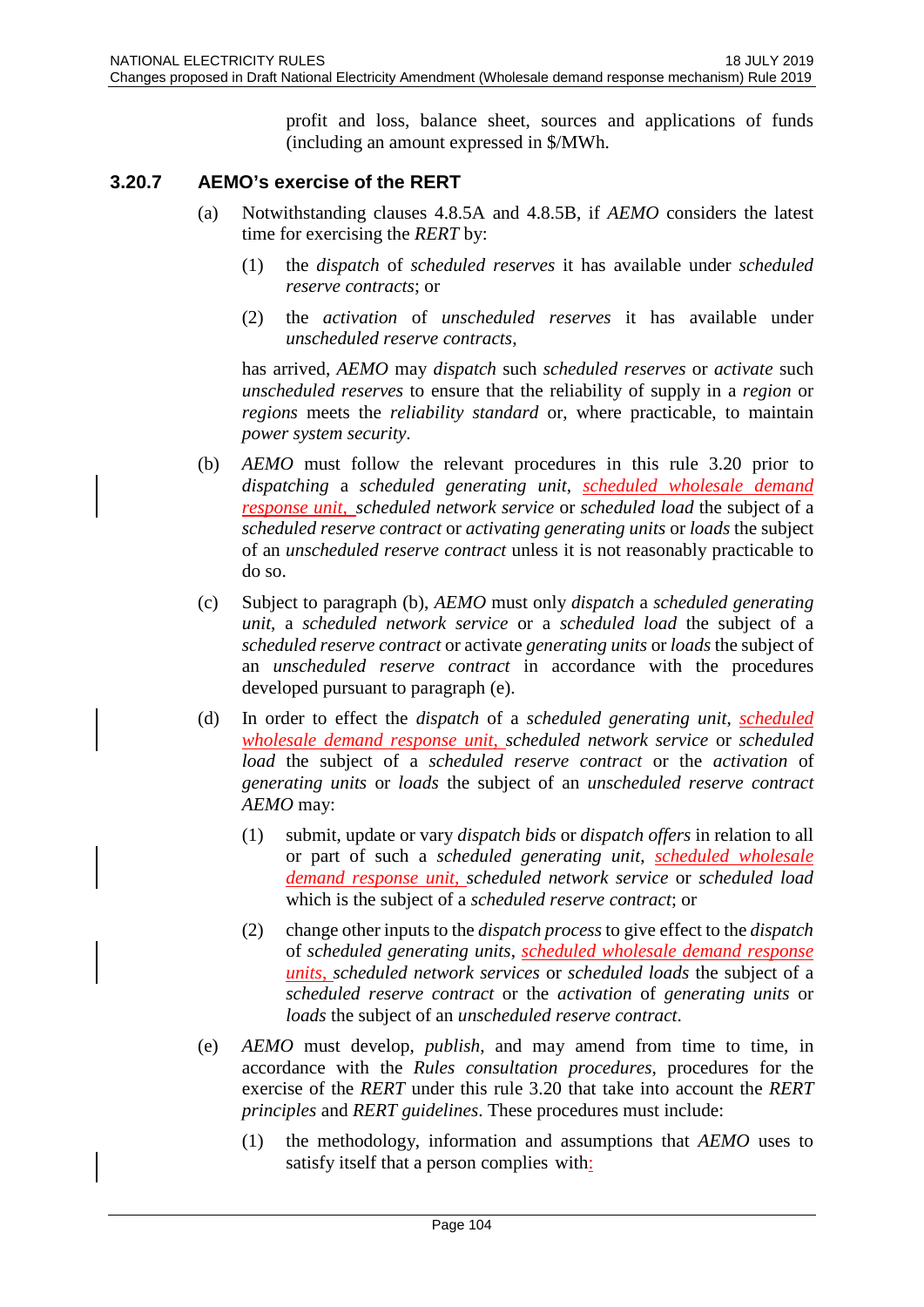profit and loss, balance sheet, sources and applications of funds (including an amount expressed in $/MWh.

### 3.20.7 AEMO's exercise of the RERT

(a) Notwithstanding clauses 4.8.5A and 4.8.5B, if *AEMO* considers the latest time for exercising the *RERT* by:

(1) the *dispatch* of *scheduled reserves* it has available under *scheduled reserve contracts*; or

(2) the *activation* of *unscheduled reserves* it has available under *unscheduled reserve contracts*,

has arrived, *AEMO* may *dispatch* such *scheduled reserves* or *activate* such *unscheduled reserves* to ensure that the reliability of supply in a *region* or *regions* meets the *reliability standard* or, where practicable, to maintain *power system security*.

(b) *AEMO* must follow the relevant procedures in this rule 3.20 prior to *dispatching* a *scheduled generating unit*, *scheduled wholesale demand response unit*, *scheduled network service* or *scheduled load* the subject of a *scheduled reserve contract* or *activating generating units* or *loads* the subject of an *unscheduled reserve contract* unless it is not reasonably practicable to do so.

(c) Subject to paragraph (b), *AEMO* must only *dispatch* a *scheduled generating unit*, a *scheduled network service* or a *scheduled load* the subject of a *scheduled reserve contract* or activate *generating units* or *loads* the subject of an *unscheduled reserve contract* in accordance with the procedures developed pursuant to paragraph (e).

(d) In order to effect the *dispatch* of a *scheduled generating unit*, *scheduled wholesale demand response unit*, *scheduled network service* or *scheduled load* the subject of a *scheduled reserve contract* or the *activation* of *generating units* or *loads* the subject of an *unscheduled reserve contract* *AEMO* may:

(1) submit, update or vary *dispatch bids* or *dispatch offers* in relation to all or part of such a *scheduled generating unit*, *scheduled wholesale demand response unit*, *scheduled network service* or *scheduled load* which is the subject of a *scheduled reserve contract*; or

(2) change other inputs to the *dispatch process* to give effect to the *dispatch* of *scheduled generating units*, *scheduled wholesale demand response units*, *scheduled network services* or *scheduled loads* the subject of a *scheduled reserve contract* or the *activation* of *generating units* or *loads* the subject of an *unscheduled reserve contract*.

(e) *AEMO* must develop, *publish*, and may amend from time to time, in accordance with the *Rules consultation procedures*, procedures for the exercise of the *RERT* under this rule 3.20 that take into account the *RERT principles* and *RERT guidelines*. These procedures must include:

(1) the methodology, information and assumptions that *AEMO* uses to satisfy itself that a person complies with: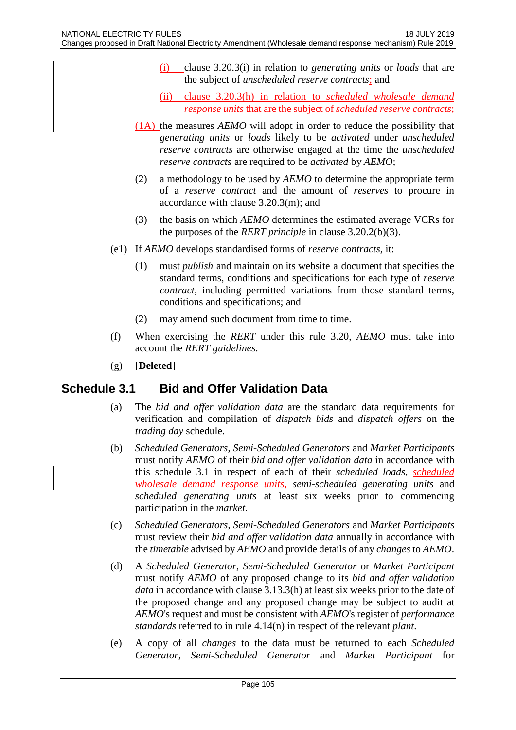(i) clause 3.20.3(i) in relation to *generating units* or *loads* that are the subject of *unscheduled reserve contracts*; and

(ii) clause 3.20.3(h) in relation to *scheduled wholesale demand response units* that are the subject of *scheduled reserve contracts*;

(1A) the measures *AEMO* will adopt in order to reduce the possibility that *generating units* or *loads* likely to be *activated* under *unscheduled reserve contracts* are otherwise engaged at the time the *unscheduled reserve contracts* are required to be *activated* by *AEMO*;

(2) a methodology to be used by *AEMO* to determine the appropriate term of a *reserve contract* and the amount of *reserves* to procure in accordance with clause 3.20.3(m); and

(3) the basis on which *AEMO* determines the estimated average VCRs for the purposes of the *RERT principle* in clause 3.20.2(b)(3).

(e1) If *AEMO* develops standardised forms of *reserve contracts*, it:

(1) must *publish* and maintain on its website a document that specifies the standard terms, conditions and specifications for each type of *reserve contract*, including permitted variations from those standard terms, conditions and specifications; and

(2) may amend such document from time to time.

(f) When exercising the *RERT* under this rule 3.20, *AEMO* must take into account the *RERT guidelines*.

(g) [**Deleted**]

## Schedule 3.1 Bid and Offer Validation Data

(a) The *bid and offer validation data* are the standard data requirements for verification and compilation of *dispatch bids* and *dispatch offers* on the *trading day* schedule.

(b) *Scheduled Generators*, *Semi-Scheduled Generators* and *Market Participants* must notify *AEMO* of their *bid and offer validation data* in accordance with this schedule 3.1 in respect of each of their *scheduled loads*, *scheduled wholesale demand response units*, *semi-scheduled generating units* and *scheduled generating units* at least six weeks prior to commencing participation in the *market*.

(c) *Scheduled Generators*, *Semi-Scheduled Generators* and *Market Participants* must review their *bid and offer validation data* annually in accordance with the *timetable* advised by *AEMO* and provide details of any *changes* to *AEMO*.

(d) A *Scheduled Generator*, *Semi-Scheduled Generator* or *Market Participant* must notify *AEMO* of any proposed change to its *bid and offer validation data* in accordance with clause 3.13.3(h) at least six weeks prior to the date of the proposed change and any proposed change may be subject to audit at *AEMO*'s request and must be consistent with *AEMO*'s register of *performance standards* referred to in rule 4.14(n) in respect of the relevant *plant*.

(e) A copy of all *changes* to the data must be returned to each *Scheduled Generator*, *Semi-Scheduled Generator* and *Market Participant* for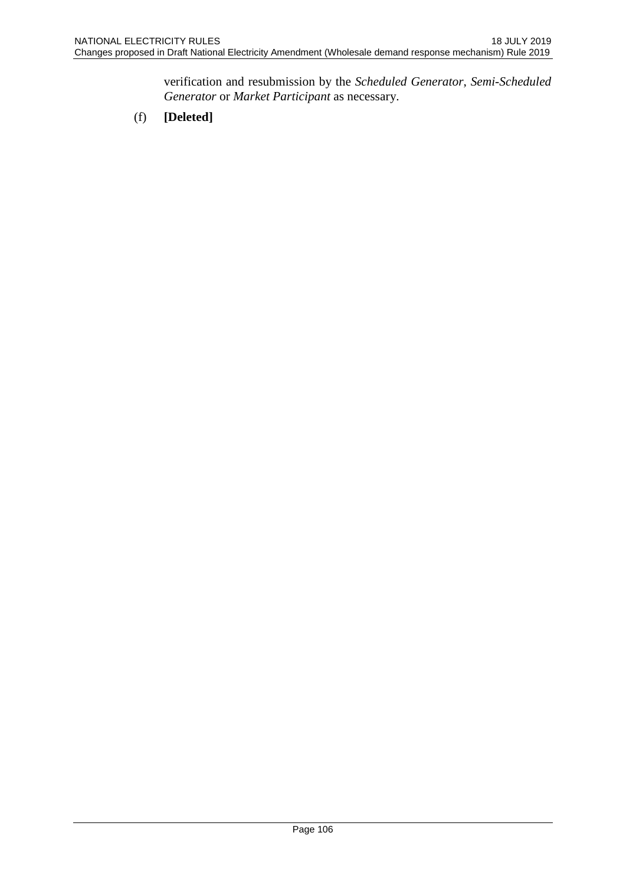verification and resubmission by the *Scheduled Generator*, *Semi-Scheduled Generator* or *Market Participant* as necessary.

(f) **[Deleted]**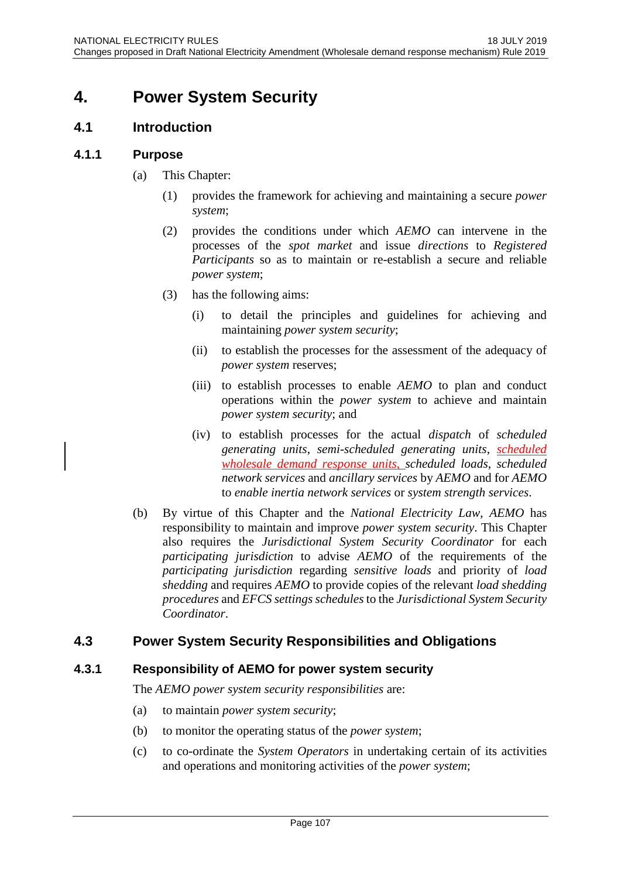# 4. Power System Security

## 4.1 Introduction

### 4.1.1 Purpose

(a) This Chapter:

(1) provides the framework for achieving and maintaining a secure *power system*;

(2) provides the conditions under which *AEMO* can intervene in the processes of the *spot market* and issue *directions* to *Registered Participants* so as to maintain or re-establish a secure and reliable *power system*;

(3) has the following aims:

(i) to detail the principles and guidelines for achieving and maintaining *power system security*;

(ii) to establish the processes for the assessment of the adequacy of *power system* reserves;

(iii) to establish processes to enable *AEMO* to plan and conduct operations within the *power system* to achieve and maintain *power system security*; and

(iv) to establish processes for the actual *dispatch* of *scheduled generating units*, *semi-scheduled generating units*, *scheduled wholesale demand response units*, *scheduled loads*, *scheduled network services* and *ancillary services* by *AEMO* and for *AEMO* to *enable inertia network services* or *system strength services*.

(b) By virtue of this Chapter and the *National Electricity Law*, *AEMO* has responsibility to maintain and improve *power system security*. This Chapter also requires the *Jurisdictional System Security Coordinator* for each *participating jurisdiction* to advise *AEMO* of the requirements of the *participating jurisdiction* regarding *sensitive loads* and priority of *load shedding* and requires *AEMO* to provide copies of the relevant *load shedding procedures* and *EFCS settings schedules* to the *Jurisdictional System Security Coordinator*.

## 4.3 Power System Security Responsibilities and Obligations

### 4.3.1 Responsibility of AEMO for power system security

The *AEMO power system security responsibilities* are:

(a) to maintain *power system security*;

(b) to monitor the operating status of the *power system*;

(c) to co-ordinate the *System Operators* in undertaking certain of its activities and operations and monitoring activities of the *power system*;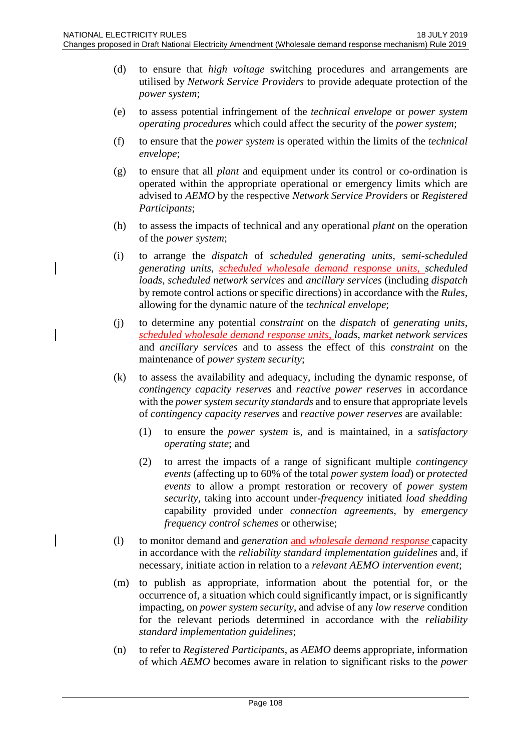(d) to ensure that *high voltage* switching procedures and arrangements are utilised by *Network Service Providers* to provide adequate protection of the *power system*;

(e) to assess potential infringement of the *technical envelope* or *power system operating procedures* which could affect the security of the *power system*;

(f) to ensure that the *power system* is operated within the limits of the *technical envelope*;

(g) to ensure that all *plant* and equipment under its control or co-ordination is operated within the appropriate operational or emergency limits which are advised to *AEMO* by the respective *Network Service Providers* or *Registered Participants*;

(h) to assess the impacts of technical and any operational *plant* on the operation of the *power system*;

(i) to arrange the *dispatch* of *scheduled generating units*, *semi-scheduled generating units*, <u>*scheduled wholesale demand response units*,</u> *scheduled loads*, *scheduled network services* and *ancillary services* (including *dispatch* by remote control actions or specific directions) in accordance with the *Rules*, allowing for the dynamic nature of the *technical envelope*;

(j) to determine any potential *constraint* on the *dispatch* of *generating units*, <u>*scheduled wholesale demand response units*,</u> *loads*, *market network services* and *ancillary services* and to assess the effect of this *constraint* on the maintenance of *power system security*;

(k) to assess the availability and adequacy, including the dynamic response, of *contingency capacity reserves* and *reactive power reserves* in accordance with the *power system security standards* and to ensure that appropriate levels of *contingency capacity reserves* and *reactive power reserves* are available:

   (1) to ensure the *power system* is, and is maintained, in a *satisfactory operating state*; and

   (2) to arrest the impacts of a range of significant multiple *contingency events* (affecting up to 60% of the total *power system load*) or *protected events* to allow a prompt restoration or recovery of *power system security*, taking into account under-*frequency* initiated *load shedding* capability provided under *connection agreements*, by *emergency frequency control schemes* or otherwise;

(l) to monitor demand and *generation* <u>and *wholesale demand response*</u> capacity in accordance with the *reliability standard implementation guidelines* and, if necessary, initiate action in relation to a *relevant AEMO intervention event*;

(m) to publish as appropriate, information about the potential for, or the occurrence of, a situation which could significantly impact, or is significantly impacting, on *power system security*, and advise of any *low reserve* condition for the relevant periods determined in accordance with the *reliability standard implementation guidelines*;

(n) to refer to *Registered Participants*, as *AEMO* deems appropriate, information of which *AEMO* becomes aware in relation to significant risks to the *power*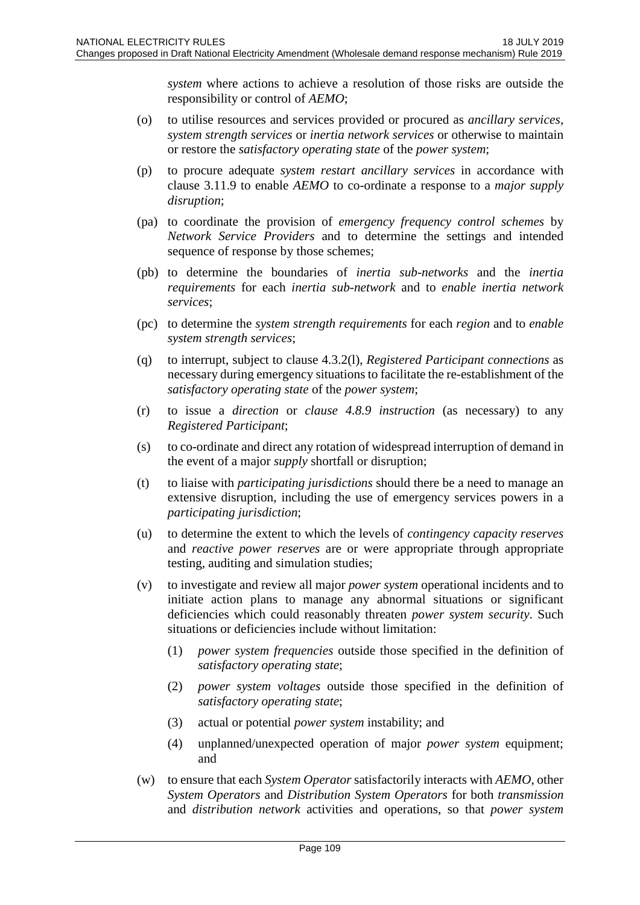*system* where actions to achieve a resolution of those risks are outside the responsibility or control of *AEMO*;

(o) to utilise resources and services provided or procured as *ancillary services*, *system strength services* or *inertia network services* or otherwise to maintain or restore the *satisfactory operating state* of the *power system*;

(p) to procure adequate *system restart ancillary services* in accordance with clause 3.11.9 to enable *AEMO* to co-ordinate a response to a *major supply disruption*;

(pa) to coordinate the provision of *emergency frequency control schemes* by *Network Service Providers* and to determine the settings and intended sequence of response by those schemes;

(pb) to determine the boundaries of *inertia sub-networks* and the *inertia requirements* for each *inertia sub-network* and to *enable inertia network services*;

(pc) to determine the *system strength requirements* for each *region* and to *enable system strength services*;

(q) to interrupt, subject to clause 4.3.2(l), *Registered Participant connections* as necessary during emergency situations to facilitate the re-establishment of the *satisfactory operating state* of the *power system*;

(r) to issue a *direction* or *clause 4.8.9 instruction* (as necessary) to any *Registered Participant*;

(s) to co-ordinate and direct any rotation of widespread interruption of demand in the event of a major *supply* shortfall or disruption;

(t) to liaise with *participating jurisdictions* should there be a need to manage an extensive disruption, including the use of emergency services powers in a *participating jurisdiction*;

(u) to determine the extent to which the levels of *contingency capacity reserves* and *reactive power reserves* are or were appropriate through appropriate testing, auditing and simulation studies;

(v) to investigate and review all major *power system* operational incidents and to initiate action plans to manage any abnormal situations or significant deficiencies which could reasonably threaten *power system security*. Such situations or deficiencies include without limitation:

   (1) *power system frequencies* outside those specified in the definition of *satisfactory operating state*;

   (2) *power system voltages* outside those specified in the definition of *satisfactory operating state*;

   (3) actual or potential *power system* instability; and

   (4) unplanned/unexpected operation of major *power system* equipment; and

(w) to ensure that each *System Operator* satisfactorily interacts with *AEMO*, other *System Operators* and *Distribution System Operators* for both *transmission* and *distribution network* activities and operations, so that *power system*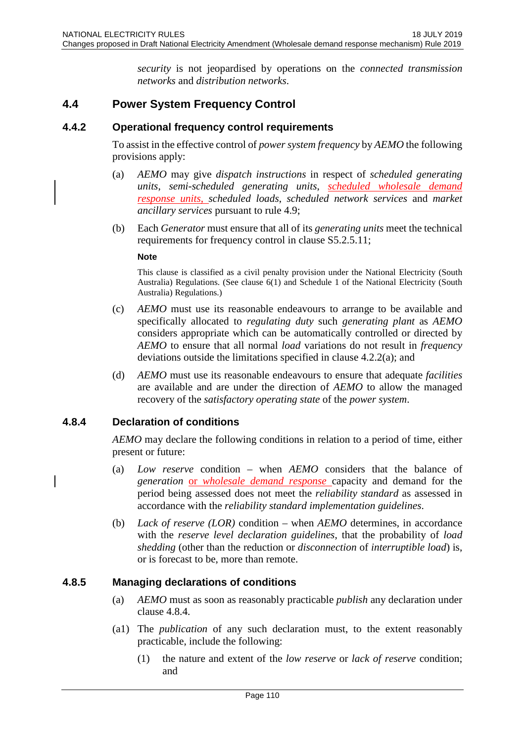*security* is not jeopardised by operations on the *connected transmission networks* and *distribution networks*.

## 4.4 Power System Frequency Control

### 4.4.2 Operational frequency control requirements

To assist in the effective control of *power system frequency* by *AEMO* the following provisions apply:

(a) *AEMO* may give *dispatch instructions* in respect of *scheduled generating units*, *semi-scheduled generating units*, *scheduled wholesale demand response units*, *scheduled loads*, *scheduled network services* and *market ancillary services* pursuant to rule 4.9;

(b) Each *Generator* must ensure that all of its *generating units* meet the technical requirements for frequency control in clause S5.2.5.11;

**Note**

This clause is classified as a civil penalty provision under the National Electricity (South Australia) Regulations. (See clause 6(1) and Schedule 1 of the National Electricity (South Australia) Regulations.)

(c) *AEMO* must use its reasonable endeavours to arrange to be available and specifically allocated to *regulating duty* such *generating plant* as *AEMO* considers appropriate which can be automatically controlled or directed by *AEMO* to ensure that all normal *load* variations do not result in *frequency* deviations outside the limitations specified in clause 4.2.2(a); and

(d) *AEMO* must use its reasonable endeavours to ensure that adequate *facilities* are available and are under the direction of *AEMO* to allow the managed recovery of the *satisfactory operating state* of the *power system*.

### 4.8.4 Declaration of conditions

*AEMO* may declare the following conditions in relation to a period of time, either present or future:

(a) *Low reserve* condition – when *AEMO* considers that the balance of *generation* or *wholesale demand response* capacity and demand for the period being assessed does not meet the *reliability standard* as assessed in accordance with the *reliability standard implementation guidelines*.

(b) *Lack of reserve (LOR)* condition – when *AEMO* determines, in accordance with the *reserve level declaration guidelines*, that the probability of *load shedding* (other than the reduction or *disconnection* of *interruptible load*) is, or is forecast to be, more than remote.

### 4.8.5 Managing declarations of conditions

(a) *AEMO* must as soon as reasonably practicable *publish* any declaration under clause 4.8.4.

(a1) The *publication* of any such declaration must, to the extent reasonably practicable, include the following:

(1) the nature and extent of the *low reserve* or *lack of reserve* condition; and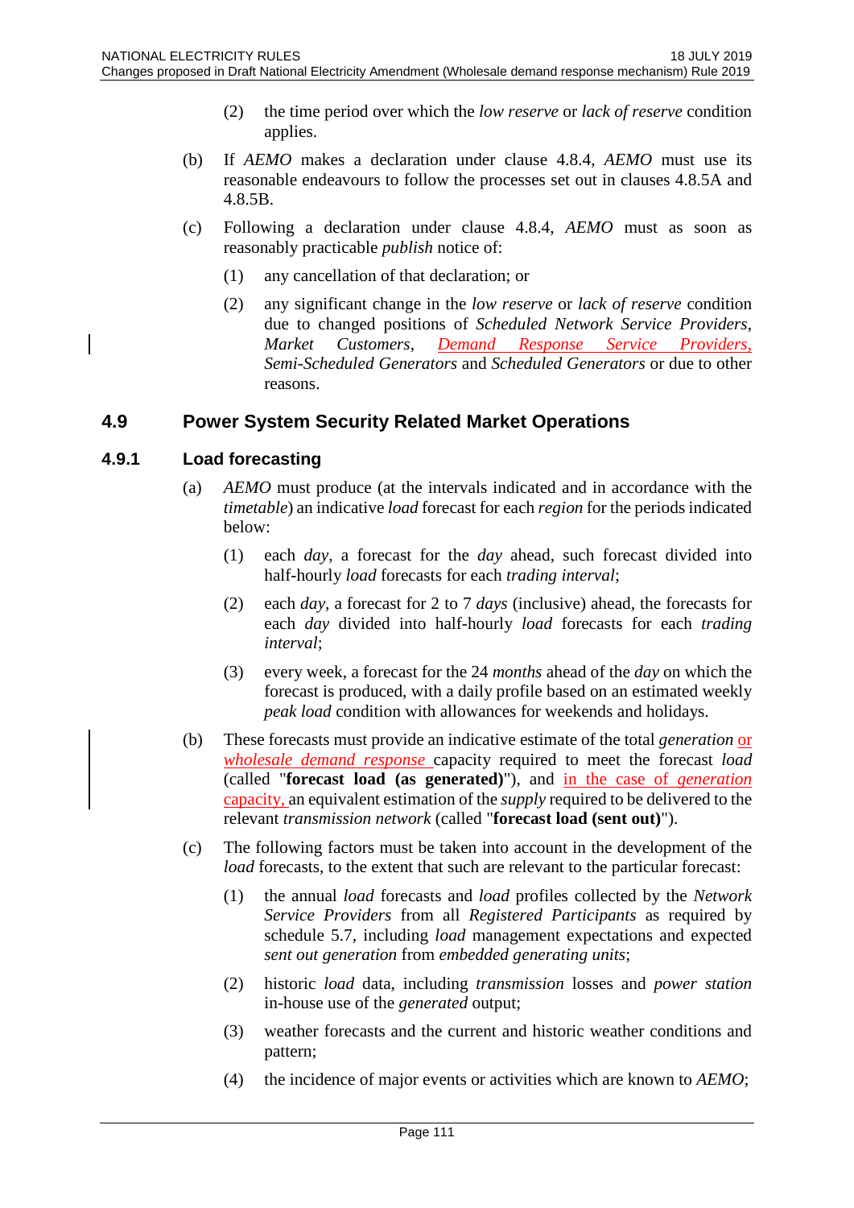(2) the time period over which the *low reserve* or *lack of reserve* condition applies.

(b) If *AEMO* makes a declaration under clause 4.8.4, *AEMO* must use its reasonable endeavours to follow the processes set out in clauses 4.8.5A and 4.8.5B.

(c) Following a declaration under clause 4.8.4, *AEMO* must as soon as reasonably practicable *publish* notice of:

(1) any cancellation of that declaration; or

(2) any significant change in the *low reserve* or *lack of reserve* condition due to changed positions of *Scheduled Network Service Providers*, *Market Customers*, *Demand Response Service Providers*, *Semi-Scheduled Generators* and *Scheduled Generators* or due to other reasons.

## 4.9 Power System Security Related Market Operations

### 4.9.1 Load forecasting

(a) *AEMO* must produce (at the intervals indicated and in accordance with the *timetable*) an indicative *load* forecast for each *region* for the periods indicated below:

(1) each *day*, a forecast for the *day* ahead, such forecast divided into half-hourly *load* forecasts for each *trading interval*;

(2) each *day*, a forecast for 2 to 7 *days* (inclusive) ahead, the forecasts for each *day* divided into half-hourly *load* forecasts for each *trading interval*;

(3) every week, a forecast for the 24 *months* ahead of the *day* on which the forecast is produced, with a daily profile based on an estimated weekly *peak load* condition with allowances for weekends and holidays.

(b) These forecasts must provide an indicative estimate of the total *generation* or *wholesale demand response* capacity required to meet the forecast *load* (called "**forecast load (as generated)**"), and in the case of *generation* capacity, an equivalent estimation of the *supply* required to be delivered to the relevant *transmission network* (called "**forecast load (sent out)**").

(c) The following factors must be taken into account in the development of the *load* forecasts, to the extent that such are relevant to the particular forecast:

(1) the annual *load* forecasts and *load* profiles collected by the *Network Service Providers* from all *Registered Participants* as required by schedule 5.7, including *load* management expectations and expected *sent out generation* from *embedded generating units*;

(2) historic *load* data, including *transmission* losses and *power station* in-house use of the *generated* output;

(3) weather forecasts and the current and historic weather conditions and pattern;

(4) the incidence of major events or activities which are known to *AEMO*;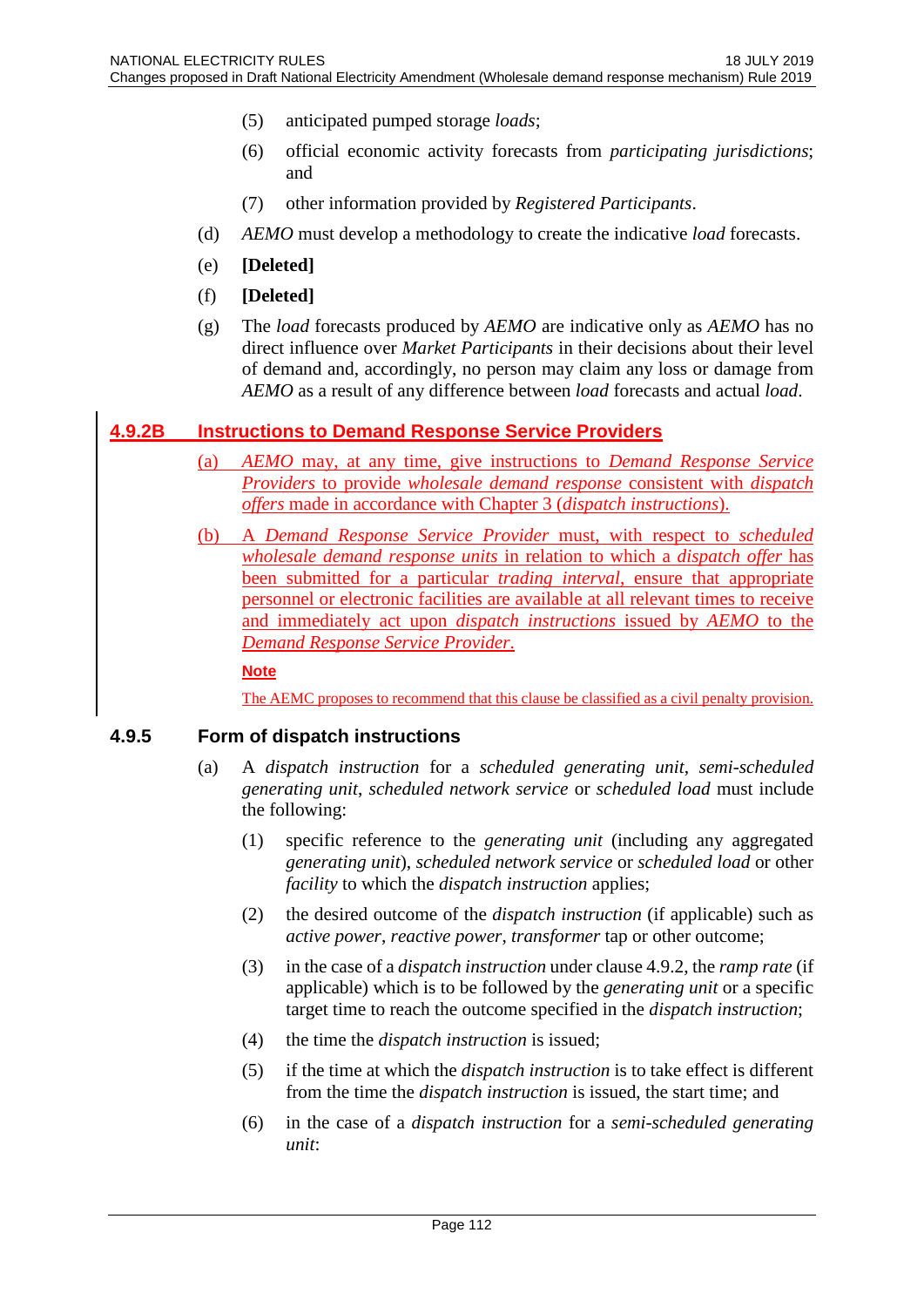(5) anticipated pumped storage *loads*;

(6) official economic activity forecasts from *participating jurisdictions*; and

(7) other information provided by *Registered Participants*.

(d) *AEMO* must develop a methodology to create the indicative *load* forecasts.

(e) **[Deleted]**

(f) **[Deleted]**

(g) The *load* forecasts produced by *AEMO* are indicative only as *AEMO* has no direct influence over *Market Participants* in their decisions about their level of demand and, accordingly, no person may claim any loss or damage from *AEMO* as a result of any difference between *load* forecasts and actual *load*.

### 4.9.2B Instructions to Demand Response Service Providers

(a) *AEMO* may, at any time, give instructions to *Demand Response Service Providers* to provide *wholesale demand response* consistent with *dispatch offers* made in accordance with Chapter 3 (*dispatch instructions*).

(b) A *Demand Response Service Provider* must, with respect to *scheduled wholesale demand response units* in relation to which a *dispatch offer* has been submitted for a particular *trading interval*, ensure that appropriate personnel or electronic facilities are available at all relevant times to receive and immediately act upon *dispatch instructions* issued by *AEMO* to the *Demand Response Service Provider*.

**Note**

The AEMC proposes to recommend that this clause be classified as a civil penalty provision.

### 4.9.5 Form of dispatch instructions

(a) A *dispatch instruction* for a *scheduled generating unit*, *semi-scheduled generating unit*, *scheduled network service* or *scheduled load* must include the following:

(1) specific reference to the *generating unit* (including any aggregated *generating unit*), *scheduled network service* or *scheduled load* or other *facility* to which the *dispatch instruction* applies;

(2) the desired outcome of the *dispatch instruction* (if applicable) such as *active power*, *reactive power*, *transformer* tap or other outcome;

(3) in the case of a *dispatch instruction* under clause 4.9.2, the *ramp rate* (if applicable) which is to be followed by the *generating unit* or a specific target time to reach the outcome specified in the *dispatch instruction*;

(4) the time the *dispatch instruction* is issued;

(5) if the time at which the *dispatch instruction* is to take effect is different from the time the *dispatch instruction* is issued, the start time; and

(6) in the case of a *dispatch instruction* for a *semi-scheduled generating unit*: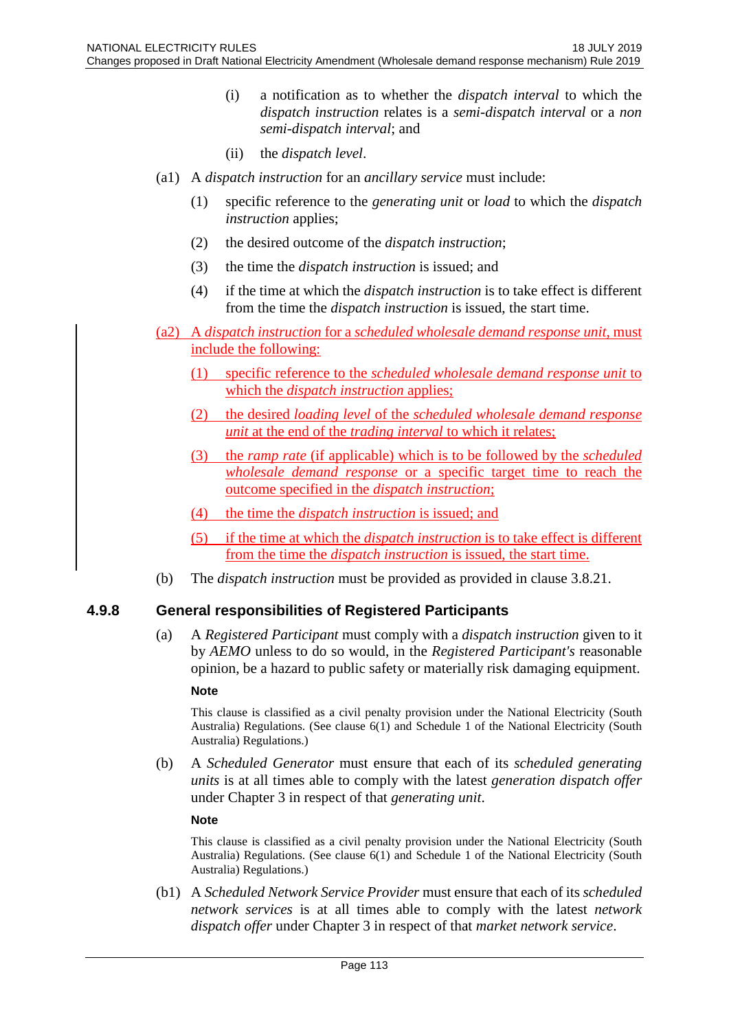(i) a notification as to whether the *dispatch interval* to which the *dispatch instruction* relates is a *semi-dispatch interval* or a *non semi-dispatch interval*; and

(ii) the *dispatch level*.

(a1) A *dispatch instruction* for an *ancillary service* must include:

(1) specific reference to the *generating unit* or *load* to which the *dispatch instruction* applies;

(2) the desired outcome of the *dispatch instruction*;

(3) the time the *dispatch instruction* is issued; and

(4) if the time at which the *dispatch instruction* is to take effect is different from the time the *dispatch instruction* is issued, the start time.

(a2) A *dispatch instruction* for a *scheduled wholesale demand response unit*, must include the following:

(1) specific reference to the *scheduled wholesale demand response unit* to which the *dispatch instruction* applies;

(2) the desired *loading level* of the *scheduled wholesale demand response unit* at the end of the *trading interval* to which it relates;

(3) the *ramp rate* (if applicable) which is to be followed by the *scheduled wholesale demand response* or a specific target time to reach the outcome specified in the *dispatch instruction*;

(4) the time the *dispatch instruction* is issued; and

(5) if the time at which the *dispatch instruction* is to take effect is different from the time the *dispatch instruction* is issued, the start time.

(b) The *dispatch instruction* must be provided as provided in clause 3.8.21.

### 4.9.8 General responsibilities of Registered Participants

(a) A *Registered Participant* must comply with a *dispatch instruction* given to it by *AEMO* unless to do so would, in the *Registered Participant's* reasonable opinion, be a hazard to public safety or materially risk damaging equipment.

**Note**

This clause is classified as a civil penalty provision under the National Electricity (South Australia) Regulations. (See clause 6(1) and Schedule 1 of the National Electricity (South Australia) Regulations.)

(b) A *Scheduled Generator* must ensure that each of its *scheduled generating units* is at all times able to comply with the latest *generation dispatch offer* under Chapter 3 in respect of that *generating unit*.

**Note**

This clause is classified as a civil penalty provision under the National Electricity (South Australia) Regulations. (See clause 6(1) and Schedule 1 of the National Electricity (South Australia) Regulations.)

(b1) A *Scheduled Network Service Provider* must ensure that each of its *scheduled network services* is at all times able to comply with the latest *network dispatch offer* under Chapter 3 in respect of that *market network service*.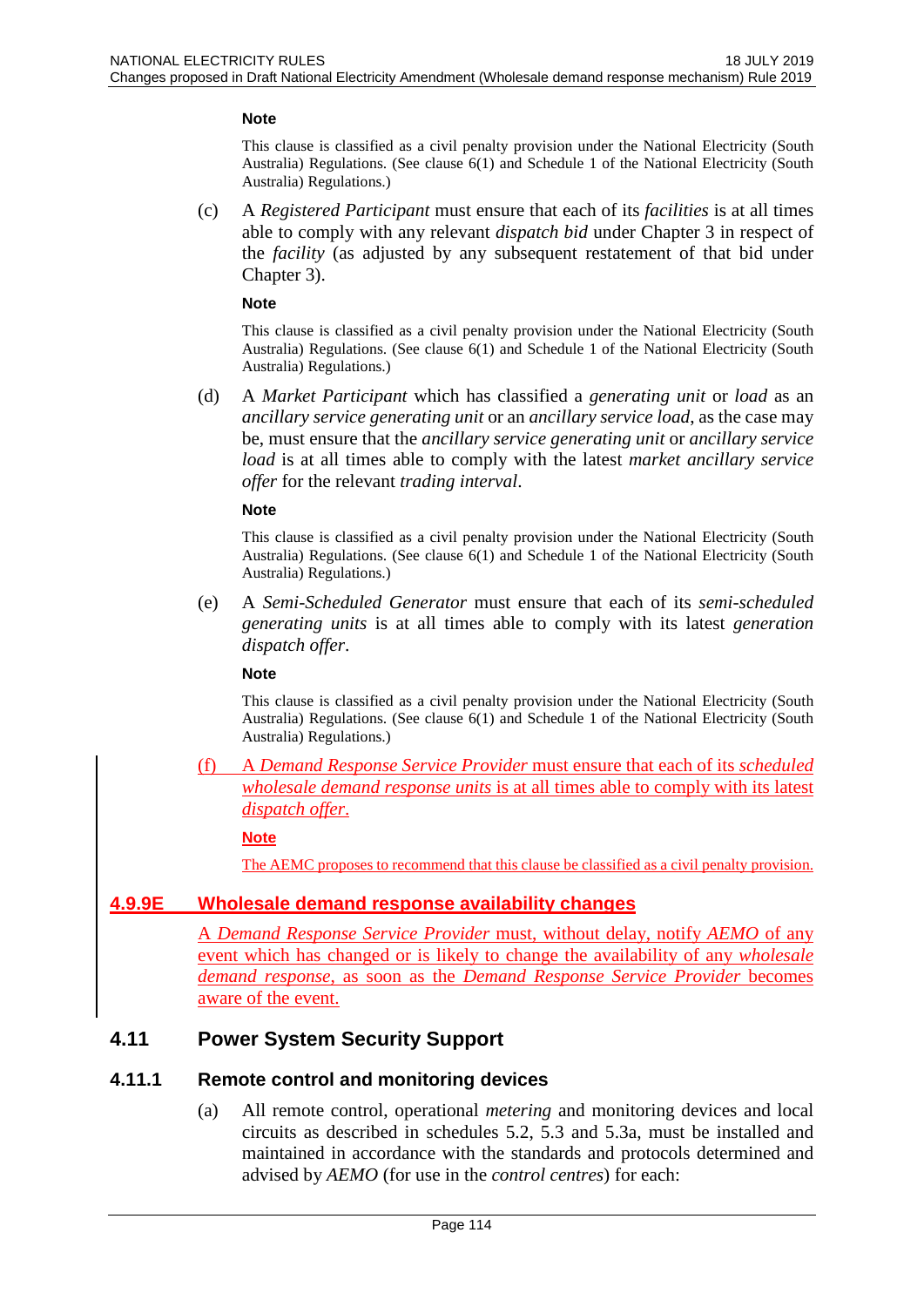**Note**

This clause is classified as a civil penalty provision under the National Electricity (South Australia) Regulations. (See clause 6(1) and Schedule 1 of the National Electricity (South Australia) Regulations.)

(c) A *Registered Participant* must ensure that each of its *facilities* is at all times able to comply with any relevant *dispatch bid* under Chapter 3 in respect of the *facility* (as adjusted by any subsequent restatement of that bid under Chapter 3).

**Note**

This clause is classified as a civil penalty provision under the National Electricity (South Australia) Regulations. (See clause 6(1) and Schedule 1 of the National Electricity (South Australia) Regulations.)

(d) A *Market Participant* which has classified a *generating unit* or *load* as an *ancillary service generating unit* or an *ancillary service load*, as the case may be, must ensure that the *ancillary service generating unit* or *ancillary service load* is at all times able to comply with the latest *market ancillary service offer* for the relevant *trading interval*.

**Note**

This clause is classified as a civil penalty provision under the National Electricity (South Australia) Regulations. (See clause 6(1) and Schedule 1 of the National Electricity (South Australia) Regulations.)

(e) A *Semi-Scheduled Generator* must ensure that each of its *semi-scheduled generating units* is at all times able to comply with its latest *generation dispatch offer*.

**Note**

This clause is classified as a civil penalty provision under the National Electricity (South Australia) Regulations. (See clause 6(1) and Schedule 1 of the National Electricity (South Australia) Regulations.)

(f) A *Demand Response Service Provider* must ensure that each of its *scheduled wholesale demand response units* is at all times able to comply with its latest *dispatch offer*.

**Note**

The AEMC proposes to recommend that this clause be classified as a civil penalty provision.

## 4.9.9E Wholesale demand response availability changes

A *Demand Response Service Provider* must, without delay, notify *AEMO* of any event which has changed or is likely to change the availability of any *wholesale demand response*, as soon as the *Demand Response Service Provider* becomes aware of the event.

# 4.11 Power System Security Support

## 4.11.1 Remote control and monitoring devices

(a) All remote control, operational *metering* and monitoring devices and local circuits as described in schedules 5.2, 5.3 and 5.3a, must be installed and maintained in accordance with the standards and protocols determined and advised by *AEMO* (for use in the *control centres*) for each: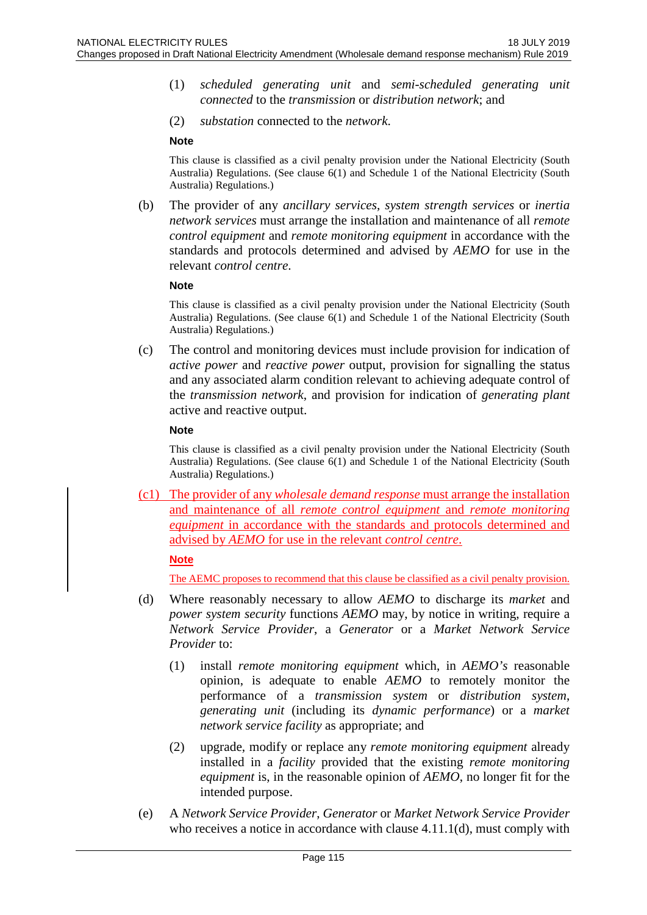(1) *scheduled generating unit* and *semi-scheduled generating unit connected* to the *transmission* or *distribution network*; and

(2) *substation* connected to the *network*.

**Note**

This clause is classified as a civil penalty provision under the National Electricity (South Australia) Regulations. (See clause 6(1) and Schedule 1 of the National Electricity (South Australia) Regulations.)

(b) The provider of any *ancillary services*, *system strength services* or *inertia network services* must arrange the installation and maintenance of all *remote control equipment* and *remote monitoring equipment* in accordance with the standards and protocols determined and advised by *AEMO* for use in the relevant *control centre*.

**Note**

This clause is classified as a civil penalty provision under the National Electricity (South Australia) Regulations. (See clause 6(1) and Schedule 1 of the National Electricity (South Australia) Regulations.)

(c) The control and monitoring devices must include provision for indication of *active power* and *reactive power* output, provision for signalling the status and any associated alarm condition relevant to achieving adequate control of the *transmission network*, and provision for indication of *generating plant* active and reactive output.

**Note**

This clause is classified as a civil penalty provision under the National Electricity (South Australia) Regulations. (See clause 6(1) and Schedule 1 of the National Electricity (South Australia) Regulations.)

(c1) The provider of any *wholesale demand response* must arrange the installation and maintenance of all *remote control equipment* and *remote monitoring equipment* in accordance with the standards and protocols determined and advised by *AEMO* for use in the relevant *control centre*.

**Note**

The AEMC proposes to recommend that this clause be classified as a civil penalty provision.

(d) Where reasonably necessary to allow *AEMO* to discharge its *market* and *power system security* functions *AEMO* may, by notice in writing, require a *Network Service Provider*, a *Generator* or a *Market Network Service Provider* to:

(1) install *remote monitoring equipment* which, in *AEMO's* reasonable opinion, is adequate to enable *AEMO* to remotely monitor the performance of a *transmission system* or *distribution system*, *generating unit* (including its *dynamic performance*) or a *market network service facility* as appropriate; and

(2) upgrade, modify or replace any *remote monitoring equipment* already installed in a *facility* provided that the existing *remote monitoring equipment* is, in the reasonable opinion of *AEMO*, no longer fit for the intended purpose.

(e) A *Network Service Provider*, *Generator* or *Market Network Service Provider* who receives a notice in accordance with clause 4.11.1(d), must comply with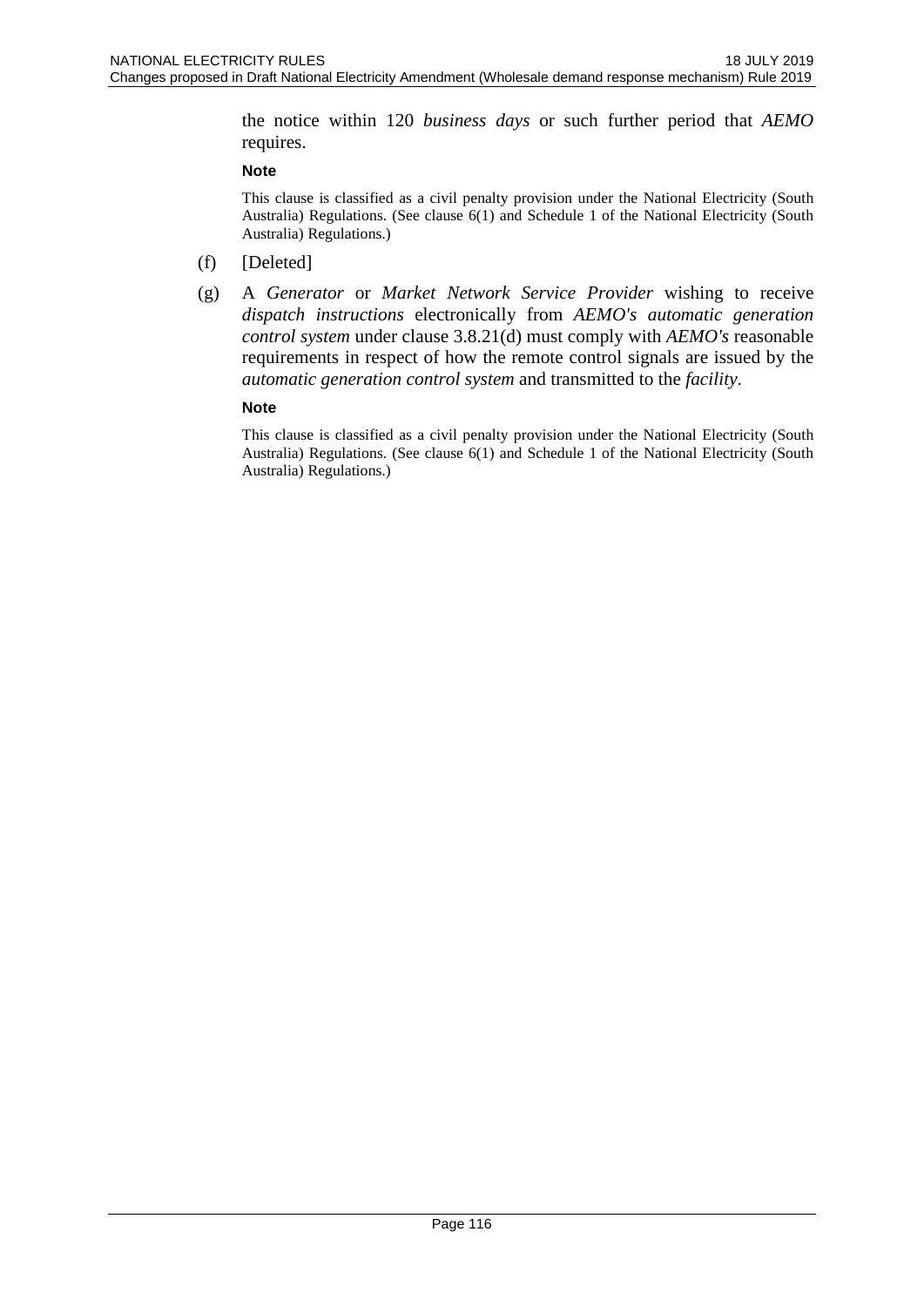the notice within 120 *business days* or such further period that *AEMO* requires.

**Note**

This clause is classified as a civil penalty provision under the National Electricity (South Australia) Regulations. (See clause 6(1) and Schedule 1 of the National Electricity (South Australia) Regulations.)

(f) [Deleted]

(g) A *Generator* or *Market Network Service Provider* wishing to receive *dispatch instructions* electronically from *AEMO's automatic generation control system* under clause 3.8.21(d) must comply with *AEMO's* reasonable requirements in respect of how the remote control signals are issued by the *automatic generation control system* and transmitted to the *facility*.

**Note**

This clause is classified as a civil penalty provision under the National Electricity (South Australia) Regulations. (See clause 6(1) and Schedule 1 of the National Electricity (South Australia) Regulations.)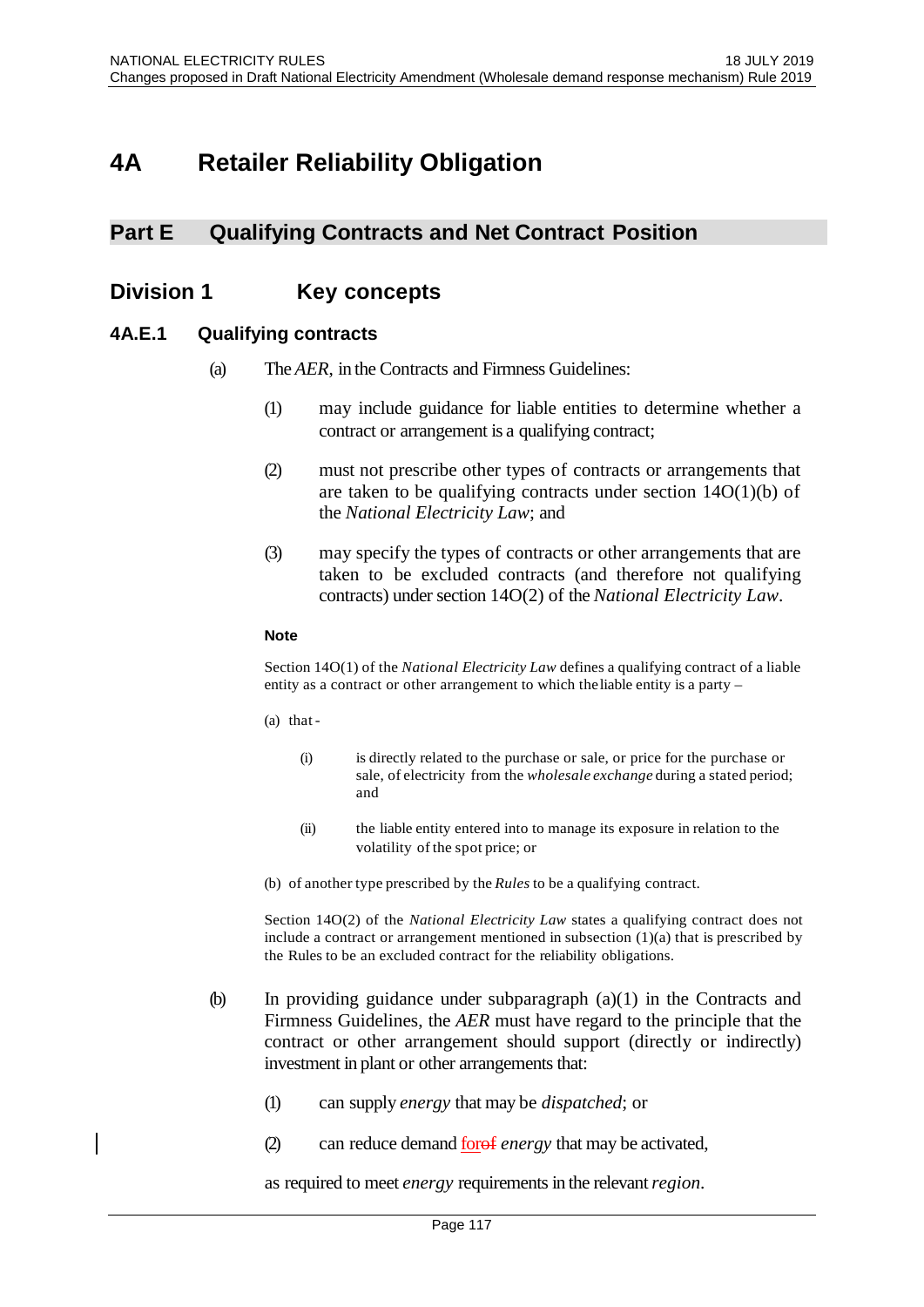# 4A Retailer Reliability Obligation

## Part E Qualifying Contracts and Net Contract Position

## Division 1 Key concepts

### 4A.E.1 Qualifying contracts

(a) The *AER*, in the Contracts and Firmness Guidelines:

(1) may include guidance for liable entities to determine whether a contract or arrangement is a qualifying contract;

(2) must not prescribe other types of contracts or arrangements that are taken to be qualifying contracts under section 14O(1)(b) of the *National Electricity Law*; and

(3) may specify the types of contracts or other arrangements that are taken to be excluded contracts (and therefore not qualifying contracts) under section 14O(2) of the *National Electricity Law*.

**Note**

Section 14O(1) of the *National Electricity Law* defines a qualifying contract of a liable entity as a contract or other arrangement to which the liable entity is a party –

(a) that -

(i) is directly related to the purchase or sale, or price for the purchase or sale, of electricity from the *wholesale exchange* during a stated period; and

(ii) the liable entity entered into to manage its exposure in relation to the volatility of the spot price; or

(b) of another type prescribed by the *Rules* to be a qualifying contract.

Section 14O(2) of the *National Electricity Law* states a qualifying contract does not include a contract or arrangement mentioned in subsection (1)(a) that is prescribed by the Rules to be an excluded contract for the reliability obligations.

(b) In providing guidance under subparagraph (a)(1) in the Contracts and Firmness Guidelines, the *AER* must have regard to the principle that the contract or other arrangement should support (directly or indirectly) investment in plant or other arrangements that:

(1) can supply *energy* that may be *dispatched*; or

(2) can reduce demand ~~of~~ for *energy* that may be activated,

as required to meet *energy* requirements in the relevant *region*.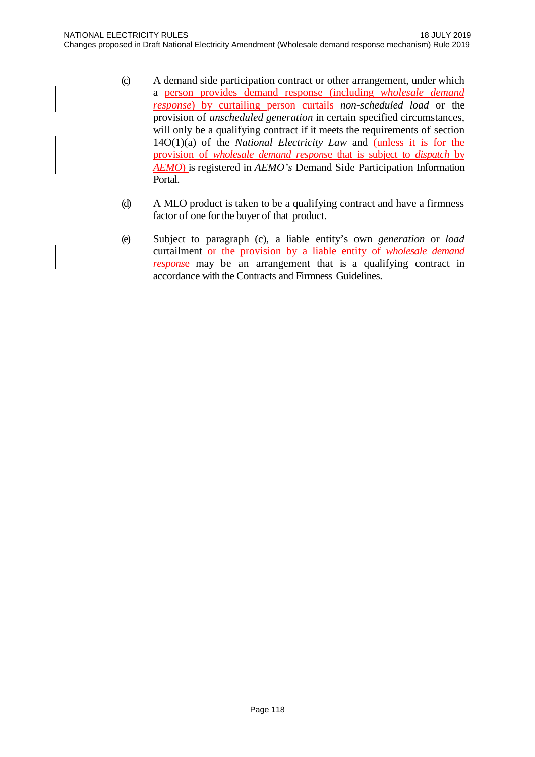(c) A demand side participation contract or other arrangement, under which a person provides demand response (including *wholesale demand response*) by curtailing ~~person curtails~~ *non-scheduled load* or the provision of *unscheduled generation* in certain specified circumstances, will only be a qualifying contract if it meets the requirements of section 14O(1)(a) of the *National Electricity Law* and (unless it is for the provision of *wholesale demand response* that is subject to *dispatch* by *AEMO*) is registered in *AEMO's* Demand Side Participation Information Portal.

(d) A MLO product is taken to be a qualifying contract and have a firmness factor of one for the buyer of that product.

(e) Subject to paragraph (c), a liable entity's own *generation* or *load* curtailment or the provision by a liable entity of *wholesale demand response* may be an arrangement that is a qualifying contract in accordance with the Contracts and Firmness Guidelines.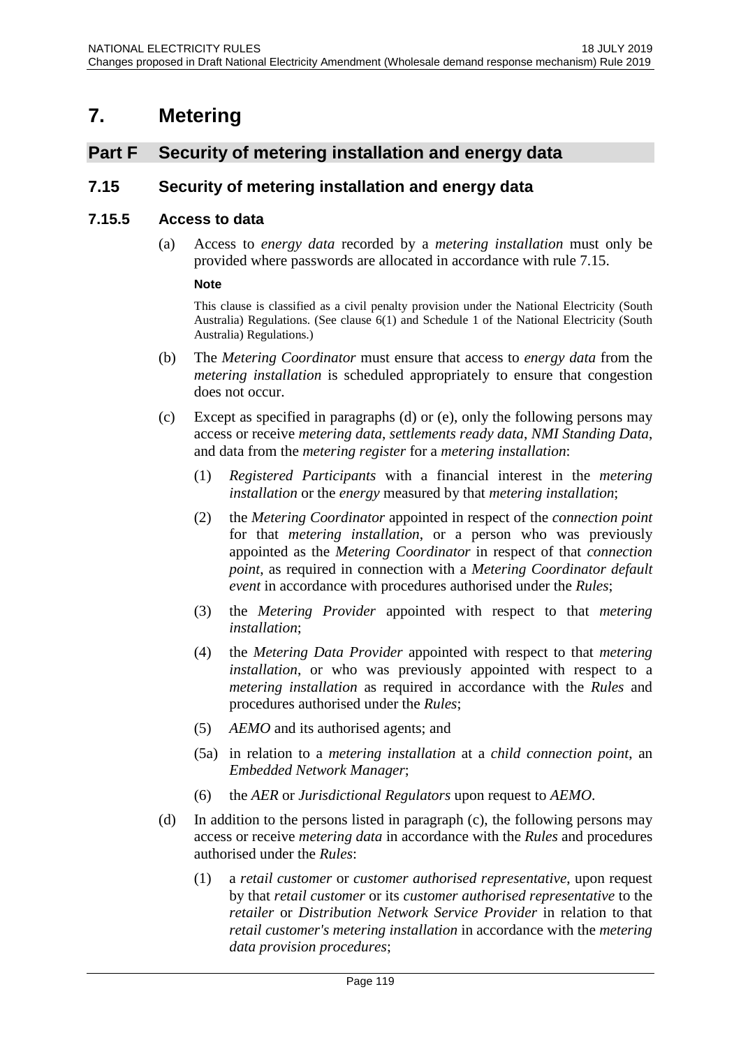# 7. Metering

## Part F Security of metering installation and energy data

## 7.15 Security of metering installation and energy data

### 7.15.5 Access to data

(a) Access to *energy data* recorded by a *metering installation* must only be provided where passwords are allocated in accordance with rule 7.15.

**Note**

This clause is classified as a civil penalty provision under the National Electricity (South Australia) Regulations. (See clause 6(1) and Schedule 1 of the National Electricity (South Australia) Regulations.)

(b) The *Metering Coordinator* must ensure that access to *energy data* from the *metering installation* is scheduled appropriately to ensure that congestion does not occur.

(c) Except as specified in paragraphs (d) or (e), only the following persons may access or receive *metering data*, *settlements ready data*, *NMI Standing Data*, and data from the *metering register* for a *metering installation*:

(1) *Registered Participants* with a financial interest in the *metering installation* or the *energy* measured by that *metering installation*;

(2) the *Metering Coordinator* appointed in respect of the *connection point* for that *metering installation*, or a person who was previously appointed as the *Metering Coordinator* in respect of that *connection point*, as required in connection with a *Metering Coordinator default event* in accordance with procedures authorised under the *Rules*;

(3) the *Metering Provider* appointed with respect to that *metering installation*;

(4) the *Metering Data Provider* appointed with respect to that *metering installation*, or who was previously appointed with respect to a *metering installation* as required in accordance with the *Rules* and procedures authorised under the *Rules*;

(5) *AEMO* and its authorised agents; and

(5a) in relation to a *metering installation* at a *child connection point*, an *Embedded Network Manager*;

(6) the *AER* or *Jurisdictional Regulators* upon request to *AEMO*.

(d) In addition to the persons listed in paragraph (c), the following persons may access or receive *metering data* in accordance with the *Rules* and procedures authorised under the *Rules*:

(1) a *retail customer* or *customer authorised representative*, upon request by that *retail customer* or its *customer authorised representative* to the *retailer* or *Distribution Network Service Provider* in relation to that *retail customer's metering installation* in accordance with the *metering data provision procedures*;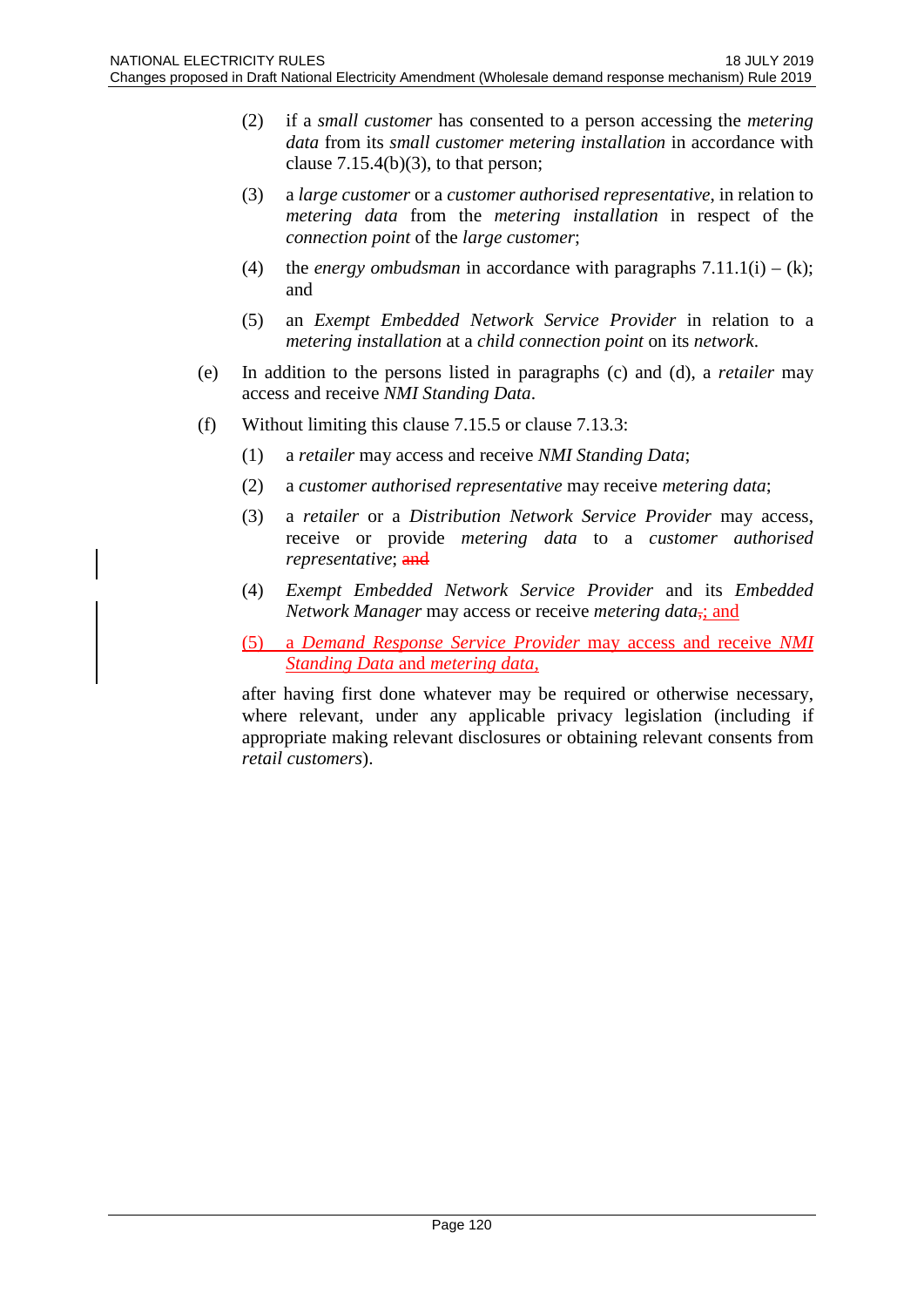(2) if a *small customer* has consented to a person accessing the *metering data* from its *small customer metering installation* in accordance with clause 7.15.4(b)(3), to that person;

(3) a *large customer* or a *customer authorised representative*, in relation to *metering data* from the *metering installation* in respect of the *connection point* of the *large customer*;

(4) the *energy ombudsman* in accordance with paragraphs 7.11.1(i) – (k); and

(5) an *Exempt Embedded Network Service Provider* in relation to a *metering installation* at a *child connection point* on its *network*.

(e) In addition to the persons listed in paragraphs (c) and (d), a *retailer* may access and receive *NMI Standing Data*.

(f) Without limiting this clause 7.15.5 or clause 7.13.3:

(1) a *retailer* may access and receive *NMI Standing Data*;

(2) a *customer authorised representative* may receive *metering data*;

(3) a *retailer* or a *Distribution Network Service Provider* may access, receive or provide *metering data* to a *customer authorised representative*; ~~and~~

(4) *Exempt Embedded Network Service Provider* and its *Embedded Network Manager* may access or receive *metering data*~~,~~; and

(5) a *Demand Response Service Provider* may access and receive *NMI Standing Data* and *metering data*,

after having first done whatever may be required or otherwise necessary, where relevant, under any applicable privacy legislation (including if appropriate making relevant disclosures or obtaining relevant consents from *retail customers*).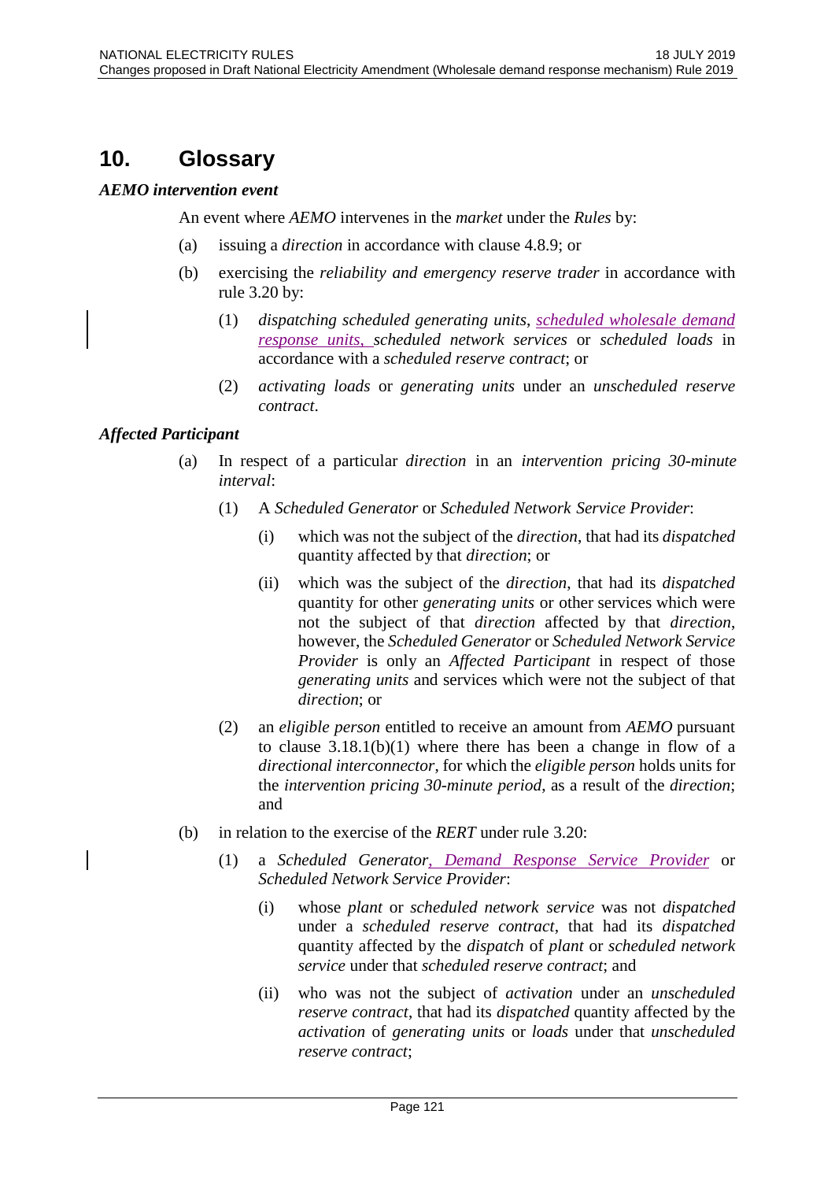# 10. Glossary

***AEMO intervention event***

An event where *AEMO* intervenes in the *market* under the *Rules* by:

(a) issuing a *direction* in accordance with clause 4.8.9; or

(b) exercising the *reliability and emergency reserve trader* in accordance with rule 3.20 by:

   (1) *dispatching scheduled generating units*, *scheduled wholesale demand response units*, *scheduled network services* or *scheduled loads* in accordance with a *scheduled reserve contract*; or

   (2) *activating loads* or *generating units* under an *unscheduled reserve contract*.

***Affected Participant***

(a) In respect of a particular *direction* in an *intervention pricing 30-minute interval*:

   (1) A *Scheduled Generator* or *Scheduled Network Service Provider*:

      (i) which was not the subject of the *direction*, that had its *dispatched* quantity affected by that *direction*; or

      (ii) which was the subject of the *direction*, that had its *dispatched* quantity for other *generating units* or other services which were not the subject of that *direction* affected by that *direction*, however, the *Scheduled Generator* or *Scheduled Network Service Provider* is only an *Affected Participant* in respect of those *generating units* and services which were not the subject of that *direction*; or

   (2) an *eligible person* entitled to receive an amount from *AEMO* pursuant to clause 3.18.1(b)(1) where there has been a change in flow of a *directional interconnector*, for which the *eligible person* holds units for the *intervention pricing 30-minute period*, as a result of the *direction*; and

(b) in relation to the exercise of the *RERT* under rule 3.20:

   (1) a *Scheduled Generator*, *Demand Response Service Provider* or *Scheduled Network Service Provider*:

      (i) whose *plant* or *scheduled network service* was not *dispatched* under a *scheduled reserve contract*, that had its *dispatched* quantity affected by the *dispatch* of *plant* or *scheduled network service* under that *scheduled reserve contract*; and

      (ii) who was not the subject of *activation* under an *unscheduled reserve contract*, that had its *dispatched* quantity affected by the *activation* of *generating units* or *loads* under that *unscheduled reserve contract*;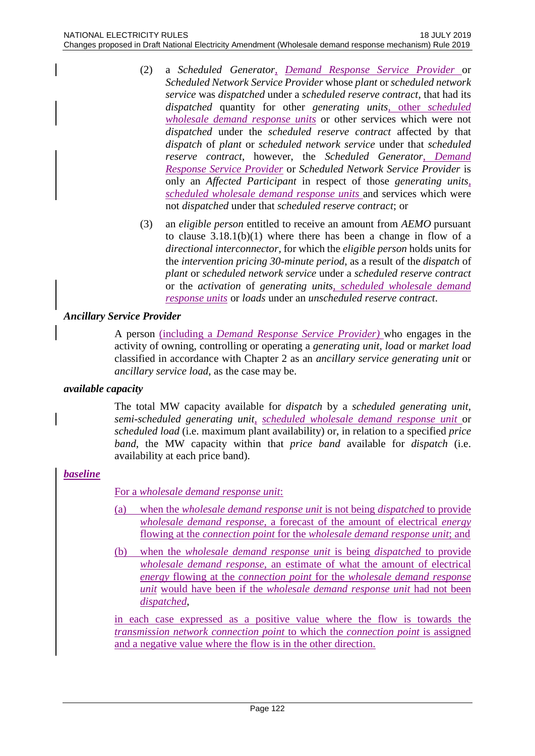(2) a *Scheduled Generator*, *Demand Response Service Provider* or *Scheduled Network Service Provider* whose *plant* or *scheduled network service* was *dispatched* under a *scheduled reserve contract*, that had its *dispatched* quantity for other *generating units*, other *scheduled wholesale demand response units* or other services which were not *dispatched* under the *scheduled reserve contract* affected by that *dispatch* of *plant* or *scheduled network service* under that *scheduled reserve contract*, however, the *Scheduled Generator*, *Demand Response Service Provider* or *Scheduled Network Service Provider* is only an *Affected Participant* in respect of those *generating units*, *scheduled wholesale demand response units* and services which were not *dispatched* under that *scheduled reserve contract*; or

(3) an *eligible person* entitled to receive an amount from *AEMO* pursuant to clause 3.18.1(b)(1) where there has been a change in flow of a *directional interconnector*, for which the *eligible person* holds units for the *intervention pricing 30-minute period*, as a result of the *dispatch* of *plant* or *scheduled network service* under a *scheduled reserve contract* or the *activation* of *generating units*, *scheduled wholesale demand response units* or *loads* under an *unscheduled reserve contract*.

***Ancillary Service Provider***

A person (including a *Demand Response Service Provider*) who engages in the activity of owning, controlling or operating a *generating unit*, *load* or *market load* classified in accordance with Chapter 2 as an *ancillary service generating unit* or *ancillary service load*, as the case may be.

***available capacity***

The total MW capacity available for *dispatch* by a *scheduled generating unit*, *semi-scheduled generating unit*, *scheduled wholesale demand response unit* or *scheduled load* (i.e. maximum plant availability) or, in relation to a specified *price band*, the MW capacity within that *price band* available for *dispatch* (i.e. availability at each price band).

***baseline***

For a *wholesale demand response unit*:

(a) when the *wholesale demand response unit* is not being *dispatched* to provide *wholesale demand response*, a forecast of the amount of electrical *energy* flowing at the *connection point* for the *wholesale demand response unit*; and

(b) when the *wholesale demand response unit* is being *dispatched* to provide *wholesale demand response*, an estimate of what the amount of electrical *energy* flowing at the *connection point* for the *wholesale demand response unit* would have been if the *wholesale demand response unit* had not been *dispatched*,

in each case expressed as a positive value where the flow is towards the *transmission network connection point* to which the *connection point* is assigned and a negative value where the flow is in the other direction.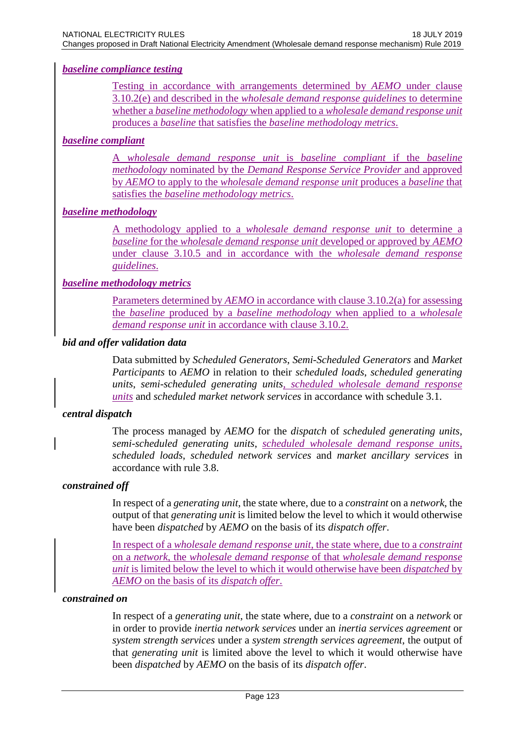***baseline compliance testing***

Testing in accordance with arrangements determined by *AEMO* under clause 3.10.2(e) and described in the *wholesale demand response guidelines* to determine whether a *baseline methodology* when applied to a *wholesale demand response unit* produces a *baseline* that satisfies the *baseline methodology metrics*.

***baseline compliant***

A *wholesale demand response unit* is *baseline compliant* if the *baseline methodology* nominated by the *Demand Response Service Provider* and approved by *AEMO* to apply to the *wholesale demand response unit* produces a *baseline* that satisfies the *baseline methodology metrics*.

***baseline methodology***

A methodology applied to a *wholesale demand response unit* to determine a *baseline* for the *wholesale demand response unit* developed or approved by *AEMO* under clause 3.10.5 and in accordance with the *wholesale demand response guidelines*.

***baseline methodology metrics***

Parameters determined by *AEMO* in accordance with clause 3.10.2(a) for assessing the *baseline* produced by a *baseline methodology* when applied to a *wholesale demand response unit* in accordance with clause 3.10.2.

***bid and offer validation data***

Data submitted by *Scheduled Generators*, *Semi-Scheduled Generators* and *Market Participants* to *AEMO* in relation to their *scheduled loads*, *scheduled generating units*, *semi-scheduled generating units*, *scheduled wholesale demand response units* and *scheduled market network services* in accordance with schedule 3.1.

***central dispatch***

The process managed by *AEMO* for the *dispatch* of *scheduled generating units*, *semi-scheduled generating units*, *scheduled wholesale demand response units*, *scheduled loads*, *scheduled network services* and *market ancillary services* in accordance with rule 3.8.

***constrained off***

In respect of a *generating unit*, the state where, due to a *constraint* on a *network*, the output of that *generating unit* is limited below the level to which it would otherwise have been *dispatched* by *AEMO* on the basis of its *dispatch offer*.

In respect of a *wholesale demand response unit*, the state where, due to a *constraint* on a *network*, the *wholesale demand response* of that *wholesale demand response unit* is limited below the level to which it would otherwise have been *dispatched* by *AEMO* on the basis of its *dispatch offer*.

***constrained on***

In respect of a *generating unit*, the state where, due to a *constraint* on a *network* or in order to provide *inertia network services* under an *inertia services agreement* or *system strength services* under a *system strength services agreement*, the output of that *generating unit* is limited above the level to which it would otherwise have been *dispatched* by *AEMO* on the basis of its *dispatch offer*.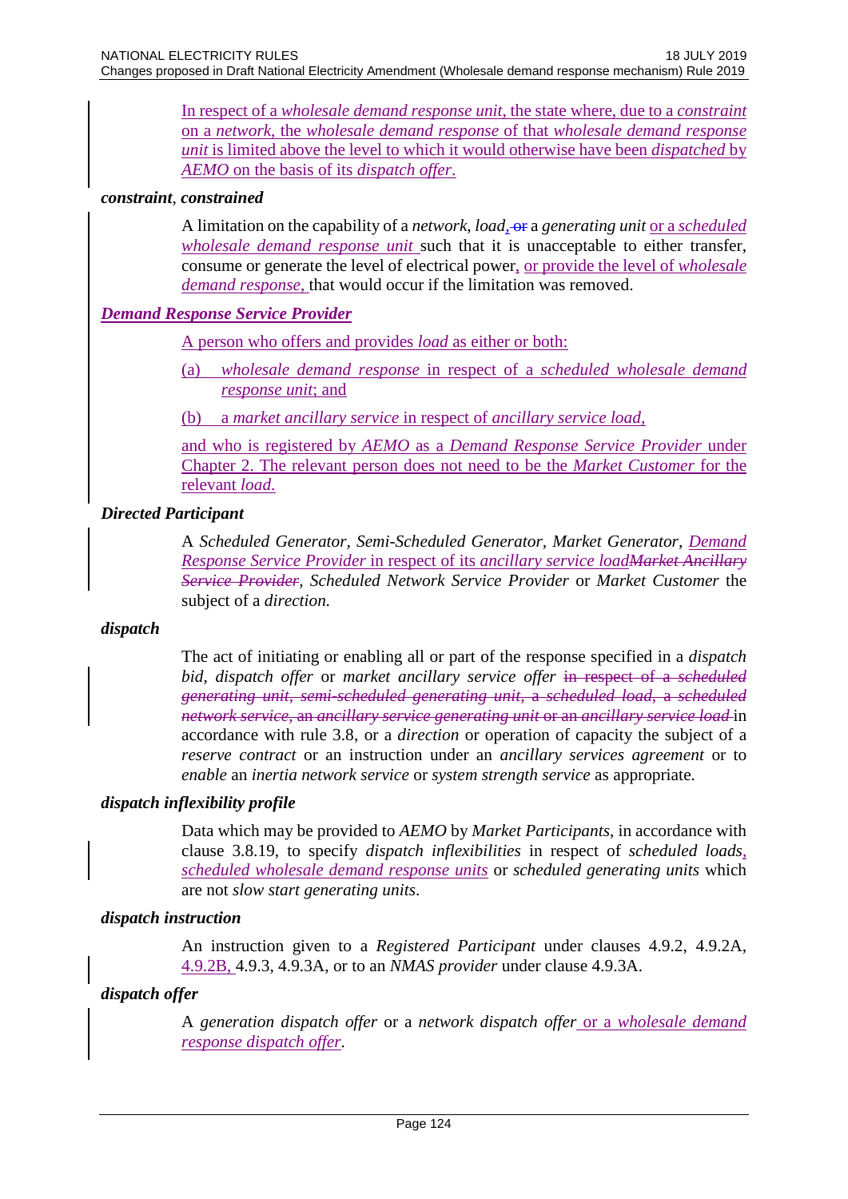In respect of a *wholesale demand response unit*, the state where, due to a *constraint* on a *network*, the *wholesale demand response* of that *wholesale demand response unit* is limited above the level to which it would otherwise have been *dispatched* by *AEMO* on the basis of its *dispatch offer*.

***constraint*, *constrained***

A limitation on the capability of a *network*, *load*, ~~or~~ a *generating unit* or a *scheduled wholesale demand response unit* such that it is unacceptable to either transfer, consume or generate the level of electrical power, or provide the level of *wholesale demand response*, that would occur if the limitation was removed.

***Demand Response Service Provider***

A person who offers and provides *load* as either or both:

(a) *wholesale demand response* in respect of a *scheduled wholesale demand response unit*; and

(b) a *market ancillary service* in respect of *ancillary service load*,

and who is registered by *AEMO* as a *Demand Response Service Provider* under Chapter 2. The relevant person does not need to be the *Market Customer* for the relevant *load*.

***Directed Participant***

A *Scheduled Generator*, *Semi-Scheduled Generator*, *Market Generator*, *Demand Response Service Provider* in respect of its *ancillary service load*~~*Market Ancillary Service Provider*~~, *Scheduled Network Service Provider* or *Market Customer* the subject of a *direction*.

***dispatch***

The act of initiating or enabling all or part of the response specified in a *dispatch bid*, *dispatch offer* or *market ancillary service offer* ~~in respect of a *scheduled generating unit*, *semi-scheduled generating unit*, a *scheduled load*, a *scheduled network service*, an *ancillary service generating unit* or an *ancillary service load*~~ in accordance with rule 3.8, or a *direction* or operation of capacity the subject of a *reserve contract* or an instruction under an *ancillary services agreement* or to *enable* an *inertia network service* or *system strength service* as appropriate.

***dispatch inflexibility profile***

Data which may be provided to *AEMO* by *Market Participants*, in accordance with clause 3.8.19, to specify *dispatch inflexibilities* in respect of *scheduled loads*, *scheduled wholesale demand response units* or *scheduled generating units* which are not *slow start generating units*.

***dispatch instruction***

An instruction given to a *Registered Participant* under clauses 4.9.2, 4.9.2A, 4.9.2B, 4.9.3, 4.9.3A, or to an *NMAS provider* under clause 4.9.3A.

***dispatch offer***

A *generation dispatch offer* or a *network dispatch offer* or a *wholesale demand response dispatch offer*.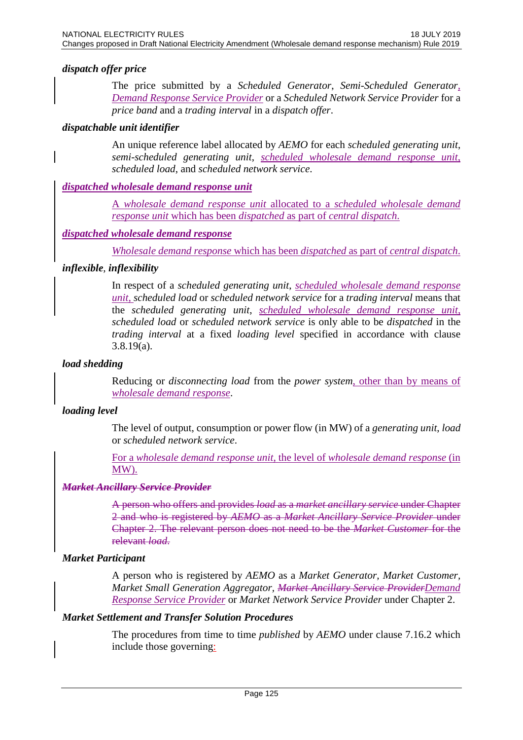***dispatch offer price***

The price submitted by a *Scheduled Generator*, *Semi-Scheduled Generator*, *Demand Response Service Provider* or a *Scheduled Network Service Provider* for a *price band* and a *trading interval* in a *dispatch offer*.

***dispatchable unit identifier***

An unique reference label allocated by *AEMO* for each *scheduled generating unit*, *semi-scheduled generating unit*, *scheduled wholesale demand response unit*, *scheduled load*, and *scheduled network service*.

***dispatched wholesale demand response unit***

A *wholesale demand response unit* allocated to a *scheduled wholesale demand response unit* which has been *dispatched* as part of *central dispatch*.

***dispatched wholesale demand response***

*Wholesale demand response* which has been *dispatched* as part of *central dispatch*.

***inflexible*, *inflexibility***

In respect of a *scheduled generating unit*, *scheduled wholesale demand response unit*, *scheduled load* or *scheduled network service* for a *trading interval* means that the *scheduled generating unit*, *scheduled wholesale demand response unit*, *scheduled load* or *scheduled network service* is only able to be *dispatched* in the *trading interval* at a fixed *loading level* specified in accordance with clause 3.8.19(a).

***load shedding***

Reducing or *disconnecting load* from the *power system*, other than by means of *wholesale demand response*.

***loading level***

The level of output, consumption or power flow (in MW) of a *generating unit*, *load* or *scheduled network service*.

For a *wholesale demand response unit*, the level of *wholesale demand response* (in MW).

~~***Market Ancillary Service Provider***~~

~~A person who offers and provides *load* as a *market ancillary service* under Chapter 2 and who is registered by *AEMO* as a *Market Ancillary Service Provider* under Chapter 2. The relevant person does not need to be the *Market Customer* for the relevant *load*.~~

***Market Participant***

A person who is registered by *AEMO* as a *Market Generator*, *Market Customer*, *Market Small Generation Aggregator*, ~~*Market Ancillary Service Provider*~~*Demand Response Service Provider* or *Market Network Service Provider* under Chapter 2.

***Market Settlement and Transfer Solution Procedures***

The procedures from time to time *published* by *AEMO* under clause 7.16.2 which include those governing: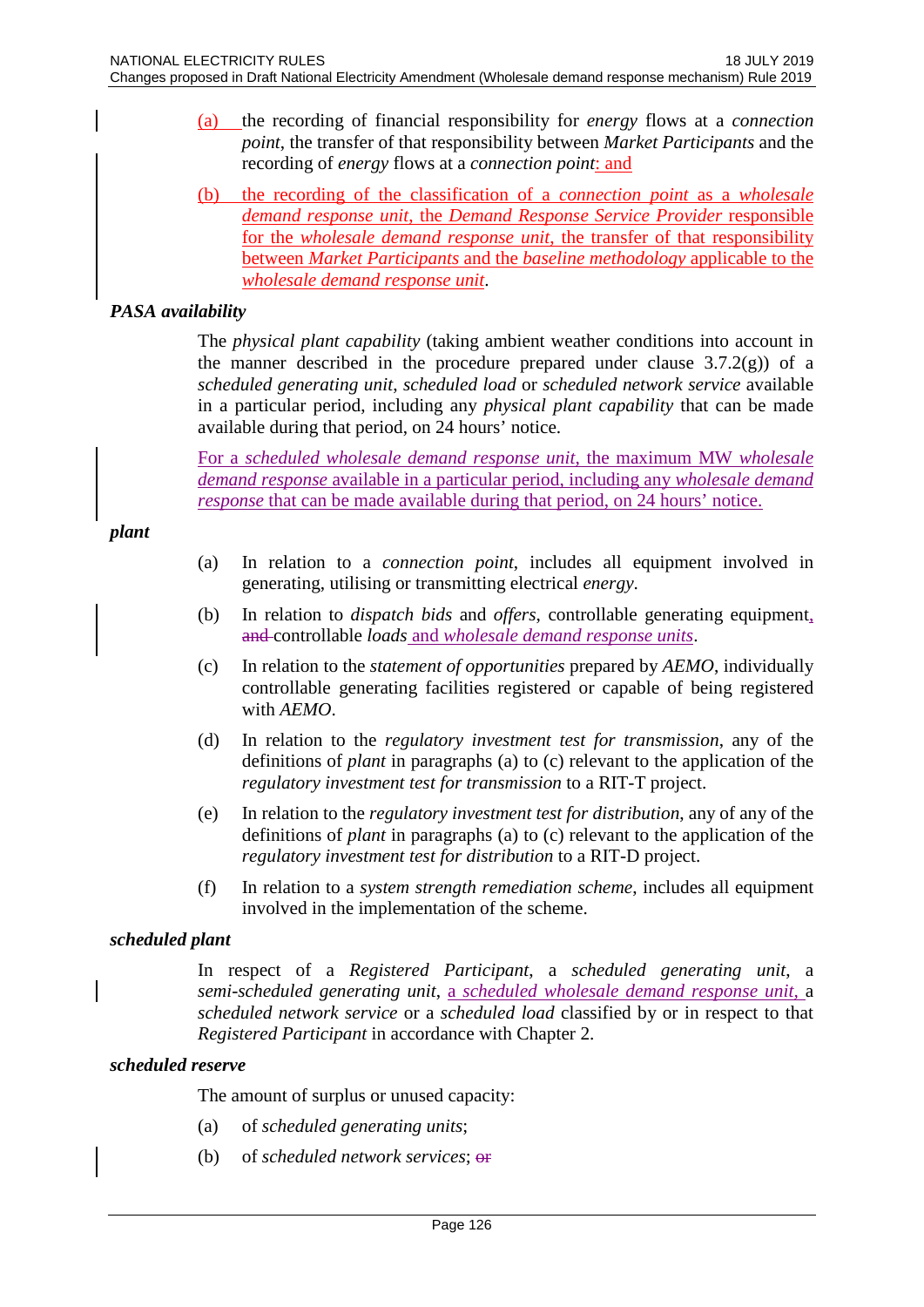(a) the recording of financial responsibility for *energy* flows at a *connection point*, the transfer of that responsibility between *Market Participants* and the recording of *energy* flows at a *connection point*: and

(b) the recording of the classification of a *connection point* as a *wholesale demand response unit*, the *Demand Response Service Provider* responsible for the *wholesale demand response unit*, the transfer of that responsibility between *Market Participants* and the *baseline methodology* applicable to the *wholesale demand response unit*.

***PASA availability***

The *physical plant capability* (taking ambient weather conditions into account in the manner described in the procedure prepared under clause 3.7.2(g)) of a *scheduled generating unit*, *scheduled load* or *scheduled network service* available in a particular period, including any *physical plant capability* that can be made available during that period, on 24 hours' notice.

For a *scheduled wholesale demand response unit*, the maximum MW *wholesale demand response* available in a particular period, including any *wholesale demand response* that can be made available during that period, on 24 hours' notice.

***plant***

(a) In relation to a *connection point*, includes all equipment involved in generating, utilising or transmitting electrical *energy*.

(b) In relation to *dispatch bids* and *offers*, controllable generating equipment, ~~and~~ controllable *loads* and *wholesale demand response units*.

(c) In relation to the *statement of opportunities* prepared by *AEMO*, individually controllable generating facilities registered or capable of being registered with *AEMO*.

(d) In relation to the *regulatory investment test for transmission*, any of the definitions of *plant* in paragraphs (a) to (c) relevant to the application of the *regulatory investment test for transmission* to a RIT-T project.

(e) In relation to the *regulatory investment test for distribution*, any of any of the definitions of *plant* in paragraphs (a) to (c) relevant to the application of the *regulatory investment test for distribution* to a RIT-D project.

(f) In relation to a *system strength remediation scheme*, includes all equipment involved in the implementation of the scheme.

***scheduled plant***

In respect of a *Registered Participant*, a *scheduled generating unit*, a *semi-scheduled generating unit*, a *scheduled wholesale demand response unit*, a *scheduled network service* or a *scheduled load* classified by or in respect to that *Registered Participant* in accordance with Chapter 2.

***scheduled reserve***

The amount of surplus or unused capacity:

(a) of *scheduled generating units*;

(b) of *scheduled network services*; ~~or~~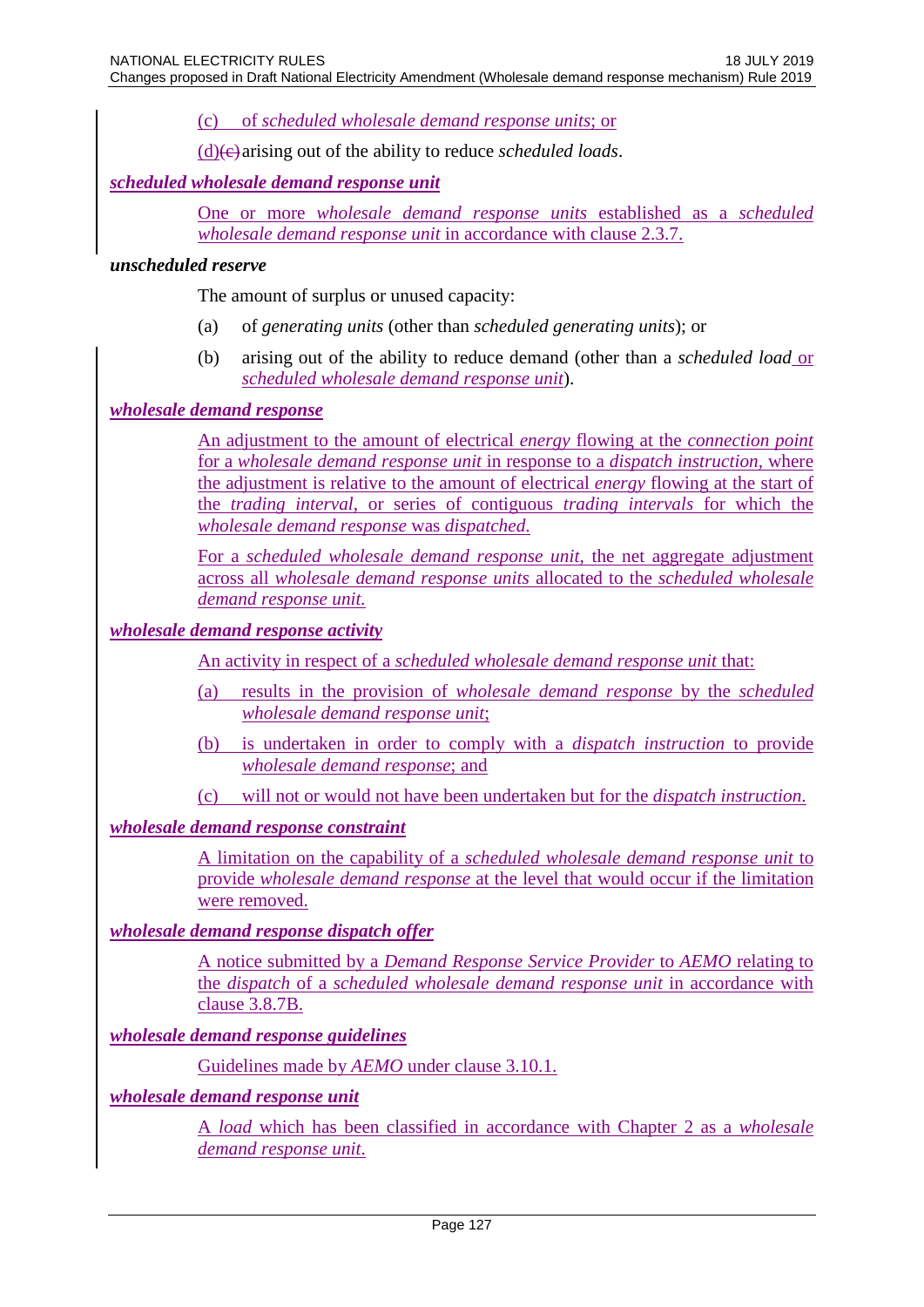(c) of *scheduled wholesale demand response units*; or

(d)~~(c)~~ arising out of the ability to reduce *scheduled loads*.

***scheduled wholesale demand response unit***

One or more *wholesale demand response units* established as a *scheduled wholesale demand response unit* in accordance with clause 2.3.7.

***unscheduled reserve***

The amount of surplus or unused capacity:

(a) of *generating units* (other than *scheduled generating units*); or

(b) arising out of the ability to reduce demand (other than a *scheduled load* or *scheduled wholesale demand response unit*).

***wholesale demand response***

An adjustment to the amount of electrical *energy* flowing at the *connection point* for a *wholesale demand response unit* in response to a *dispatch instruction*, where the adjustment is relative to the amount of electrical *energy* flowing at the start of the *trading interval*, or series of contiguous *trading intervals* for which the *wholesale demand response* was *dispatched*.

For a *scheduled wholesale demand response unit*, the net aggregate adjustment across all *wholesale demand response units* allocated to the *scheduled wholesale demand response unit*.

***wholesale demand response activity***

An activity in respect of a *scheduled wholesale demand response unit* that:

(a) results in the provision of *wholesale demand response* by the *scheduled wholesale demand response unit*;

(b) is undertaken in order to comply with a *dispatch instruction* to provide *wholesale demand response*; and

(c) will not or would not have been undertaken but for the *dispatch instruction*.

***wholesale demand response constraint***

A limitation on the capability of a *scheduled wholesale demand response unit* to provide *wholesale demand response* at the level that would occur if the limitation were removed.

***wholesale demand response dispatch offer***

A notice submitted by a *Demand Response Service Provider* to *AEMO* relating to the *dispatch* of a *scheduled wholesale demand response unit* in accordance with clause 3.8.7B.

***wholesale demand response guidelines***

Guidelines made by *AEMO* under clause 3.10.1.

***wholesale demand response unit***

A *load* which has been classified in accordance with Chapter 2 as a *wholesale demand response unit*.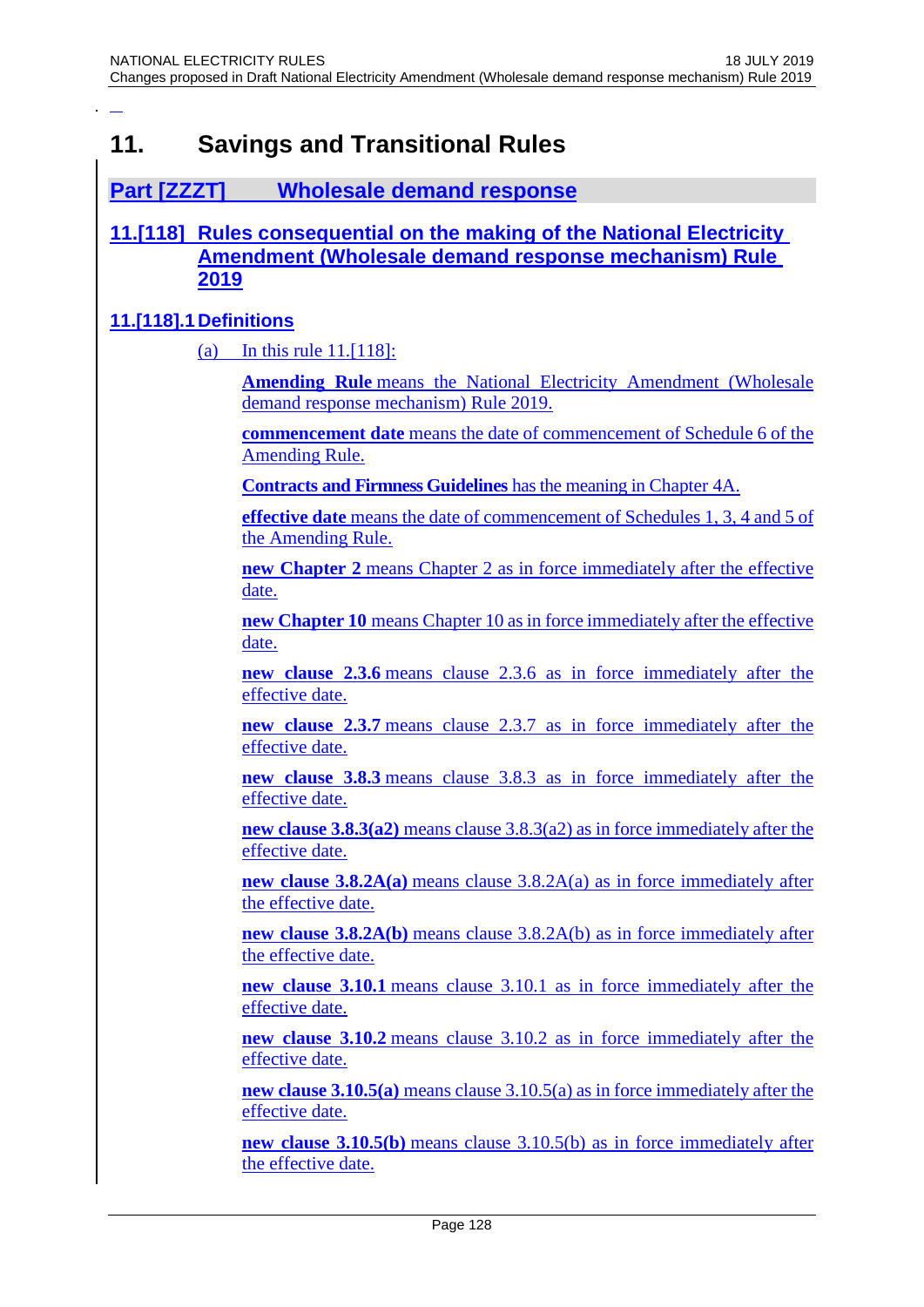# 11. Savings and Transitional Rules

## Part [ZZZT] Wholesale demand response

## 11.[118] Rules consequential on the making of the National Electricity Amendment (Wholesale demand response mechanism) Rule 2019

### 11.[118].1 Definitions

(a) In this rule 11.[118]:

**Amending Rule** means the National Electricity Amendment (Wholesale demand response mechanism) Rule 2019.

**commencement date** means the date of commencement of Schedule 6 of the Amending Rule.

**Contracts and Firmness Guidelines** has the meaning in Chapter 4A.

**effective date** means the date of commencement of Schedules 1, 3, 4 and 5 of the Amending Rule.

**new Chapter 2** means Chapter 2 as in force immediately after the effective date.

**new Chapter 10** means Chapter 10 as in force immediately after the effective date.

**new clause 2.3.6** means clause 2.3.6 as in force immediately after the effective date.

**new clause 2.3.7** means clause 2.3.7 as in force immediately after the effective date.

**new clause 3.8.3** means clause 3.8.3 as in force immediately after the effective date.

**new clause 3.8.3(a2)** means clause 3.8.3(a2) as in force immediately after the effective date.

**new clause 3.8.2A(a)** means clause 3.8.2A(a) as in force immediately after the effective date.

**new clause 3.8.2A(b)** means clause 3.8.2A(b) as in force immediately after the effective date.

**new clause 3.10.1** means clause 3.10.1 as in force immediately after the effective date.

**new clause 3.10.2** means clause 3.10.2 as in force immediately after the effective date.

**new clause 3.10.5(a)** means clause 3.10.5(a) as in force immediately after the effective date.

**new clause 3.10.5(b)** means clause 3.10.5(b) as in force immediately after the effective date.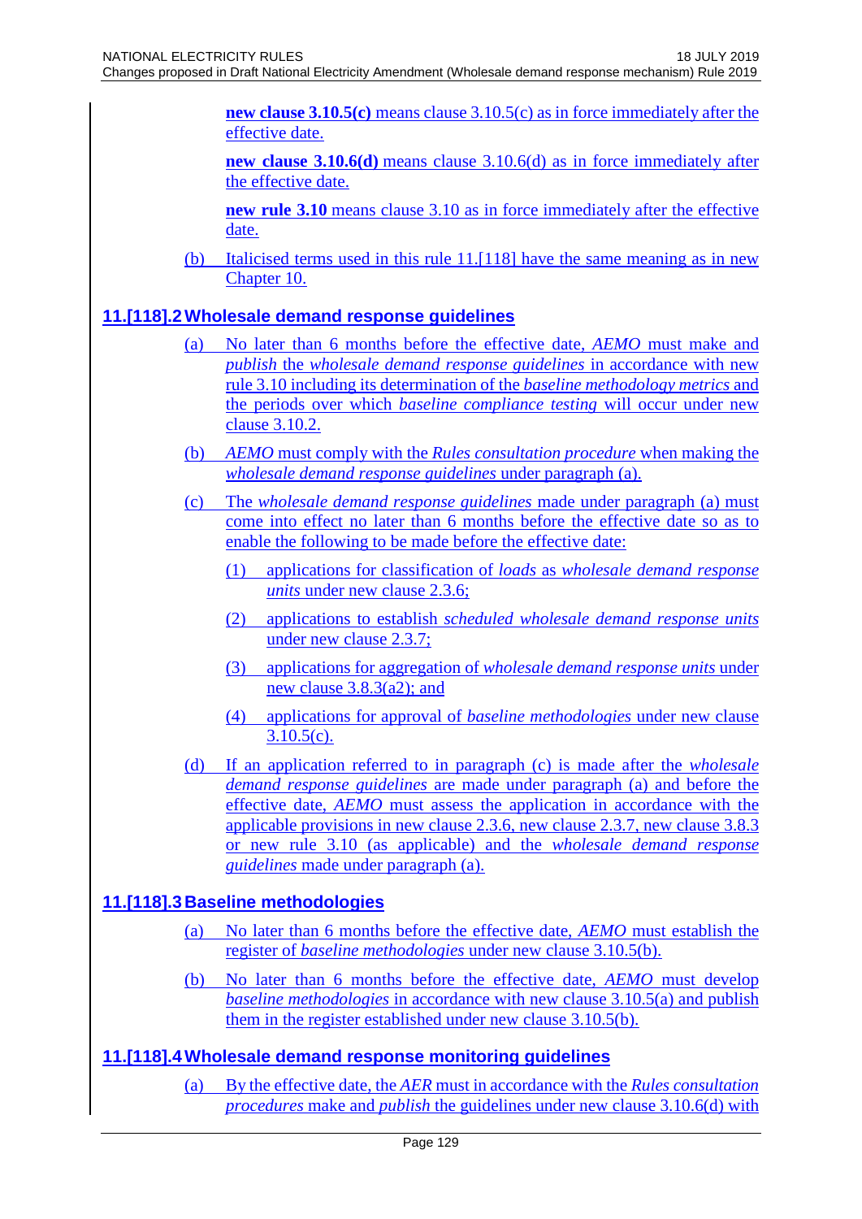**new clause 3.10.5(c)** means clause 3.10.5(c) as in force immediately after the effective date.

**new clause 3.10.6(d)** means clause 3.10.6(d) as in force immediately after the effective date.

**new rule 3.10** means clause 3.10 as in force immediately after the effective date.

(b) Italicised terms used in this rule 11.[118] have the same meaning as in new Chapter 10.

## 11.[118].2 Wholesale demand response guidelines

(a) No later than 6 months before the effective date, *AEMO* must make and *publish* the *wholesale demand response guidelines* in accordance with new rule 3.10 including its determination of the *baseline methodology metrics* and the periods over which *baseline compliance testing* will occur under new clause 3.10.2.

(b) *AEMO* must comply with the *Rules consultation procedure* when making the *wholesale demand response guidelines* under paragraph (a).

(c) The *wholesale demand response guidelines* made under paragraph (a) must come into effect no later than 6 months before the effective date so as to enable the following to be made before the effective date:

(1) applications for classification of *loads* as *wholesale demand response units* under new clause 2.3.6;

(2) applications to establish *scheduled wholesale demand response units* under new clause 2.3.7;

(3) applications for aggregation of *wholesale demand response units* under new clause 3.8.3(a2); and

(4) applications for approval of *baseline methodologies* under new clause 3.10.5(c).

(d) If an application referred to in paragraph (c) is made after the *wholesale demand response guidelines* are made under paragraph (a) and before the effective date, *AEMO* must assess the application in accordance with the applicable provisions in new clause 2.3.6, new clause 2.3.7, new clause 3.8.3 or new rule 3.10 (as applicable) and the *wholesale demand response guidelines* made under paragraph (a).

## 11.[118].3 Baseline methodologies

(a) No later than 6 months before the effective date, *AEMO* must establish the register of *baseline methodologies* under new clause 3.10.5(b).

(b) No later than 6 months before the effective date, *AEMO* must develop *baseline methodologies* in accordance with new clause 3.10.5(a) and publish them in the register established under new clause 3.10.5(b).

## 11.[118].4 Wholesale demand response monitoring guidelines

(a) By the effective date, the *AER* must in accordance with the *Rules consultation procedures* make and *publish* the guidelines under new clause 3.10.6(d) with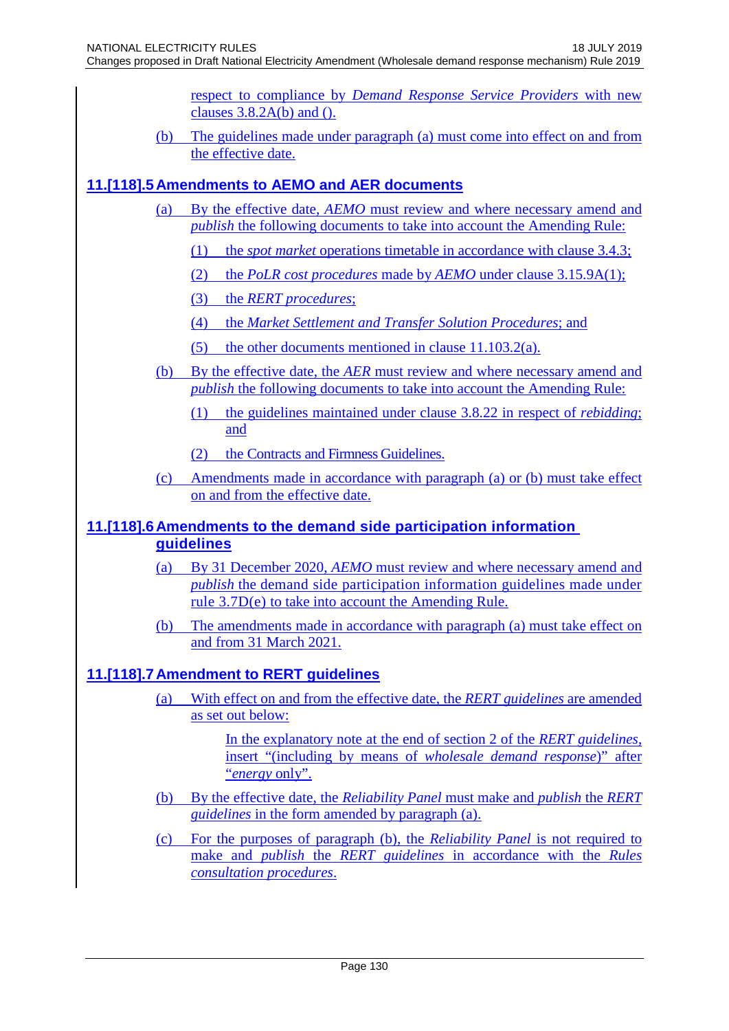respect to compliance by *Demand Response Service Providers* with new clauses 3.8.2A(b) and ().

(b) The guidelines made under paragraph (a) must come into effect on and from the effective date.

## 11.[118].5 Amendments to AEMO and AER documents

(a) By the effective date, *AEMO* must review and where necessary amend and *publish* the following documents to take into account the Amending Rule:

(1) the *spot market* operations timetable in accordance with clause 3.4.3;

(2) the *PoLR cost procedures* made by *AEMO* under clause 3.15.9A(1);

(3) the *RERT procedures*;

(4) the *Market Settlement and Transfer Solution Procedures*; and

(5) the other documents mentioned in clause 11.103.2(a).

(b) By the effective date, the *AER* must review and where necessary amend and *publish* the following documents to take into account the Amending Rule:

(1) the guidelines maintained under clause 3.8.22 in respect of *rebidding*; and

(2) the Contracts and Firmness Guidelines.

(c) Amendments made in accordance with paragraph (a) or (b) must take effect on and from the effective date.

## 11.[118].6 Amendments to the demand side participation information guidelines

(a) By 31 December 2020, *AEMO* must review and where necessary amend and *publish* the demand side participation information guidelines made under rule 3.7D(e) to take into account the Amending Rule.

(b) The amendments made in accordance with paragraph (a) must take effect on and from 31 March 2021.

## 11.[118].7 Amendment to RERT guidelines

(a) With effect on and from the effective date, the *RERT guidelines* are amended as set out below:

In the explanatory note at the end of section 2 of the *RERT guidelines*, insert "(including by means of *wholesale demand response*)" after "*energy* only".

(b) By the effective date, the *Reliability Panel* must make and *publish* the *RERT guidelines* in the form amended by paragraph (a).

(c) For the purposes of paragraph (b), the *Reliability Panel* is not required to make and *publish* the *RERT guidelines* in accordance with the *Rules consultation procedures*.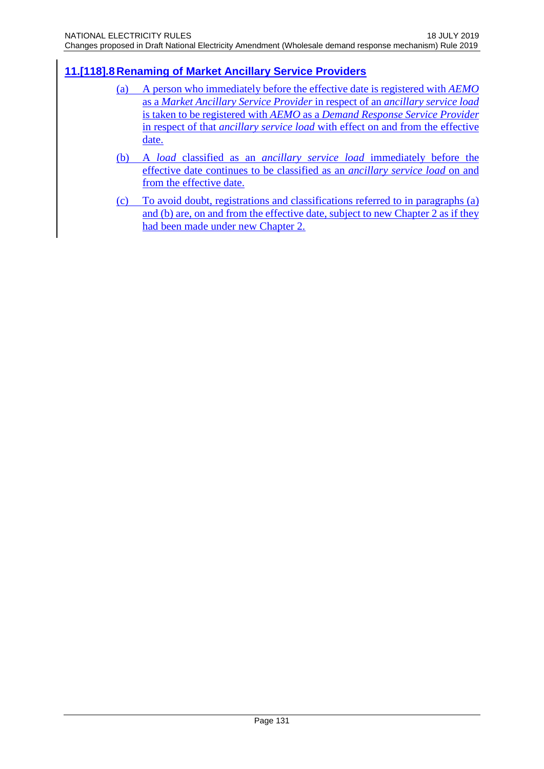## 11.[118].8 Renaming of Market Ancillary Service Providers

(a) A person who immediately before the effective date is registered with *AEMO* as a *Market Ancillary Service Provider* in respect of an *ancillary service load* is taken to be registered with *AEMO* as a *Demand Response Service Provider* in respect of that *ancillary service load* with effect on and from the effective date.

(b) A *load* classified as an *ancillary service load* immediately before the effective date continues to be classified as an *ancillary service load* on and from the effective date.

(c) To avoid doubt, registrations and classifications referred to in paragraphs (a) and (b) are, on and from the effective date, subject to new Chapter 2 as if they had been made under new Chapter 2.